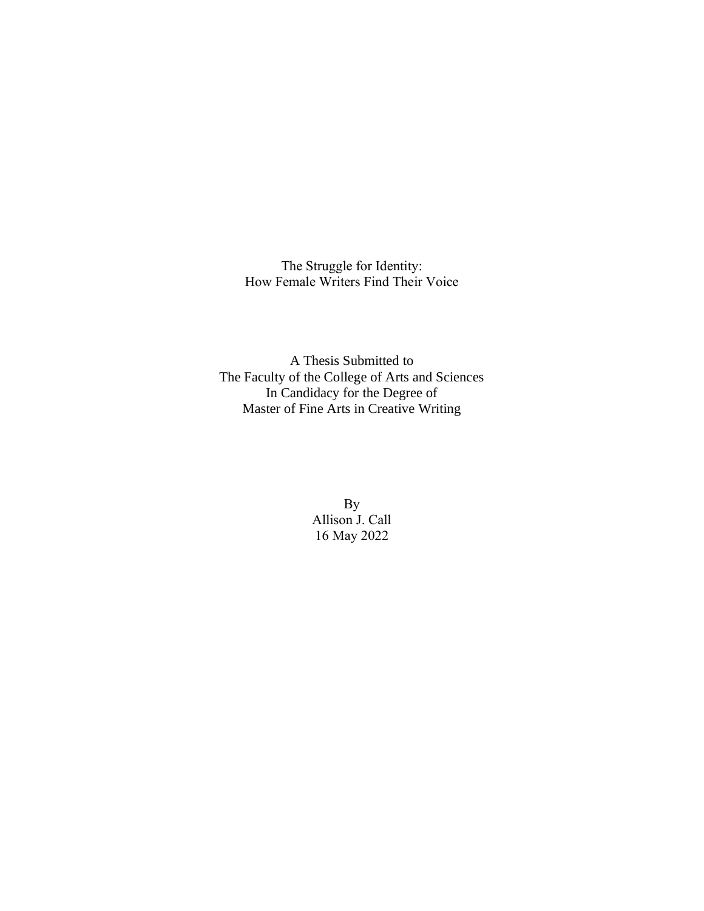# The Struggle for Identity: How Female Writers Find Their Voice

A Thesis Submitted to
The Faculty of the College of Arts and Sciences
In Candidacy for the Degree of
Master of Fine Arts in Creative Writing

By
Allison J. Call
16 May 2022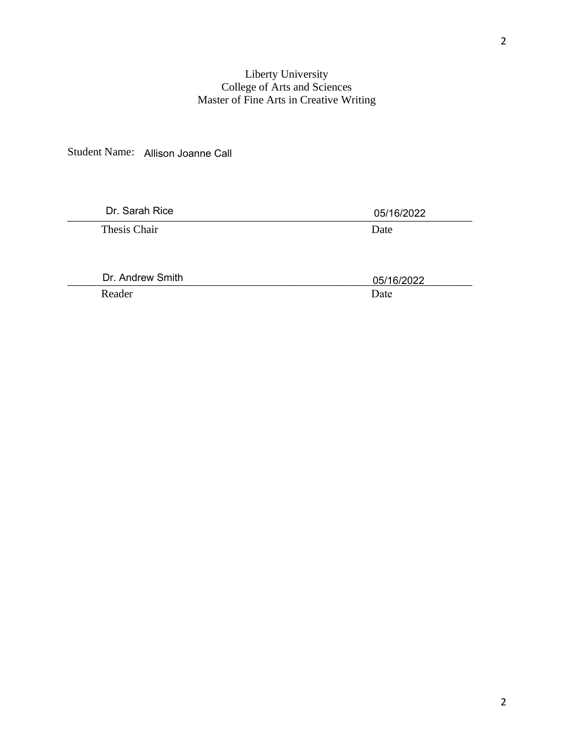Liberty University
College of Arts and Sciences
Master of Fine Arts in Creative Writing

Student Name: Allison Joanne Call

Dr. Sarah Rice — 05/16/2022
Thesis Chair — Date

Dr. Andrew Smith — 05/16/2022
Reader — Date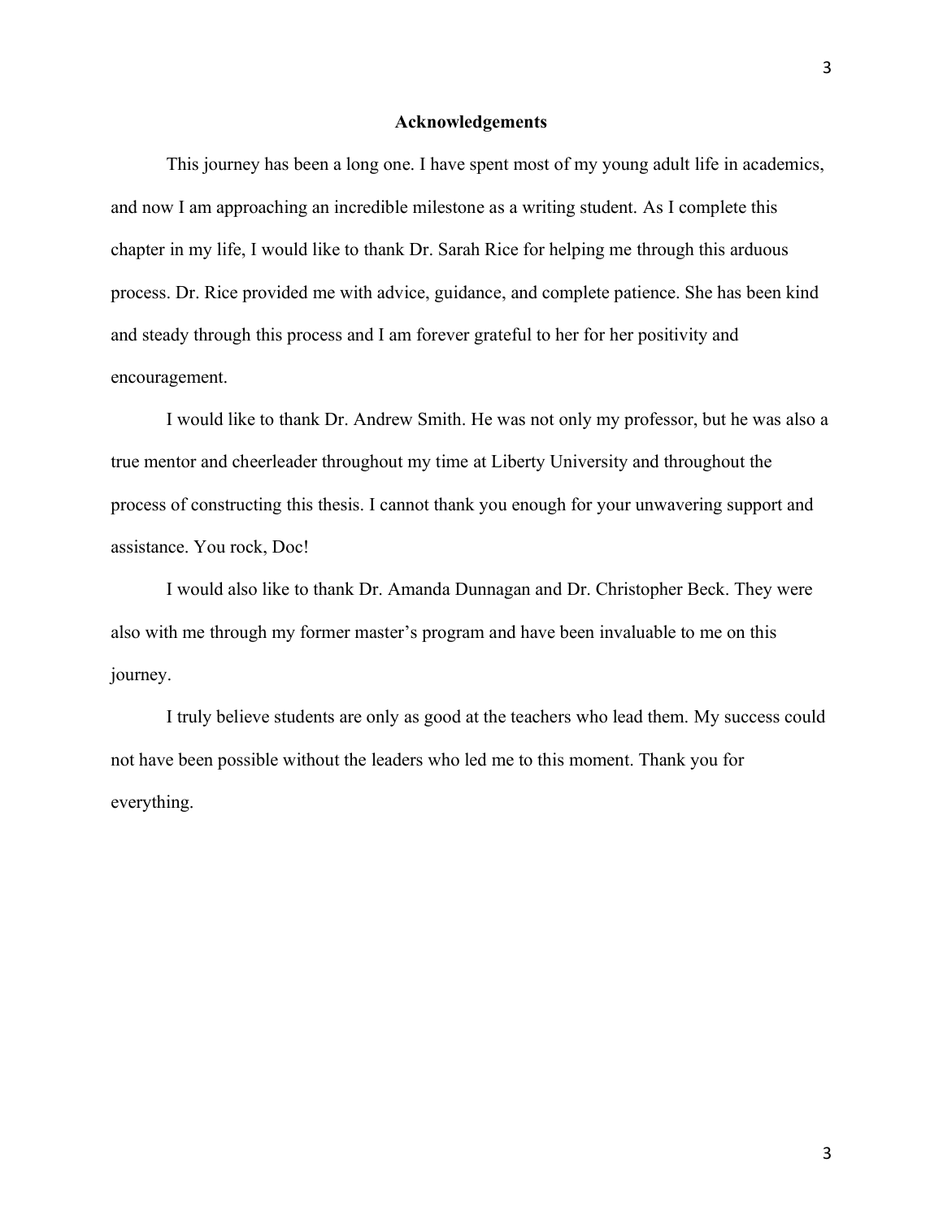## Acknowledgements

This journey has been a long one. I have spent most of my young adult life in academics, and now I am approaching an incredible milestone as a writing student. As I complete this chapter in my life, I would like to thank Dr. Sarah Rice for helping me through this arduous process. Dr. Rice provided me with advice, guidance, and complete patience. She has been kind and steady through this process and I am forever grateful to her for her positivity and encouragement.

I would like to thank Dr. Andrew Smith. He was not only my professor, but he was also a true mentor and cheerleader throughout my time at Liberty University and throughout the process of constructing this thesis. I cannot thank you enough for your unwavering support and assistance. You rock, Doc!

I would also like to thank Dr. Amanda Dunnagan and Dr. Christopher Beck. They were also with me through my former master's program and have been invaluable to me on this journey.

I truly believe students are only as good at the teachers who lead them. My success could not have been possible without the leaders who led me to this moment. Thank you for everything.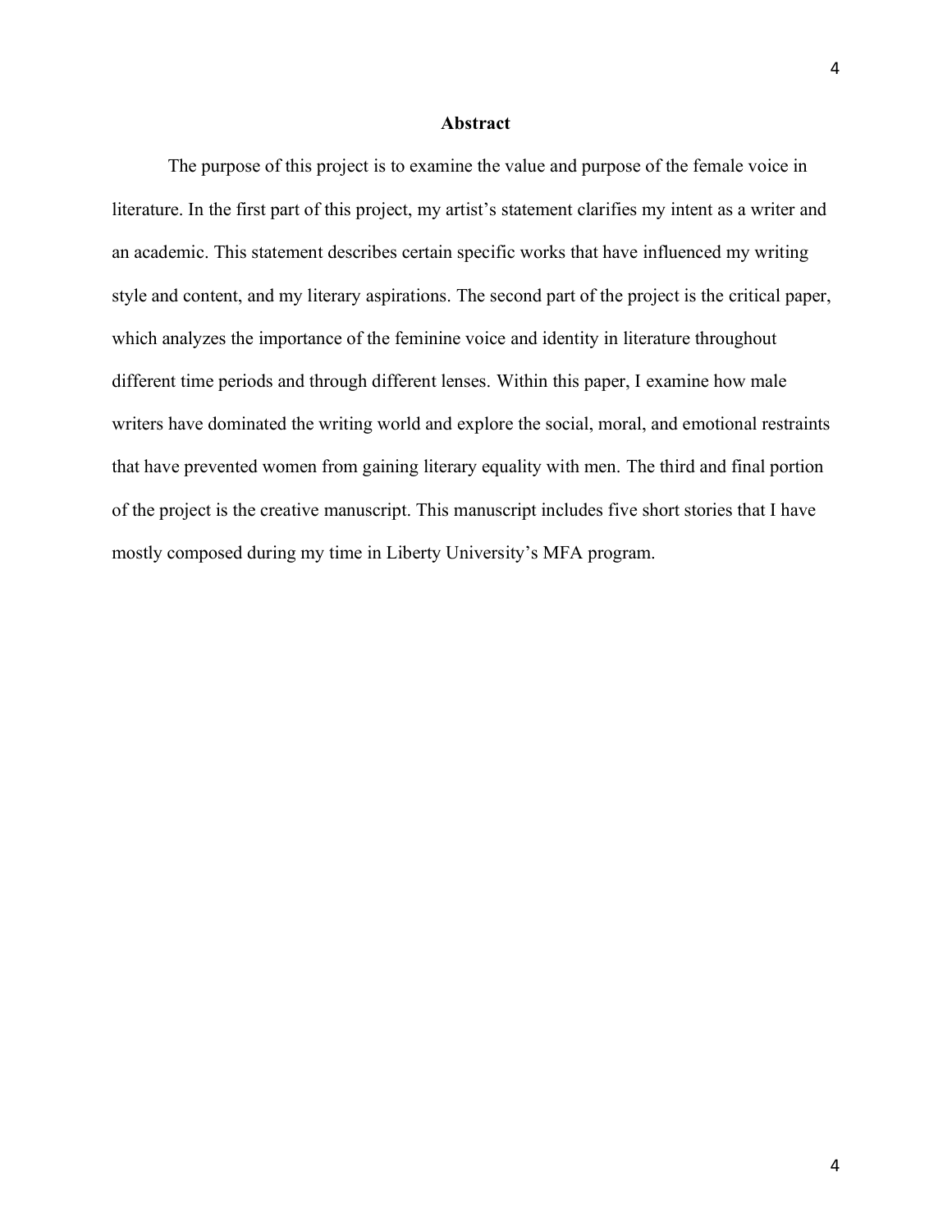## Abstract

The purpose of this project is to examine the value and purpose of the female voice in literature. In the first part of this project, my artist's statement clarifies my intent as a writer and an academic. This statement describes certain specific works that have influenced my writing style and content, and my literary aspirations. The second part of the project is the critical paper, which analyzes the importance of the feminine voice and identity in literature throughout different time periods and through different lenses. Within this paper, I examine how male writers have dominated the writing world and explore the social, moral, and emotional restraints that have prevented women from gaining literary equality with men. The third and final portion of the project is the creative manuscript. This manuscript includes five short stories that I have mostly composed during my time in Liberty University's MFA program.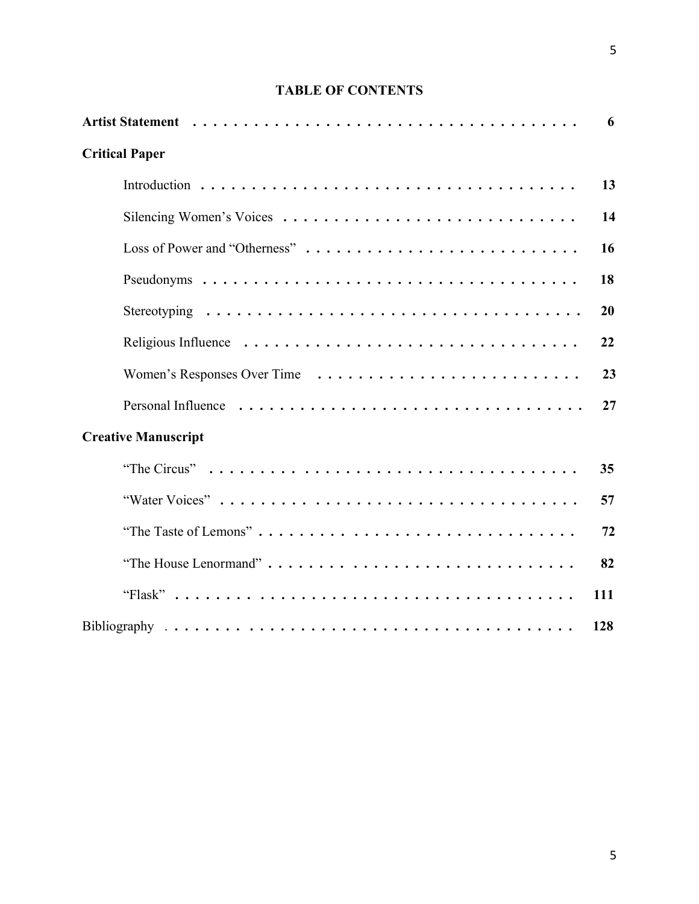## TABLE OF CONTENTS

**Artist Statement** . . . . . . . . . . . . . . . . . . . . . . . . . . . . . . . . . . . . . . **6**

**Critical Paper**

- Introduction . . . . . . . . . . . . . . . . . . . . . . . . . . . . . . . . . . . . . . **13**
- Silencing Women's Voices . . . . . . . . . . . . . . . . . . . . . . . . . . . . . **14**
- Loss of Power and "Otherness" . . . . . . . . . . . . . . . . . . . . . . . . . . **16**
- Pseudonyms . . . . . . . . . . . . . . . . . . . . . . . . . . . . . . . . . . . . . **18**
- Stereotyping . . . . . . . . . . . . . . . . . . . . . . . . . . . . . . . . . . . . . **20**
- Religious Influence . . . . . . . . . . . . . . . . . . . . . . . . . . . . . . . . . **22**
- Women's Responses Over Time . . . . . . . . . . . . . . . . . . . . . . . . . **23**
- Personal Influence . . . . . . . . . . . . . . . . . . . . . . . . . . . . . . . . . **27**

**Creative Manuscript**

- "The Circus" . . . . . . . . . . . . . . . . . . . . . . . . . . . . . . . . . . . . **35**
- "Water Voices" . . . . . . . . . . . . . . . . . . . . . . . . . . . . . . . . . . . **57**
- "The Taste of Lemons" . . . . . . . . . . . . . . . . . . . . . . . . . . . . . . **72**
- "The House Lenormand" . . . . . . . . . . . . . . . . . . . . . . . . . . . . . **82**
- "Flask" . . . . . . . . . . . . . . . . . . . . . . . . . . . . . . . . . . . . . . . **111**

Bibliography . . . . . . . . . . . . . . . . . . . . . . . . . . . . . . . . . . . . . . . **128**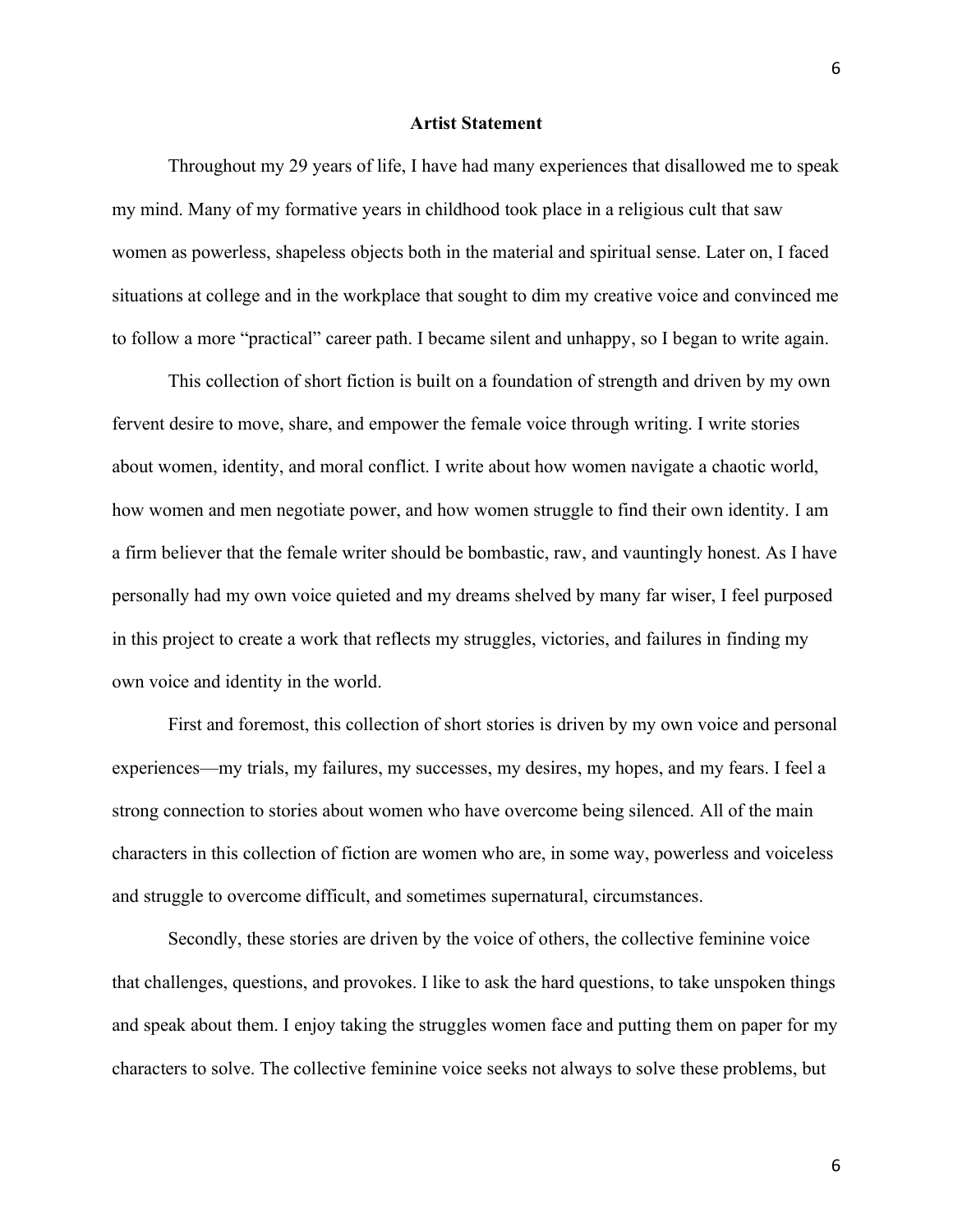## Artist Statement

Throughout my 29 years of life, I have had many experiences that disallowed me to speak my mind. Many of my formative years in childhood took place in a religious cult that saw women as powerless, shapeless objects both in the material and spiritual sense. Later on, I faced situations at college and in the workplace that sought to dim my creative voice and convinced me to follow a more "practical" career path. I became silent and unhappy, so I began to write again.

This collection of short fiction is built on a foundation of strength and driven by my own fervent desire to move, share, and empower the female voice through writing. I write stories about women, identity, and moral conflict. I write about how women navigate a chaotic world, how women and men negotiate power, and how women struggle to find their own identity. I am a firm believer that the female writer should be bombastic, raw, and vauntingly honest. As I have personally had my own voice quieted and my dreams shelved by many far wiser, I feel purposed in this project to create a work that reflects my struggles, victories, and failures in finding my own voice and identity in the world.

First and foremost, this collection of short stories is driven by my own voice and personal experiences—my trials, my failures, my successes, my desires, my hopes, and my fears. I feel a strong connection to stories about women who have overcome being silenced. All of the main characters in this collection of fiction are women who are, in some way, powerless and voiceless and struggle to overcome difficult, and sometimes supernatural, circumstances.

Secondly, these stories are driven by the voice of others, the collective feminine voice that challenges, questions, and provokes. I like to ask the hard questions, to take unspoken things and speak about them. I enjoy taking the struggles women face and putting them on paper for my characters to solve. The collective feminine voice seeks not always to solve these problems, but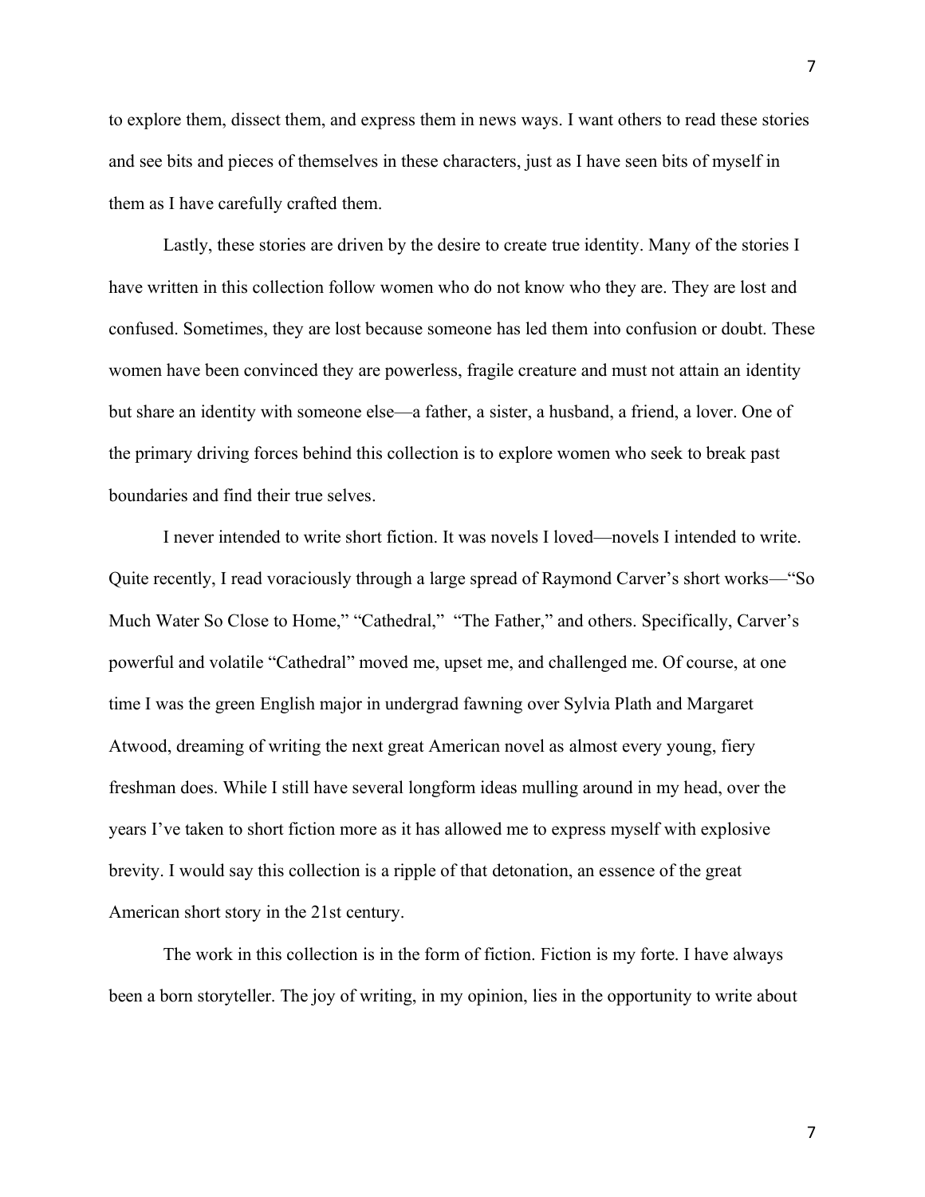to explore them, dissect them, and express them in news ways. I want others to read these stories and see bits and pieces of themselves in these characters, just as I have seen bits of myself in them as I have carefully crafted them.

Lastly, these stories are driven by the desire to create true identity. Many of the stories I have written in this collection follow women who do not know who they are. They are lost and confused. Sometimes, they are lost because someone has led them into confusion or doubt. These women have been convinced they are powerless, fragile creature and must not attain an identity but share an identity with someone else—a father, a sister, a husband, a friend, a lover. One of the primary driving forces behind this collection is to explore women who seek to break past boundaries and find their true selves.

I never intended to write short fiction. It was novels I loved—novels I intended to write. Quite recently, I read voraciously through a large spread of Raymond Carver's short works—"So Much Water So Close to Home," "Cathedral," "The Father," and others. Specifically, Carver's powerful and volatile "Cathedral" moved me, upset me, and challenged me. Of course, at one time I was the green English major in undergrad fawning over Sylvia Plath and Margaret Atwood, dreaming of writing the next great American novel as almost every young, fiery freshman does. While I still have several longform ideas mulling around in my head, over the years I've taken to short fiction more as it has allowed me to express myself with explosive brevity. I would say this collection is a ripple of that detonation, an essence of the great American short story in the 21st century.

The work in this collection is in the form of fiction. Fiction is my forte. I have always been a born storyteller. The joy of writing, in my opinion, lies in the opportunity to write about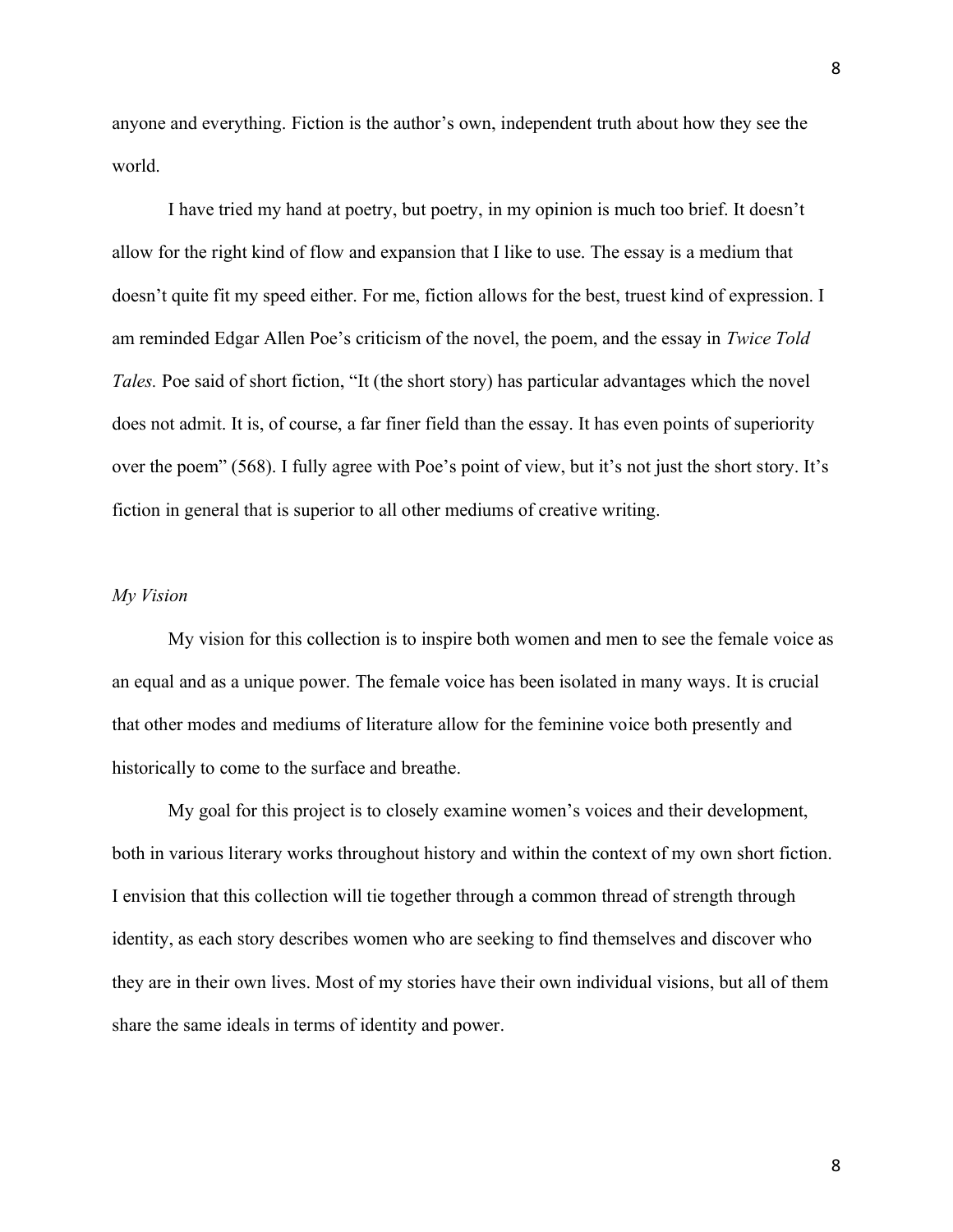anyone and everything. Fiction is the author's own, independent truth about how they see the world.

I have tried my hand at poetry, but poetry, in my opinion is much too brief. It doesn't allow for the right kind of flow and expansion that I like to use. The essay is a medium that doesn't quite fit my speed either. For me, fiction allows for the best, truest kind of expression. I am reminded Edgar Allen Poe's criticism of the novel, the poem, and the essay in *Twice Told Tales.* Poe said of short fiction, "It (the short story) has particular advantages which the novel does not admit. It is, of course, a far finer field than the essay. It has even points of superiority over the poem" (568). I fully agree with Poe's point of view, but it's not just the short story. It's fiction in general that is superior to all other mediums of creative writing.

*My Vision*

My vision for this collection is to inspire both women and men to see the female voice as an equal and as a unique power. The female voice has been isolated in many ways. It is crucial that other modes and mediums of literature allow for the feminine voice both presently and historically to come to the surface and breathe.

My goal for this project is to closely examine women's voices and their development, both in various literary works throughout history and within the context of my own short fiction. I envision that this collection will tie together through a common thread of strength through identity, as each story describes women who are seeking to find themselves and discover who they are in their own lives. Most of my stories have their own individual visions, but all of them share the same ideals in terms of identity and power.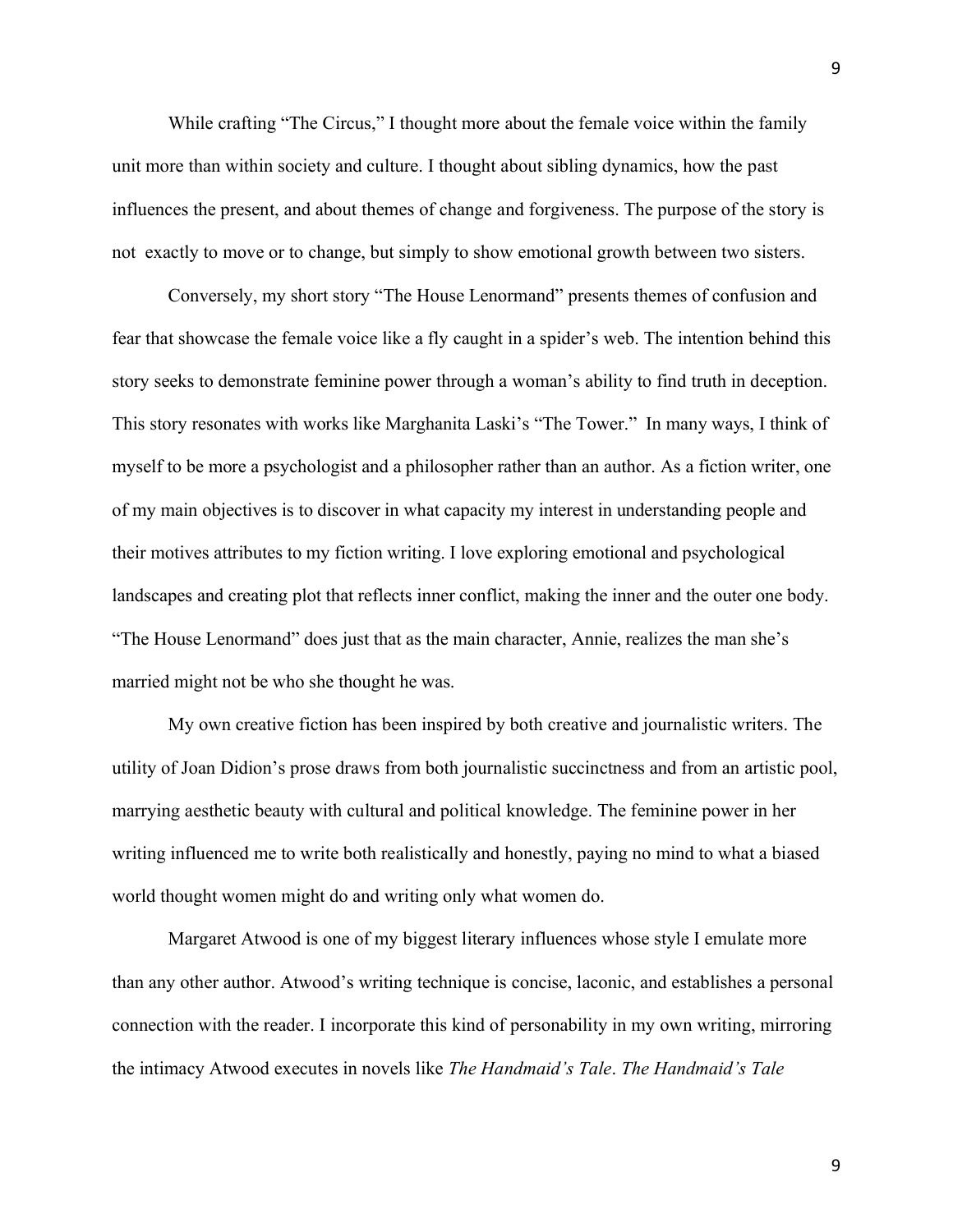While crafting "The Circus," I thought more about the female voice within the family unit more than within society and culture. I thought about sibling dynamics, how the past influences the present, and about themes of change and forgiveness. The purpose of the story is not exactly to move or to change, but simply to show emotional growth between two sisters.

Conversely, my short story "The House Lenormand" presents themes of confusion and fear that showcase the female voice like a fly caught in a spider's web. The intention behind this story seeks to demonstrate feminine power through a woman's ability to find truth in deception. This story resonates with works like Marghanita Laski's "The Tower." In many ways, I think of myself to be more a psychologist and a philosopher rather than an author. As a fiction writer, one of my main objectives is to discover in what capacity my interest in understanding people and their motives attributes to my fiction writing. I love exploring emotional and psychological landscapes and creating plot that reflects inner conflict, making the inner and the outer one body. "The House Lenormand" does just that as the main character, Annie, realizes the man she's married might not be who she thought he was.

My own creative fiction has been inspired by both creative and journalistic writers. The utility of Joan Didion's prose draws from both journalistic succinctness and from an artistic pool, marrying aesthetic beauty with cultural and political knowledge. The feminine power in her writing influenced me to write both realistically and honestly, paying no mind to what a biased world thought women might do and writing only what women do.

Margaret Atwood is one of my biggest literary influences whose style I emulate more than any other author. Atwood's writing technique is concise, laconic, and establishes a personal connection with the reader. I incorporate this kind of personability in my own writing, mirroring the intimacy Atwood executes in novels like *The Handmaid's Tale*. *The Handmaid's Tale*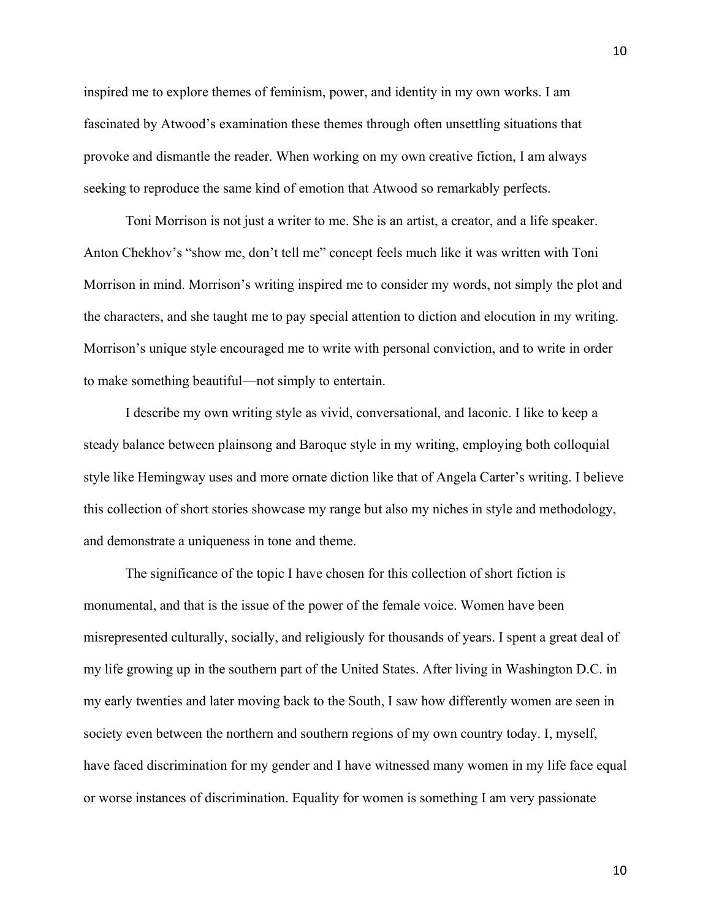inspired me to explore themes of feminism, power, and identity in my own works. I am fascinated by Atwood's examination these themes through often unsettling situations that provoke and dismantle the reader. When working on my own creative fiction, I am always seeking to reproduce the same kind of emotion that Atwood so remarkably perfects.

Toni Morrison is not just a writer to me. She is an artist, a creator, and a life speaker. Anton Chekhov's "show me, don't tell me" concept feels much like it was written with Toni Morrison in mind. Morrison's writing inspired me to consider my words, not simply the plot and the characters, and she taught me to pay special attention to diction and elocution in my writing. Morrison's unique style encouraged me to write with personal conviction, and to write in order to make something beautiful—not simply to entertain.

I describe my own writing style as vivid, conversational, and laconic. I like to keep a steady balance between plainsong and Baroque style in my writing, employing both colloquial style like Hemingway uses and more ornate diction like that of Angela Carter's writing. I believe this collection of short stories showcase my range but also my niches in style and methodology, and demonstrate a uniqueness in tone and theme.

The significance of the topic I have chosen for this collection of short fiction is monumental, and that is the issue of the power of the female voice. Women have been misrepresented culturally, socially, and religiously for thousands of years. I spent a great deal of my life growing up in the southern part of the United States. After living in Washington D.C. in my early twenties and later moving back to the South, I saw how differently women are seen in society even between the northern and southern regions of my own country today. I, myself, have faced discrimination for my gender and I have witnessed many women in my life face equal or worse instances of discrimination. Equality for women is something I am very passionate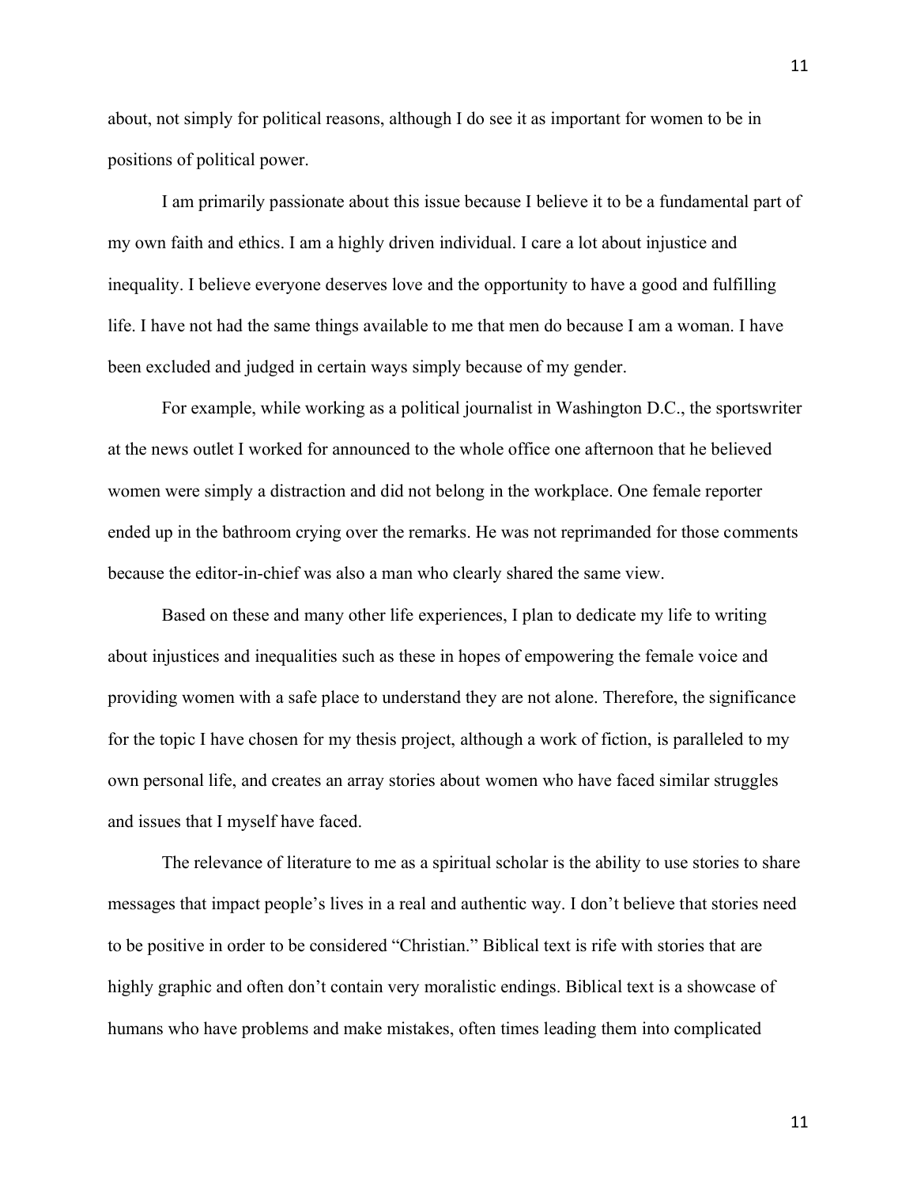about, not simply for political reasons, although I do see it as important for women to be in positions of political power.

I am primarily passionate about this issue because I believe it to be a fundamental part of my own faith and ethics. I am a highly driven individual. I care a lot about injustice and inequality. I believe everyone deserves love and the opportunity to have a good and fulfilling life. I have not had the same things available to me that men do because I am a woman. I have been excluded and judged in certain ways simply because of my gender.

For example, while working as a political journalist in Washington D.C., the sportswriter at the news outlet I worked for announced to the whole office one afternoon that he believed women were simply a distraction and did not belong in the workplace. One female reporter ended up in the bathroom crying over the remarks. He was not reprimanded for those comments because the editor-in-chief was also a man who clearly shared the same view.

Based on these and many other life experiences, I plan to dedicate my life to writing about injustices and inequalities such as these in hopes of empowering the female voice and providing women with a safe place to understand they are not alone. Therefore, the significance for the topic I have chosen for my thesis project, although a work of fiction, is paralleled to my own personal life, and creates an array stories about women who have faced similar struggles and issues that I myself have faced.

The relevance of literature to me as a spiritual scholar is the ability to use stories to share messages that impact people's lives in a real and authentic way. I don't believe that stories need to be positive in order to be considered "Christian." Biblical text is rife with stories that are highly graphic and often don't contain very moralistic endings. Biblical text is a showcase of humans who have problems and make mistakes, often times leading them into complicated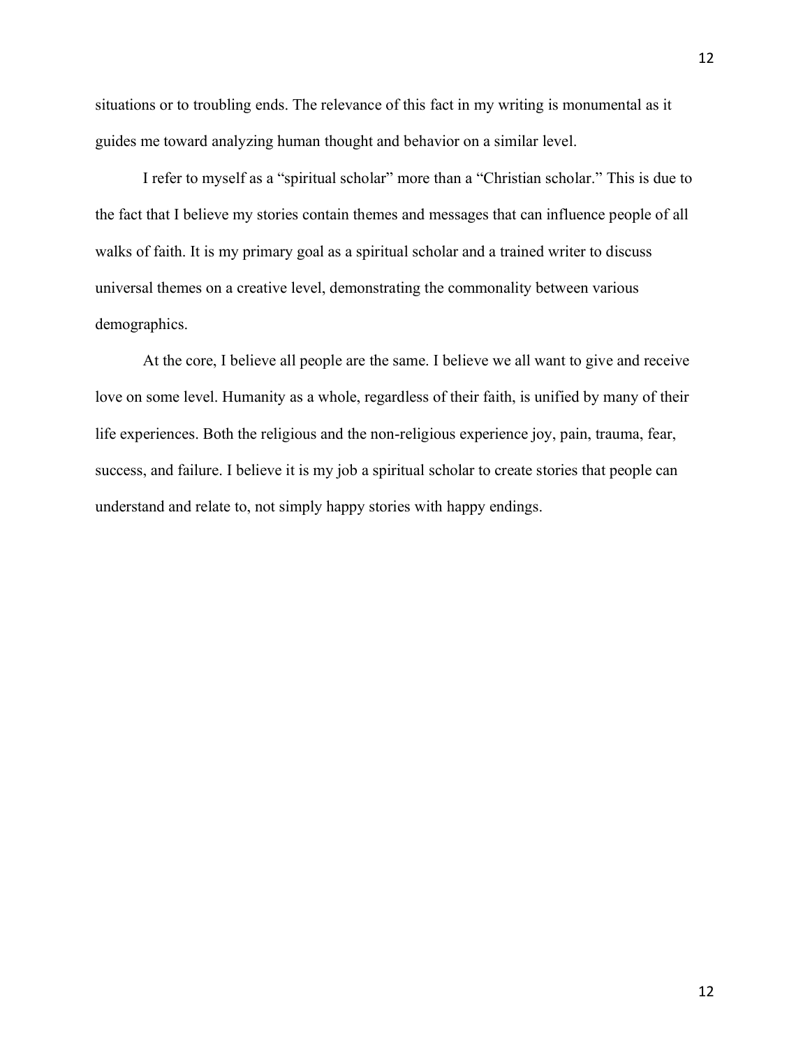situations or to troubling ends. The relevance of this fact in my writing is monumental as it guides me toward analyzing human thought and behavior on a similar level.

I refer to myself as a "spiritual scholar" more than a "Christian scholar." This is due to the fact that I believe my stories contain themes and messages that can influence people of all walks of faith. It is my primary goal as a spiritual scholar and a trained writer to discuss universal themes on a creative level, demonstrating the commonality between various demographics.

At the core, I believe all people are the same. I believe we all want to give and receive love on some level. Humanity as a whole, regardless of their faith, is unified by many of their life experiences. Both the religious and the non-religious experience joy, pain, trauma, fear, success, and failure. I believe it is my job a spiritual scholar to create stories that people can understand and relate to, not simply happy stories with happy endings.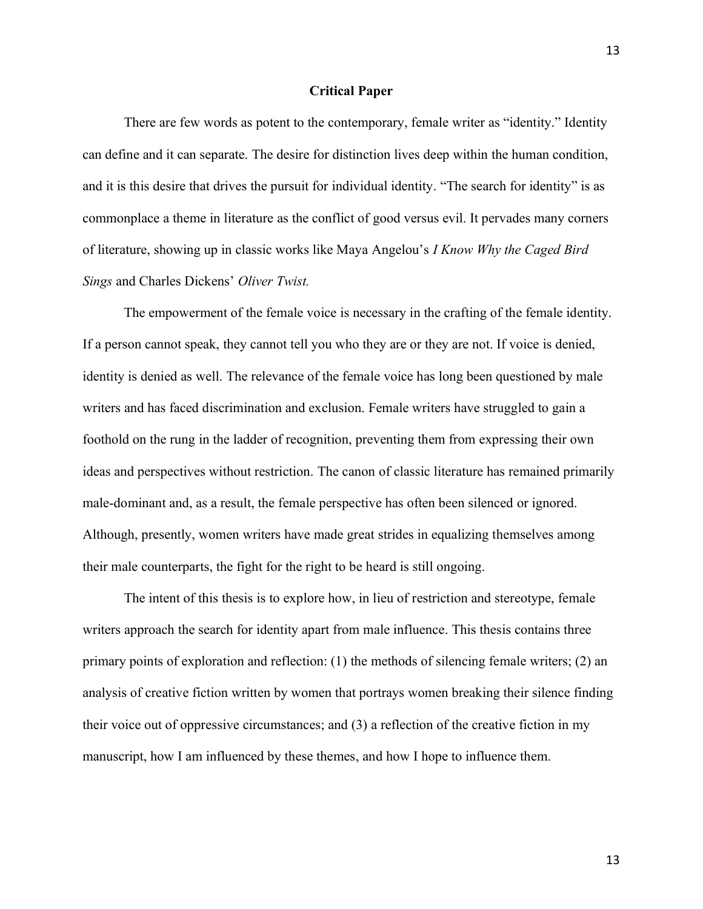# Critical Paper

There are few words as potent to the contemporary, female writer as "identity." Identity can define and it can separate. The desire for distinction lives deep within the human condition, and it is this desire that drives the pursuit for individual identity. "The search for identity" is as commonplace a theme in literature as the conflict of good versus evil. It pervades many corners of literature, showing up in classic works like Maya Angelou's *I Know Why the Caged Bird Sings* and Charles Dickens' *Oliver Twist.*

The empowerment of the female voice is necessary in the crafting of the female identity. If a person cannot speak, they cannot tell you who they are or they are not. If voice is denied, identity is denied as well. The relevance of the female voice has long been questioned by male writers and has faced discrimination and exclusion. Female writers have struggled to gain a foothold on the rung in the ladder of recognition, preventing them from expressing their own ideas and perspectives without restriction. The canon of classic literature has remained primarily male-dominant and, as a result, the female perspective has often been silenced or ignored. Although, presently, women writers have made great strides in equalizing themselves among their male counterparts, the fight for the right to be heard is still ongoing.

The intent of this thesis is to explore how, in lieu of restriction and stereotype, female writers approach the search for identity apart from male influence. This thesis contains three primary points of exploration and reflection: (1) the methods of silencing female writers; (2) an analysis of creative fiction written by women that portrays women breaking their silence finding their voice out of oppressive circumstances; and (3) a reflection of the creative fiction in my manuscript, how I am influenced by these themes, and how I hope to influence them.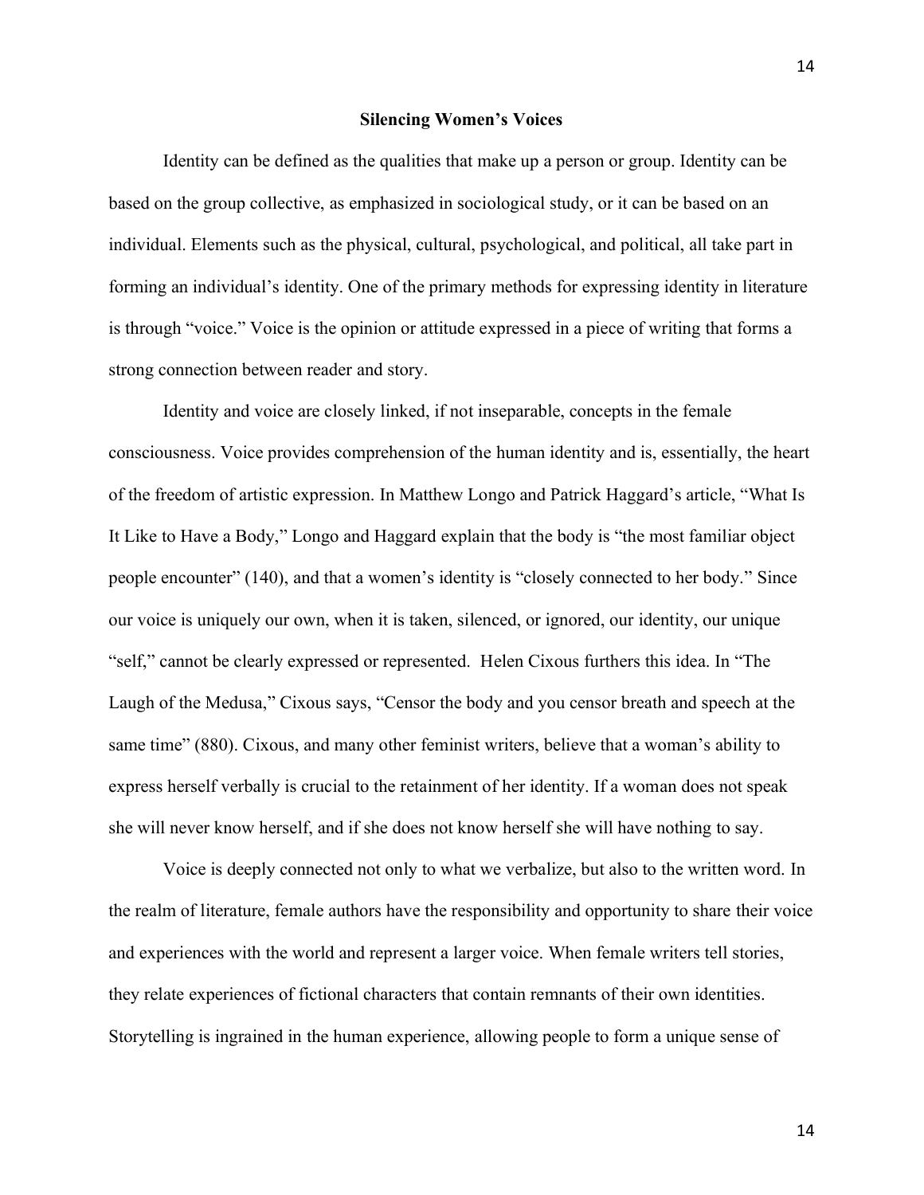## Silencing Women's Voices

Identity can be defined as the qualities that make up a person or group. Identity can be based on the group collective, as emphasized in sociological study, or it can be based on an individual. Elements such as the physical, cultural, psychological, and political, all take part in forming an individual's identity. One of the primary methods for expressing identity in literature is through "voice." Voice is the opinion or attitude expressed in a piece of writing that forms a strong connection between reader and story.

Identity and voice are closely linked, if not inseparable, concepts in the female consciousness. Voice provides comprehension of the human identity and is, essentially, the heart of the freedom of artistic expression. In Matthew Longo and Patrick Haggard's article, "What Is It Like to Have a Body," Longo and Haggard explain that the body is "the most familiar object people encounter" (140), and that a women's identity is "closely connected to her body." Since our voice is uniquely our own, when it is taken, silenced, or ignored, our identity, our unique "self," cannot be clearly expressed or represented. Helen Cixous furthers this idea. In "The Laugh of the Medusa," Cixous says, "Censor the body and you censor breath and speech at the same time" (880). Cixous, and many other feminist writers, believe that a woman's ability to express herself verbally is crucial to the retainment of her identity. If a woman does not speak she will never know herself, and if she does not know herself she will have nothing to say.

Voice is deeply connected not only to what we verbalize, but also to the written word. In the realm of literature, female authors have the responsibility and opportunity to share their voice and experiences with the world and represent a larger voice. When female writers tell stories, they relate experiences of fictional characters that contain remnants of their own identities. Storytelling is ingrained in the human experience, allowing people to form a unique sense of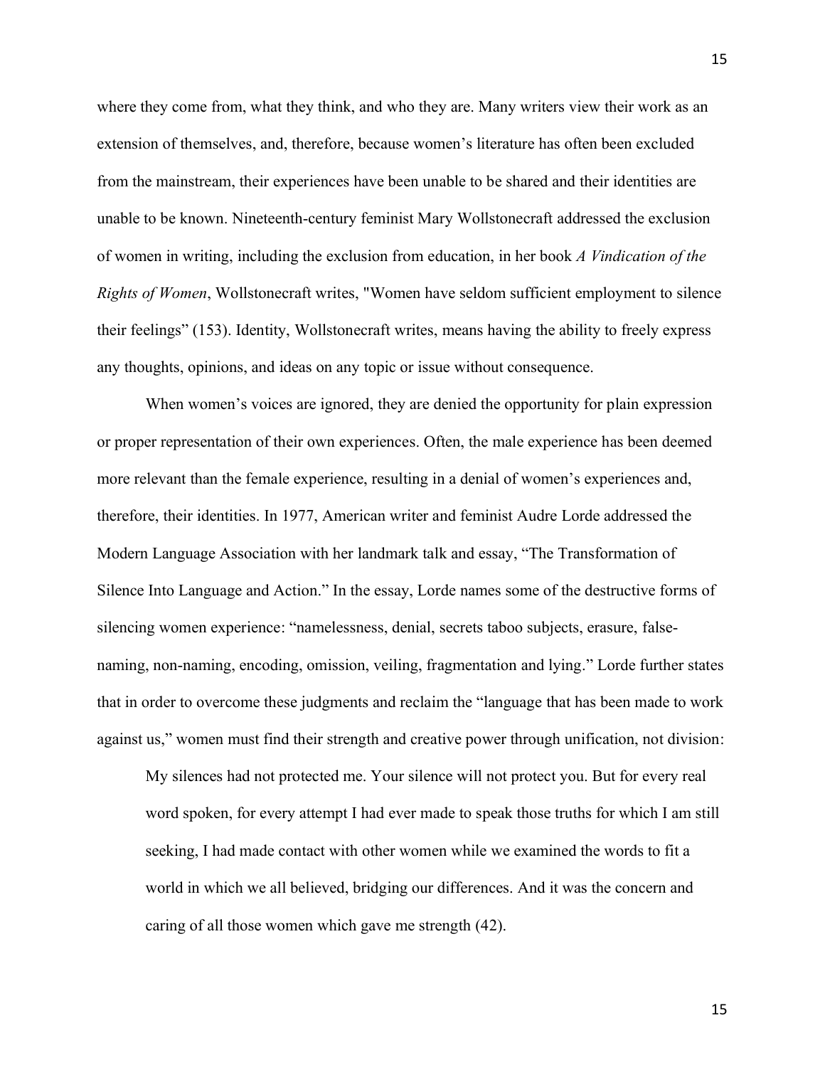where they come from, what they think, and who they are. Many writers view their work as an extension of themselves, and, therefore, because women's literature has often been excluded from the mainstream, their experiences have been unable to be shared and their identities are unable to be known. Nineteenth-century feminist Mary Wollstonecraft addressed the exclusion of women in writing, including the exclusion from education, in her book *A Vindication of the Rights of Women*, Wollstonecraft writes, "Women have seldom sufficient employment to silence their feelings" (153). Identity, Wollstonecraft writes, means having the ability to freely express any thoughts, opinions, and ideas on any topic or issue without consequence.

When women's voices are ignored, they are denied the opportunity for plain expression or proper representation of their own experiences. Often, the male experience has been deemed more relevant than the female experience, resulting in a denial of women's experiences and, therefore, their identities. In 1977, American writer and feminist Audre Lorde addressed the Modern Language Association with her landmark talk and essay, "The Transformation of Silence Into Language and Action." In the essay, Lorde names some of the destructive forms of silencing women experience: "namelessness, denial, secrets taboo subjects, erasure, false-naming, non-naming, encoding, omission, veiling, fragmentation and lying." Lorde further states that in order to overcome these judgments and reclaim the "language that has been made to work against us," women must find their strength and creative power through unification, not division:

> My silences had not protected me. Your silence will not protect you. But for every real word spoken, for every attempt I had ever made to speak those truths for which I am still seeking, I had made contact with other women while we examined the words to fit a world in which we all believed, bridging our differences. And it was the concern and caring of all those women which gave me strength (42).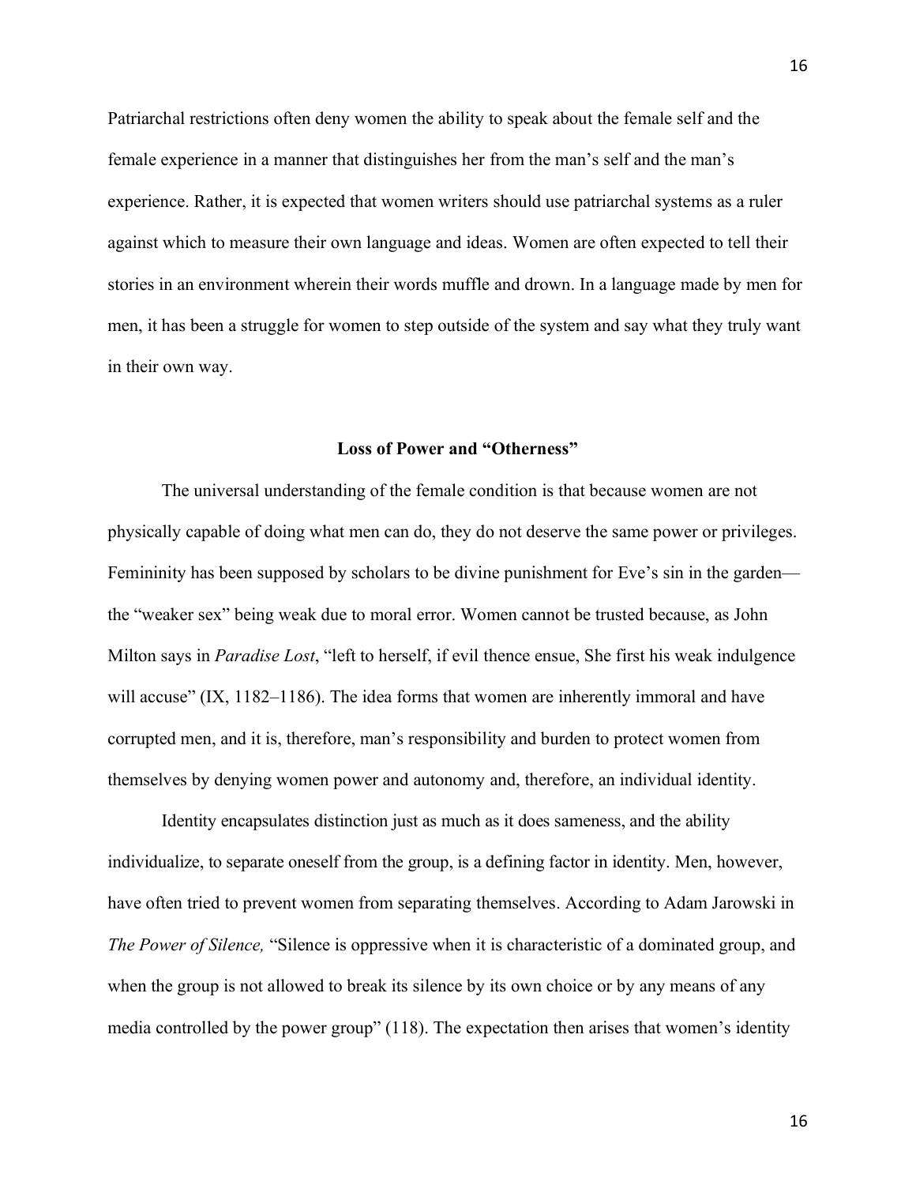Patriarchal restrictions often deny women the ability to speak about the female self and the female experience in a manner that distinguishes her from the man's self and the man's experience. Rather, it is expected that women writers should use patriarchal systems as a ruler against which to measure their own language and ideas. Women are often expected to tell their stories in an environment wherein their words muffle and drown. In a language made by men for men, it has been a struggle for women to step outside of the system and say what they truly want in their own way.

## Loss of Power and "Otherness"

The universal understanding of the female condition is that because women are not physically capable of doing what men can do, they do not deserve the same power or privileges. Femininity has been supposed by scholars to be divine punishment for Eve's sin in the garden—the "weaker sex" being weak due to moral error. Women cannot be trusted because, as John Milton says in *Paradise Lost*, "left to herself, if evil thence ensue, She first his weak indulgence will accuse" (IX, 1182–1186). The idea forms that women are inherently immoral and have corrupted men, and it is, therefore, man's responsibility and burden to protect women from themselves by denying women power and autonomy and, therefore, an individual identity.

Identity encapsulates distinction just as much as it does sameness, and the ability individualize, to separate oneself from the group, is a defining factor in identity. Men, however, have often tried to prevent women from separating themselves. According to Adam Jarowski in *The Power of Silence,* "Silence is oppressive when it is characteristic of a dominated group, and when the group is not allowed to break its silence by its own choice or by any means of any media controlled by the power group" (118). The expectation then arises that women's identity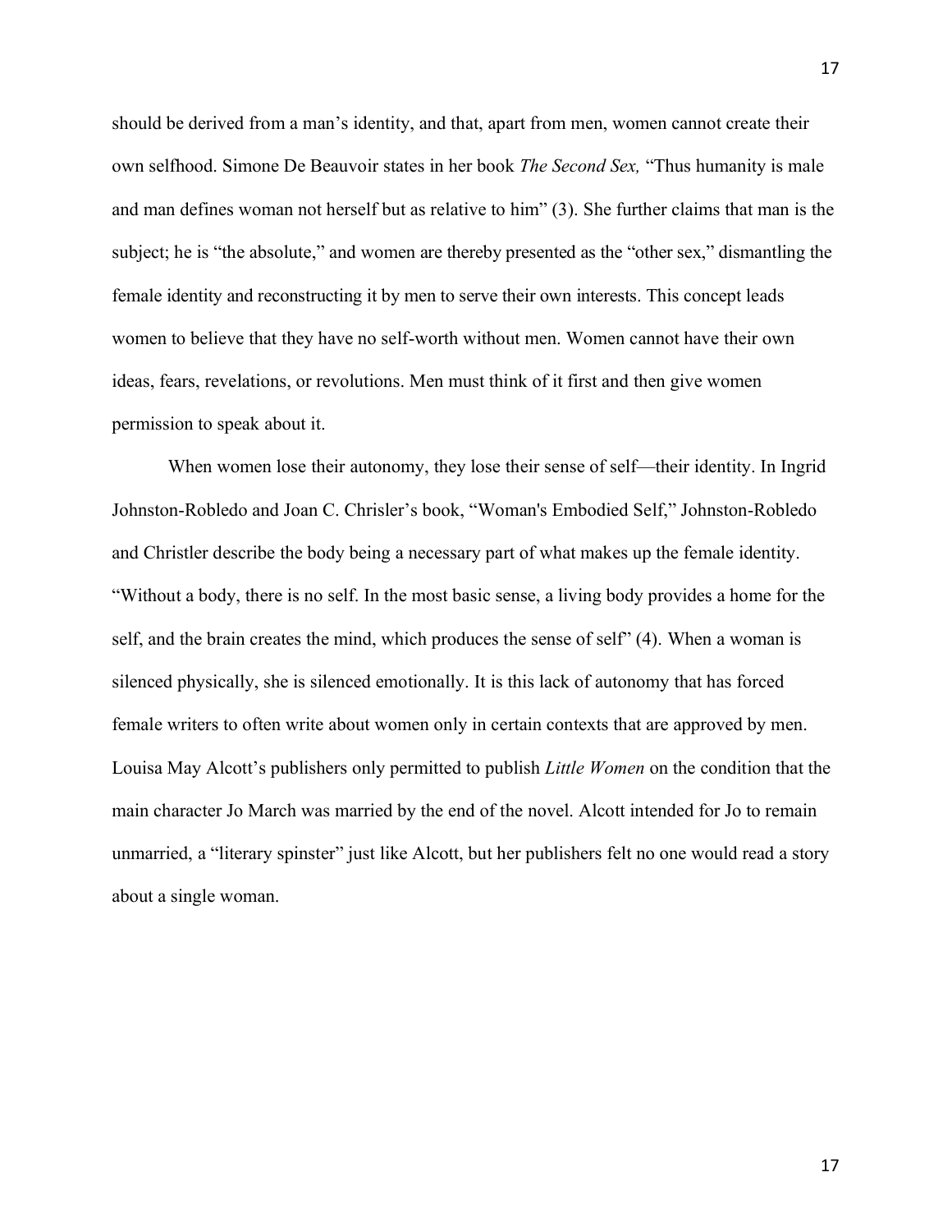should be derived from a man's identity, and that, apart from men, women cannot create their own selfhood. Simone De Beauvoir states in her book *The Second Sex,* "Thus humanity is male and man defines woman not herself but as relative to him" (3). She further claims that man is the subject; he is "the absolute," and women are thereby presented as the "other sex," dismantling the female identity and reconstructing it by men to serve their own interests. This concept leads women to believe that they have no self-worth without men. Women cannot have their own ideas, fears, revelations, or revolutions. Men must think of it first and then give women permission to speak about it.

When women lose their autonomy, they lose their sense of self—their identity. In Ingrid Johnston-Robledo and Joan C. Chrisler's book, "Woman's Embodied Self," Johnston-Robledo and Christler describe the body being a necessary part of what makes up the female identity. "Without a body, there is no self. In the most basic sense, a living body provides a home for the self, and the brain creates the mind, which produces the sense of self" (4). When a woman is silenced physically, she is silenced emotionally. It is this lack of autonomy that has forced female writers to often write about women only in certain contexts that are approved by men. Louisa May Alcott's publishers only permitted to publish *Little Women* on the condition that the main character Jo March was married by the end of the novel. Alcott intended for Jo to remain unmarried, a "literary spinster" just like Alcott, but her publishers felt no one would read a story about a single woman.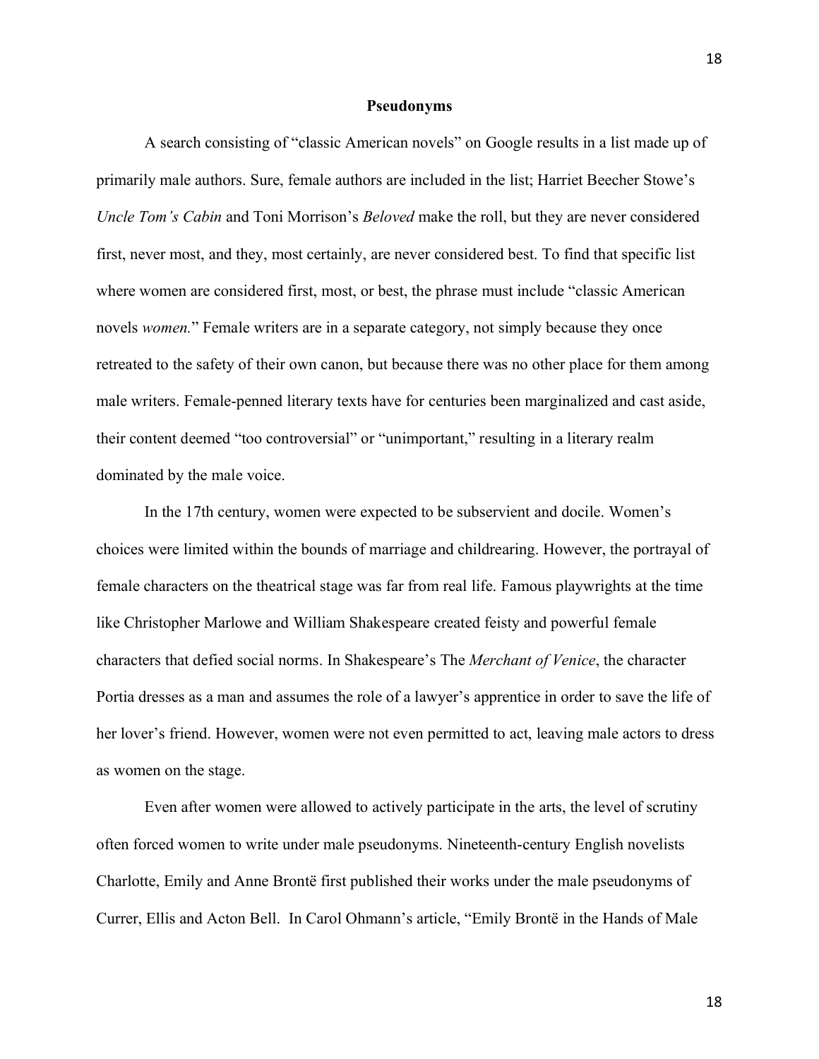## Pseudonyms

A search consisting of "classic American novels" on Google results in a list made up of primarily male authors. Sure, female authors are included in the list; Harriet Beecher Stowe's *Uncle Tom's Cabin* and Toni Morrison's *Beloved* make the roll, but they are never considered first, never most, and they, most certainly, are never considered best. To find that specific list where women are considered first, most, or best, the phrase must include "classic American novels *women.*" Female writers are in a separate category, not simply because they once retreated to the safety of their own canon, but because there was no other place for them among male writers. Female-penned literary texts have for centuries been marginalized and cast aside, their content deemed "too controversial" or "unimportant," resulting in a literary realm dominated by the male voice.

In the 17th century, women were expected to be subservient and docile. Women's choices were limited within the bounds of marriage and childrearing. However, the portrayal of female characters on the theatrical stage was far from real life. Famous playwrights at the time like Christopher Marlowe and William Shakespeare created feisty and powerful female characters that defied social norms. In Shakespeare's The *Merchant of Venice*, the character Portia dresses as a man and assumes the role of a lawyer's apprentice in order to save the life of her lover's friend. However, women were not even permitted to act, leaving male actors to dress as women on the stage.

Even after women were allowed to actively participate in the arts, the level of scrutiny often forced women to write under male pseudonyms. Nineteenth-century English novelists Charlotte, Emily and Anne Brontë first published their works under the male pseudonyms of Currer, Ellis and Acton Bell. In Carol Ohmann's article, "Emily Brontë in the Hands of Male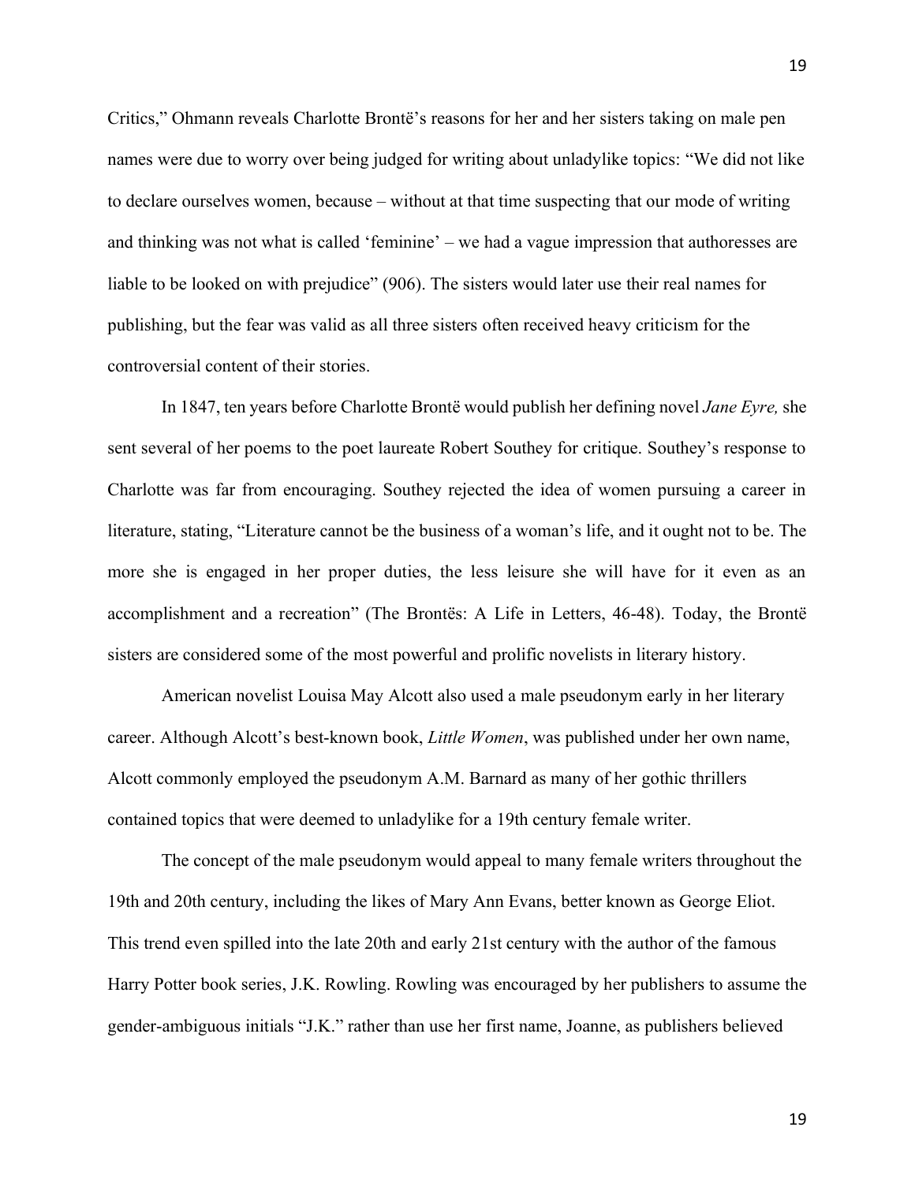Critics," Ohmann reveals Charlotte Brontë's reasons for her and her sisters taking on male pen names were due to worry over being judged for writing about unladylike topics: "We did not like to declare ourselves women, because – without at that time suspecting that our mode of writing and thinking was not what is called 'feminine' – we had a vague impression that authoresses are liable to be looked on with prejudice" (906). The sisters would later use their real names for publishing, but the fear was valid as all three sisters often received heavy criticism for the controversial content of their stories.

In 1847, ten years before Charlotte Brontë would publish her defining novel *Jane Eyre,* she sent several of her poems to the poet laureate Robert Southey for critique. Southey's response to Charlotte was far from encouraging. Southey rejected the idea of women pursuing a career in literature, stating, "Literature cannot be the business of a woman's life, and it ought not to be. The more she is engaged in her proper duties, the less leisure she will have for it even as an accomplishment and a recreation" (The Brontës: A Life in Letters, 46-48). Today, the Brontë sisters are considered some of the most powerful and prolific novelists in literary history.

American novelist Louisa May Alcott also used a male pseudonym early in her literary career. Although Alcott's best-known book, *Little Women*, was published under her own name, Alcott commonly employed the pseudonym A.M. Barnard as many of her gothic thrillers contained topics that were deemed to unladylike for a 19th century female writer.

The concept of the male pseudonym would appeal to many female writers throughout the 19th and 20th century, including the likes of Mary Ann Evans, better known as George Eliot. This trend even spilled into the late 20th and early 21st century with the author of the famous Harry Potter book series, J.K. Rowling. Rowling was encouraged by her publishers to assume the gender-ambiguous initials "J.K." rather than use her first name, Joanne, as publishers believed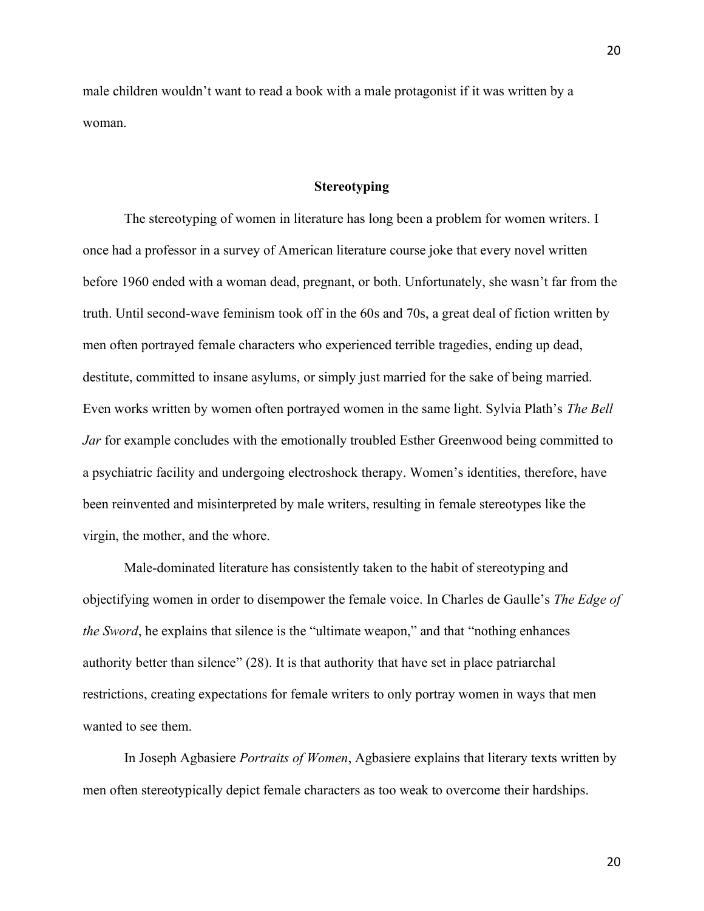male children wouldn't want to read a book with a male protagonist if it was written by a woman.

## Stereotyping

The stereotyping of women in literature has long been a problem for women writers. I once had a professor in a survey of American literature course joke that every novel written before 1960 ended with a woman dead, pregnant, or both. Unfortunately, she wasn't far from the truth. Until second-wave feminism took off in the 60s and 70s, a great deal of fiction written by men often portrayed female characters who experienced terrible tragedies, ending up dead, destitute, committed to insane asylums, or simply just married for the sake of being married. Even works written by women often portrayed women in the same light. Sylvia Plath's *The Bell Jar* for example concludes with the emotionally troubled Esther Greenwood being committed to a psychiatric facility and undergoing electroshock therapy. Women's identities, therefore, have been reinvented and misinterpreted by male writers, resulting in female stereotypes like the virgin, the mother, and the whore.

Male-dominated literature has consistently taken to the habit of stereotyping and objectifying women in order to disempower the female voice. In Charles de Gaulle's *The Edge of the Sword*, he explains that silence is the "ultimate weapon," and that "nothing enhances authority better than silence" (28). It is that authority that have set in place patriarchal restrictions, creating expectations for female writers to only portray women in ways that men wanted to see them.

In Joseph Agbasiere *Portraits of Women*, Agbasiere explains that literary texts written by men often stereotypically depict female characters as too weak to overcome their hardships.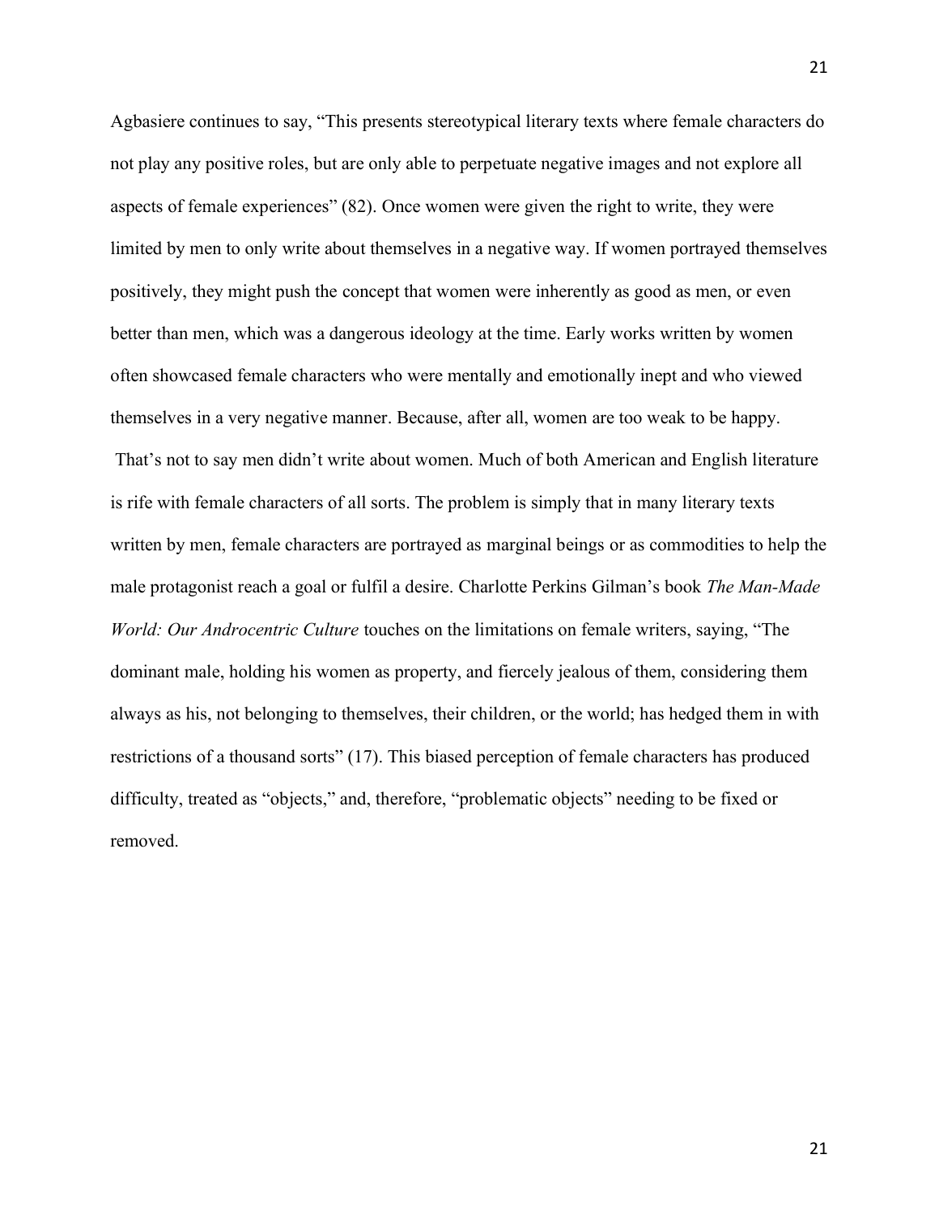Agbasiere continues to say, “This presents stereotypical literary texts where female characters do not play any positive roles, but are only able to perpetuate negative images and not explore all aspects of female experiences” (82). Once women were given the right to write, they were limited by men to only write about themselves in a negative way. If women portrayed themselves positively, they might push the concept that women were inherently as good as men, or even better than men, which was a dangerous ideology at the time. Early works written by women often showcased female characters who were mentally and emotionally inept and who viewed themselves in a very negative manner. Because, after all, women are too weak to be happy.

That’s not to say men didn’t write about women. Much of both American and English literature is rife with female characters of all sorts. The problem is simply that in many literary texts written by men, female characters are portrayed as marginal beings or as commodities to help the male protagonist reach a goal or fulfil a desire. Charlotte Perkins Gilman’s book *The Man-Made World: Our Androcentric Culture* touches on the limitations on female writers, saying, “The dominant male, holding his women as property, and fiercely jealous of them, considering them always as his, not belonging to themselves, their children, or the world; has hedged them in with restrictions of a thousand sorts” (17). This biased perception of female characters has produced difficulty, treated as “objects,” and, therefore, “problematic objects” needing to be fixed or removed.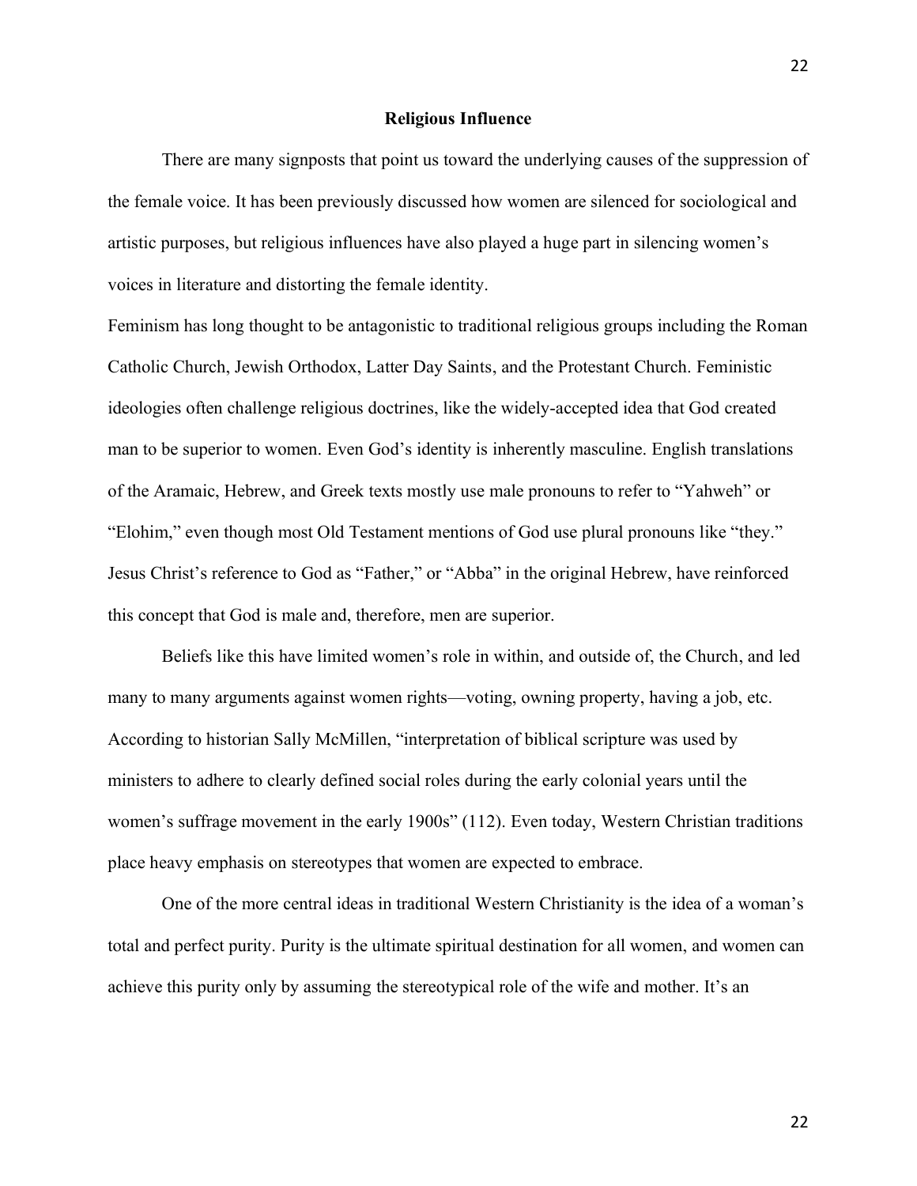## Religious Influence

There are many signposts that point us toward the underlying causes of the suppression of the female voice. It has been previously discussed how women are silenced for sociological and artistic purposes, but religious influences have also played a huge part in silencing women's voices in literature and distorting the female identity.

Feminism has long thought to be antagonistic to traditional religious groups including the Roman Catholic Church, Jewish Orthodox, Latter Day Saints, and the Protestant Church. Feministic ideologies often challenge religious doctrines, like the widely-accepted idea that God created man to be superior to women. Even God's identity is inherently masculine. English translations of the Aramaic, Hebrew, and Greek texts mostly use male pronouns to refer to "Yahweh" or "Elohim," even though most Old Testament mentions of God use plural pronouns like "they." Jesus Christ's reference to God as "Father," or "Abba" in the original Hebrew, have reinforced this concept that God is male and, therefore, men are superior.

Beliefs like this have limited women's role in within, and outside of, the Church, and led many to many arguments against women rights—voting, owning property, having a job, etc. According to historian Sally McMillen, "interpretation of biblical scripture was used by ministers to adhere to clearly defined social roles during the early colonial years until the women's suffrage movement in the early 1900s" (112). Even today, Western Christian traditions place heavy emphasis on stereotypes that women are expected to embrace.

One of the more central ideas in traditional Western Christianity is the idea of a woman's total and perfect purity. Purity is the ultimate spiritual destination for all women, and women can achieve this purity only by assuming the stereotypical role of the wife and mother. It's an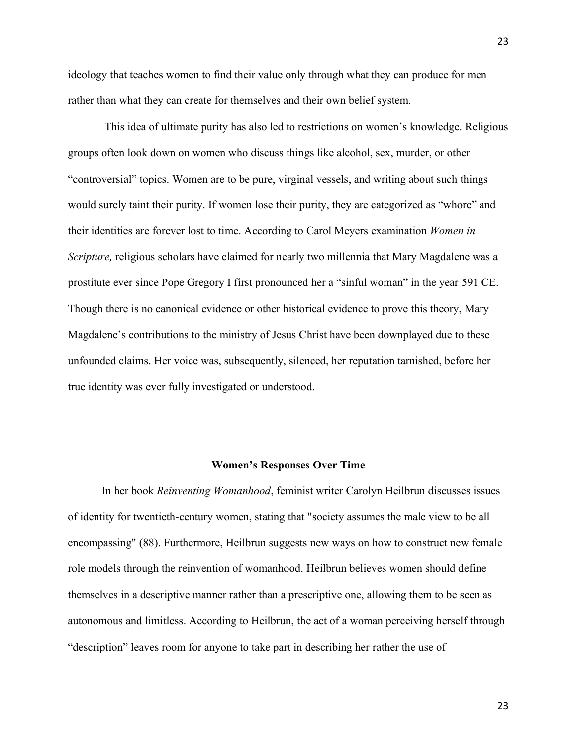ideology that teaches women to find their value only through what they can produce for men rather than what they can create for themselves and their own belief system.

This idea of ultimate purity has also led to restrictions on women's knowledge. Religious groups often look down on women who discuss things like alcohol, sex, murder, or other "controversial" topics. Women are to be pure, virginal vessels, and writing about such things would surely taint their purity. If women lose their purity, they are categorized as "whore" and their identities are forever lost to time. According to Carol Meyers examination *Women in Scripture,* religious scholars have claimed for nearly two millennia that Mary Magdalene was a prostitute ever since Pope Gregory I first pronounced her a "sinful woman" in the year 591 CE. Though there is no canonical evidence or other historical evidence to prove this theory, Mary Magdalene's contributions to the ministry of Jesus Christ have been downplayed due to these unfounded claims. Her voice was, subsequently, silenced, her reputation tarnished, before her true identity was ever fully investigated or understood.

## Women's Responses Over Time

In her book *Reinventing Womanhood*, feminist writer Carolyn Heilbrun discusses issues of identity for twentieth-century women, stating that "society assumes the male view to be all encompassing" (88). Furthermore, Heilbrun suggests new ways on how to construct new female role models through the reinvention of womanhood. Heilbrun believes women should define themselves in a descriptive manner rather than a prescriptive one, allowing them to be seen as autonomous and limitless. According to Heilbrun, the act of a woman perceiving herself through "description" leaves room for anyone to take part in describing her rather the use of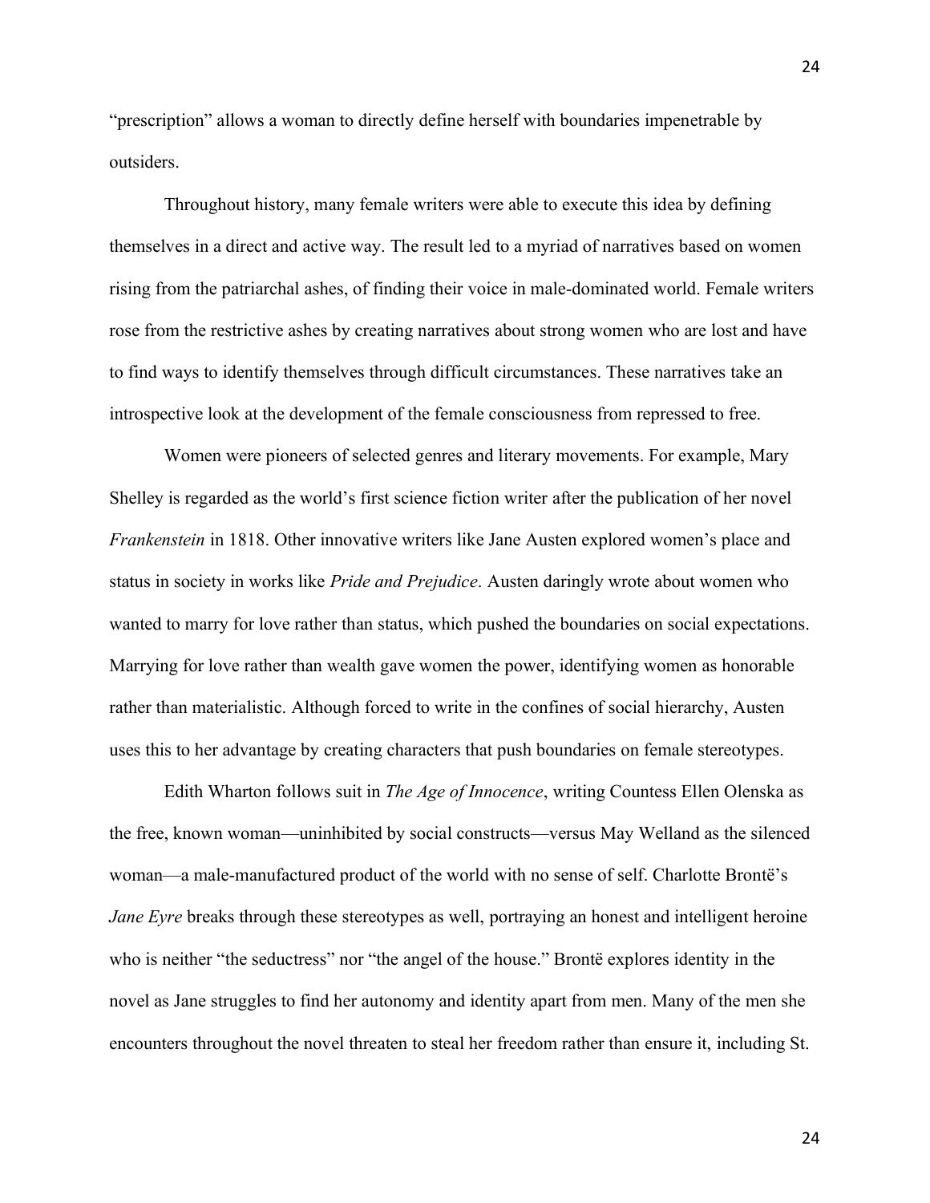"prescription" allows a woman to directly define herself with boundaries impenetrable by outsiders.

Throughout history, many female writers were able to execute this idea by defining themselves in a direct and active way. The result led to a myriad of narratives based on women rising from the patriarchal ashes, of finding their voice in male-dominated world. Female writers rose from the restrictive ashes by creating narratives about strong women who are lost and have to find ways to identify themselves through difficult circumstances. These narratives take an introspective look at the development of the female consciousness from repressed to free.

Women were pioneers of selected genres and literary movements. For example, Mary Shelley is regarded as the world's first science fiction writer after the publication of her novel *Frankenstein* in 1818. Other innovative writers like Jane Austen explored women's place and status in society in works like *Pride and Prejudice*. Austen daringly wrote about women who wanted to marry for love rather than status, which pushed the boundaries on social expectations. Marrying for love rather than wealth gave women the power, identifying women as honorable rather than materialistic. Although forced to write in the confines of social hierarchy, Austen uses this to her advantage by creating characters that push boundaries on female stereotypes.

Edith Wharton follows suit in *The Age of Innocence*, writing Countess Ellen Olenska as the free, known woman—uninhibited by social constructs—versus May Welland as the silenced woman—a male-manufactured product of the world with no sense of self. Charlotte Brontë's *Jane Eyre* breaks through these stereotypes as well, portraying an honest and intelligent heroine who is neither "the seductress" nor "the angel of the house." Brontë explores identity in the novel as Jane struggles to find her autonomy and identity apart from men. Many of the men she encounters throughout the novel threaten to steal her freedom rather than ensure it, including St.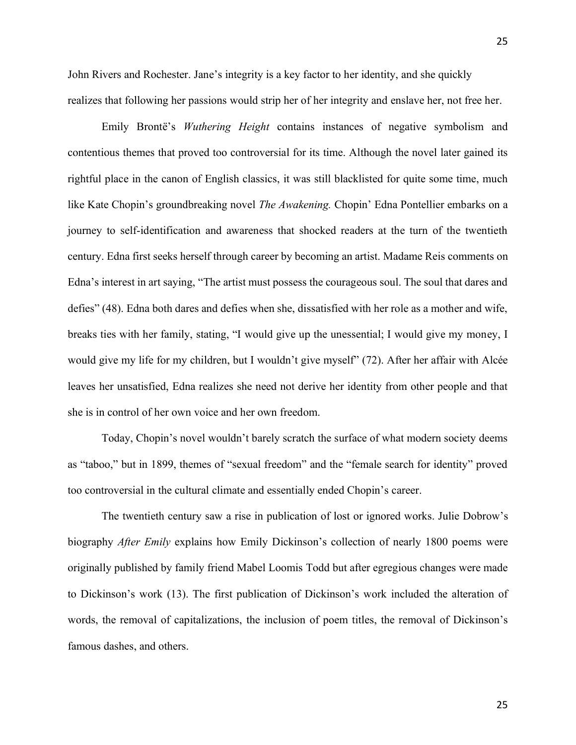John Rivers and Rochester. Jane's integrity is a key factor to her identity, and she quickly realizes that following her passions would strip her of her integrity and enslave her, not free her.

Emily Brontë's *Wuthering Height* contains instances of negative symbolism and contentious themes that proved too controversial for its time. Although the novel later gained its rightful place in the canon of English classics, it was still blacklisted for quite some time, much like Kate Chopin's groundbreaking novel *The Awakening.* Chopin' Edna Pontellier embarks on a journey to self-identification and awareness that shocked readers at the turn of the twentieth century. Edna first seeks herself through career by becoming an artist. Madame Reis comments on Edna's interest in art saying, "The artist must possess the courageous soul. The soul that dares and defies" (48). Edna both dares and defies when she, dissatisfied with her role as a mother and wife, breaks ties with her family, stating, "I would give up the unessential; I would give my money, I would give my life for my children, but I wouldn't give myself" (72). After her affair with Alcée leaves her unsatisfied, Edna realizes she need not derive her identity from other people and that she is in control of her own voice and her own freedom.

Today, Chopin's novel wouldn't barely scratch the surface of what modern society deems as "taboo," but in 1899, themes of "sexual freedom" and the "female search for identity" proved too controversial in the cultural climate and essentially ended Chopin's career.

The twentieth century saw a rise in publication of lost or ignored works. Julie Dobrow's biography *After Emily* explains how Emily Dickinson's collection of nearly 1800 poems were originally published by family friend Mabel Loomis Todd but after egregious changes were made to Dickinson's work (13). The first publication of Dickinson's work included the alteration of words, the removal of capitalizations, the inclusion of poem titles, the removal of Dickinson's famous dashes, and others.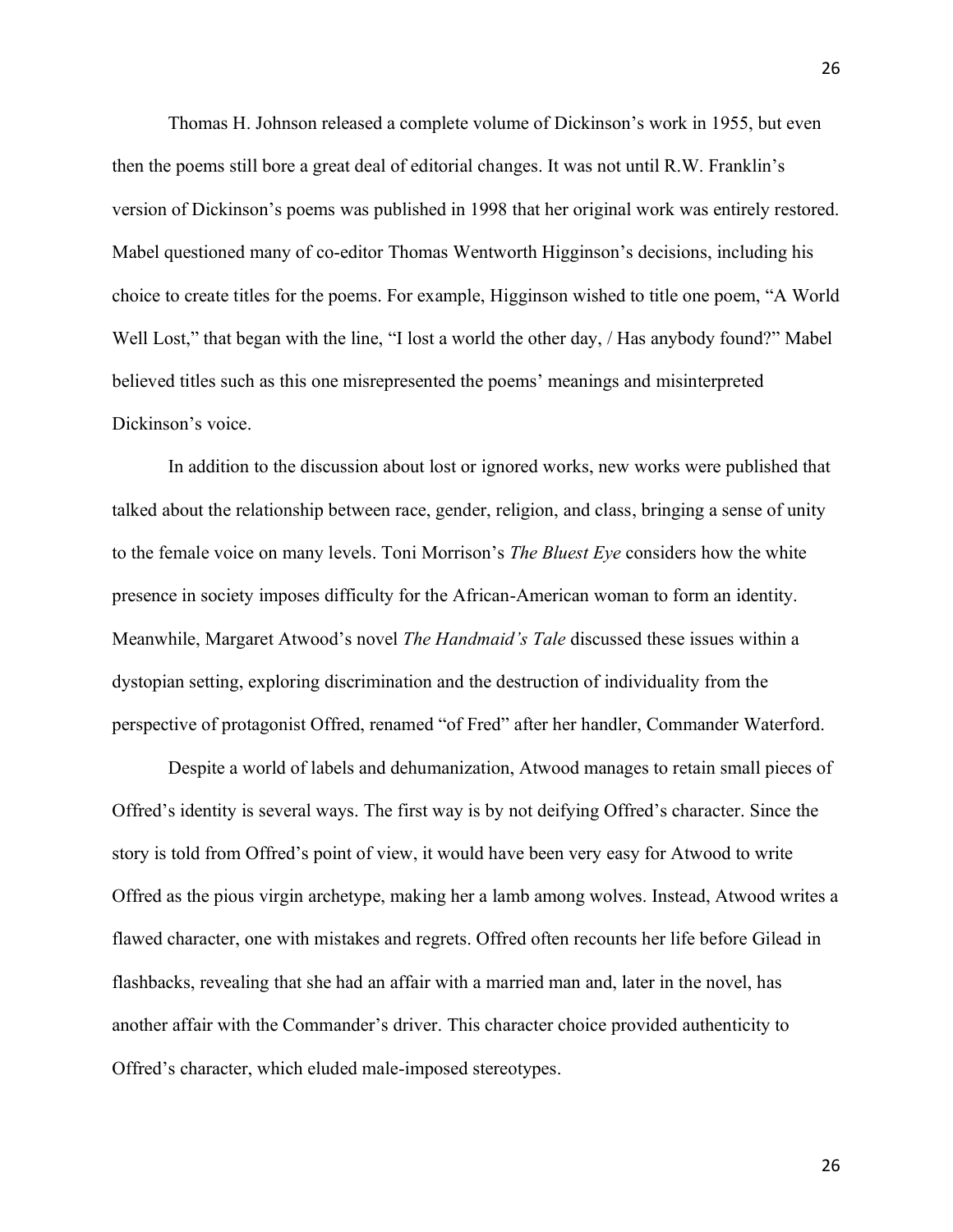Thomas H. Johnson released a complete volume of Dickinson's work in 1955, but even then the poems still bore a great deal of editorial changes. It was not until R.W. Franklin's version of Dickinson's poems was published in 1998 that her original work was entirely restored. Mabel questioned many of co-editor Thomas Wentworth Higginson's decisions, including his choice to create titles for the poems. For example, Higginson wished to title one poem, "A World Well Lost," that began with the line, "I lost a world the other day, / Has anybody found?" Mabel believed titles such as this one misrepresented the poems' meanings and misinterpreted Dickinson's voice.

In addition to the discussion about lost or ignored works, new works were published that talked about the relationship between race, gender, religion, and class, bringing a sense of unity to the female voice on many levels. Toni Morrison's *The Bluest Eye* considers how the white presence in society imposes difficulty for the African-American woman to form an identity. Meanwhile, Margaret Atwood's novel *The Handmaid's Tale* discussed these issues within a dystopian setting, exploring discrimination and the destruction of individuality from the perspective of protagonist Offred, renamed "of Fred" after her handler, Commander Waterford.

Despite a world of labels and dehumanization, Atwood manages to retain small pieces of Offred's identity is several ways. The first way is by not deifying Offred's character. Since the story is told from Offred's point of view, it would have been very easy for Atwood to write Offred as the pious virgin archetype, making her a lamb among wolves. Instead, Atwood writes a flawed character, one with mistakes and regrets. Offred often recounts her life before Gilead in flashbacks, revealing that she had an affair with a married man and, later in the novel, has another affair with the Commander's driver. This character choice provided authenticity to Offred's character, which eluded male-imposed stereotypes.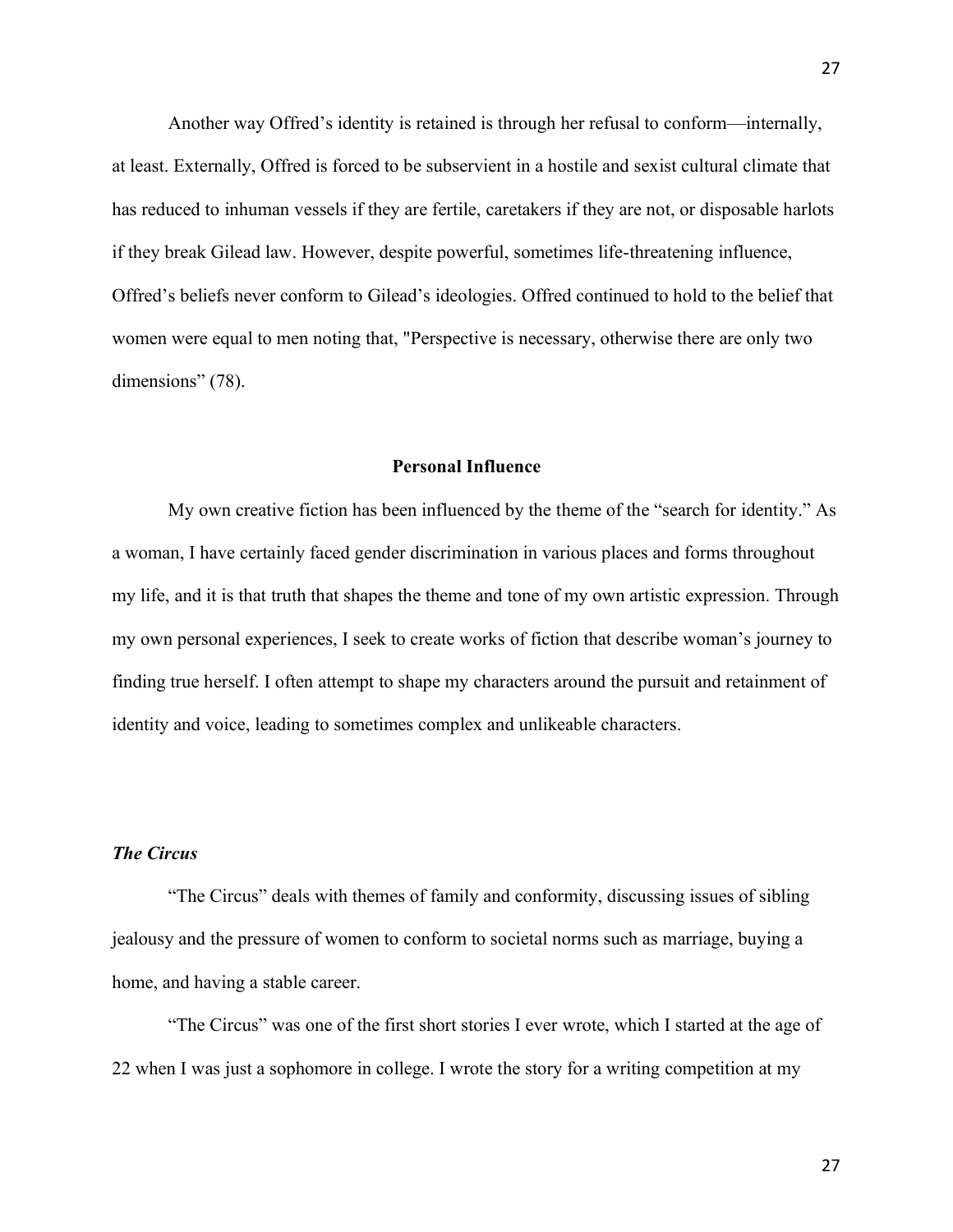Another way Offred's identity is retained is through her refusal to conform—internally, at least. Externally, Offred is forced to be subservient in a hostile and sexist cultural climate that has reduced to inhuman vessels if they are fertile, caretakers if they are not, or disposable harlots if they break Gilead law. However, despite powerful, sometimes life-threatening influence, Offred's beliefs never conform to Gilead's ideologies. Offred continued to hold to the belief that women were equal to men noting that, "Perspective is necessary, otherwise there are only two dimensions" (78).

## Personal Influence

My own creative fiction has been influenced by the theme of the "search for identity." As a woman, I have certainly faced gender discrimination in various places and forms throughout my life, and it is that truth that shapes the theme and tone of my own artistic expression. Through my own personal experiences, I seek to create works of fiction that describe woman's journey to finding true herself. I often attempt to shape my characters around the pursuit and retainment of identity and voice, leading to sometimes complex and unlikeable characters.

### *The Circus*

"The Circus" deals with themes of family and conformity, discussing issues of sibling jealousy and the pressure of women to conform to societal norms such as marriage, buying a home, and having a stable career.

"The Circus" was one of the first short stories I ever wrote, which I started at the age of 22 when I was just a sophomore in college. I wrote the story for a writing competition at my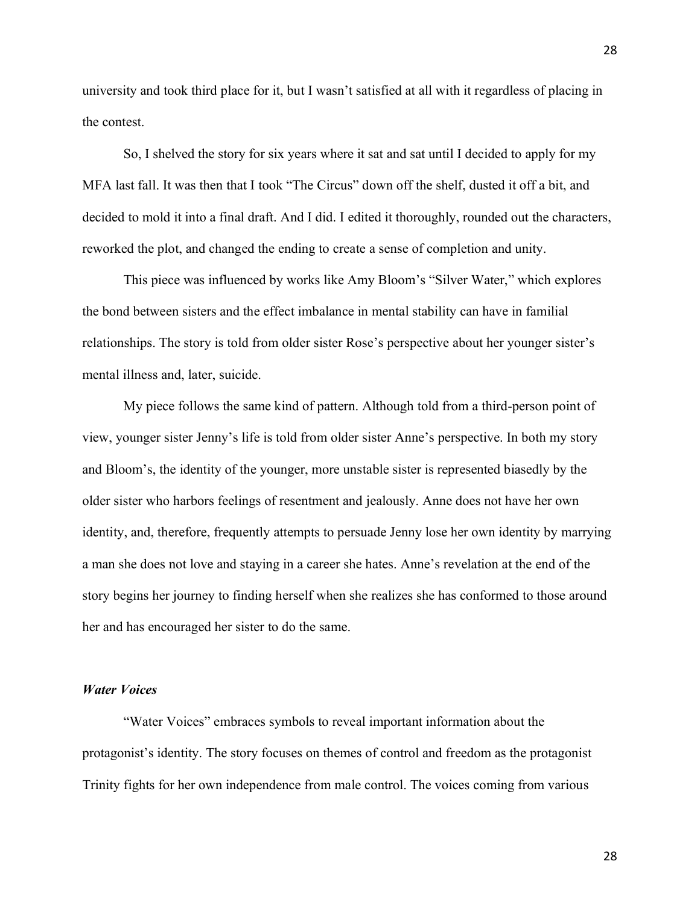university and took third place for it, but I wasn't satisfied at all with it regardless of placing in the contest.

So, I shelved the story for six years where it sat and sat until I decided to apply for my MFA last fall. It was then that I took "The Circus" down off the shelf, dusted it off a bit, and decided to mold it into a final draft. And I did. I edited it thoroughly, rounded out the characters, reworked the plot, and changed the ending to create a sense of completion and unity.

This piece was influenced by works like Amy Bloom's "Silver Water," which explores the bond between sisters and the effect imbalance in mental stability can have in familial relationships. The story is told from older sister Rose's perspective about her younger sister's mental illness and, later, suicide.

My piece follows the same kind of pattern. Although told from a third-person point of view, younger sister Jenny's life is told from older sister Anne's perspective. In both my story and Bloom's, the identity of the younger, more unstable sister is represented biasedly by the older sister who harbors feelings of resentment and jealously. Anne does not have her own identity, and, therefore, frequently attempts to persuade Jenny lose her own identity by marrying a man she does not love and staying in a career she hates. Anne's revelation at the end of the story begins her journey to finding herself when she realizes she has conformed to those around her and has encouraged her sister to do the same.

### *Water Voices*

"Water Voices" embraces symbols to reveal important information about the protagonist's identity. The story focuses on themes of control and freedom as the protagonist Trinity fights for her own independence from male control. The voices coming from various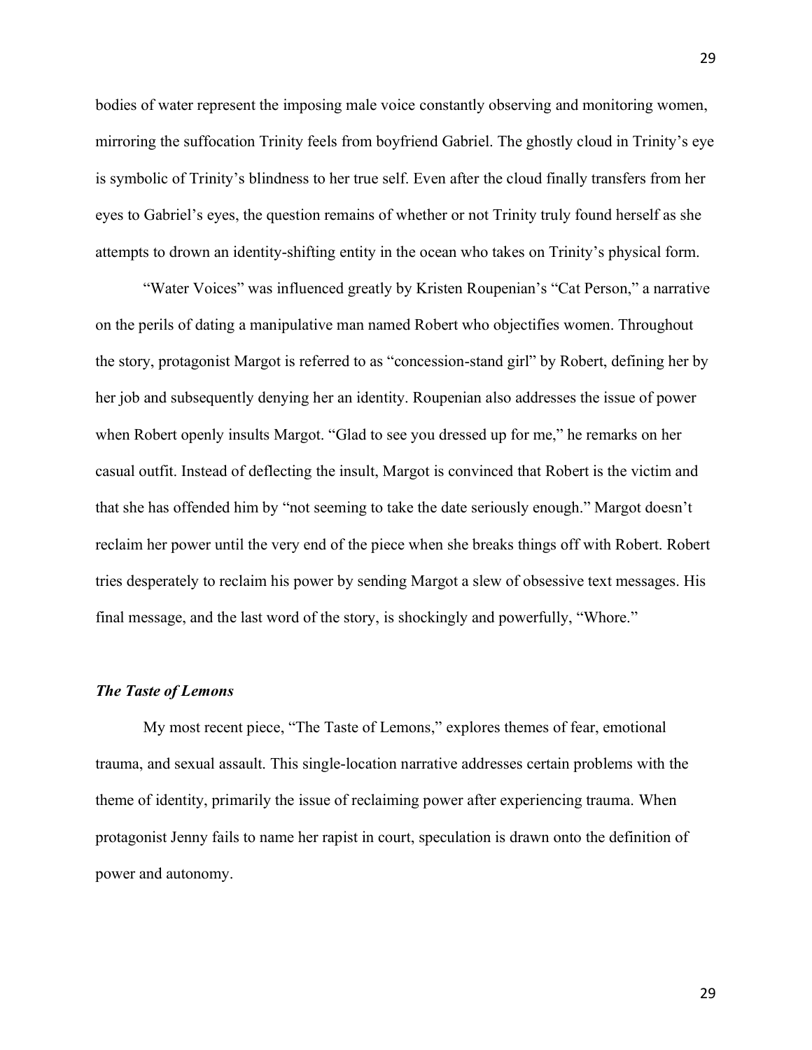bodies of water represent the imposing male voice constantly observing and monitoring women, mirroring the suffocation Trinity feels from boyfriend Gabriel. The ghostly cloud in Trinity's eye is symbolic of Trinity's blindness to her true self. Even after the cloud finally transfers from her eyes to Gabriel's eyes, the question remains of whether or not Trinity truly found herself as she attempts to drown an identity-shifting entity in the ocean who takes on Trinity's physical form.

"Water Voices" was influenced greatly by Kristen Roupenian's "Cat Person," a narrative on the perils of dating a manipulative man named Robert who objectifies women. Throughout the story, protagonist Margot is referred to as "concession-stand girl" by Robert, defining her by her job and subsequently denying her an identity. Roupenian also addresses the issue of power when Robert openly insults Margot. "Glad to see you dressed up for me," he remarks on her casual outfit. Instead of deflecting the insult, Margot is convinced that Robert is the victim and that she has offended him by "not seeming to take the date seriously enough." Margot doesn't reclaim her power until the very end of the piece when she breaks things off with Robert. Robert tries desperately to reclaim his power by sending Margot a slew of obsessive text messages. His final message, and the last word of the story, is shockingly and powerfully, "Whore."

### *The Taste of Lemons*

My most recent piece, "The Taste of Lemons," explores themes of fear, emotional trauma, and sexual assault. This single-location narrative addresses certain problems with the theme of identity, primarily the issue of reclaiming power after experiencing trauma. When protagonist Jenny fails to name her rapist in court, speculation is drawn onto the definition of power and autonomy.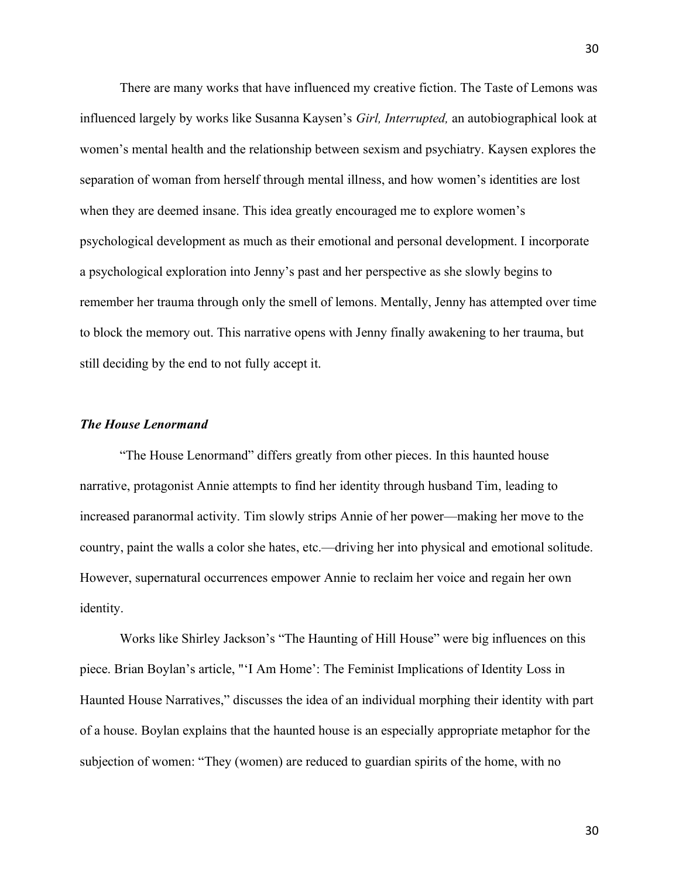There are many works that have influenced my creative fiction. The Taste of Lemons was influenced largely by works like Susanna Kaysen's *Girl, Interrupted,* an autobiographical look at women's mental health and the relationship between sexism and psychiatry. Kaysen explores the separation of woman from herself through mental illness, and how women's identities are lost when they are deemed insane. This idea greatly encouraged me to explore women's psychological development as much as their emotional and personal development. I incorporate a psychological exploration into Jenny's past and her perspective as she slowly begins to remember her trauma through only the smell of lemons. Mentally, Jenny has attempted over time to block the memory out. This narrative opens with Jenny finally awakening to her trauma, but still deciding by the end to not fully accept it.

### ***The House Lenormand***

"The House Lenormand" differs greatly from other pieces. In this haunted house narrative, protagonist Annie attempts to find her identity through husband Tim, leading to increased paranormal activity. Tim slowly strips Annie of her power—making her move to the country, paint the walls a color she hates, etc.—driving her into physical and emotional solitude. However, supernatural occurrences empower Annie to reclaim her voice and regain her own identity.

Works like Shirley Jackson's "The Haunting of Hill House" were big influences on this piece. Brian Boylan's article, "'I Am Home': The Feminist Implications of Identity Loss in Haunted House Narratives," discusses the idea of an individual morphing their identity with part of a house. Boylan explains that the haunted house is an especially appropriate metaphor for the subjection of women: "They (women) are reduced to guardian spirits of the home, with no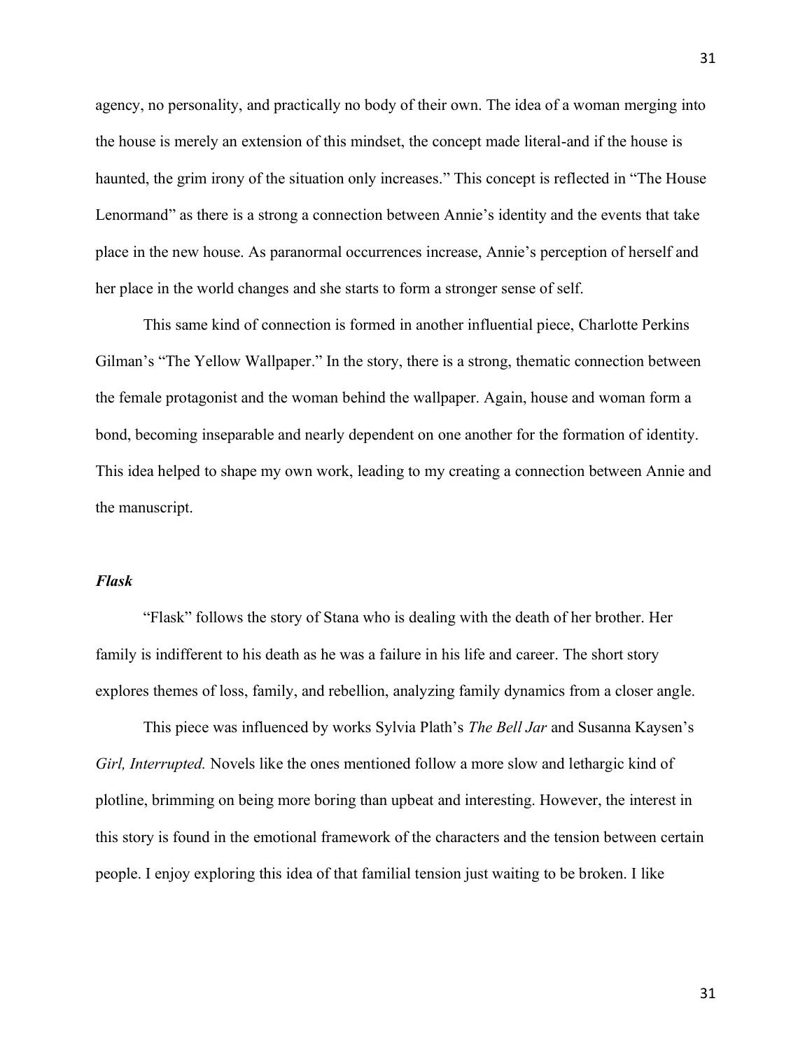agency, no personality, and practically no body of their own. The idea of a woman merging into the house is merely an extension of this mindset, the concept made literal-and if the house is haunted, the grim irony of the situation only increases." This concept is reflected in "The House Lenormand" as there is a strong a connection between Annie's identity and the events that take place in the new house. As paranormal occurrences increase, Annie's perception of herself and her place in the world changes and she starts to form a stronger sense of self.

This same kind of connection is formed in another influential piece, Charlotte Perkins Gilman's "The Yellow Wallpaper." In the story, there is a strong, thematic connection between the female protagonist and the woman behind the wallpaper. Again, house and woman form a bond, becoming inseparable and nearly dependent on one another for the formation of identity. This idea helped to shape my own work, leading to my creating a connection between Annie and the manuscript.

### *Flask*

"Flask" follows the story of Stana who is dealing with the death of her brother. Her family is indifferent to his death as he was a failure in his life and career. The short story explores themes of loss, family, and rebellion, analyzing family dynamics from a closer angle.

This piece was influenced by works Sylvia Plath's *The Bell Jar* and Susanna Kaysen's *Girl, Interrupted.* Novels like the ones mentioned follow a more slow and lethargic kind of plotline, brimming on being more boring than upbeat and interesting. However, the interest in this story is found in the emotional framework of the characters and the tension between certain people. I enjoy exploring this idea of that familial tension just waiting to be broken. I like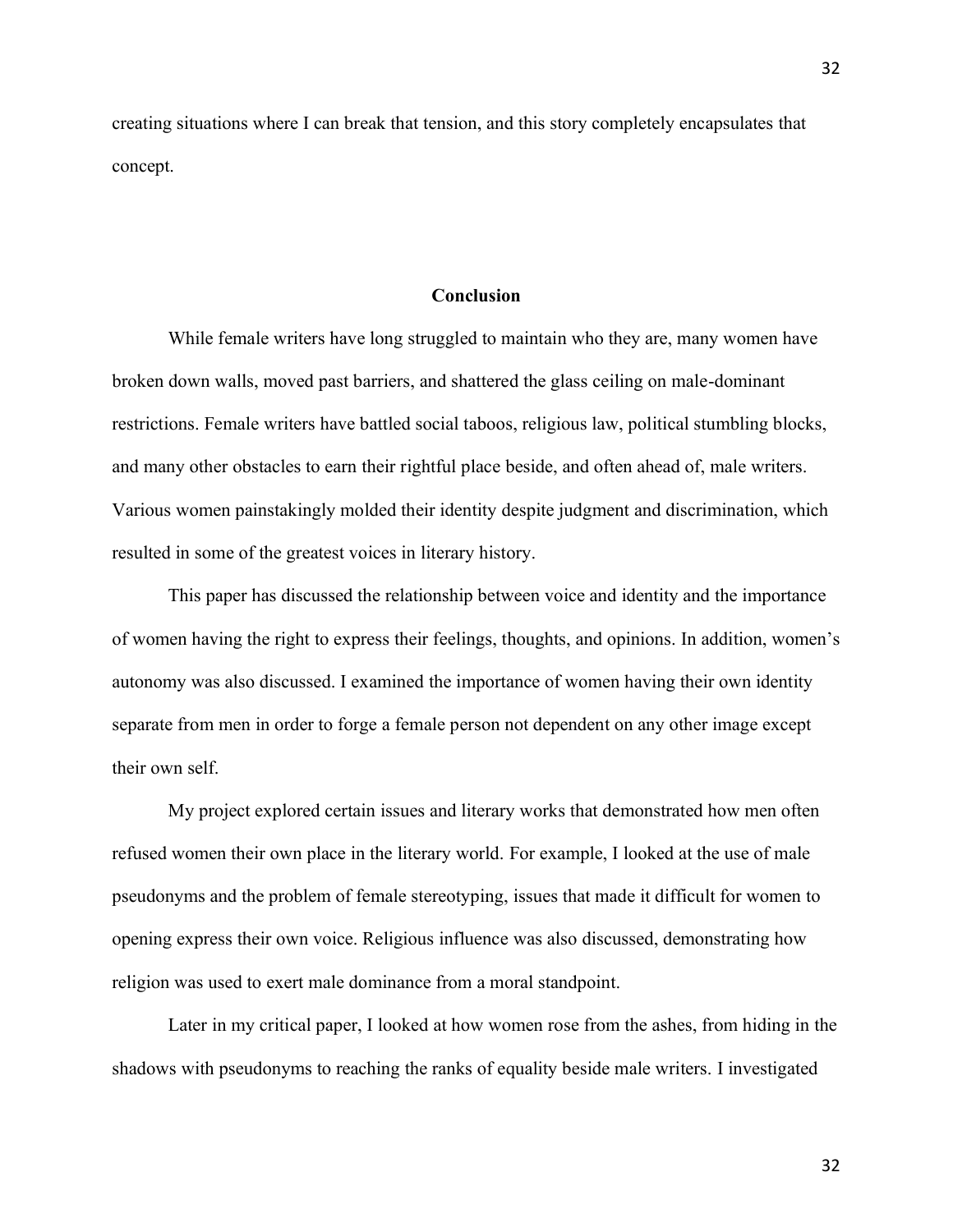creating situations where I can break that tension, and this story completely encapsulates that concept.

## Conclusion

While female writers have long struggled to maintain who they are, many women have broken down walls, moved past barriers, and shattered the glass ceiling on male-dominant restrictions. Female writers have battled social taboos, religious law, political stumbling blocks, and many other obstacles to earn their rightful place beside, and often ahead of, male writers. Various women painstakingly molded their identity despite judgment and discrimination, which resulted in some of the greatest voices in literary history.

This paper has discussed the relationship between voice and identity and the importance of women having the right to express their feelings, thoughts, and opinions. In addition, women's autonomy was also discussed. I examined the importance of women having their own identity separate from men in order to forge a female person not dependent on any other image except their own self.

My project explored certain issues and literary works that demonstrated how men often refused women their own place in the literary world. For example, I looked at the use of male pseudonyms and the problem of female stereotyping, issues that made it difficult for women to opening express their own voice. Religious influence was also discussed, demonstrating how religion was used to exert male dominance from a moral standpoint.

Later in my critical paper, I looked at how women rose from the ashes, from hiding in the shadows with pseudonyms to reaching the ranks of equality beside male writers. I investigated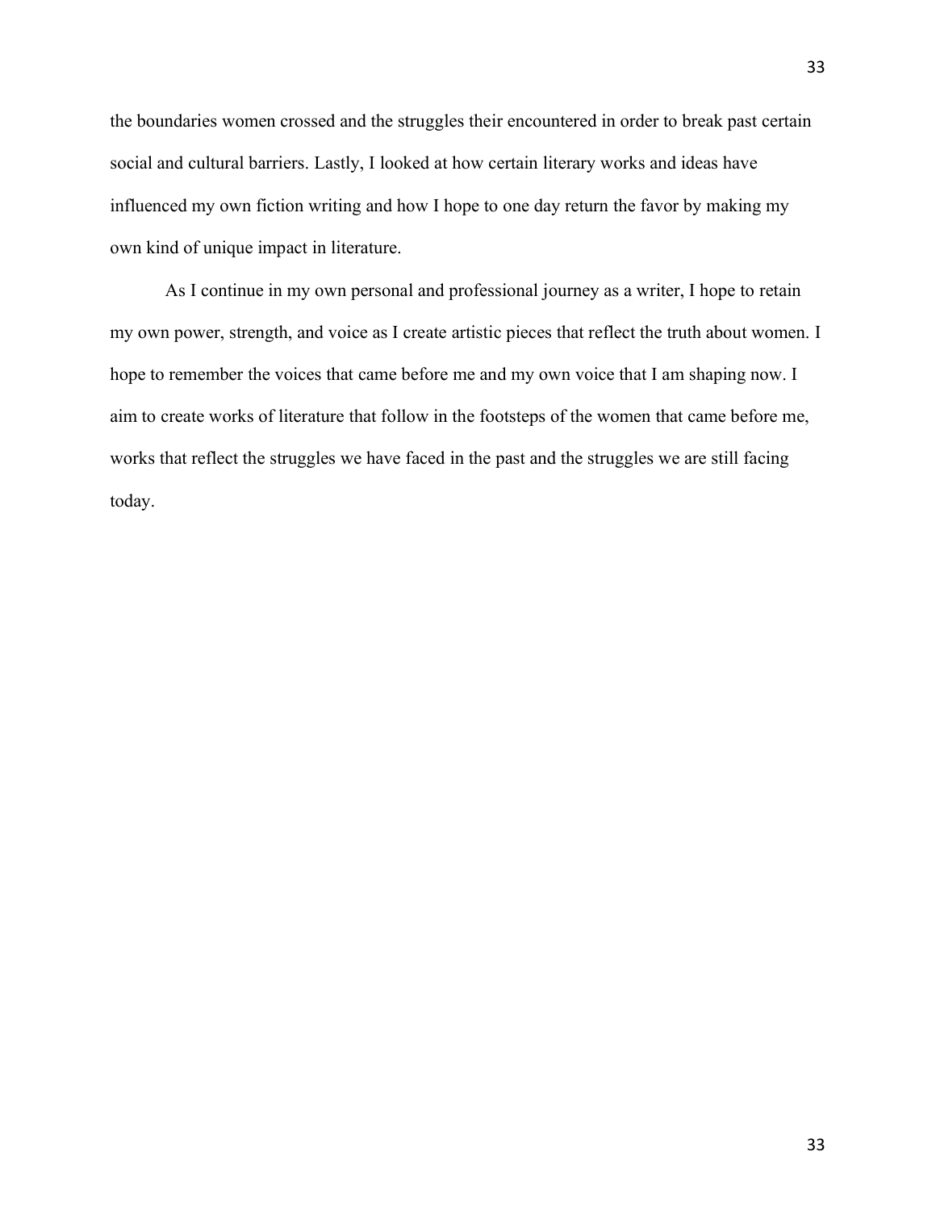the boundaries women crossed and the struggles their encountered in order to break past certain social and cultural barriers. Lastly, I looked at how certain literary works and ideas have influenced my own fiction writing and how I hope to one day return the favor by making my own kind of unique impact in literature.

As I continue in my own personal and professional journey as a writer, I hope to retain my own power, strength, and voice as I create artistic pieces that reflect the truth about women. I hope to remember the voices that came before me and my own voice that I am shaping now. I aim to create works of literature that follow in the footsteps of the women that came before me, works that reflect the struggles we have faced in the past and the struggles we are still facing today.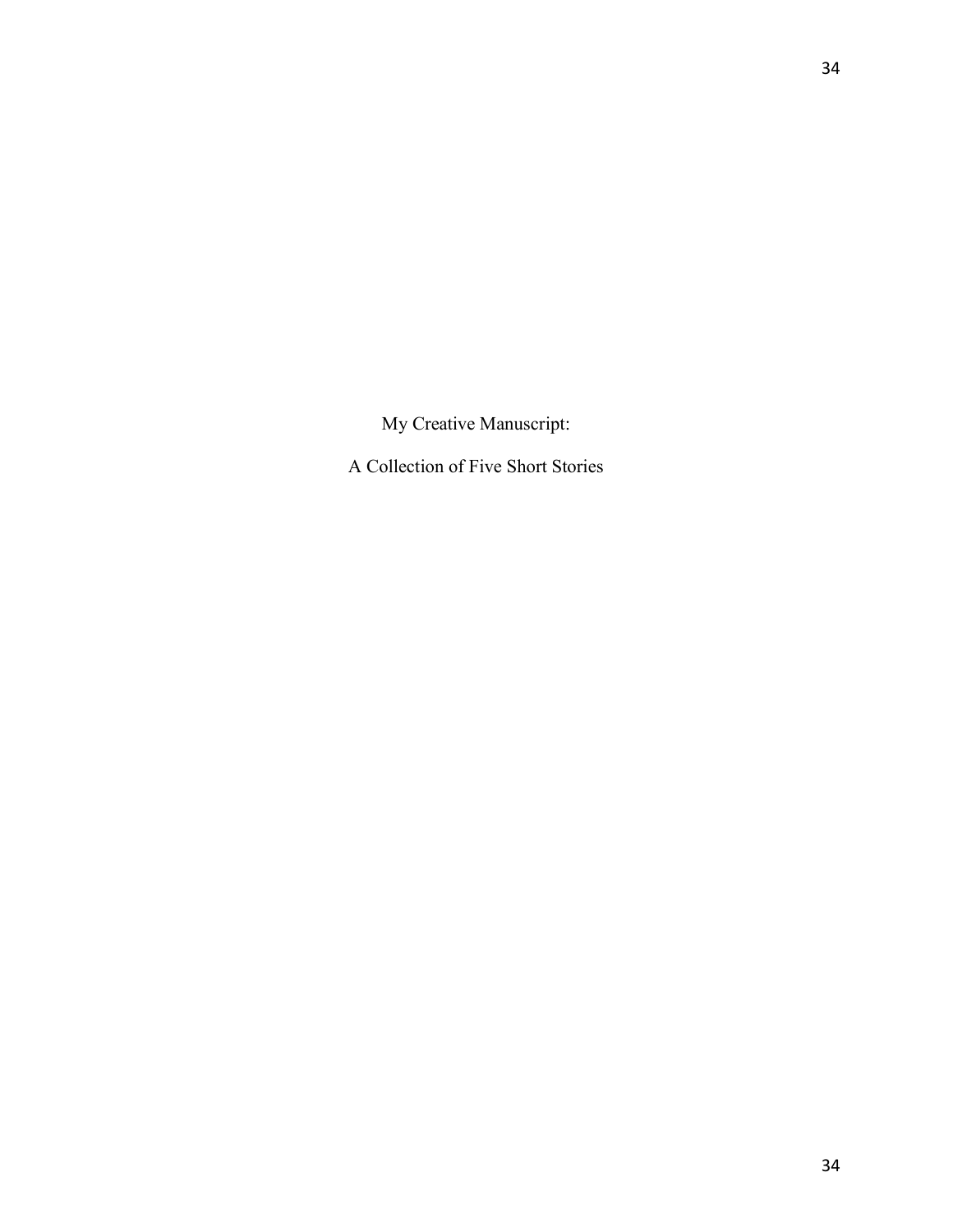# My Creative Manuscript:

## A Collection of Five Short Stories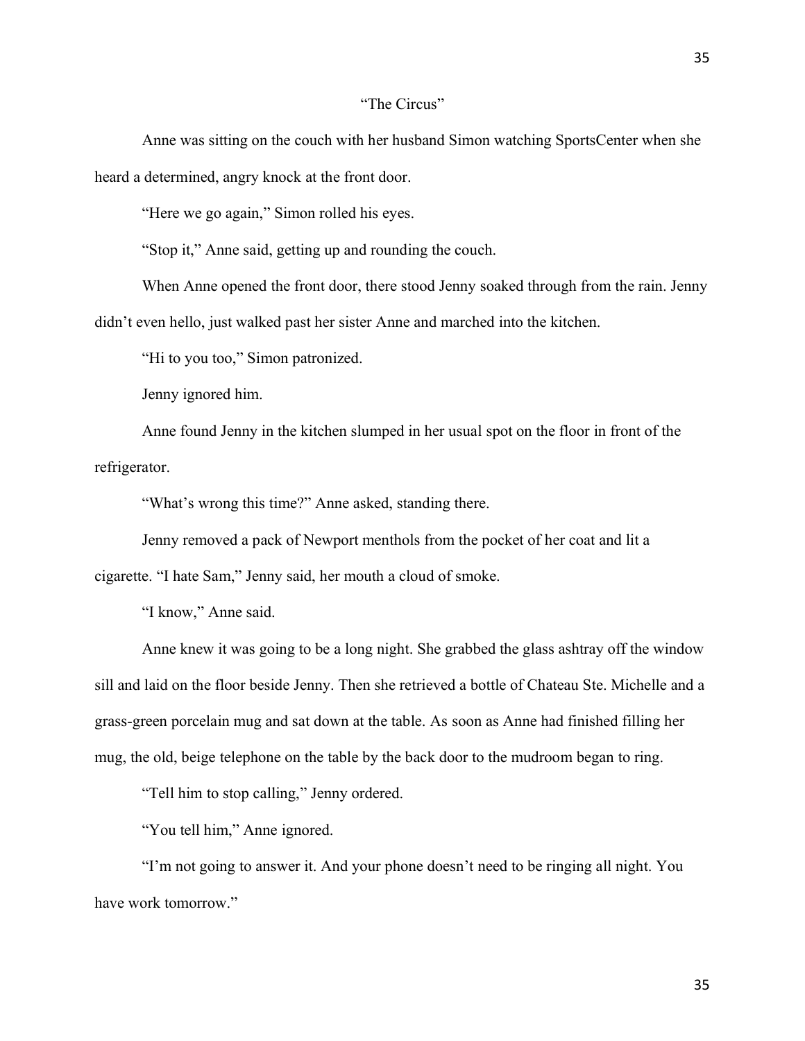## “The Circus”

Anne was sitting on the couch with her husband Simon watching SportsCenter when she heard a determined, angry knock at the front door.

“Here we go again,” Simon rolled his eyes.

“Stop it,” Anne said, getting up and rounding the couch.

When Anne opened the front door, there stood Jenny soaked through from the rain. Jenny didn’t even hello, just walked past her sister Anne and marched into the kitchen.

“Hi to you too,” Simon patronized.

Jenny ignored him.

Anne found Jenny in the kitchen slumped in her usual spot on the floor in front of the refrigerator.

“What’s wrong this time?” Anne asked, standing there.

Jenny removed a pack of Newport menthols from the pocket of her coat and lit a cigarette. “I hate Sam,” Jenny said, her mouth a cloud of smoke.

“I know,” Anne said.

Anne knew it was going to be a long night. She grabbed the glass ashtray off the window sill and laid on the floor beside Jenny. Then she retrieved a bottle of Chateau Ste. Michelle and a grass-green porcelain mug and sat down at the table. As soon as Anne had finished filling her mug, the old, beige telephone on the table by the back door to the mudroom began to ring.

“Tell him to stop calling,” Jenny ordered.

“You tell him,” Anne ignored.

“I’m not going to answer it. And your phone doesn’t need to be ringing all night. You have work tomorrow.”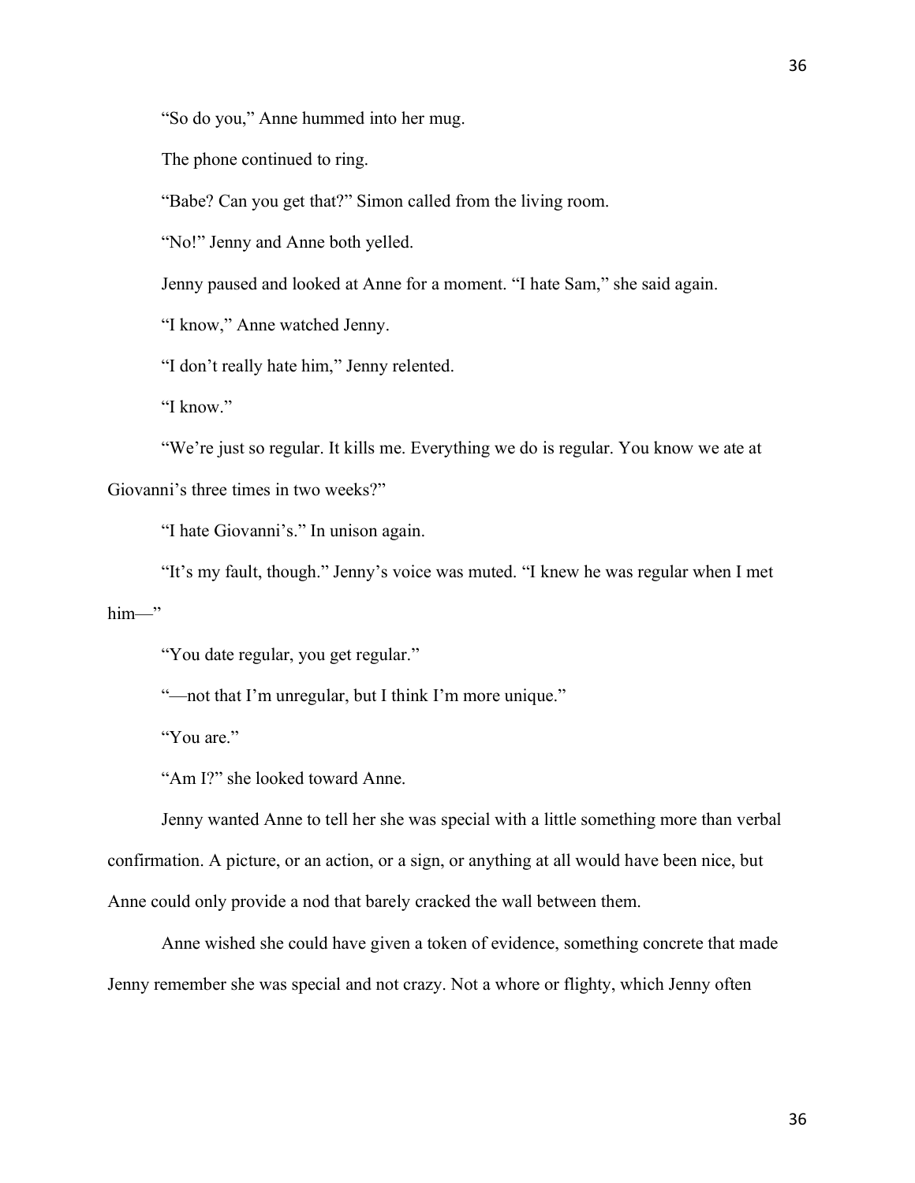"So do you," Anne hummed into her mug.

The phone continued to ring.

"Babe? Can you get that?" Simon called from the living room.

"No!" Jenny and Anne both yelled.

Jenny paused and looked at Anne for a moment. "I hate Sam," she said again.

"I know," Anne watched Jenny.

"I don't really hate him," Jenny relented.

"I know."

"We're just so regular. It kills me. Everything we do is regular. You know we ate at Giovanni's three times in two weeks?"

"I hate Giovanni's." In unison again.

"It's my fault, though." Jenny's voice was muted. "I knew he was regular when I met him—"

"You date regular, you get regular."

"—not that I'm unregular, but I think I'm more unique."

"You are."

"Am I?" she looked toward Anne.

Jenny wanted Anne to tell her she was special with a little something more than verbal confirmation. A picture, or an action, or a sign, or anything at all would have been nice, but Anne could only provide a nod that barely cracked the wall between them.

Anne wished she could have given a token of evidence, something concrete that made Jenny remember she was special and not crazy. Not a whore or flighty, which Jenny often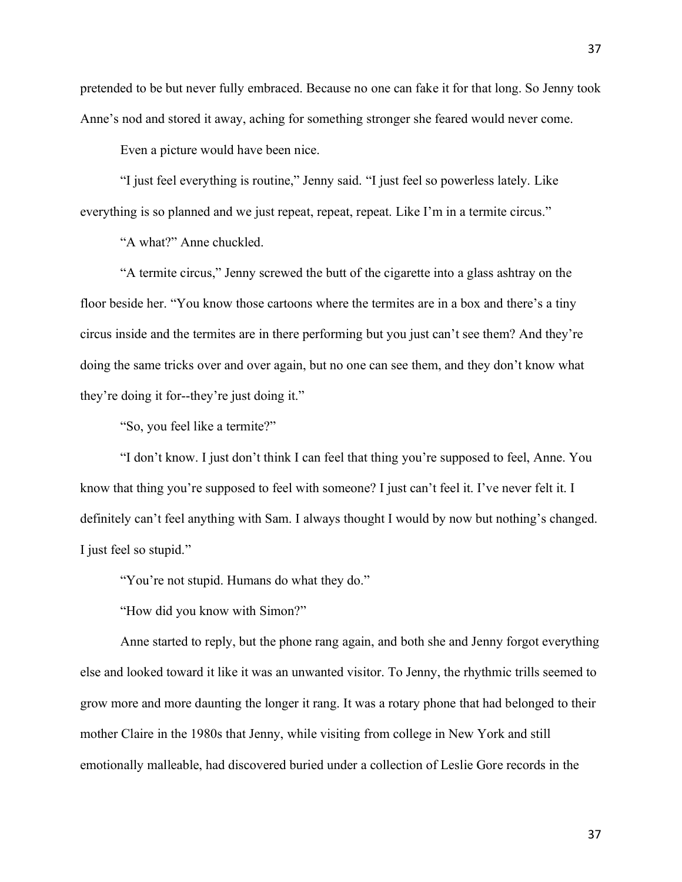pretended to be but never fully embraced. Because no one can fake it for that long. So Jenny took Anne's nod and stored it away, aching for something stronger she feared would never come.

Even a picture would have been nice.

"I just feel everything is routine," Jenny said. "I just feel so powerless lately. Like everything is so planned and we just repeat, repeat, repeat. Like I'm in a termite circus."

"A what?" Anne chuckled.

"A termite circus," Jenny screwed the butt of the cigarette into a glass ashtray on the floor beside her. "You know those cartoons where the termites are in a box and there's a tiny circus inside and the termites are in there performing but you just can't see them? And they're doing the same tricks over and over again, but no one can see them, and they don't know what they're doing it for--they're just doing it."

"So, you feel like a termite?"

"I don't know. I just don't think I can feel that thing you're supposed to feel, Anne. You know that thing you're supposed to feel with someone? I just can't feel it. I've never felt it. I definitely can't feel anything with Sam. I always thought I would by now but nothing's changed. I just feel so stupid."

"You're not stupid. Humans do what they do."

"How did you know with Simon?"

Anne started to reply, but the phone rang again, and both she and Jenny forgot everything else and looked toward it like it was an unwanted visitor. To Jenny, the rhythmic trills seemed to grow more and more daunting the longer it rang. It was a rotary phone that had belonged to their mother Claire in the 1980s that Jenny, while visiting from college in New York and still emotionally malleable, had discovered buried under a collection of Leslie Gore records in the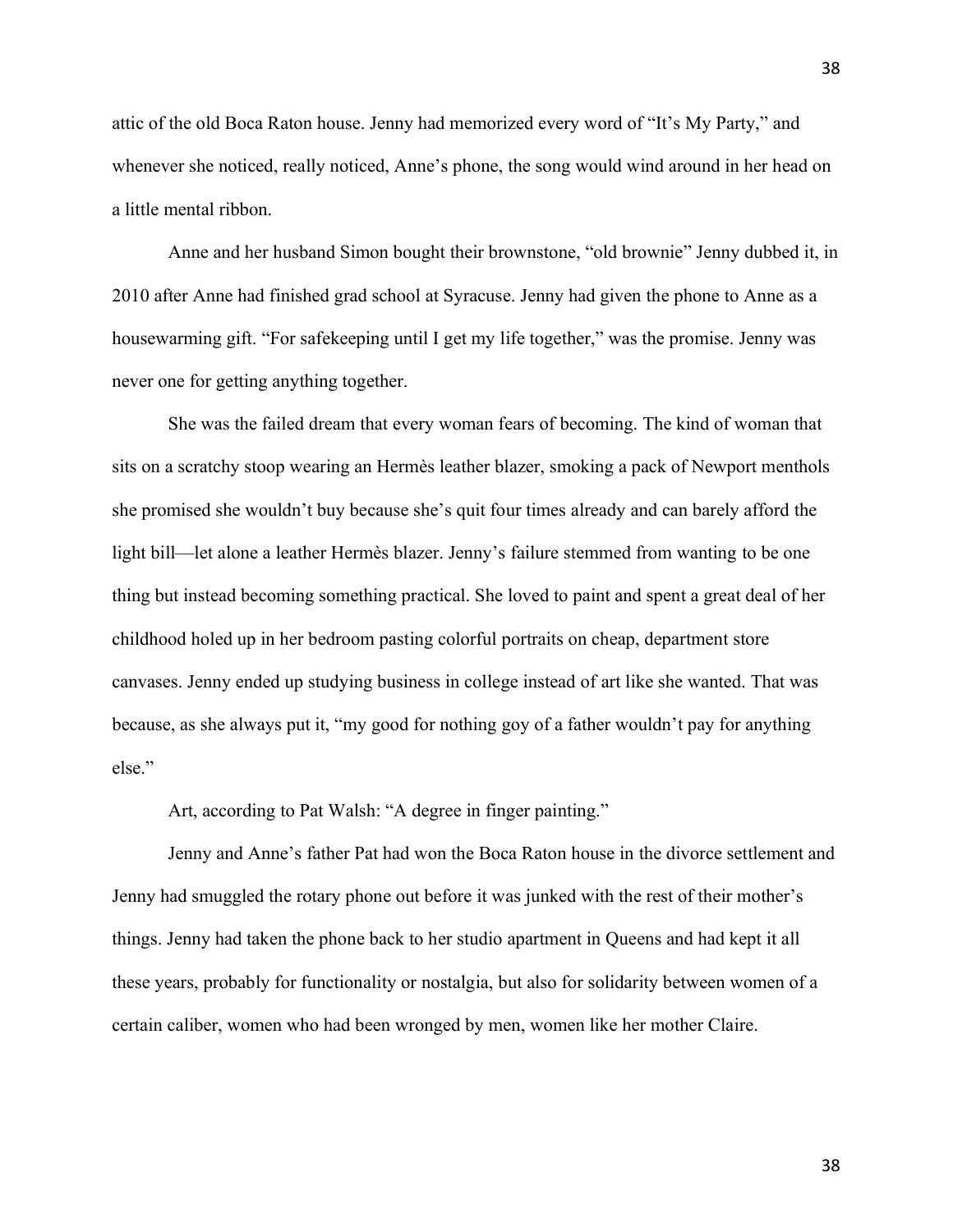attic of the old Boca Raton house. Jenny had memorized every word of "It's My Party," and whenever she noticed, really noticed, Anne's phone, the song would wind around in her head on a little mental ribbon.

Anne and her husband Simon bought their brownstone, "old brownie" Jenny dubbed it, in 2010 after Anne had finished grad school at Syracuse. Jenny had given the phone to Anne as a housewarming gift. "For safekeeping until I get my life together," was the promise. Jenny was never one for getting anything together.

She was the failed dream that every woman fears of becoming. The kind of woman that sits on a scratchy stoop wearing an Hermès leather blazer, smoking a pack of Newport menthols she promised she wouldn't buy because she's quit four times already and can barely afford the light bill—let alone a leather Hermès blazer. Jenny's failure stemmed from wanting to be one thing but instead becoming something practical. She loved to paint and spent a great deal of her childhood holed up in her bedroom pasting colorful portraits on cheap, department store canvases. Jenny ended up studying business in college instead of art like she wanted. That was because, as she always put it, "my good for nothing goy of a father wouldn't pay for anything else."

Art, according to Pat Walsh: "A degree in finger painting."

Jenny and Anne's father Pat had won the Boca Raton house in the divorce settlement and Jenny had smuggled the rotary phone out before it was junked with the rest of their mother's things. Jenny had taken the phone back to her studio apartment in Queens and had kept it all these years, probably for functionality or nostalgia, but also for solidarity between women of a certain caliber, women who had been wronged by men, women like her mother Claire.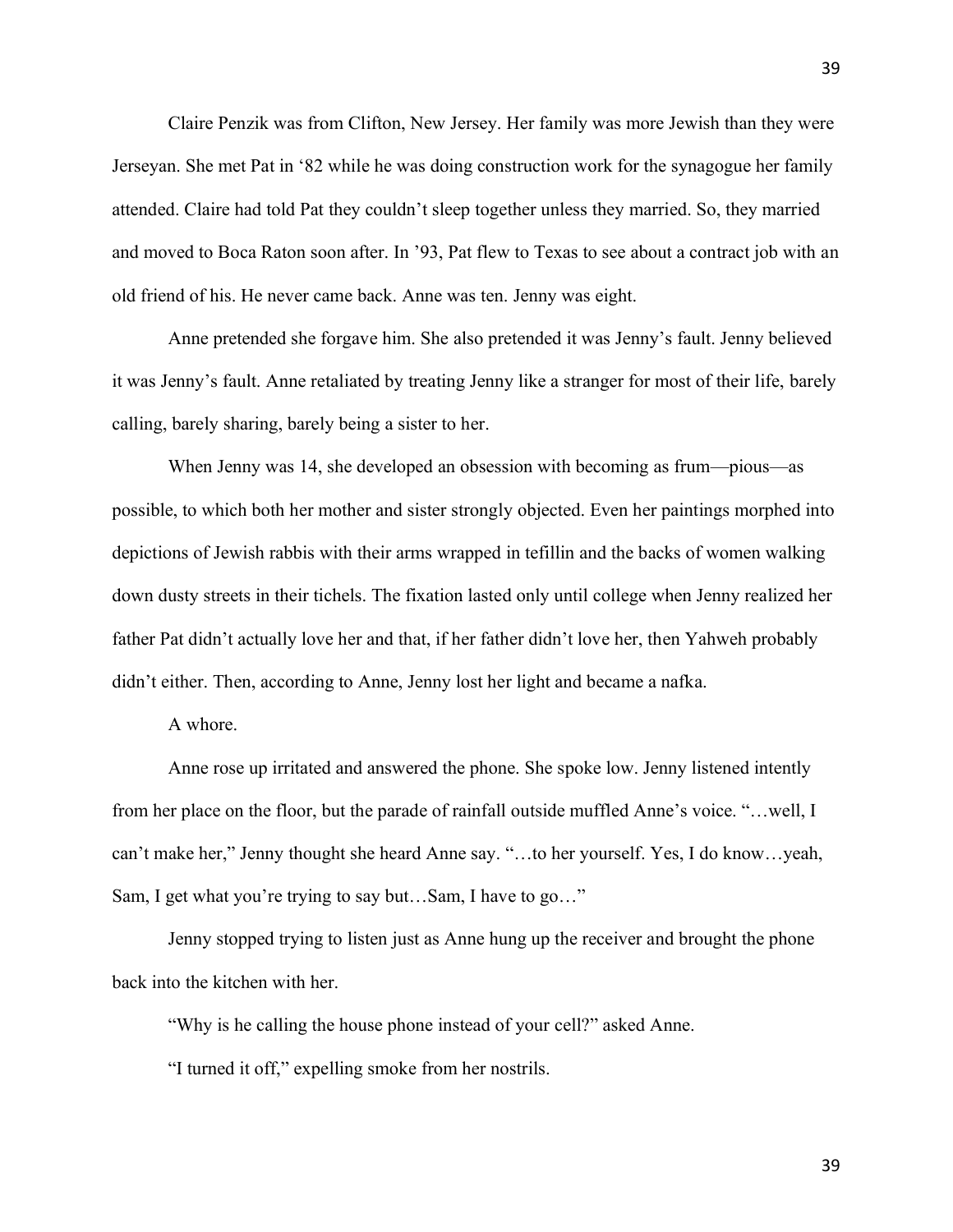Claire Penzik was from Clifton, New Jersey. Her family was more Jewish than they were Jerseyan. She met Pat in '82 while he was doing construction work for the synagogue her family attended. Claire had told Pat they couldn't sleep together unless they married. So, they married and moved to Boca Raton soon after. In '93, Pat flew to Texas to see about a contract job with an old friend of his. He never came back. Anne was ten. Jenny was eight.

Anne pretended she forgave him. She also pretended it was Jenny's fault. Jenny believed it was Jenny's fault. Anne retaliated by treating Jenny like a stranger for most of their life, barely calling, barely sharing, barely being a sister to her.

When Jenny was 14, she developed an obsession with becoming as frum—pious—as possible, to which both her mother and sister strongly objected. Even her paintings morphed into depictions of Jewish rabbis with their arms wrapped in tefillin and the backs of women walking down dusty streets in their tichels. The fixation lasted only until college when Jenny realized her father Pat didn't actually love her and that, if her father didn't love her, then Yahweh probably didn't either. Then, according to Anne, Jenny lost her light and became a nafka.

A whore.

Anne rose up irritated and answered the phone. She spoke low. Jenny listened intently from her place on the floor, but the parade of rainfall outside muffled Anne's voice. "…well, I can't make her," Jenny thought she heard Anne say. "…to her yourself. Yes, I do know…yeah, Sam, I get what you're trying to say but…Sam, I have to go…"

Jenny stopped trying to listen just as Anne hung up the receiver and brought the phone back into the kitchen with her.

"Why is he calling the house phone instead of your cell?" asked Anne.

"I turned it off," expelling smoke from her nostrils.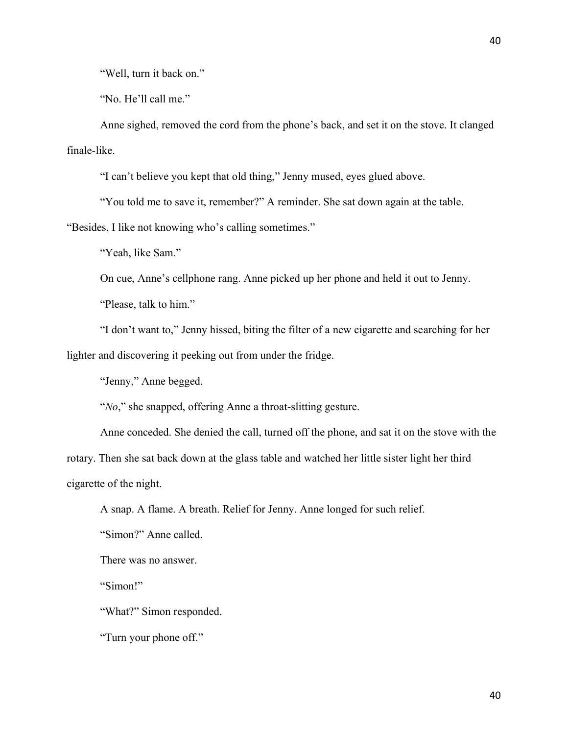"Well, turn it back on."

"No. He'll call me."

Anne sighed, removed the cord from the phone's back, and set it on the stove. It clanged finale-like.

"I can't believe you kept that old thing," Jenny mused, eyes glued above.

"You told me to save it, remember?" A reminder. She sat down again at the table. "Besides, I like not knowing who's calling sometimes."

"Yeah, like Sam."

On cue, Anne's cellphone rang. Anne picked up her phone and held it out to Jenny.

"Please, talk to him."

"I don't want to," Jenny hissed, biting the filter of a new cigarette and searching for her lighter and discovering it peeking out from under the fridge.

"Jenny," Anne begged.

"*No*," she snapped, offering Anne a throat-slitting gesture.

Anne conceded. She denied the call, turned off the phone, and sat it on the stove with the rotary. Then she sat back down at the glass table and watched her little sister light her third cigarette of the night.

A snap. A flame. A breath. Relief for Jenny. Anne longed for such relief.

"Simon?" Anne called.

There was no answer.

"Simon!"

"What?" Simon responded.

"Turn your phone off."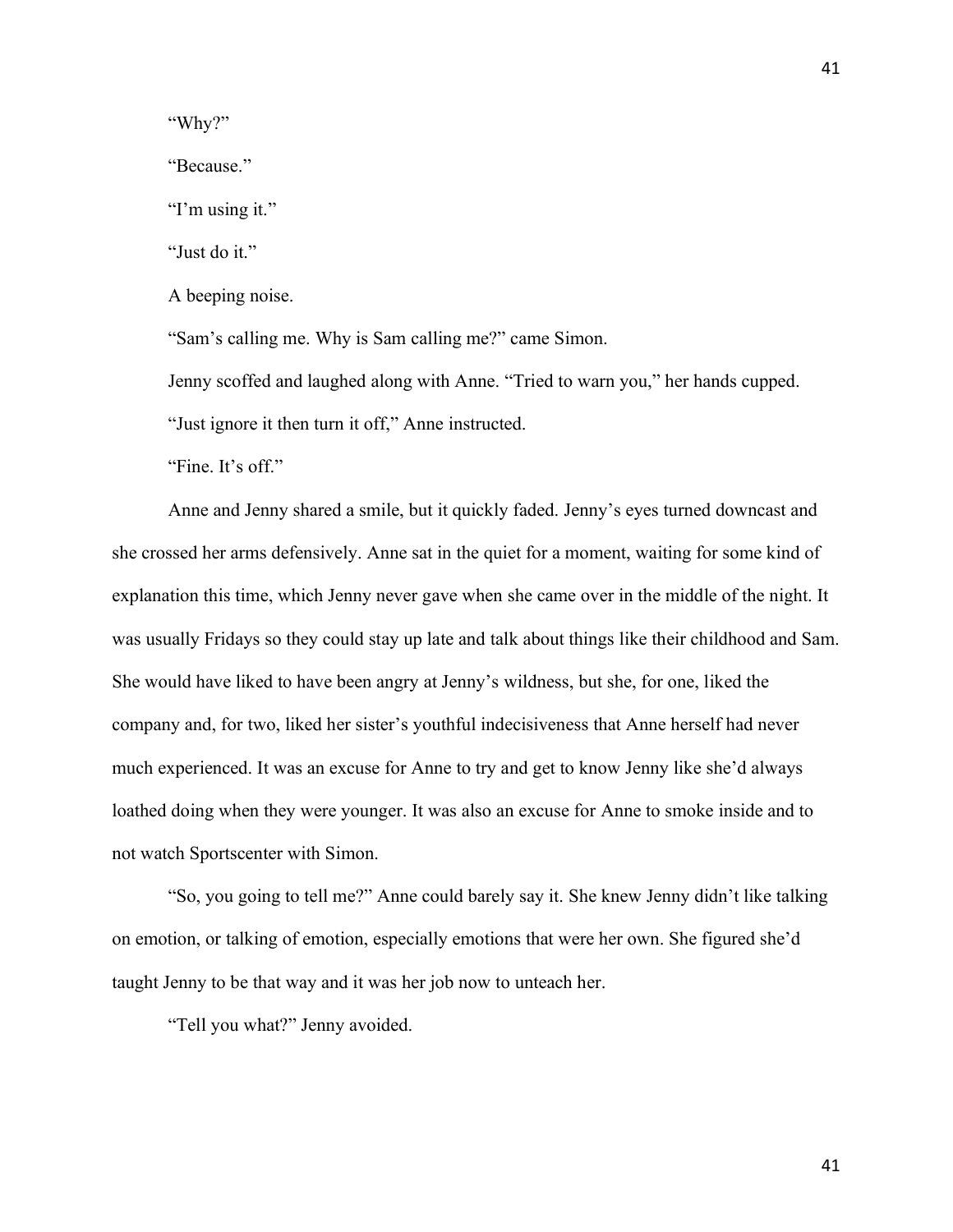"Why?"

"Because."

"I'm using it."

"Just do it."

A beeping noise.

"Sam's calling me. Why is Sam calling me?" came Simon.

Jenny scoffed and laughed along with Anne. "Tried to warn you," her hands cupped.

"Just ignore it then turn it off," Anne instructed.

"Fine. It's off."

Anne and Jenny shared a smile, but it quickly faded. Jenny's eyes turned downcast and she crossed her arms defensively. Anne sat in the quiet for a moment, waiting for some kind of explanation this time, which Jenny never gave when she came over in the middle of the night. It was usually Fridays so they could stay up late and talk about things like their childhood and Sam. She would have liked to have been angry at Jenny's wildness, but she, for one, liked the company and, for two, liked her sister's youthful indecisiveness that Anne herself had never much experienced. It was an excuse for Anne to try and get to know Jenny like she'd always loathed doing when they were younger. It was also an excuse for Anne to smoke inside and to not watch Sportscenter with Simon.

"So, you going to tell me?" Anne could barely say it. She knew Jenny didn't like talking on emotion, or talking of emotion, especially emotions that were her own. She figured she'd taught Jenny to be that way and it was her job now to unteach her.

"Tell you what?" Jenny avoided.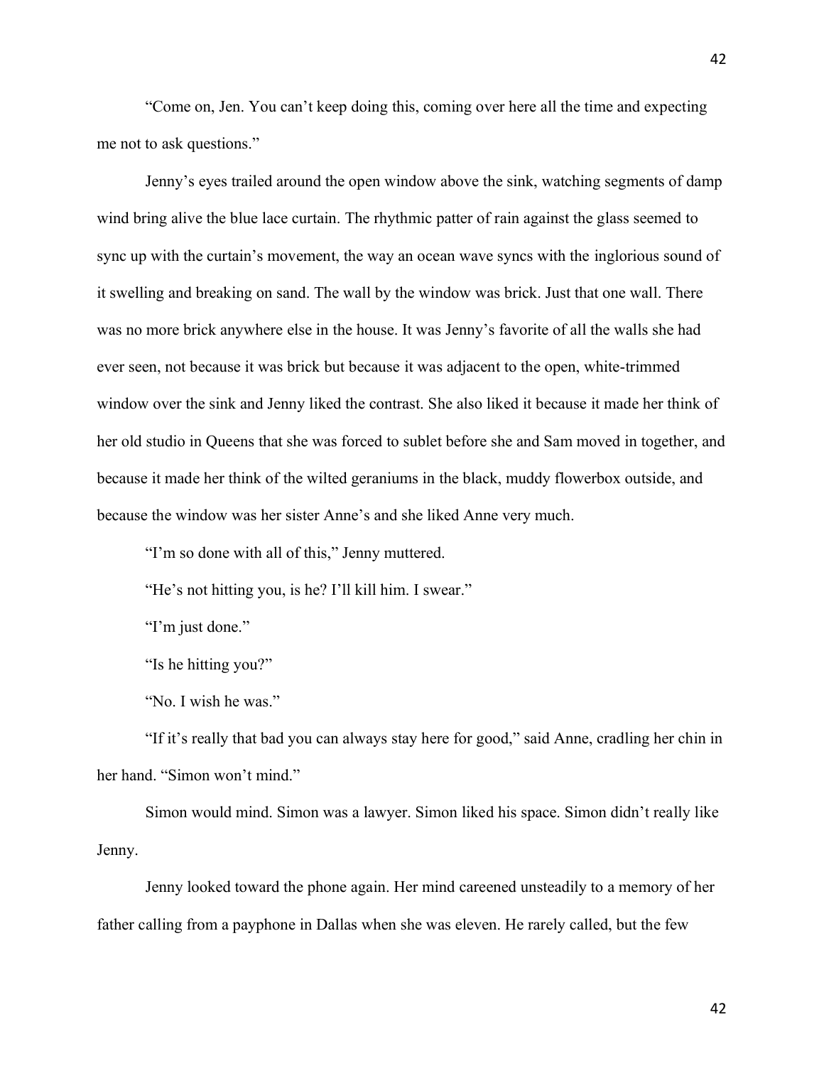"Come on, Jen. You can't keep doing this, coming over here all the time and expecting me not to ask questions."

Jenny's eyes trailed around the open window above the sink, watching segments of damp wind bring alive the blue lace curtain. The rhythmic patter of rain against the glass seemed to sync up with the curtain's movement, the way an ocean wave syncs with the inglorious sound of it swelling and breaking on sand. The wall by the window was brick. Just that one wall. There was no more brick anywhere else in the house. It was Jenny's favorite of all the walls she had ever seen, not because it was brick but because it was adjacent to the open, white-trimmed window over the sink and Jenny liked the contrast. She also liked it because it made her think of her old studio in Queens that she was forced to sublet before she and Sam moved in together, and because it made her think of the wilted geraniums in the black, muddy flowerbox outside, and because the window was her sister Anne's and she liked Anne very much.

"I'm so done with all of this," Jenny muttered.

"He's not hitting you, is he? I'll kill him. I swear."

"I'm just done."

"Is he hitting you?"

"No. I wish he was."

"If it's really that bad you can always stay here for good," said Anne, cradling her chin in her hand. "Simon won't mind."

Simon would mind. Simon was a lawyer. Simon liked his space. Simon didn't really like Jenny.

Jenny looked toward the phone again. Her mind careened unsteadily to a memory of her father calling from a payphone in Dallas when she was eleven. He rarely called, but the few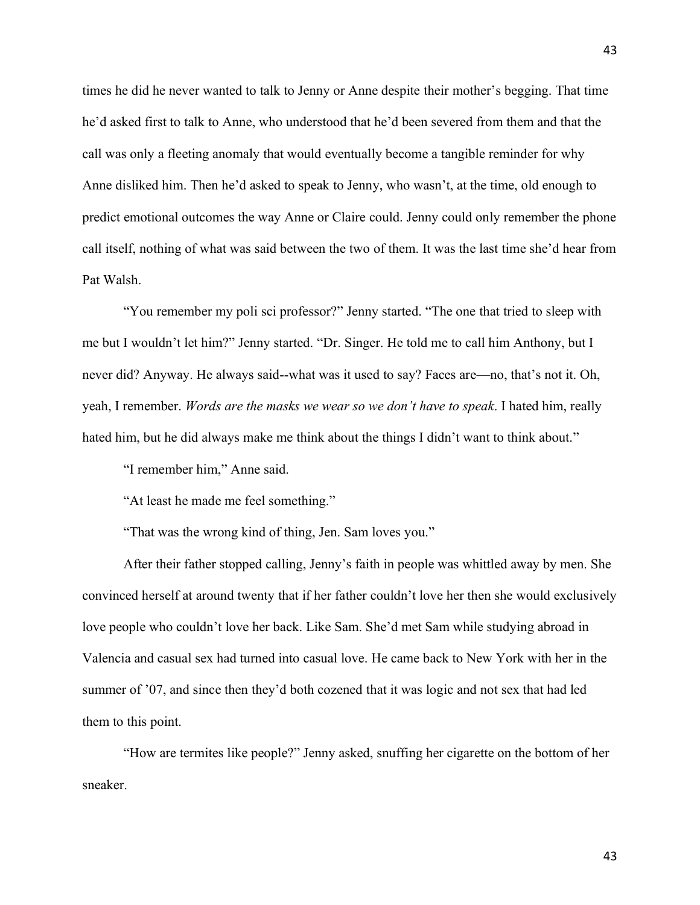times he did he never wanted to talk to Jenny or Anne despite their mother's begging. That time he'd asked first to talk to Anne, who understood that he'd been severed from them and that the call was only a fleeting anomaly that would eventually become a tangible reminder for why Anne disliked him. Then he'd asked to speak to Jenny, who wasn't, at the time, old enough to predict emotional outcomes the way Anne or Claire could. Jenny could only remember the phone call itself, nothing of what was said between the two of them. It was the last time she'd hear from Pat Walsh.

"You remember my poli sci professor?" Jenny started. "The one that tried to sleep with me but I wouldn't let him?" Jenny started. "Dr. Singer. He told me to call him Anthony, but I never did? Anyway. He always said--what was it used to say? Faces are—no, that's not it. Oh, yeah, I remember. *Words are the masks we wear so we don't have to speak*. I hated him, really hated him, but he did always make me think about the things I didn't want to think about."

"I remember him," Anne said.

"At least he made me feel something."

"That was the wrong kind of thing, Jen. Sam loves you."

After their father stopped calling, Jenny's faith in people was whittled away by men. She convinced herself at around twenty that if her father couldn't love her then she would exclusively love people who couldn't love her back. Like Sam. She'd met Sam while studying abroad in Valencia and casual sex had turned into casual love. He came back to New York with her in the summer of '07, and since then they'd both cozened that it was logic and not sex that had led them to this point.

"How are termites like people?" Jenny asked, snuffing her cigarette on the bottom of her sneaker.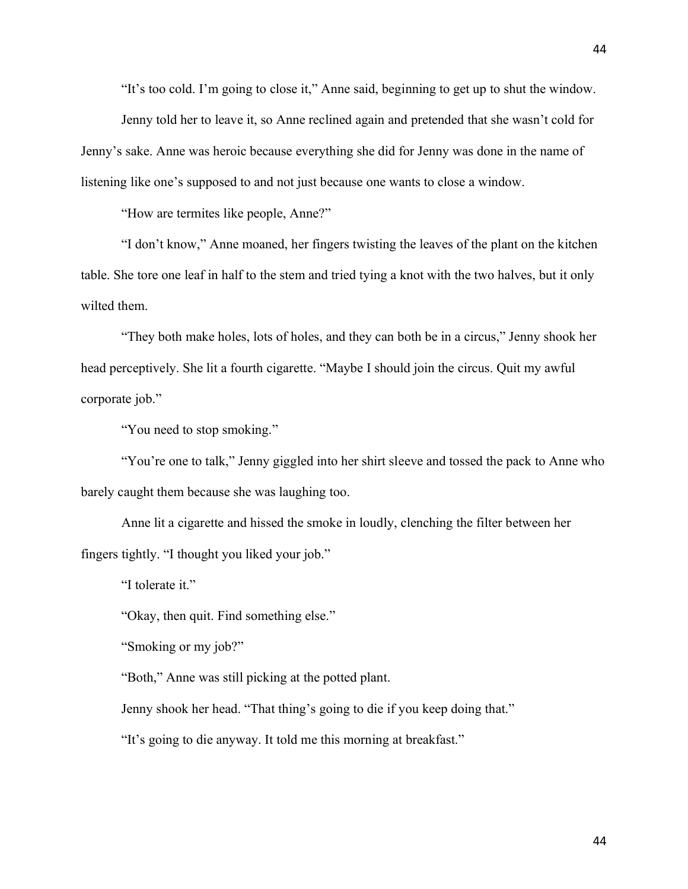"It's too cold. I'm going to close it," Anne said, beginning to get up to shut the window.

Jenny told her to leave it, so Anne reclined again and pretended that she wasn't cold for Jenny's sake. Anne was heroic because everything she did for Jenny was done in the name of listening like one's supposed to and not just because one wants to close a window.

"How are termites like people, Anne?"

"I don't know," Anne moaned, her fingers twisting the leaves of the plant on the kitchen table. She tore one leaf in half to the stem and tried tying a knot with the two halves, but it only wilted them.

"They both make holes, lots of holes, and they can both be in a circus," Jenny shook her head perceptively. She lit a fourth cigarette. "Maybe I should join the circus. Quit my awful corporate job."

"You need to stop smoking."

"You're one to talk," Jenny giggled into her shirt sleeve and tossed the pack to Anne who barely caught them because she was laughing too.

Anne lit a cigarette and hissed the smoke in loudly, clenching the filter between her fingers tightly. "I thought you liked your job."

"I tolerate it."

"Okay, then quit. Find something else."

"Smoking or my job?"

"Both," Anne was still picking at the potted plant.

Jenny shook her head. "That thing's going to die if you keep doing that."

"It's going to die anyway. It told me this morning at breakfast."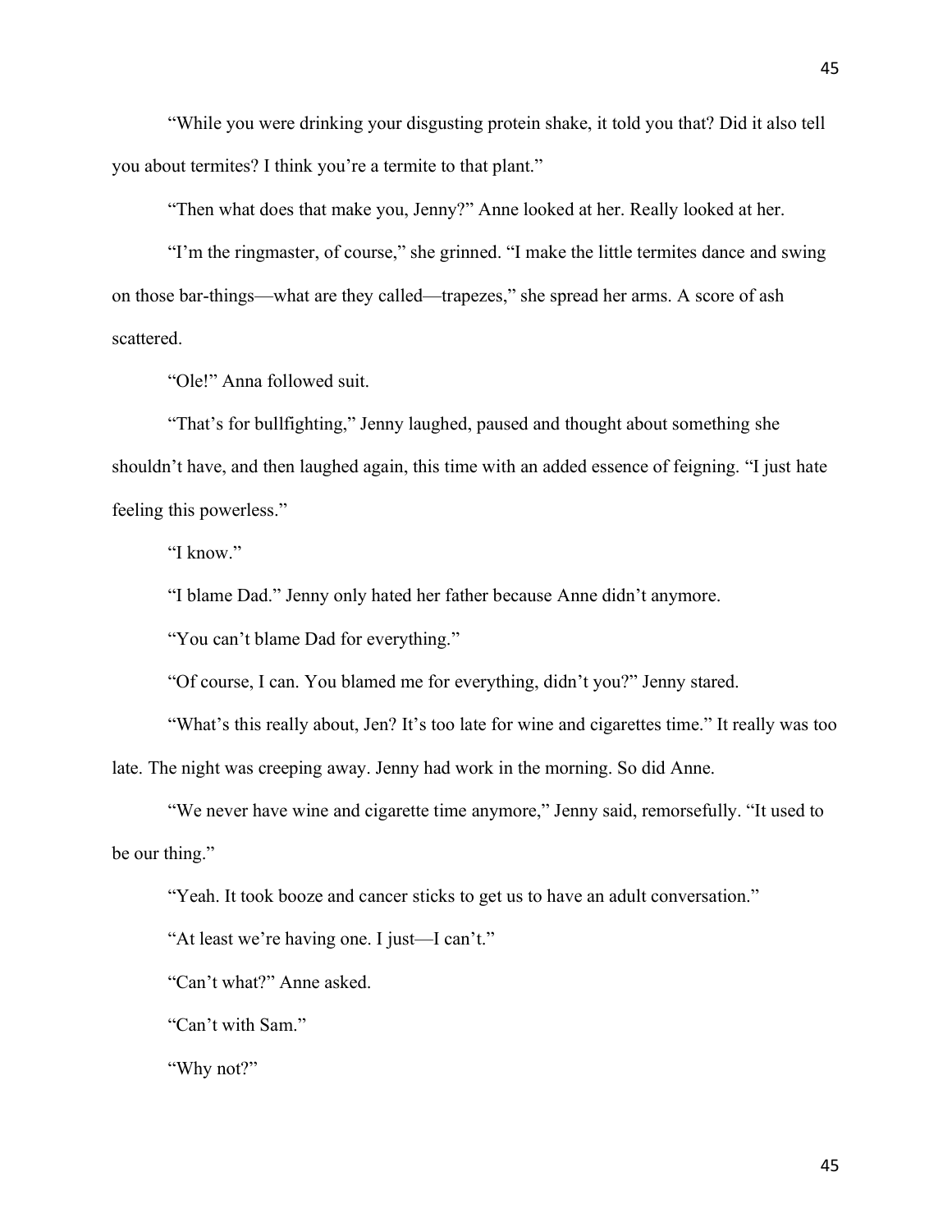"While you were drinking your disgusting protein shake, it told you that? Did it also tell you about termites? I think you're a termite to that plant."

"Then what does that make you, Jenny?" Anne looked at her. Really looked at her.

"I'm the ringmaster, of course," she grinned. "I make the little termites dance and swing on those bar-things—what are they called—trapezes," she spread her arms. A score of ash scattered.

"Ole!" Anna followed suit.

"That's for bullfighting," Jenny laughed, paused and thought about something she shouldn't have, and then laughed again, this time with an added essence of feigning. "I just hate feeling this powerless."

"I know."

"I blame Dad." Jenny only hated her father because Anne didn't anymore.

"You can't blame Dad for everything."

"Of course, I can. You blamed me for everything, didn't you?" Jenny stared.

"What's this really about, Jen? It's too late for wine and cigarettes time." It really was too late. The night was creeping away. Jenny had work in the morning. So did Anne.

"We never have wine and cigarette time anymore," Jenny said, remorsefully. "It used to be our thing."

"Yeah. It took booze and cancer sticks to get us to have an adult conversation."

"At least we're having one. I just—I can't."

"Can't what?" Anne asked.

"Can't with Sam."

"Why not?"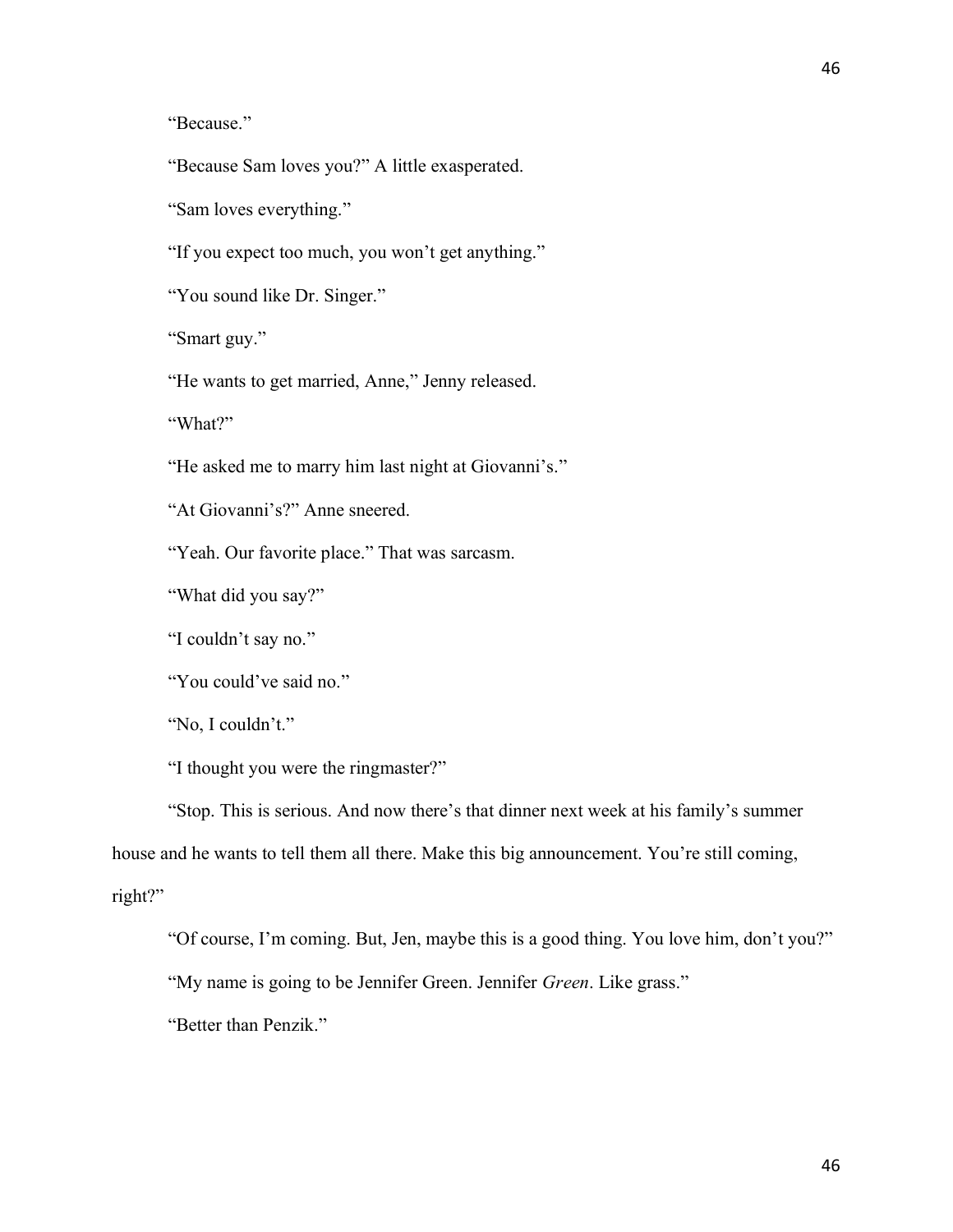"Because."

"Because Sam loves you?" A little exasperated.

"Sam loves everything."

"If you expect too much, you won't get anything."

"You sound like Dr. Singer."

"Smart guy."

"He wants to get married, Anne," Jenny released.

"What?"

"He asked me to marry him last night at Giovanni's."

"At Giovanni's?" Anne sneered.

"Yeah. Our favorite place." That was sarcasm.

"What did you say?"

"I couldn't say no."

"You could've said no."

"No, I couldn't."

"I thought you were the ringmaster?"

"Stop. This is serious. And now there's that dinner next week at his family's summer house and he wants to tell them all there. Make this big announcement. You're still coming, right?"

"Of course, I'm coming. But, Jen, maybe this is a good thing. You love him, don't you?"

"My name is going to be Jennifer Green. Jennifer *Green*. Like grass."

"Better than Penzik."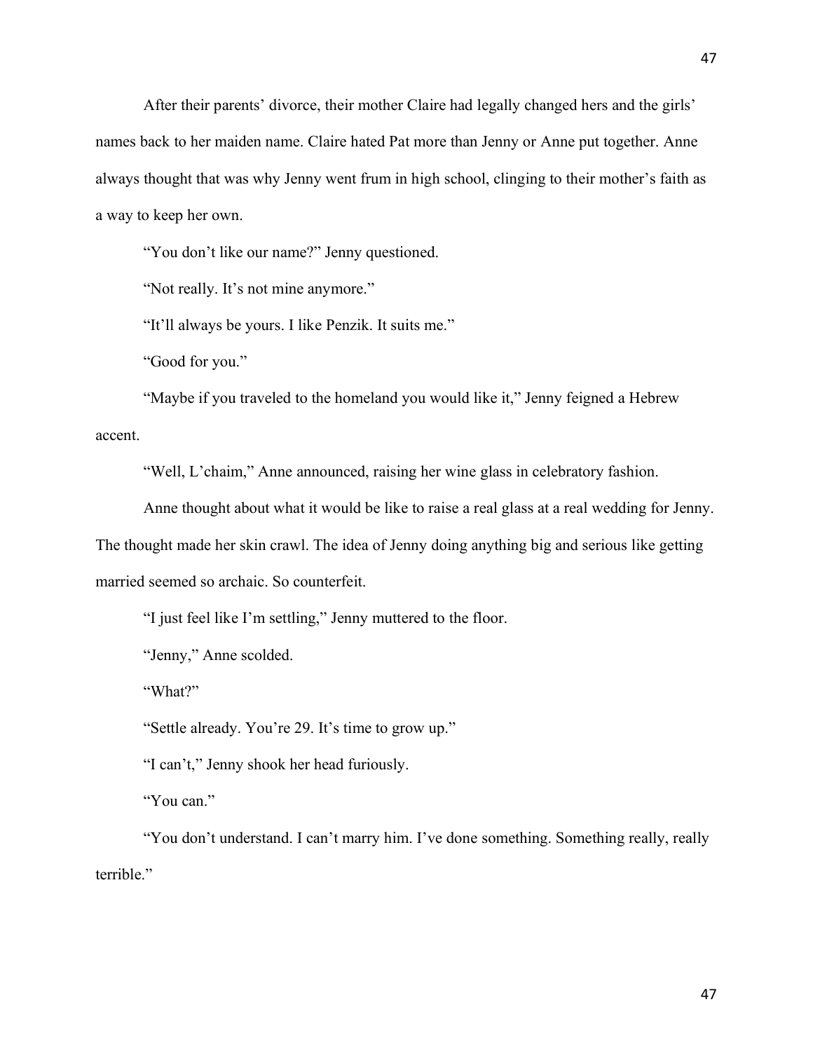After their parents' divorce, their mother Claire had legally changed hers and the girls' names back to her maiden name. Claire hated Pat more than Jenny or Anne put together. Anne always thought that was why Jenny went frum in high school, clinging to their mother's faith as a way to keep her own.

"You don't like our name?" Jenny questioned.

"Not really. It's not mine anymore."

"It'll always be yours. I like Penzik. It suits me."

"Good for you."

"Maybe if you traveled to the homeland you would like it," Jenny feigned a Hebrew accent.

"Well, L'chaim," Anne announced, raising her wine glass in celebratory fashion.

Anne thought about what it would be like to raise a real glass at a real wedding for Jenny. The thought made her skin crawl. The idea of Jenny doing anything big and serious like getting married seemed so archaic. So counterfeit.

"I just feel like I'm settling," Jenny muttered to the floor.

"Jenny," Anne scolded.

"What?"

"Settle already. You're 29. It's time to grow up."

"I can't," Jenny shook her head furiously.

"You can."

"You don't understand. I can't marry him. I've done something. Something really, really terrible."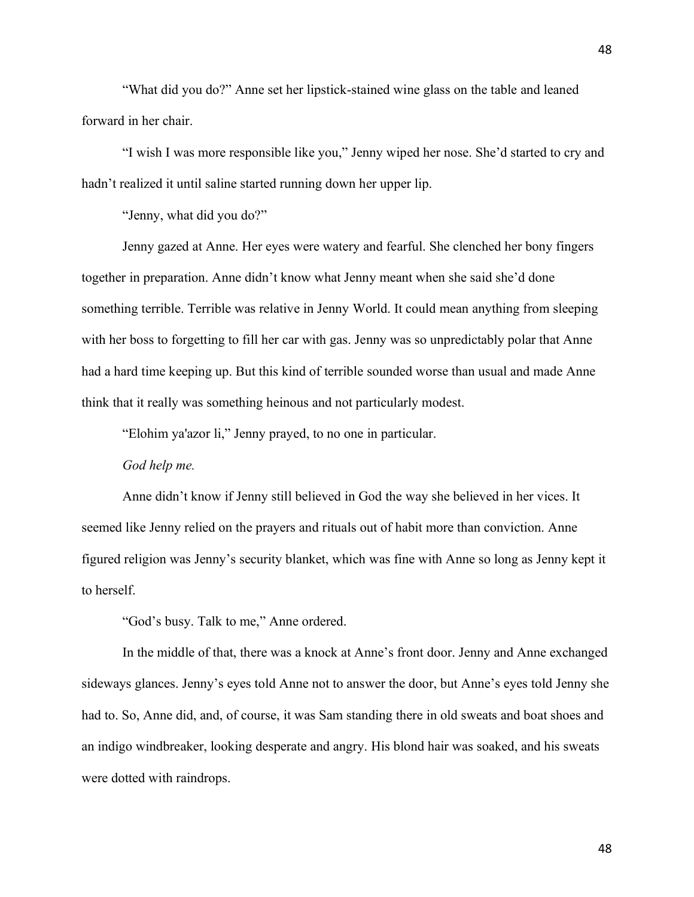"What did you do?" Anne set her lipstick-stained wine glass on the table and leaned forward in her chair.

"I wish I was more responsible like you," Jenny wiped her nose. She'd started to cry and hadn't realized it until saline started running down her upper lip.

"Jenny, what did you do?"

Jenny gazed at Anne. Her eyes were watery and fearful. She clenched her bony fingers together in preparation. Anne didn't know what Jenny meant when she said she'd done something terrible. Terrible was relative in Jenny World. It could mean anything from sleeping with her boss to forgetting to fill her car with gas. Jenny was so unpredictably polar that Anne had a hard time keeping up. But this kind of terrible sounded worse than usual and made Anne think that it really was something heinous and not particularly modest.

"Elohim ya'azor li," Jenny prayed, to no one in particular.

*God help me.*

Anne didn't know if Jenny still believed in God the way she believed in her vices. It seemed like Jenny relied on the prayers and rituals out of habit more than conviction. Anne figured religion was Jenny's security blanket, which was fine with Anne so long as Jenny kept it to herself.

"God's busy. Talk to me," Anne ordered.

In the middle of that, there was a knock at Anne's front door. Jenny and Anne exchanged sideways glances. Jenny's eyes told Anne not to answer the door, but Anne's eyes told Jenny she had to. So, Anne did, and, of course, it was Sam standing there in old sweats and boat shoes and an indigo windbreaker, looking desperate and angry. His blond hair was soaked, and his sweats were dotted with raindrops.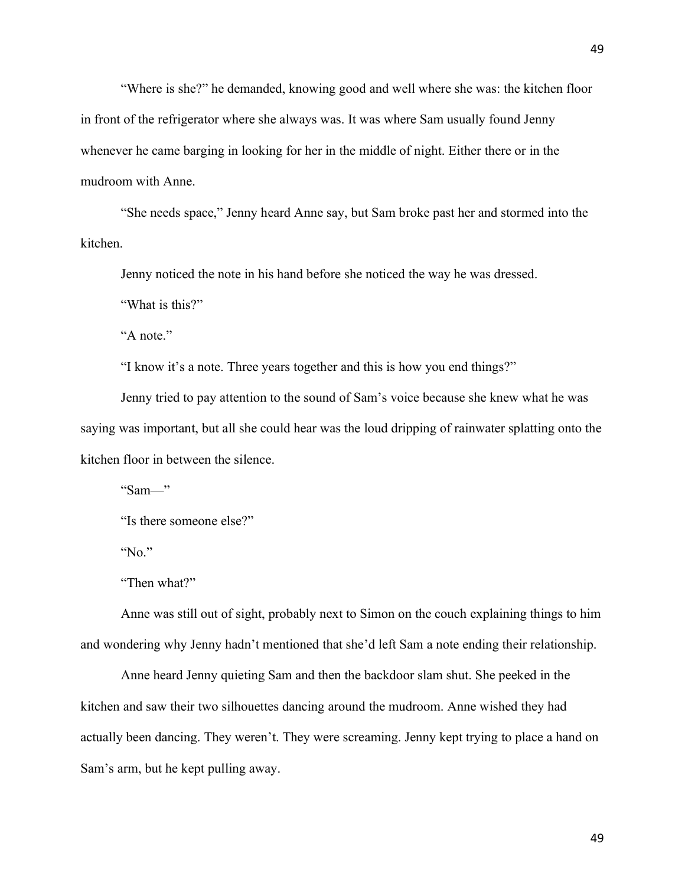"Where is she?" he demanded, knowing good and well where she was: the kitchen floor in front of the refrigerator where she always was. It was where Sam usually found Jenny whenever he came barging in looking for her in the middle of night. Either there or in the mudroom with Anne.

"She needs space," Jenny heard Anne say, but Sam broke past her and stormed into the kitchen.

Jenny noticed the note in his hand before she noticed the way he was dressed.

"What is this?"

"A note."

"I know it's a note. Three years together and this is how you end things?"

Jenny tried to pay attention to the sound of Sam's voice because she knew what he was saying was important, but all she could hear was the loud dripping of rainwater splatting onto the kitchen floor in between the silence.

"Sam—"

"Is there someone else?"

"No."

"Then what?"

Anne was still out of sight, probably next to Simon on the couch explaining things to him and wondering why Jenny hadn't mentioned that she'd left Sam a note ending their relationship.

Anne heard Jenny quieting Sam and then the backdoor slam shut. She peeked in the kitchen and saw their two silhouettes dancing around the mudroom. Anne wished they had actually been dancing. They weren't. They were screaming. Jenny kept trying to place a hand on Sam's arm, but he kept pulling away.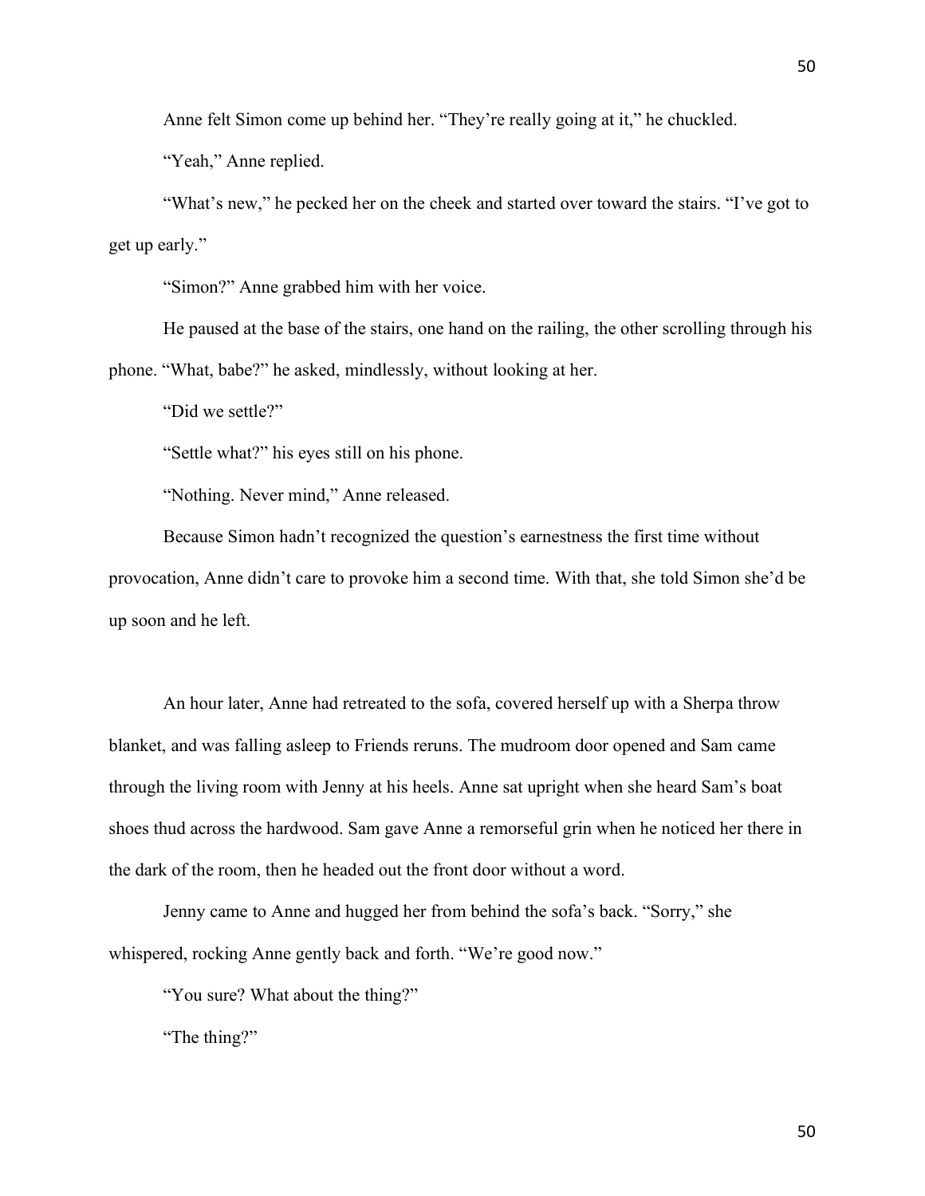Anne felt Simon come up behind her. "They're really going at it," he chuckled.

"Yeah," Anne replied.

"What's new," he pecked her on the cheek and started over toward the stairs. "I've got to get up early."

"Simon?" Anne grabbed him with her voice.

He paused at the base of the stairs, one hand on the railing, the other scrolling through his phone. "What, babe?" he asked, mindlessly, without looking at her.

"Did we settle?"

"Settle what?" his eyes still on his phone.

"Nothing. Never mind," Anne released.

Because Simon hadn't recognized the question's earnestness the first time without provocation, Anne didn't care to provoke him a second time. With that, she told Simon she'd be up soon and he left.

An hour later, Anne had retreated to the sofa, covered herself up with a Sherpa throw blanket, and was falling asleep to Friends reruns. The mudroom door opened and Sam came through the living room with Jenny at his heels. Anne sat upright when she heard Sam's boat shoes thud across the hardwood. Sam gave Anne a remorseful grin when he noticed her there in the dark of the room, then he headed out the front door without a word.

Jenny came to Anne and hugged her from behind the sofa's back. "Sorry," she whispered, rocking Anne gently back and forth. "We're good now."

"You sure? What about the thing?"

"The thing?"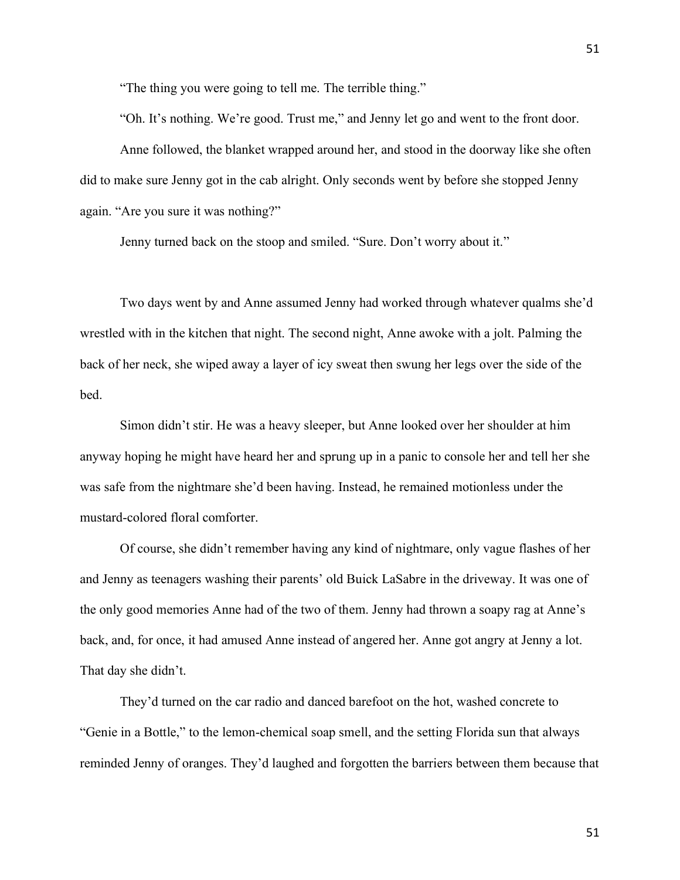"The thing you were going to tell me. The terrible thing."

"Oh. It's nothing. We're good. Trust me," and Jenny let go and went to the front door.

Anne followed, the blanket wrapped around her, and stood in the doorway like she often did to make sure Jenny got in the cab alright. Only seconds went by before she stopped Jenny again. "Are you sure it was nothing?"

Jenny turned back on the stoop and smiled. "Sure. Don't worry about it."

Two days went by and Anne assumed Jenny had worked through whatever qualms she'd wrestled with in the kitchen that night. The second night, Anne awoke with a jolt. Palming the back of her neck, she wiped away a layer of icy sweat then swung her legs over the side of the bed.

Simon didn't stir. He was a heavy sleeper, but Anne looked over her shoulder at him anyway hoping he might have heard her and sprung up in a panic to console her and tell her she was safe from the nightmare she'd been having. Instead, he remained motionless under the mustard-colored floral comforter.

Of course, she didn't remember having any kind of nightmare, only vague flashes of her and Jenny as teenagers washing their parents' old Buick LaSabre in the driveway. It was one of the only good memories Anne had of the two of them. Jenny had thrown a soapy rag at Anne's back, and, for once, it had amused Anne instead of angered her. Anne got angry at Jenny a lot. That day she didn't.

They'd turned on the car radio and danced barefoot on the hot, washed concrete to "Genie in a Bottle," to the lemon-chemical soap smell, and the setting Florida sun that always reminded Jenny of oranges. They'd laughed and forgotten the barriers between them because that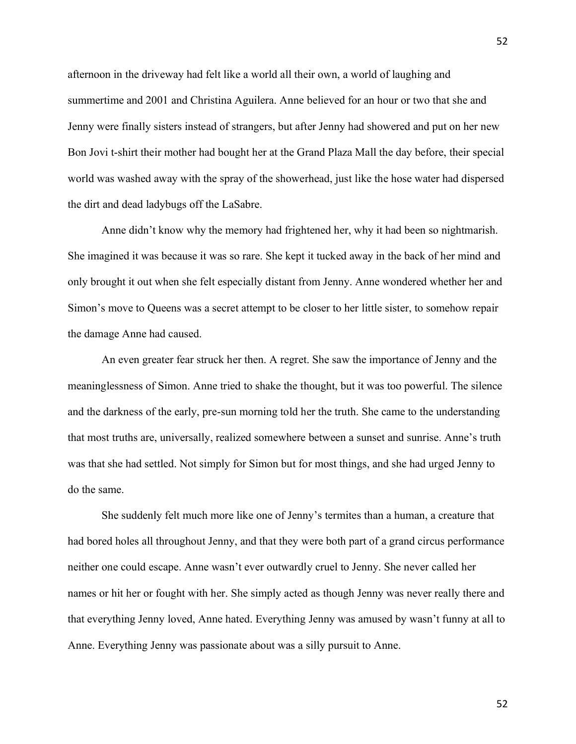afternoon in the driveway had felt like a world all their own, a world of laughing and summertime and 2001 and Christina Aguilera. Anne believed for an hour or two that she and Jenny were finally sisters instead of strangers, but after Jenny had showered and put on her new Bon Jovi t-shirt their mother had bought her at the Grand Plaza Mall the day before, their special world was washed away with the spray of the showerhead, just like the hose water had dispersed the dirt and dead ladybugs off the LaSabre.

Anne didn't know why the memory had frightened her, why it had been so nightmarish. She imagined it was because it was so rare. She kept it tucked away in the back of her mind and only brought it out when she felt especially distant from Jenny. Anne wondered whether her and Simon's move to Queens was a secret attempt to be closer to her little sister, to somehow repair the damage Anne had caused.

An even greater fear struck her then. A regret. She saw the importance of Jenny and the meaninglessness of Simon. Anne tried to shake the thought, but it was too powerful. The silence and the darkness of the early, pre-sun morning told her the truth. She came to the understanding that most truths are, universally, realized somewhere between a sunset and sunrise. Anne's truth was that she had settled. Not simply for Simon but for most things, and she had urged Jenny to do the same.

She suddenly felt much more like one of Jenny's termites than a human, a creature that had bored holes all throughout Jenny, and that they were both part of a grand circus performance neither one could escape. Anne wasn't ever outwardly cruel to Jenny. She never called her names or hit her or fought with her. She simply acted as though Jenny was never really there and that everything Jenny loved, Anne hated. Everything Jenny was amused by wasn't funny at all to Anne. Everything Jenny was passionate about was a silly pursuit to Anne.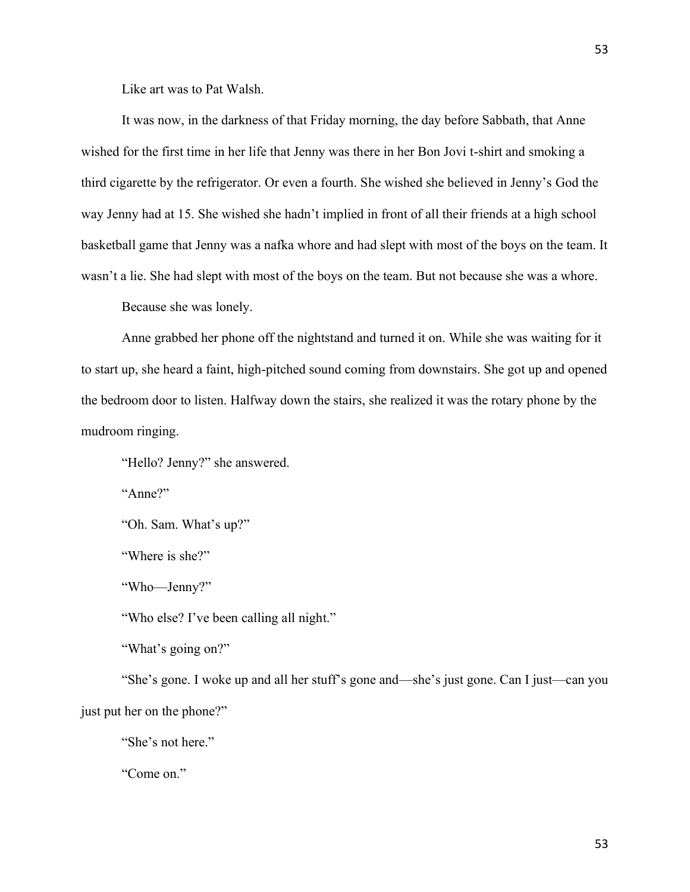Like art was to Pat Walsh.

It was now, in the darkness of that Friday morning, the day before Sabbath, that Anne wished for the first time in her life that Jenny was there in her Bon Jovi t-shirt and smoking a third cigarette by the refrigerator. Or even a fourth. She wished she believed in Jenny's God the way Jenny had at 15. She wished she hadn't implied in front of all their friends at a high school basketball game that Jenny was a nafka whore and had slept with most of the boys on the team. It wasn't a lie. She had slept with most of the boys on the team. But not because she was a whore.

Because she was lonely.

Anne grabbed her phone off the nightstand and turned it on. While she was waiting for it to start up, she heard a faint, high-pitched sound coming from downstairs. She got up and opened the bedroom door to listen. Halfway down the stairs, she realized it was the rotary phone by the mudroom ringing.

"Hello? Jenny?" she answered.

"Anne?"

"Oh. Sam. What's up?"

"Where is she?"

"Who—Jenny?"

"Who else? I've been calling all night."

"What's going on?"

"She's gone. I woke up and all her stuff's gone and—she's just gone. Can I just—can you just put her on the phone?"

"She's not here."

"Come on."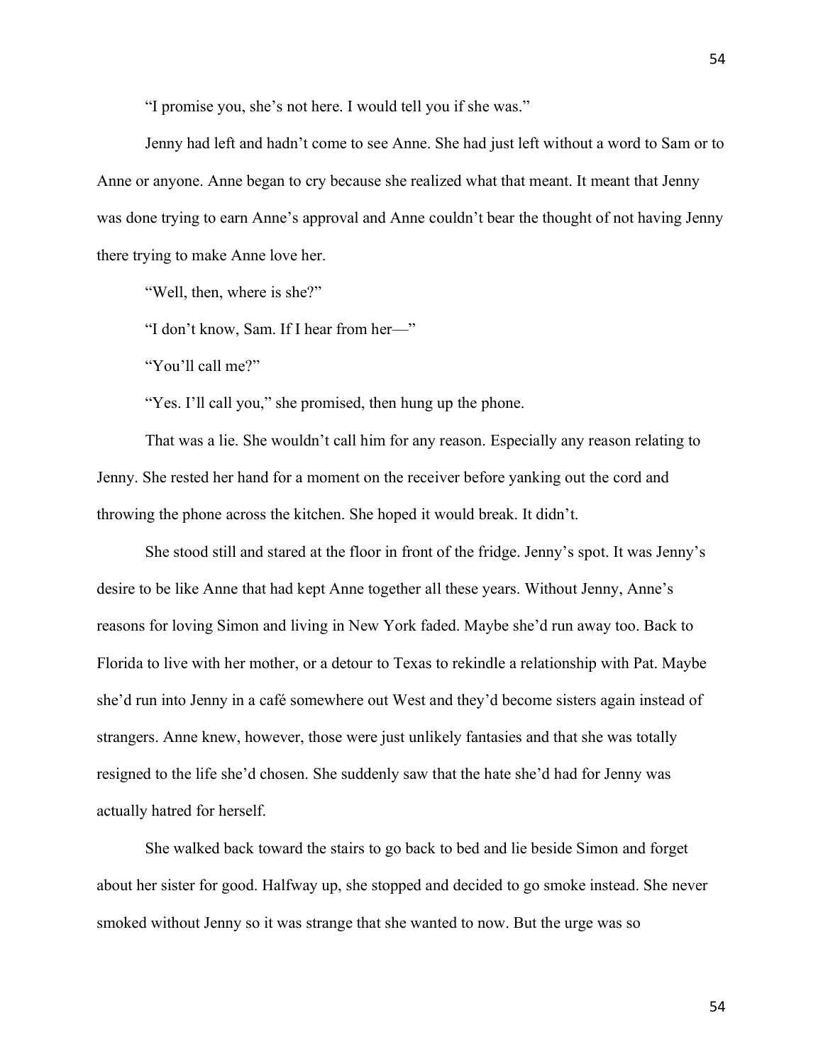"I promise you, she's not here. I would tell you if she was."

Jenny had left and hadn't come to see Anne. She had just left without a word to Sam or to Anne or anyone. Anne began to cry because she realized what that meant. It meant that Jenny was done trying to earn Anne's approval and Anne couldn't bear the thought of not having Jenny there trying to make Anne love her.

"Well, then, where is she?"

"I don't know, Sam. If I hear from her—"

"You'll call me?"

"Yes. I'll call you," she promised, then hung up the phone.

That was a lie. She wouldn't call him for any reason. Especially any reason relating to Jenny. She rested her hand for a moment on the receiver before yanking out the cord and throwing the phone across the kitchen. She hoped it would break. It didn't.

She stood still and stared at the floor in front of the fridge. Jenny's spot. It was Jenny's desire to be like Anne that had kept Anne together all these years. Without Jenny, Anne's reasons for loving Simon and living in New York faded. Maybe she'd run away too. Back to Florida to live with her mother, or a detour to Texas to rekindle a relationship with Pat. Maybe she'd run into Jenny in a café somewhere out West and they'd become sisters again instead of strangers. Anne knew, however, those were just unlikely fantasies and that she was totally resigned to the life she'd chosen. She suddenly saw that the hate she'd had for Jenny was actually hatred for herself.

She walked back toward the stairs to go back to bed and lie beside Simon and forget about her sister for good. Halfway up, she stopped and decided to go smoke instead. She never smoked without Jenny so it was strange that she wanted to now. But the urge was so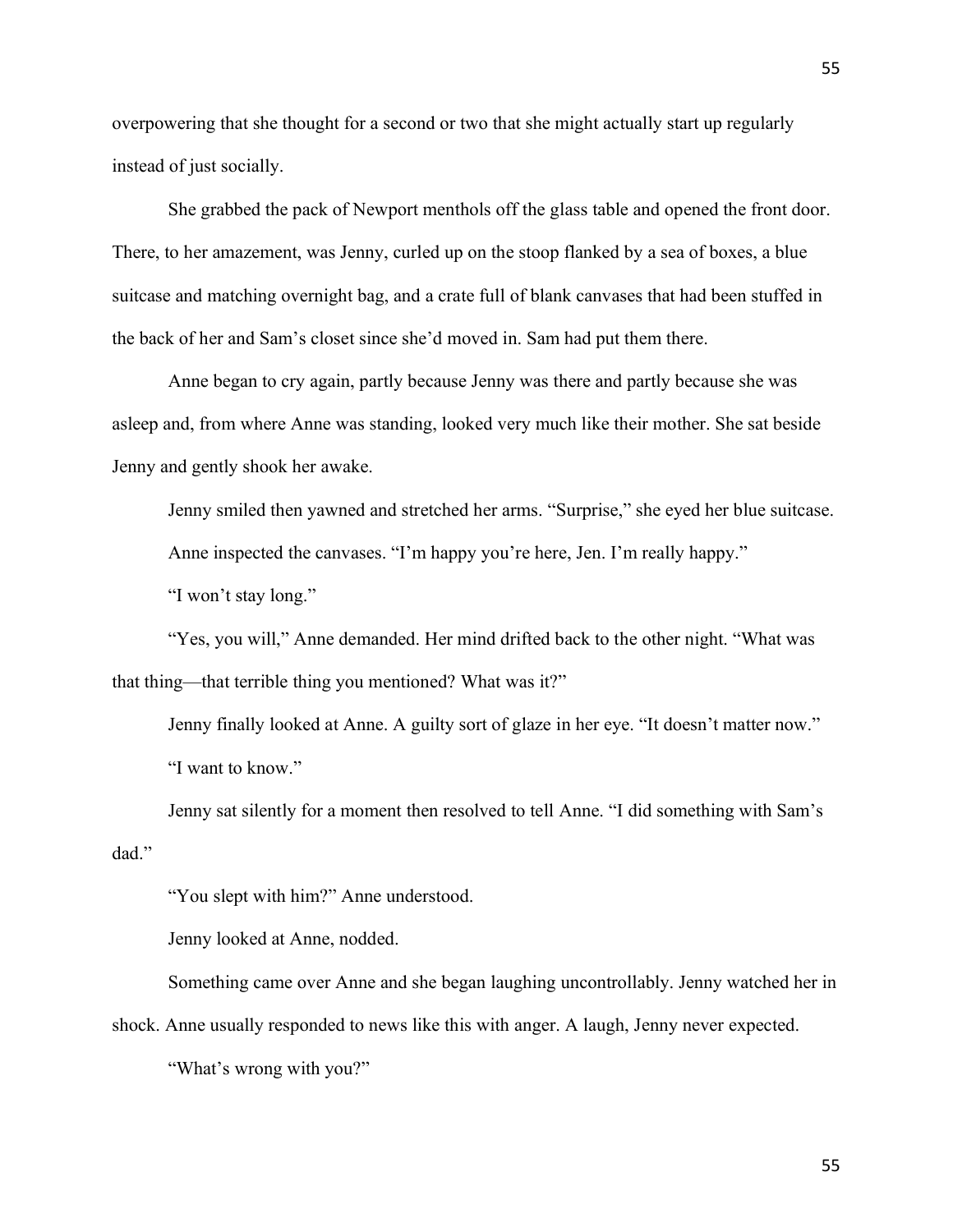overpowering that she thought for a second or two that she might actually start up regularly instead of just socially.

She grabbed the pack of Newport menthols off the glass table and opened the front door. There, to her amazement, was Jenny, curled up on the stoop flanked by a sea of boxes, a blue suitcase and matching overnight bag, and a crate full of blank canvases that had been stuffed in the back of her and Sam's closet since she'd moved in. Sam had put them there.

Anne began to cry again, partly because Jenny was there and partly because she was asleep and, from where Anne was standing, looked very much like their mother. She sat beside Jenny and gently shook her awake.

Jenny smiled then yawned and stretched her arms. "Surprise," she eyed her blue suitcase.

Anne inspected the canvases. "I'm happy you're here, Jen. I'm really happy."

"I won't stay long."

"Yes, you will," Anne demanded. Her mind drifted back to the other night. "What was that thing—that terrible thing you mentioned? What was it?"

Jenny finally looked at Anne. A guilty sort of glaze in her eye. "It doesn't matter now."

"I want to know."

Jenny sat silently for a moment then resolved to tell Anne. "I did something with Sam's dad."

"You slept with him?" Anne understood.

Jenny looked at Anne, nodded.

Something came over Anne and she began laughing uncontrollably. Jenny watched her in shock. Anne usually responded to news like this with anger. A laugh, Jenny never expected.

"What's wrong with you?"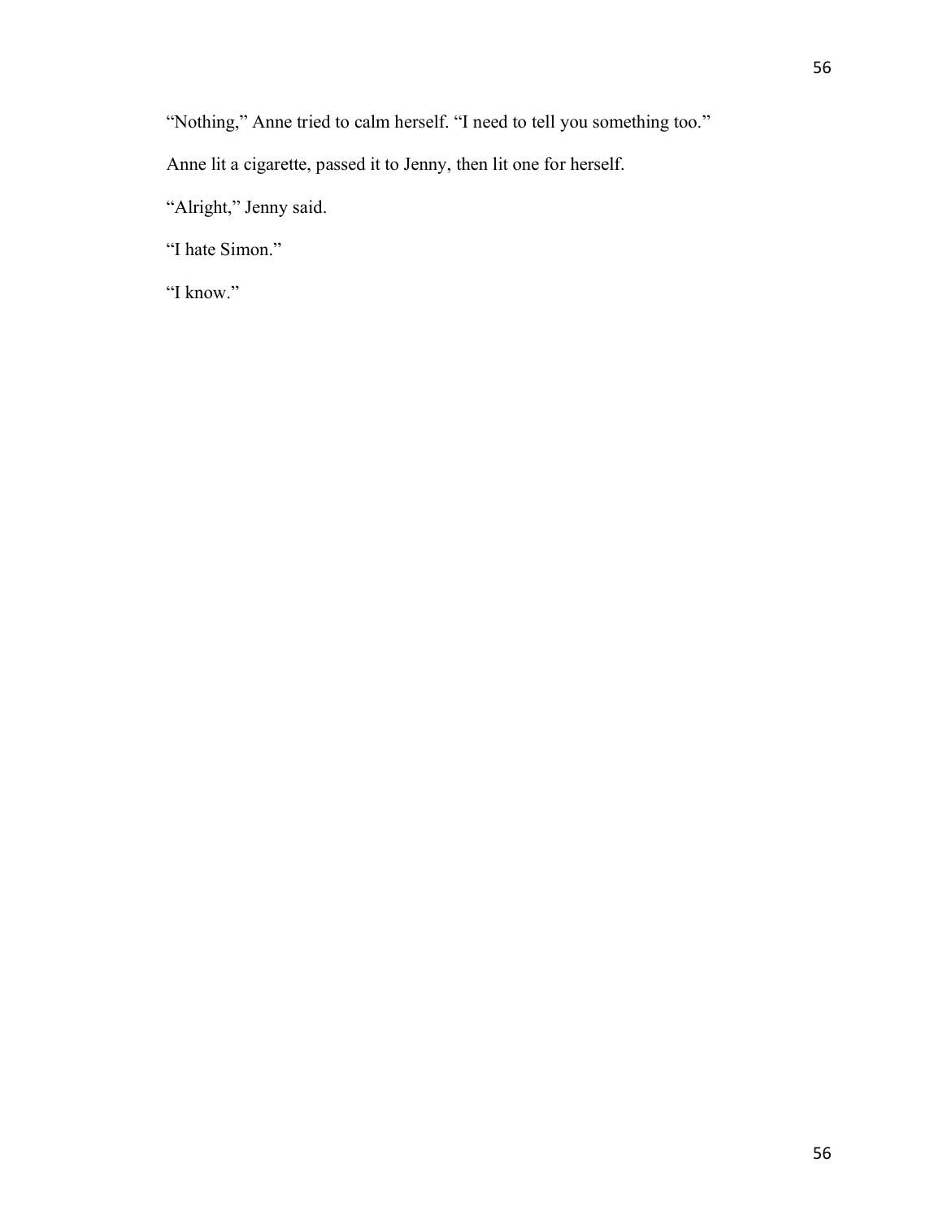"Nothing," Anne tried to calm herself. "I need to tell you something too."

Anne lit a cigarette, passed it to Jenny, then lit one for herself.

"Alright," Jenny said.

"I hate Simon."

"I know."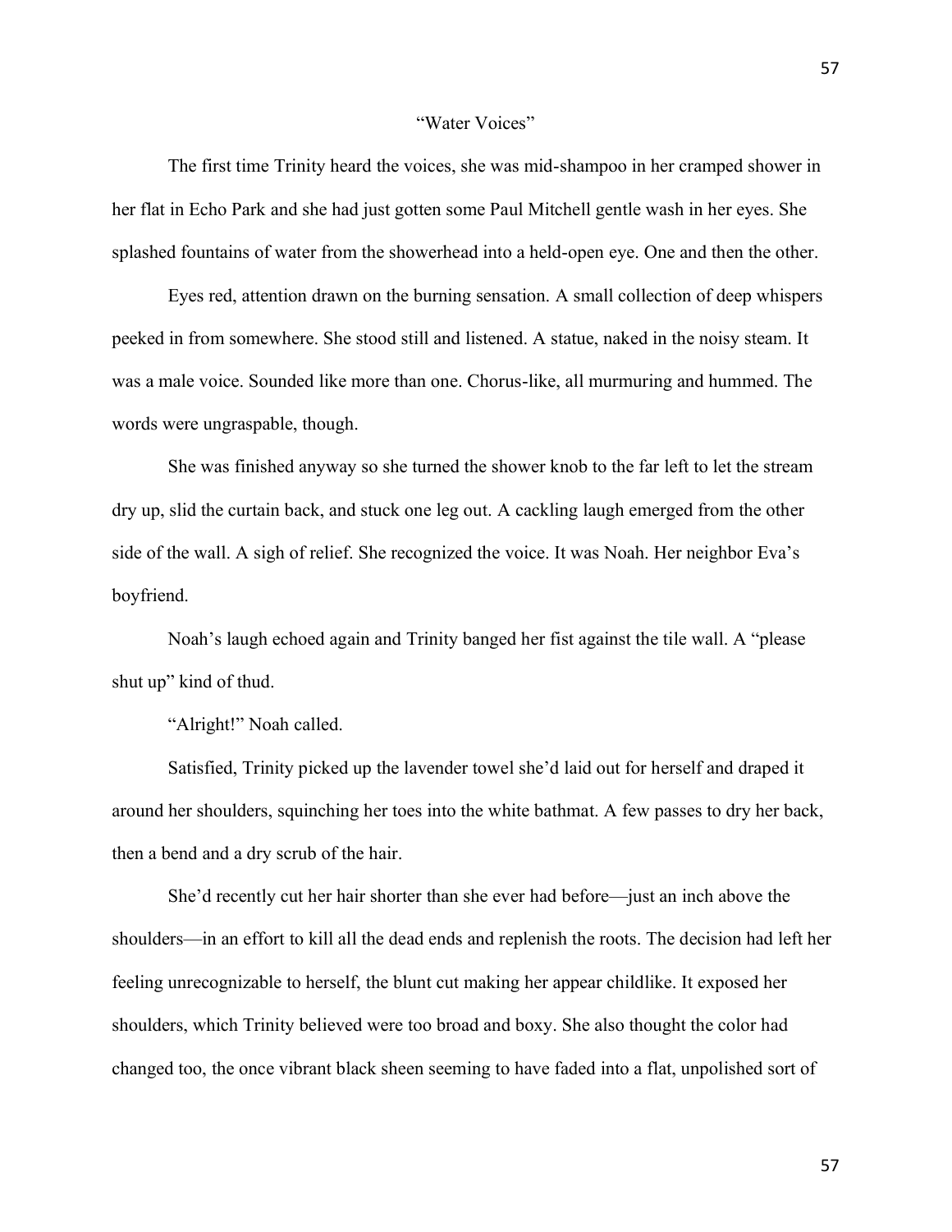## "Water Voices"

The first time Trinity heard the voices, she was mid-shampoo in her cramped shower in her flat in Echo Park and she had just gotten some Paul Mitchell gentle wash in her eyes. She splashed fountains of water from the showerhead into a held-open eye. One and then the other.

Eyes red, attention drawn on the burning sensation. A small collection of deep whispers peeked in from somewhere. She stood still and listened. A statue, naked in the noisy steam. It was a male voice. Sounded like more than one. Chorus-like, all murmuring and hummed. The words were ungraspable, though.

She was finished anyway so she turned the shower knob to the far left to let the stream dry up, slid the curtain back, and stuck one leg out. A cackling laugh emerged from the other side of the wall. A sigh of relief. She recognized the voice. It was Noah. Her neighbor Eva's boyfriend.

Noah's laugh echoed again and Trinity banged her fist against the tile wall. A "please shut up" kind of thud.

"Alright!" Noah called.

Satisfied, Trinity picked up the lavender towel she'd laid out for herself and draped it around her shoulders, squinching her toes into the white bathmat. A few passes to dry her back, then a bend and a dry scrub of the hair.

She'd recently cut her hair shorter than she ever had before—just an inch above the shoulders—in an effort to kill all the dead ends and replenish the roots. The decision had left her feeling unrecognizable to herself, the blunt cut making her appear childlike. It exposed her shoulders, which Trinity believed were too broad and boxy. She also thought the color had changed too, the once vibrant black sheen seeming to have faded into a flat, unpolished sort of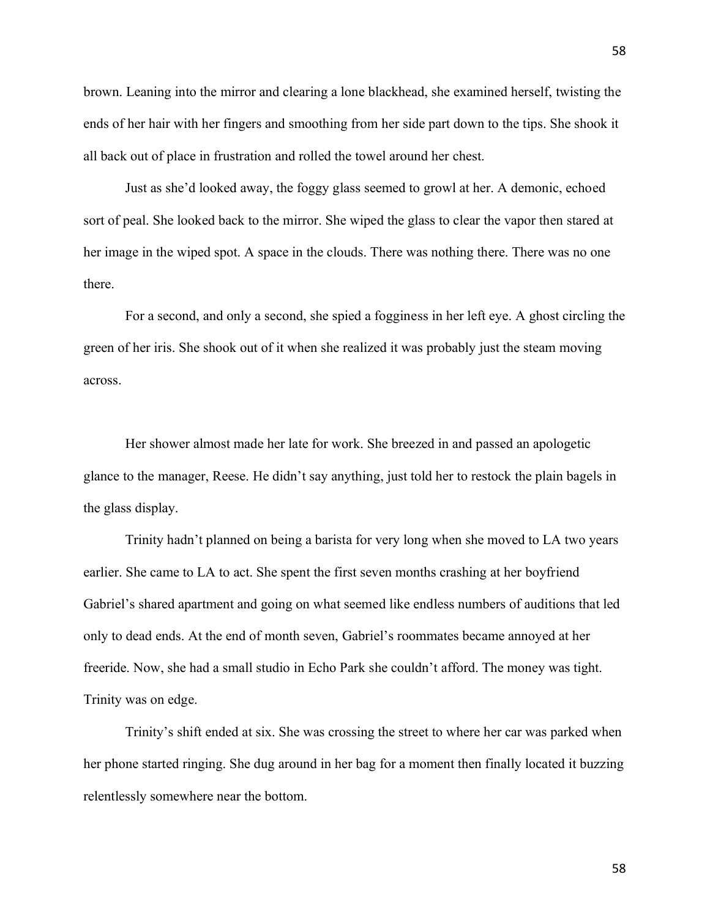brown. Leaning into the mirror and clearing a lone blackhead, she examined herself, twisting the ends of her hair with her fingers and smoothing from her side part down to the tips. She shook it all back out of place in frustration and rolled the towel around her chest.

Just as she'd looked away, the foggy glass seemed to growl at her. A demonic, echoed sort of peal. She looked back to the mirror. She wiped the glass to clear the vapor then stared at her image in the wiped spot. A space in the clouds. There was nothing there. There was no one there.

For a second, and only a second, she spied a fogginess in her left eye. A ghost circling the green of her iris. She shook out of it when she realized it was probably just the steam moving across.

Her shower almost made her late for work. She breezed in and passed an apologetic glance to the manager, Reese. He didn't say anything, just told her to restock the plain bagels in the glass display.

Trinity hadn't planned on being a barista for very long when she moved to LA two years earlier. She came to LA to act. She spent the first seven months crashing at her boyfriend Gabriel's shared apartment and going on what seemed like endless numbers of auditions that led only to dead ends. At the end of month seven, Gabriel's roommates became annoyed at her freeride. Now, she had a small studio in Echo Park she couldn't afford. The money was tight. Trinity was on edge.

Trinity's shift ended at six. She was crossing the street to where her car was parked when her phone started ringing. She dug around in her bag for a moment then finally located it buzzing relentlessly somewhere near the bottom.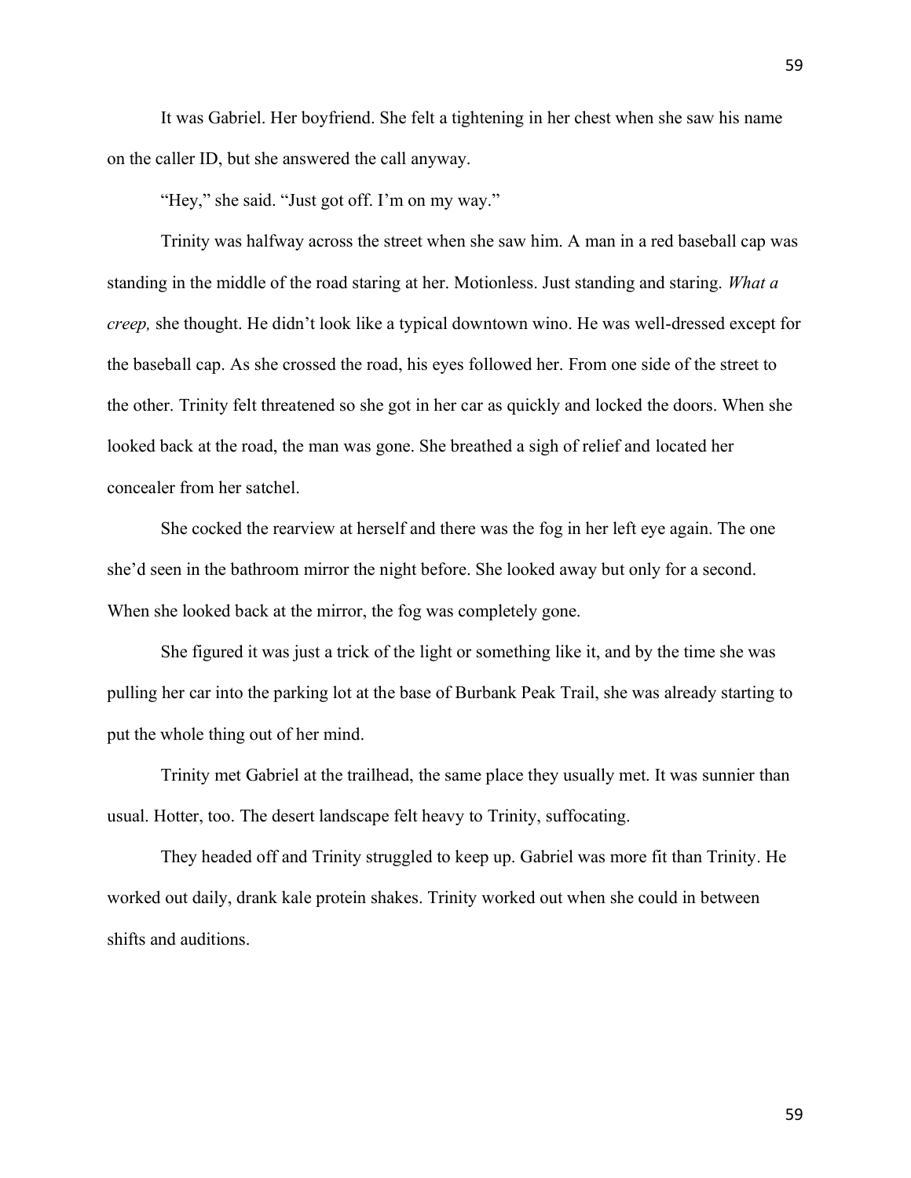It was Gabriel. Her boyfriend. She felt a tightening in her chest when she saw his name on the caller ID, but she answered the call anyway.

"Hey," she said. "Just got off. I'm on my way."

Trinity was halfway across the street when she saw him. A man in a red baseball cap was standing in the middle of the road staring at her. Motionless. Just standing and staring. *What a creep,* she thought. He didn't look like a typical downtown wino. He was well-dressed except for the baseball cap. As she crossed the road, his eyes followed her. From one side of the street to the other. Trinity felt threatened so she got in her car as quickly and locked the doors. When she looked back at the road, the man was gone. She breathed a sigh of relief and located her concealer from her satchel.

She cocked the rearview at herself and there was the fog in her left eye again. The one she'd seen in the bathroom mirror the night before. She looked away but only for a second. When she looked back at the mirror, the fog was completely gone.

She figured it was just a trick of the light or something like it, and by the time she was pulling her car into the parking lot at the base of Burbank Peak Trail, she was already starting to put the whole thing out of her mind.

Trinity met Gabriel at the trailhead, the same place they usually met. It was sunnier than usual. Hotter, too. The desert landscape felt heavy to Trinity, suffocating.

They headed off and Trinity struggled to keep up. Gabriel was more fit than Trinity. He worked out daily, drank kale protein shakes. Trinity worked out when she could in between shifts and auditions.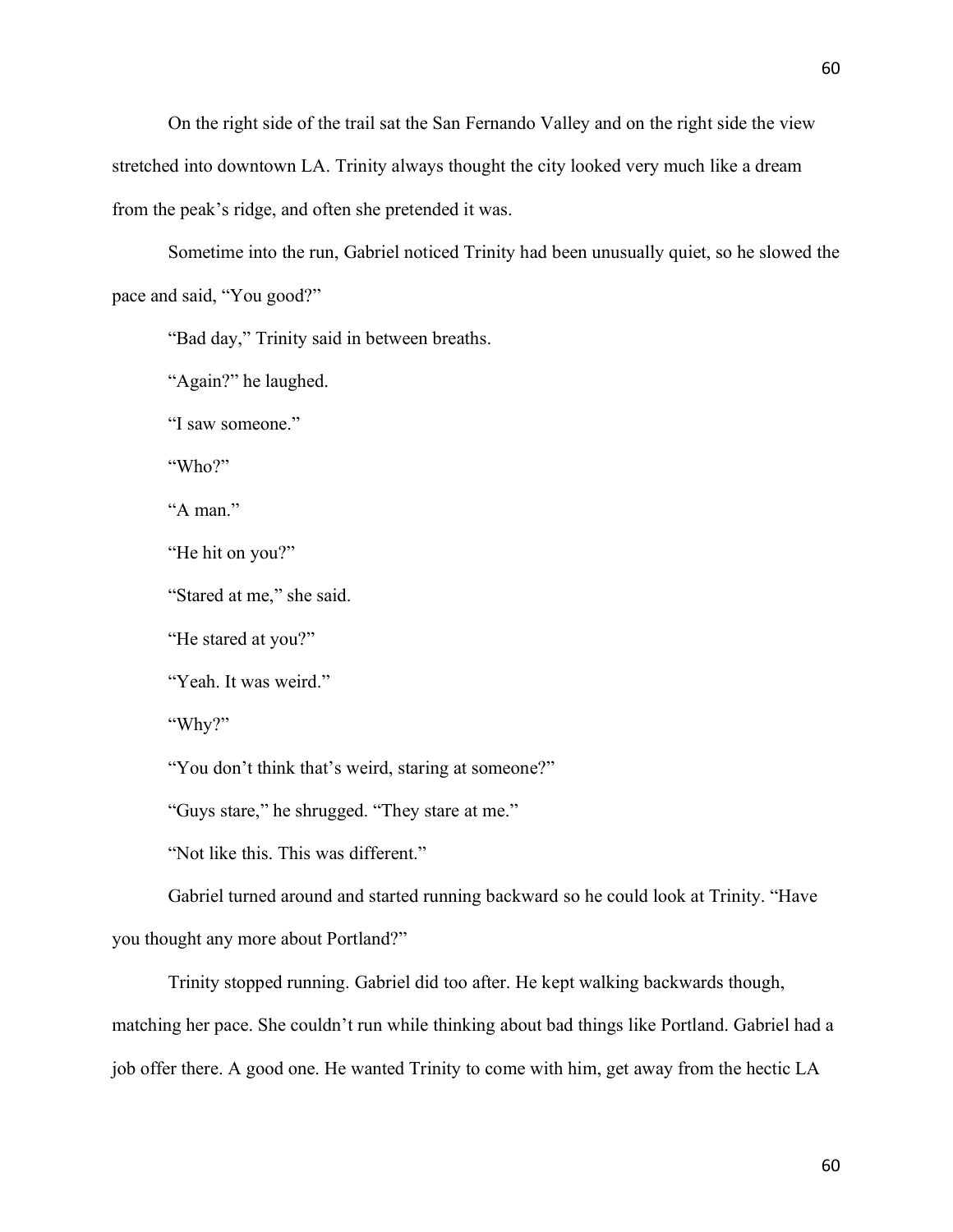On the right side of the trail sat the San Fernando Valley and on the right side the view stretched into downtown LA. Trinity always thought the city looked very much like a dream from the peak's ridge, and often she pretended it was.

Sometime into the run, Gabriel noticed Trinity had been unusually quiet, so he slowed the pace and said, "You good?"

"Bad day," Trinity said in between breaths.

"Again?" he laughed.

"I saw someone."

"Who?"

"A man."

"He hit on you?"

"Stared at me," she said.

"He stared at you?"

"Yeah. It was weird."

"Why?"

"You don't think that's weird, staring at someone?"

"Guys stare," he shrugged. "They stare at me."

"Not like this. This was different."

Gabriel turned around and started running backward so he could look at Trinity. "Have you thought any more about Portland?"

Trinity stopped running. Gabriel did too after. He kept walking backwards though, matching her pace. She couldn't run while thinking about bad things like Portland. Gabriel had a job offer there. A good one. He wanted Trinity to come with him, get away from the hectic LA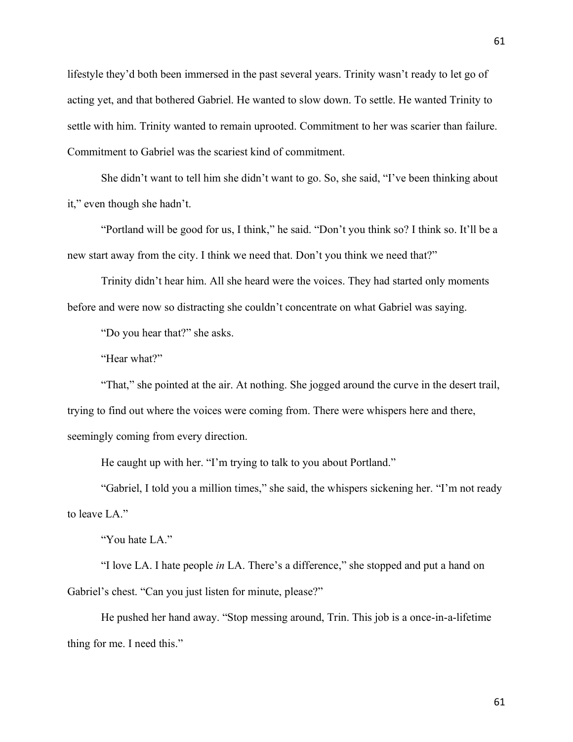lifestyle they'd both been immersed in the past several years. Trinity wasn't ready to let go of acting yet, and that bothered Gabriel. He wanted to slow down. To settle. He wanted Trinity to settle with him. Trinity wanted to remain uprooted. Commitment to her was scarier than failure. Commitment to Gabriel was the scariest kind of commitment.

She didn't want to tell him she didn't want to go. So, she said, "I've been thinking about it," even though she hadn't.

"Portland will be good for us, I think," he said. "Don't you think so? I think so. It'll be a new start away from the city. I think we need that. Don't you think we need that?"

Trinity didn't hear him. All she heard were the voices. They had started only moments before and were now so distracting she couldn't concentrate on what Gabriel was saying.

"Do you hear that?" she asks.

"Hear what?"

"That," she pointed at the air. At nothing. She jogged around the curve in the desert trail, trying to find out where the voices were coming from. There were whispers here and there, seemingly coming from every direction.

He caught up with her. "I'm trying to talk to you about Portland."

"Gabriel, I told you a million times," she said, the whispers sickening her. "I'm not ready to leave LA."

"You hate LA."

"I love LA. I hate people *in* LA. There's a difference," she stopped and put a hand on Gabriel's chest. "Can you just listen for minute, please?"

He pushed her hand away. "Stop messing around, Trin. This job is a once-in-a-lifetime thing for me. I need this."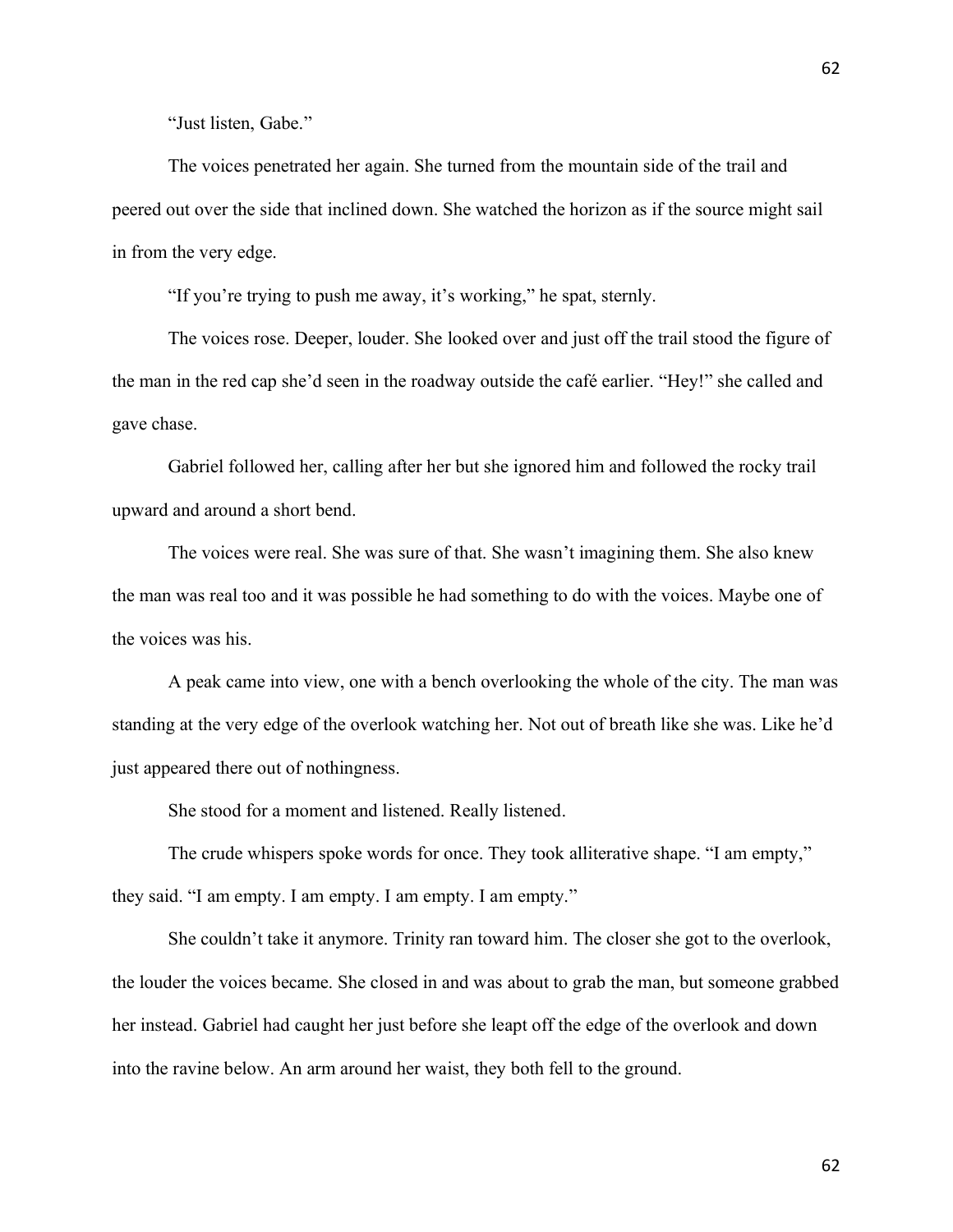"Just listen, Gabe."

The voices penetrated her again. She turned from the mountain side of the trail and peered out over the side that inclined down. She watched the horizon as if the source might sail in from the very edge.

"If you're trying to push me away, it's working," he spat, sternly.

The voices rose. Deeper, louder. She looked over and just off the trail stood the figure of the man in the red cap she'd seen in the roadway outside the café earlier. "Hey!" she called and gave chase.

Gabriel followed her, calling after her but she ignored him and followed the rocky trail upward and around a short bend.

The voices were real. She was sure of that. She wasn't imagining them. She also knew the man was real too and it was possible he had something to do with the voices. Maybe one of the voices was his.

A peak came into view, one with a bench overlooking the whole of the city. The man was standing at the very edge of the overlook watching her. Not out of breath like she was. Like he'd just appeared there out of nothingness.

She stood for a moment and listened. Really listened.

The crude whispers spoke words for once. They took alliterative shape. "I am empty," they said. "I am empty. I am empty. I am empty. I am empty."

She couldn't take it anymore. Trinity ran toward him. The closer she got to the overlook, the louder the voices became. She closed in and was about to grab the man, but someone grabbed her instead. Gabriel had caught her just before she leapt off the edge of the overlook and down into the ravine below. An arm around her waist, they both fell to the ground.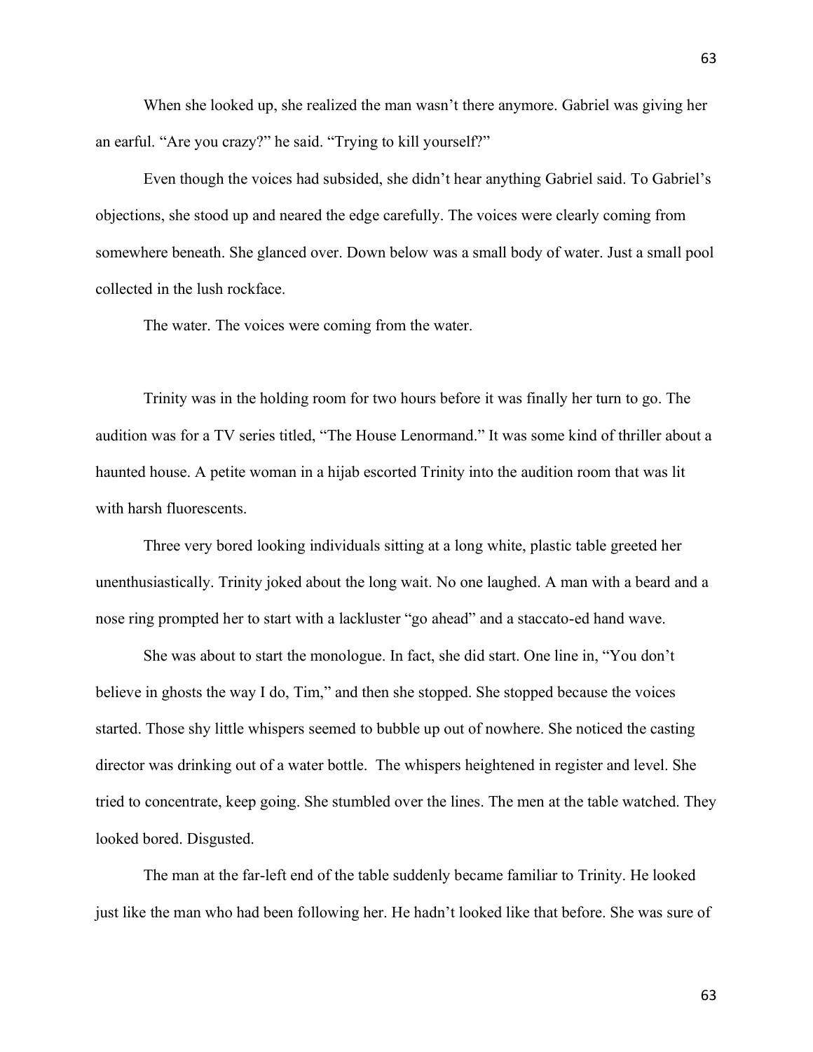When she looked up, she realized the man wasn't there anymore. Gabriel was giving her an earful. "Are you crazy?" he said. "Trying to kill yourself?"

Even though the voices had subsided, she didn't hear anything Gabriel said. To Gabriel's objections, she stood up and neared the edge carefully. The voices were clearly coming from somewhere beneath. She glanced over. Down below was a small body of water. Just a small pool collected in the lush rockface.

The water. The voices were coming from the water.

Trinity was in the holding room for two hours before it was finally her turn to go. The audition was for a TV series titled, "The House Lenormand." It was some kind of thriller about a haunted house. A petite woman in a hijab escorted Trinity into the audition room that was lit with harsh fluorescents.

Three very bored looking individuals sitting at a long white, plastic table greeted her unenthusiastically. Trinity joked about the long wait. No one laughed. A man with a beard and a nose ring prompted her to start with a lackluster "go ahead" and a staccato-ed hand wave.

She was about to start the monologue. In fact, she did start. One line in, "You don't believe in ghosts the way I do, Tim," and then she stopped. She stopped because the voices started. Those shy little whispers seemed to bubble up out of nowhere. She noticed the casting director was drinking out of a water bottle. The whispers heightened in register and level. She tried to concentrate, keep going. She stumbled over the lines. The men at the table watched. They looked bored. Disgusted.

The man at the far-left end of the table suddenly became familiar to Trinity. He looked just like the man who had been following her. He hadn't looked like that before. She was sure of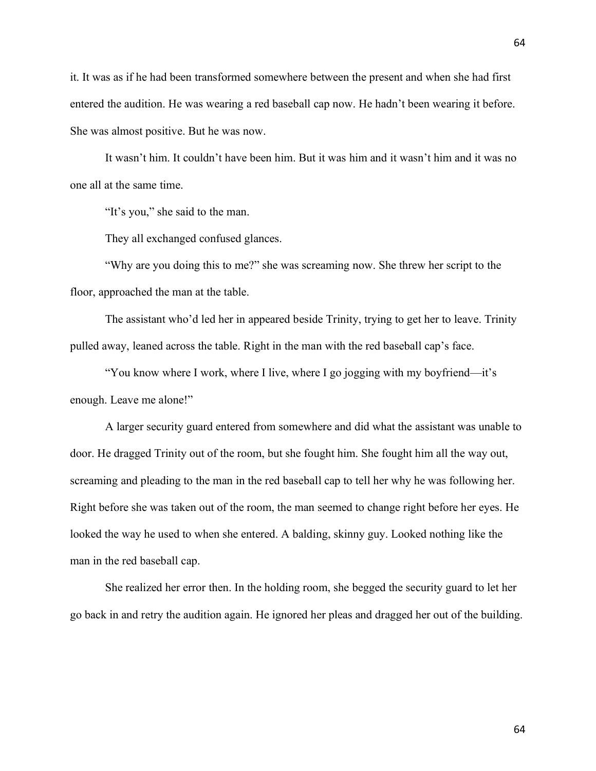it. It was as if he had been transformed somewhere between the present and when she had first entered the audition. He was wearing a red baseball cap now. He hadn't been wearing it before. She was almost positive. But he was now.

It wasn't him. It couldn't have been him. But it was him and it wasn't him and it was no one all at the same time.

"It's you," she said to the man.

They all exchanged confused glances.

"Why are you doing this to me?" she was screaming now. She threw her script to the floor, approached the man at the table.

The assistant who'd led her in appeared beside Trinity, trying to get her to leave. Trinity pulled away, leaned across the table. Right in the man with the red baseball cap's face.

"You know where I work, where I live, where I go jogging with my boyfriend—it's enough. Leave me alone!"

A larger security guard entered from somewhere and did what the assistant was unable to door. He dragged Trinity out of the room, but she fought him. She fought him all the way out, screaming and pleading to the man in the red baseball cap to tell her why he was following her. Right before she was taken out of the room, the man seemed to change right before her eyes. He looked the way he used to when she entered. A balding, skinny guy. Looked nothing like the man in the red baseball cap.

She realized her error then. In the holding room, she begged the security guard to let her go back in and retry the audition again. He ignored her pleas and dragged her out of the building.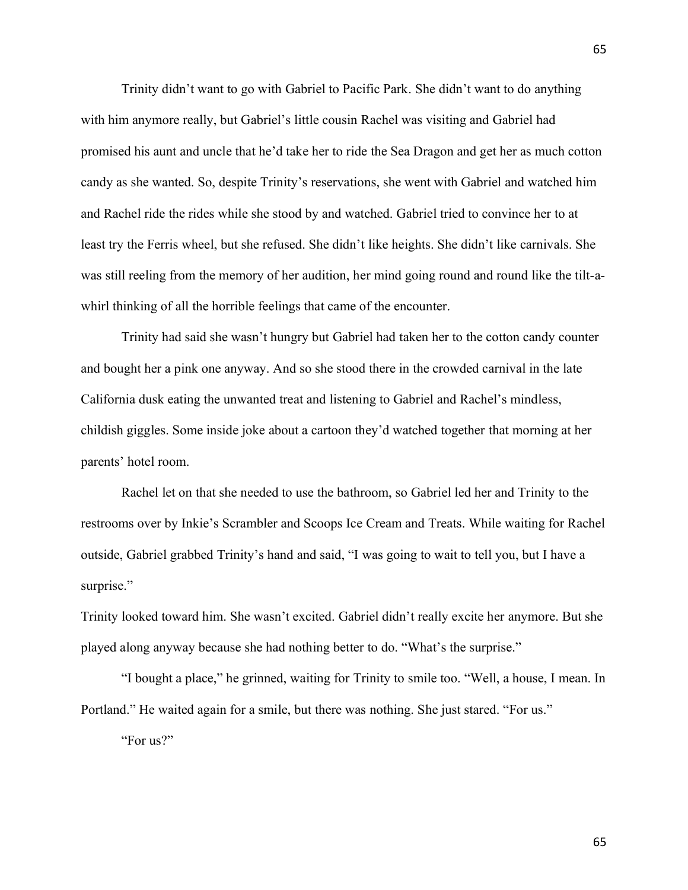Trinity didn't want to go with Gabriel to Pacific Park. She didn't want to do anything with him anymore really, but Gabriel's little cousin Rachel was visiting and Gabriel had promised his aunt and uncle that he'd take her to ride the Sea Dragon and get her as much cotton candy as she wanted. So, despite Trinity's reservations, she went with Gabriel and watched him and Rachel ride the rides while she stood by and watched. Gabriel tried to convince her to at least try the Ferris wheel, but she refused. She didn't like heights. She didn't like carnivals. She was still reeling from the memory of her audition, her mind going round and round like the tilt-a-whirl thinking of all the horrible feelings that came of the encounter.

Trinity had said she wasn't hungry but Gabriel had taken her to the cotton candy counter and bought her a pink one anyway. And so she stood there in the crowded carnival in the late California dusk eating the unwanted treat and listening to Gabriel and Rachel's mindless, childish giggles. Some inside joke about a cartoon they'd watched together that morning at her parents' hotel room.

Rachel let on that she needed to use the bathroom, so Gabriel led her and Trinity to the restrooms over by Inkie's Scrambler and Scoops Ice Cream and Treats. While waiting for Rachel outside, Gabriel grabbed Trinity's hand and said, "I was going to wait to tell you, but I have a surprise."

Trinity looked toward him. She wasn't excited. Gabriel didn't really excite her anymore. But she played along anyway because she had nothing better to do. "What's the surprise."

"I bought a place," he grinned, waiting for Trinity to smile too. "Well, a house, I mean. In Portland." He waited again for a smile, but there was nothing. She just stared. "For us."

"For us?"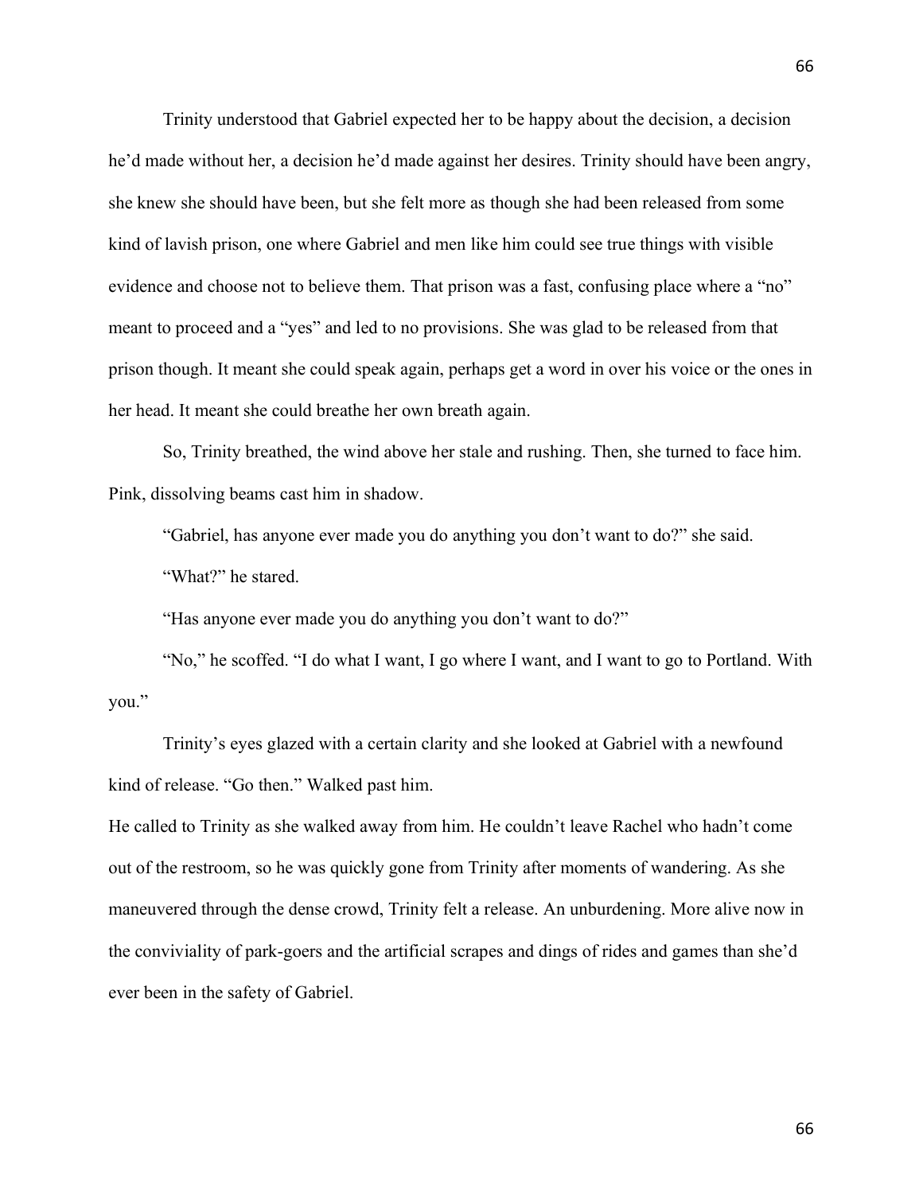Trinity understood that Gabriel expected her to be happy about the decision, a decision he'd made without her, a decision he'd made against her desires. Trinity should have been angry, she knew she should have been, but she felt more as though she had been released from some kind of lavish prison, one where Gabriel and men like him could see true things with visible evidence and choose not to believe them. That prison was a fast, confusing place where a "no" meant to proceed and a "yes" and led to no provisions. She was glad to be released from that prison though. It meant she could speak again, perhaps get a word in over his voice or the ones in her head. It meant she could breathe her own breath again.

So, Trinity breathed, the wind above her stale and rushing. Then, she turned to face him. Pink, dissolving beams cast him in shadow.

"Gabriel, has anyone ever made you do anything you don't want to do?" she said.

"What?" he stared.

"Has anyone ever made you do anything you don't want to do?"

"No," he scoffed. "I do what I want, I go where I want, and I want to go to Portland. With you."

Trinity's eyes glazed with a certain clarity and she looked at Gabriel with a newfound kind of release. "Go then." Walked past him.

He called to Trinity as she walked away from him. He couldn't leave Rachel who hadn't come out of the restroom, so he was quickly gone from Trinity after moments of wandering. As she maneuvered through the dense crowd, Trinity felt a release. An unburdening. More alive now in the conviviality of park-goers and the artificial scrapes and dings of rides and games than she'd ever been in the safety of Gabriel.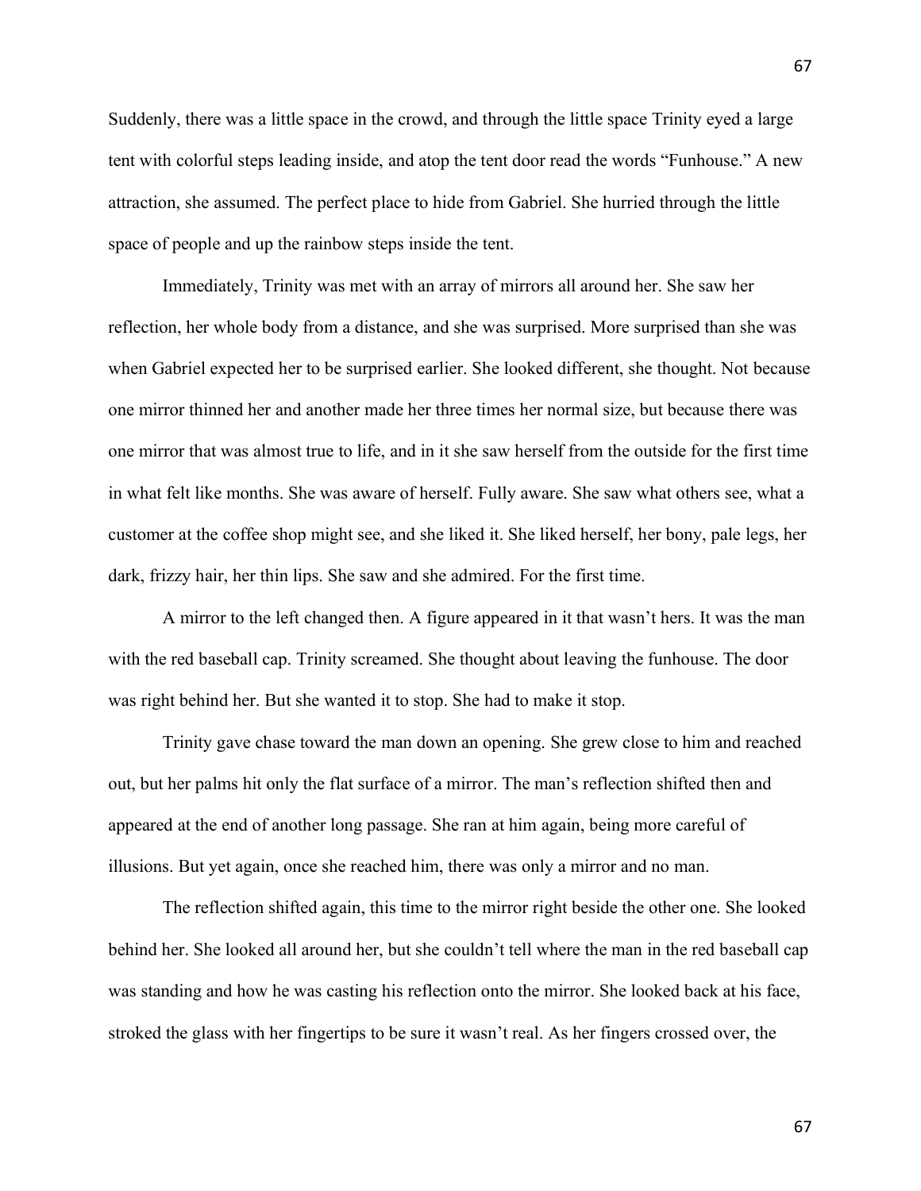Suddenly, there was a little space in the crowd, and through the little space Trinity eyed a large tent with colorful steps leading inside, and atop the tent door read the words "Funhouse." A new attraction, she assumed. The perfect place to hide from Gabriel. She hurried through the little space of people and up the rainbow steps inside the tent.

Immediately, Trinity was met with an array of mirrors all around her. She saw her reflection, her whole body from a distance, and she was surprised. More surprised than she was when Gabriel expected her to be surprised earlier. She looked different, she thought. Not because one mirror thinned her and another made her three times her normal size, but because there was one mirror that was almost true to life, and in it she saw herself from the outside for the first time in what felt like months. She was aware of herself. Fully aware. She saw what others see, what a customer at the coffee shop might see, and she liked it. She liked herself, her bony, pale legs, her dark, frizzy hair, her thin lips. She saw and she admired. For the first time.

A mirror to the left changed then. A figure appeared in it that wasn't hers. It was the man with the red baseball cap. Trinity screamed. She thought about leaving the funhouse. The door was right behind her. But she wanted it to stop. She had to make it stop.

Trinity gave chase toward the man down an opening. She grew close to him and reached out, but her palms hit only the flat surface of a mirror. The man's reflection shifted then and appeared at the end of another long passage. She ran at him again, being more careful of illusions. But yet again, once she reached him, there was only a mirror and no man.

The reflection shifted again, this time to the mirror right beside the other one. She looked behind her. She looked all around her, but she couldn't tell where the man in the red baseball cap was standing and how he was casting his reflection onto the mirror. She looked back at his face, stroked the glass with her fingertips to be sure it wasn't real. As her fingers crossed over, the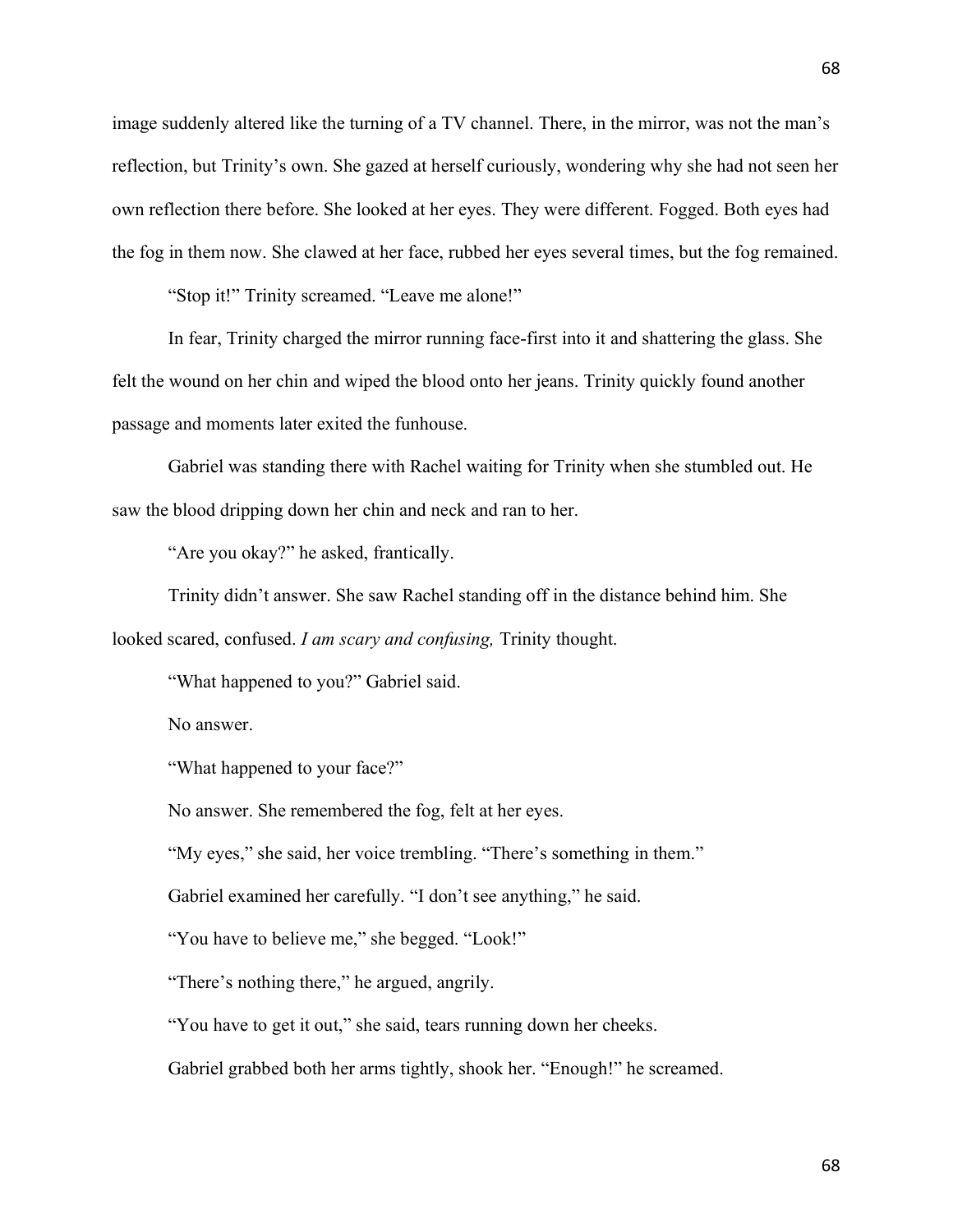image suddenly altered like the turning of a TV channel. There, in the mirror, was not the man's reflection, but Trinity's own. She gazed at herself curiously, wondering why she had not seen her own reflection there before. She looked at her eyes. They were different. Fogged. Both eyes had the fog in them now. She clawed at her face, rubbed her eyes several times, but the fog remained.

"Stop it!" Trinity screamed. "Leave me alone!"

In fear, Trinity charged the mirror running face-first into it and shattering the glass. She felt the wound on her chin and wiped the blood onto her jeans. Trinity quickly found another passage and moments later exited the funhouse.

Gabriel was standing there with Rachel waiting for Trinity when she stumbled out. He saw the blood dripping down her chin and neck and ran to her.

"Are you okay?" he asked, frantically.

Trinity didn't answer. She saw Rachel standing off in the distance behind him. She looked scared, confused. *I am scary and confusing,* Trinity thought.

"What happened to you?" Gabriel said.

No answer.

"What happened to your face?"

No answer. She remembered the fog, felt at her eyes.

"My eyes," she said, her voice trembling. "There's something in them."

Gabriel examined her carefully. "I don't see anything," he said.

"You have to believe me," she begged. "Look!"

"There's nothing there," he argued, angrily.

"You have to get it out," she said, tears running down her cheeks.

Gabriel grabbed both her arms tightly, shook her. "Enough!" he screamed.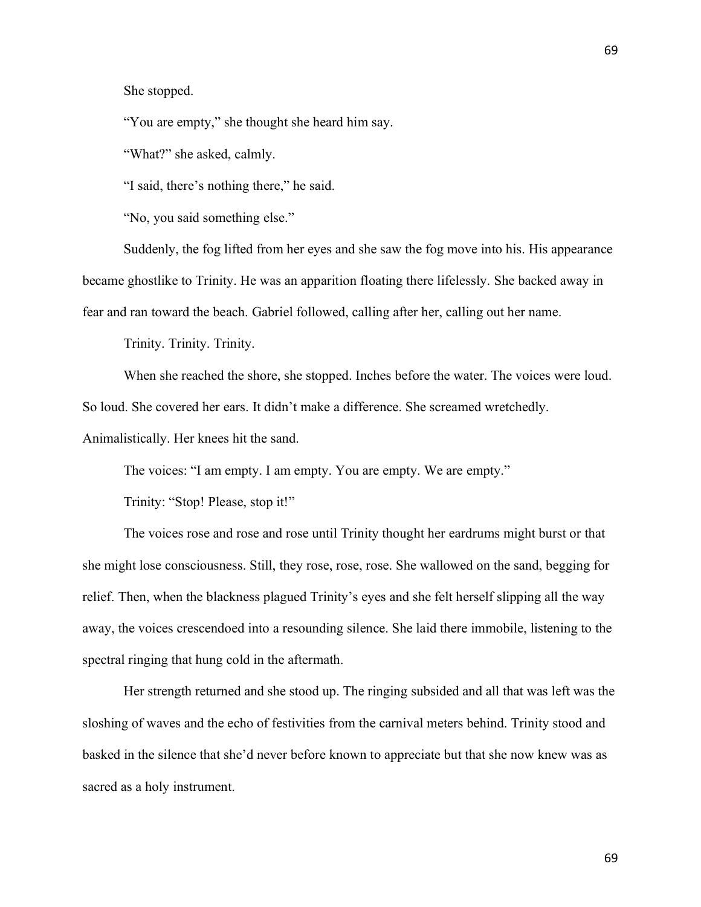She stopped.

"You are empty," she thought she heard him say.

"What?" she asked, calmly.

"I said, there's nothing there," he said.

"No, you said something else."

Suddenly, the fog lifted from her eyes and she saw the fog move into his. His appearance became ghostlike to Trinity. He was an apparition floating there lifelessly. She backed away in fear and ran toward the beach. Gabriel followed, calling after her, calling out her name.

Trinity. Trinity. Trinity.

When she reached the shore, she stopped. Inches before the water. The voices were loud. So loud. She covered her ears. It didn't make a difference. She screamed wretchedly. Animalistically. Her knees hit the sand.

The voices: "I am empty. I am empty. You are empty. We are empty."

Trinity: "Stop! Please, stop it!"

The voices rose and rose and rose until Trinity thought her eardrums might burst or that she might lose consciousness. Still, they rose, rose, rose. She wallowed on the sand, begging for relief. Then, when the blackness plagued Trinity's eyes and she felt herself slipping all the way away, the voices crescendoed into a resounding silence. She laid there immobile, listening to the spectral ringing that hung cold in the aftermath.

Her strength returned and she stood up. The ringing subsided and all that was left was the sloshing of waves and the echo of festivities from the carnival meters behind. Trinity stood and basked in the silence that she'd never before known to appreciate but that she now knew was as sacred as a holy instrument.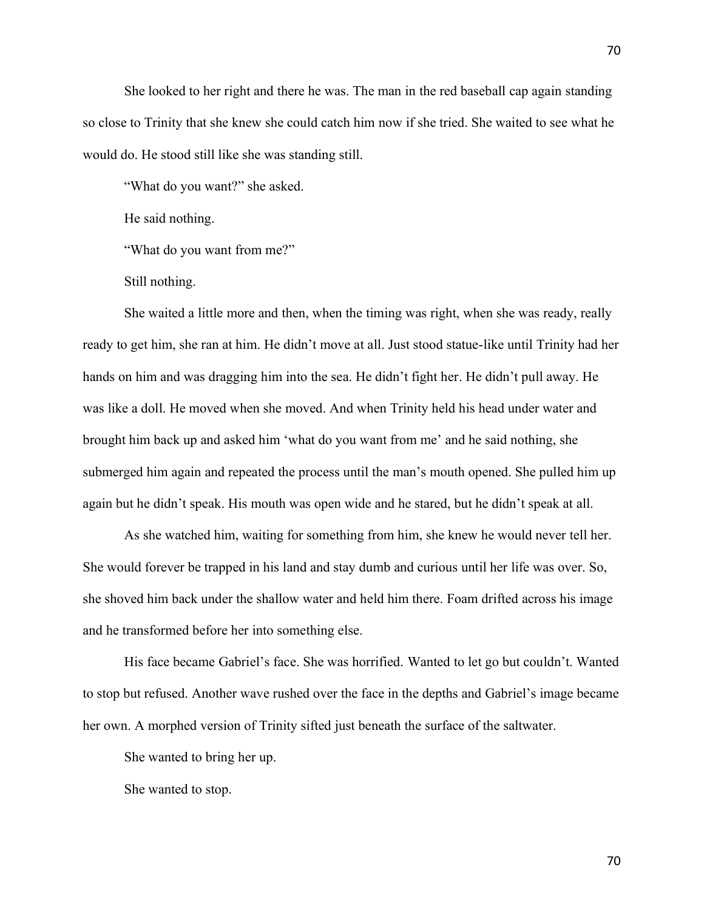She looked to her right and there he was. The man in the red baseball cap again standing so close to Trinity that she knew she could catch him now if she tried. She waited to see what he would do. He stood still like she was standing still.

"What do you want?" she asked.

He said nothing.

"What do you want from me?"

Still nothing.

She waited a little more and then, when the timing was right, when she was ready, really ready to get him, she ran at him. He didn't move at all. Just stood statue-like until Trinity had her hands on him and was dragging him into the sea. He didn't fight her. He didn't pull away. He was like a doll. He moved when she moved. And when Trinity held his head under water and brought him back up and asked him 'what do you want from me' and he said nothing, she submerged him again and repeated the process until the man's mouth opened. She pulled him up again but he didn't speak. His mouth was open wide and he stared, but he didn't speak at all.

As she watched him, waiting for something from him, she knew he would never tell her. She would forever be trapped in his land and stay dumb and curious until her life was over. So, she shoved him back under the shallow water and held him there. Foam drifted across his image and he transformed before her into something else.

His face became Gabriel's face. She was horrified. Wanted to let go but couldn't. Wanted to stop but refused. Another wave rushed over the face in the depths and Gabriel's image became her own. A morphed version of Trinity sifted just beneath the surface of the saltwater.

She wanted to bring her up.

She wanted to stop.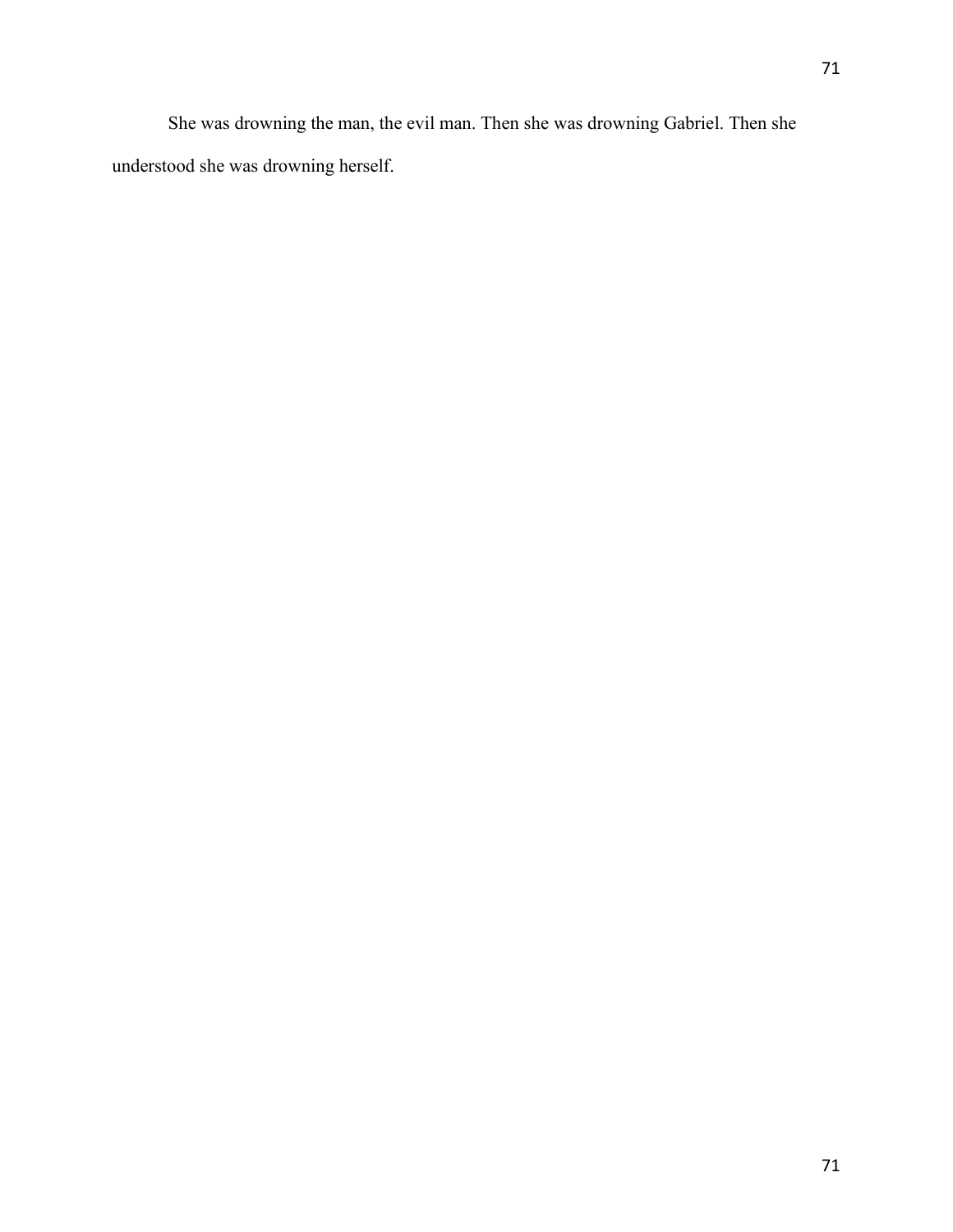She was drowning the man, the evil man. Then she was drowning Gabriel. Then she understood she was drowning herself.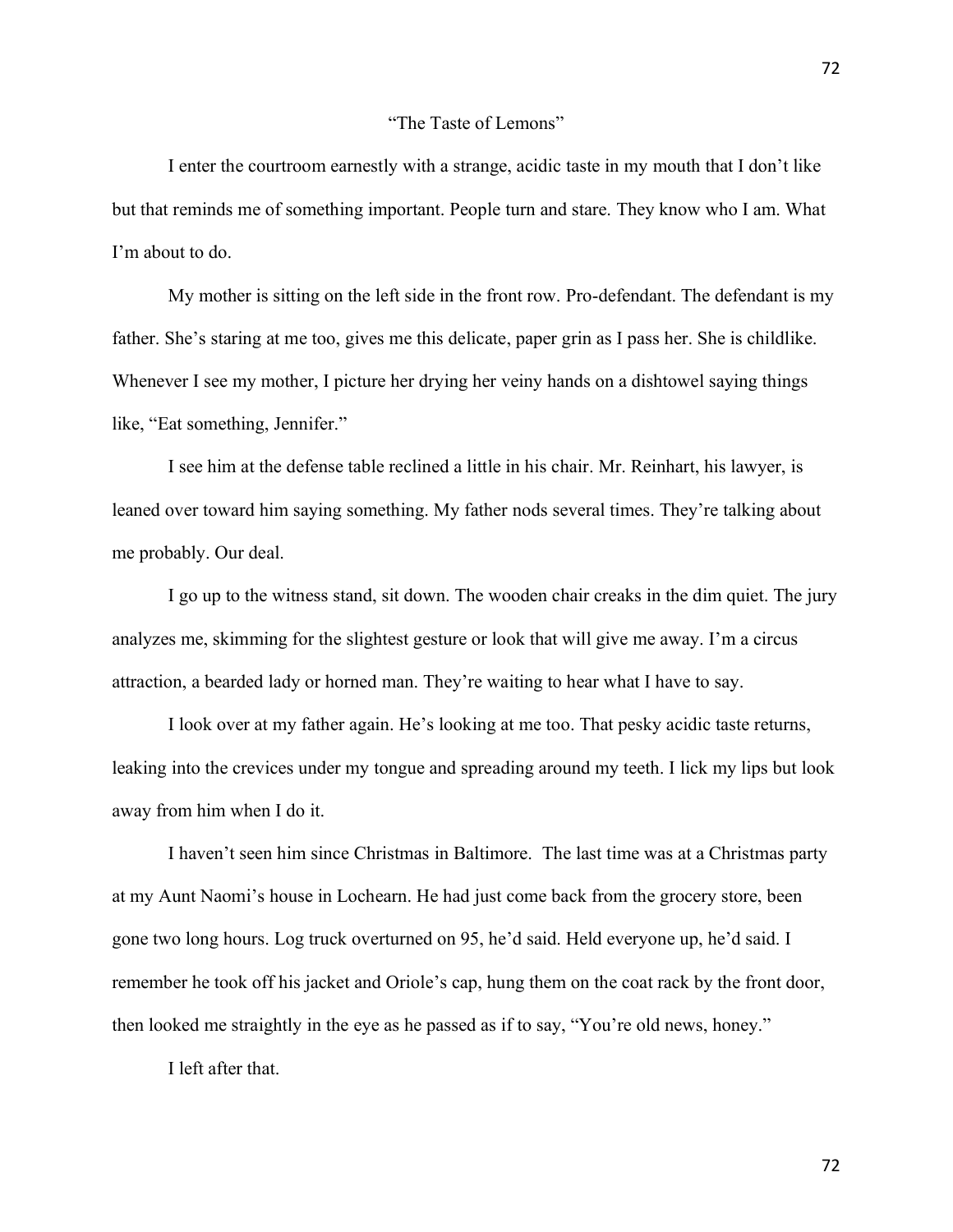# "The Taste of Lemons"

I enter the courtroom earnestly with a strange, acidic taste in my mouth that I don't like but that reminds me of something important. People turn and stare. They know who I am. What I'm about to do.

My mother is sitting on the left side in the front row. Pro-defendant. The defendant is my father. She's staring at me too, gives me this delicate, paper grin as I pass her. She is childlike. Whenever I see my mother, I picture her drying her veiny hands on a dishtowel saying things like, "Eat something, Jennifer."

I see him at the defense table reclined a little in his chair. Mr. Reinhart, his lawyer, is leaned over toward him saying something. My father nods several times. They're talking about me probably. Our deal.

I go up to the witness stand, sit down. The wooden chair creaks in the dim quiet. The jury analyzes me, skimming for the slightest gesture or look that will give me away. I'm a circus attraction, a bearded lady or horned man. They're waiting to hear what I have to say.

I look over at my father again. He's looking at me too. That pesky acidic taste returns, leaking into the crevices under my tongue and spreading around my teeth. I lick my lips but look away from him when I do it.

I haven't seen him since Christmas in Baltimore. The last time was at a Christmas party at my Aunt Naomi's house in Lochearn. He had just come back from the grocery store, been gone two long hours. Log truck overturned on 95, he'd said. Held everyone up, he'd said. I remember he took off his jacket and Oriole's cap, hung them on the coat rack by the front door, then looked me straightly in the eye as he passed as if to say, "You're old news, honey."

I left after that.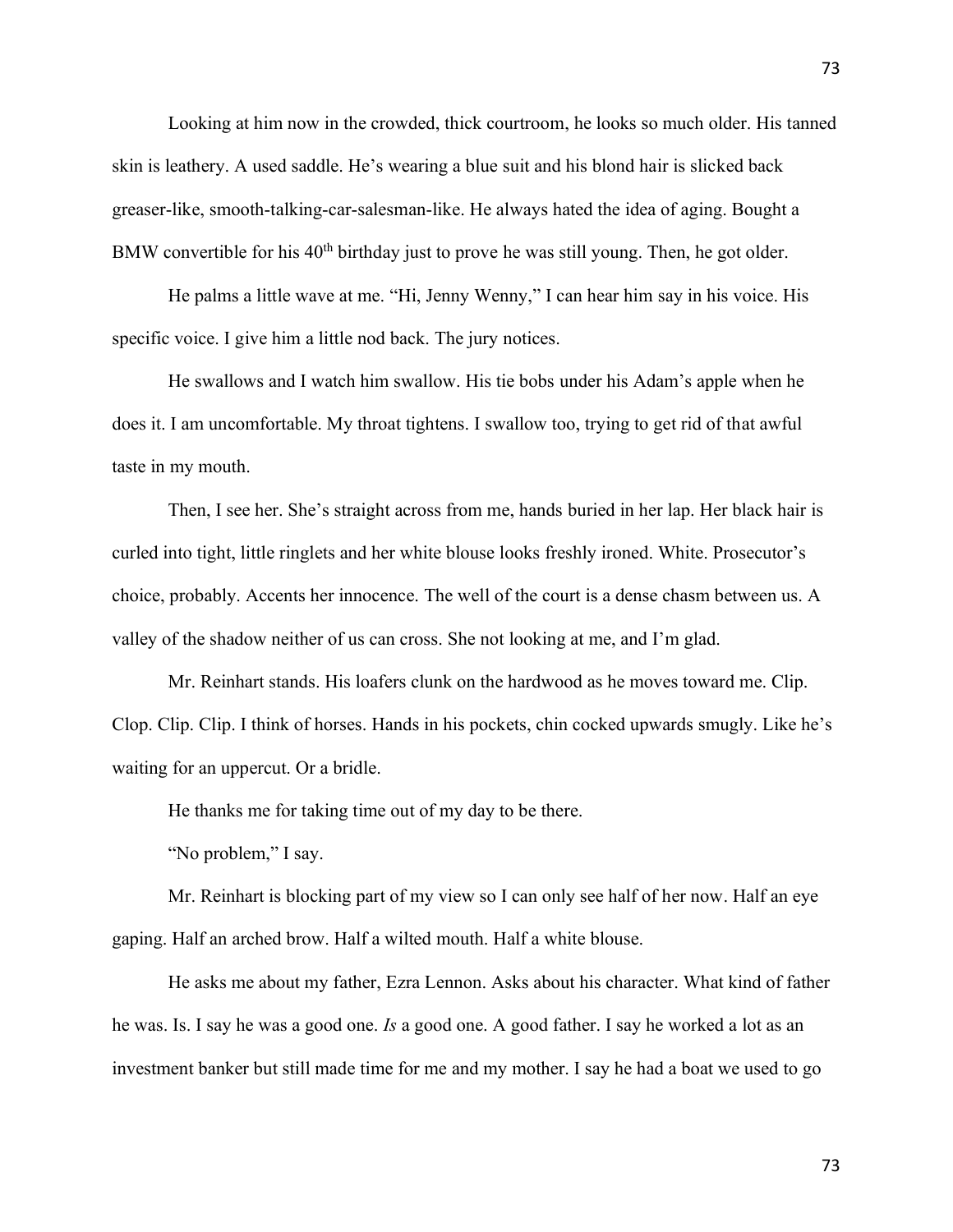Looking at him now in the crowded, thick courtroom, he looks so much older. His tanned skin is leathery. A used saddle. He's wearing a blue suit and his blond hair is slicked back greaser-like, smooth-talking-car-salesman-like. He always hated the idea of aging. Bought a BMW convertible for his 40th birthday just to prove he was still young. Then, he got older.

He palms a little wave at me. "Hi, Jenny Wenny," I can hear him say in his voice. His specific voice. I give him a little nod back. The jury notices.

He swallows and I watch him swallow. His tie bobs under his Adam's apple when he does it. I am uncomfortable. My throat tightens. I swallow too, trying to get rid of that awful taste in my mouth.

Then, I see her. She's straight across from me, hands buried in her lap. Her black hair is curled into tight, little ringlets and her white blouse looks freshly ironed. White. Prosecutor's choice, probably. Accents her innocence. The well of the court is a dense chasm between us. A valley of the shadow neither of us can cross. She not looking at me, and I'm glad.

Mr. Reinhart stands. His loafers clunk on the hardwood as he moves toward me. Clip. Clop. Clip. Clip. I think of horses. Hands in his pockets, chin cocked upwards smugly. Like he's waiting for an uppercut. Or a bridle.

He thanks me for taking time out of my day to be there.

"No problem," I say.

Mr. Reinhart is blocking part of my view so I can only see half of her now. Half an eye gaping. Half an arched brow. Half a wilted mouth. Half a white blouse.

He asks me about my father, Ezra Lennon. Asks about his character. What kind of father he was. Is. I say he was a good one. *Is* a good one. A good father. I say he worked a lot as an investment banker but still made time for me and my mother. I say he had a boat we used to go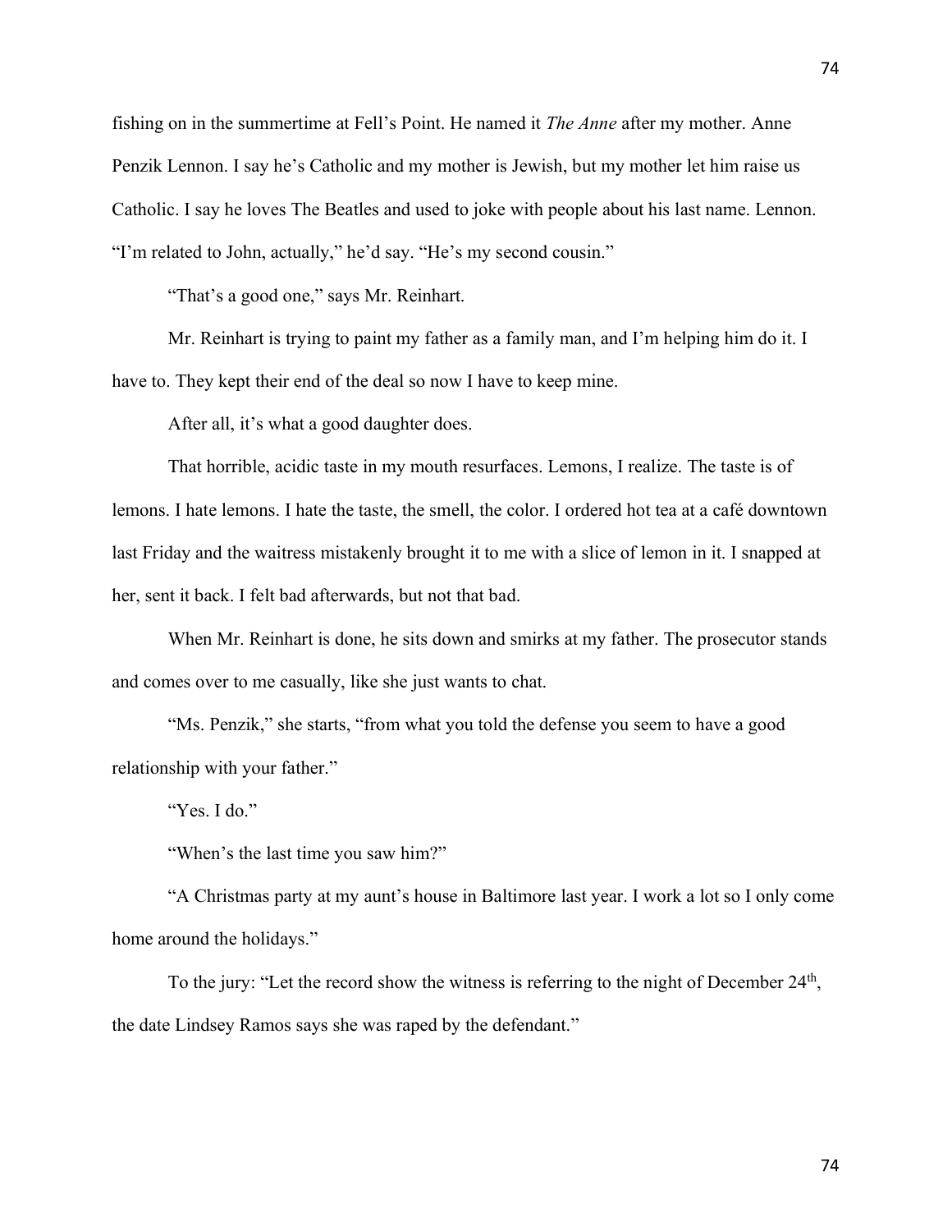fishing on in the summertime at Fell's Point. He named it *The Anne* after my mother. Anne Penzik Lennon. I say he's Catholic and my mother is Jewish, but my mother let him raise us Catholic. I say he loves The Beatles and used to joke with people about his last name. Lennon. "I'm related to John, actually," he'd say. "He's my second cousin."

"That's a good one," says Mr. Reinhart.

Mr. Reinhart is trying to paint my father as a family man, and I'm helping him do it. I have to. They kept their end of the deal so now I have to keep mine.

After all, it's what a good daughter does.

That horrible, acidic taste in my mouth resurfaces. Lemons, I realize. The taste is of lemons. I hate lemons. I hate the taste, the smell, the color. I ordered hot tea at a café downtown last Friday and the waitress mistakenly brought it to me with a slice of lemon in it. I snapped at her, sent it back. I felt bad afterwards, but not that bad.

When Mr. Reinhart is done, he sits down and smirks at my father. The prosecutor stands and comes over to me casually, like she just wants to chat.

"Ms. Penzik," she starts, "from what you told the defense you seem to have a good relationship with your father."

"Yes. I do."

"When's the last time you saw him?"

"A Christmas party at my aunt's house in Baltimore last year. I work a lot so I only come home around the holidays."

To the jury: "Let the record show the witness is referring to the night of December 24th, the date Lindsey Ramos says she was raped by the defendant."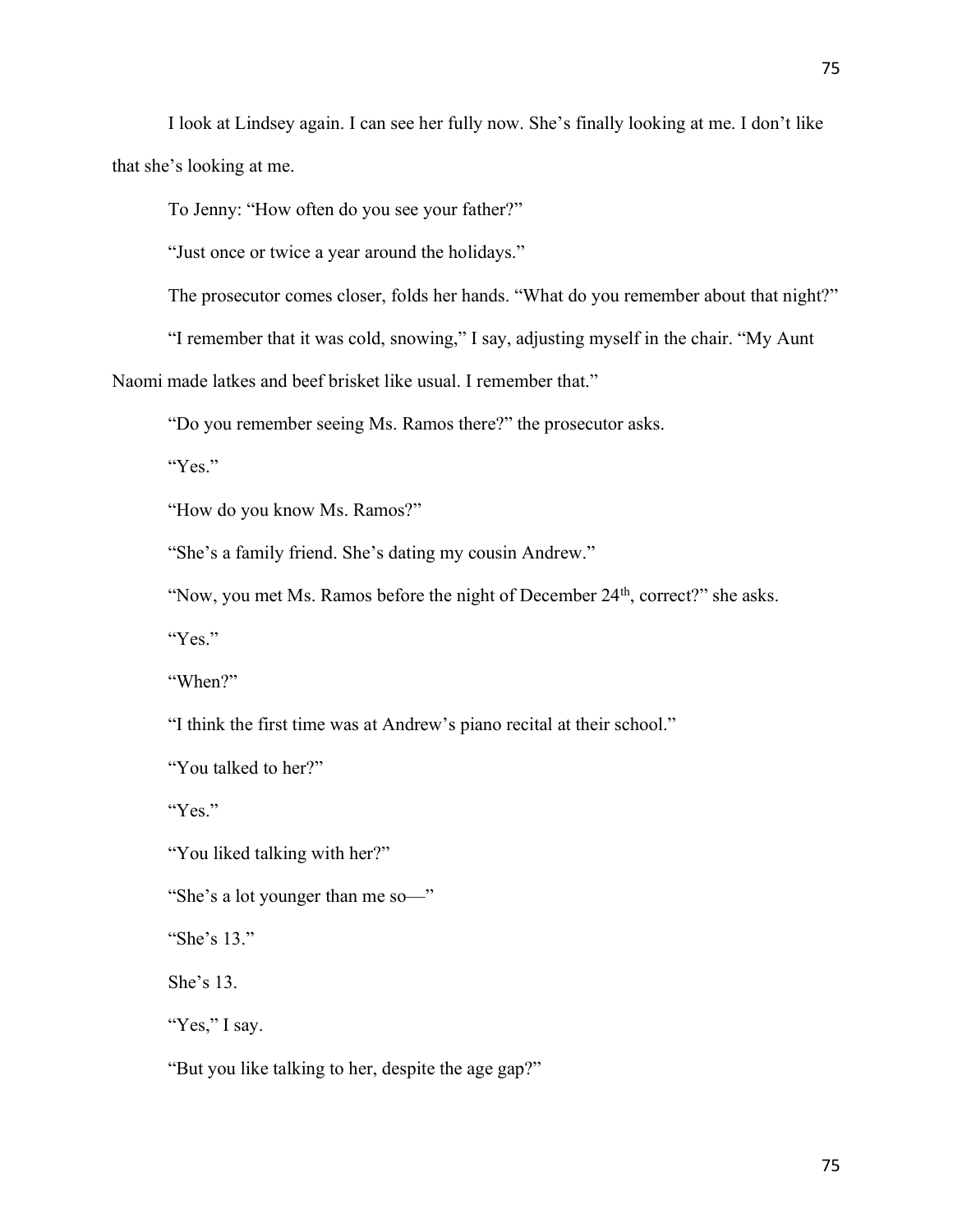I look at Lindsey again. I can see her fully now. She's finally looking at me. I don't like that she's looking at me.

To Jenny: "How often do you see your father?"

"Just once or twice a year around the holidays."

The prosecutor comes closer, folds her hands. "What do you remember about that night?"

"I remember that it was cold, snowing," I say, adjusting myself in the chair. "My Aunt Naomi made latkes and beef brisket like usual. I remember that."

"Do you remember seeing Ms. Ramos there?" the prosecutor asks.

"Yes."

"How do you know Ms. Ramos?"

"She's a family friend. She's dating my cousin Andrew."

"Now, you met Ms. Ramos before the night of December 24th, correct?" she asks.

"Yes."

"When?"

"I think the first time was at Andrew's piano recital at their school."

"You talked to her?"

"Yes."

"You liked talking with her?"

"She's a lot younger than me so—"

"She's 13."

She's 13.

"Yes," I say.

"But you like talking to her, despite the age gap?"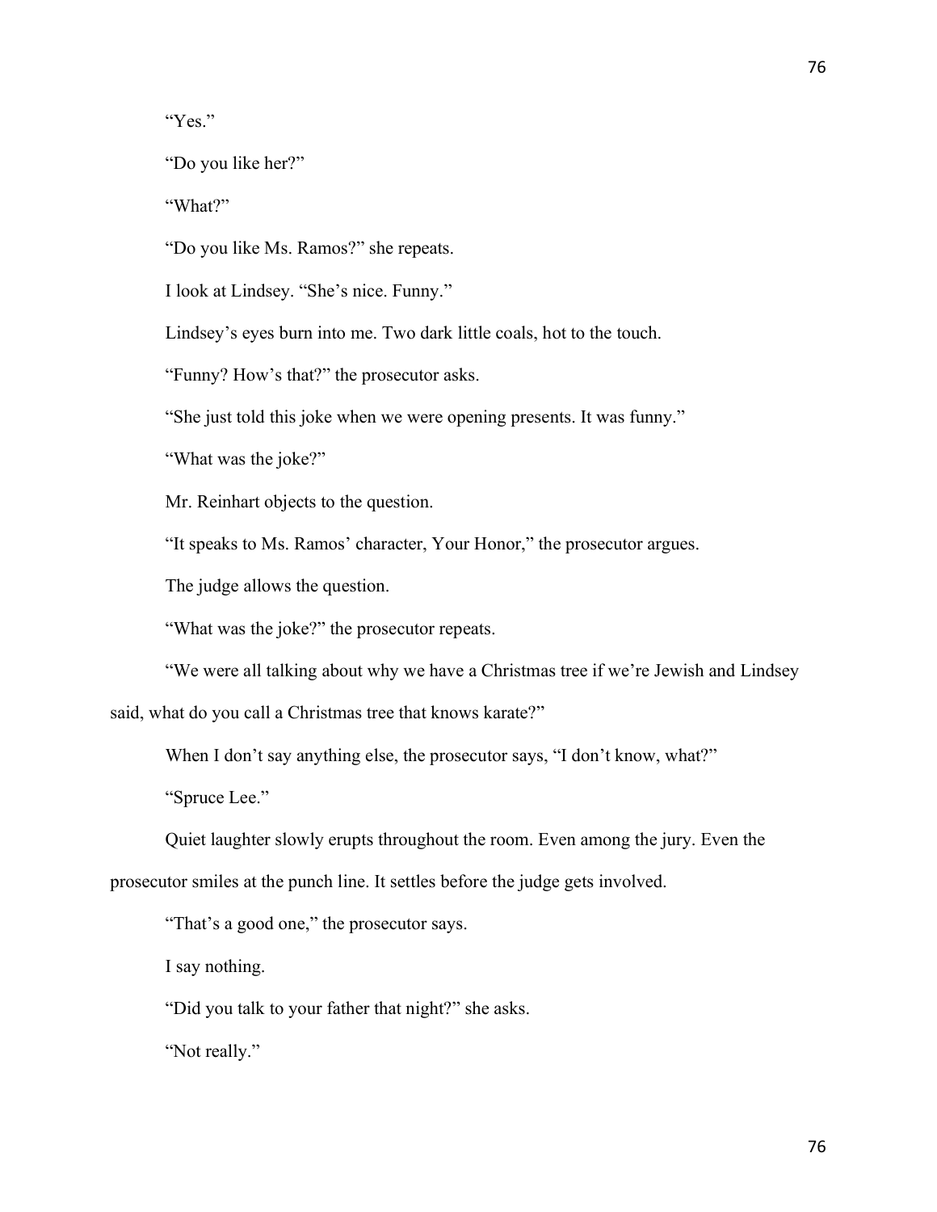"Yes."

"Do you like her?"

"What?"

"Do you like Ms. Ramos?" she repeats.

I look at Lindsey. "She's nice. Funny."

Lindsey's eyes burn into me. Two dark little coals, hot to the touch.

"Funny? How's that?" the prosecutor asks.

"She just told this joke when we were opening presents. It was funny."

"What was the joke?"

Mr. Reinhart objects to the question.

"It speaks to Ms. Ramos' character, Your Honor," the prosecutor argues.

The judge allows the question.

"What was the joke?" the prosecutor repeats.

"We were all talking about why we have a Christmas tree if we're Jewish and Lindsey said, what do you call a Christmas tree that knows karate?"

When I don't say anything else, the prosecutor says, "I don't know, what?"

"Spruce Lee."

Quiet laughter slowly erupts throughout the room. Even among the jury. Even the prosecutor smiles at the punch line. It settles before the judge gets involved.

"That's a good one," the prosecutor says.

I say nothing.

"Did you talk to your father that night?" she asks.

"Not really."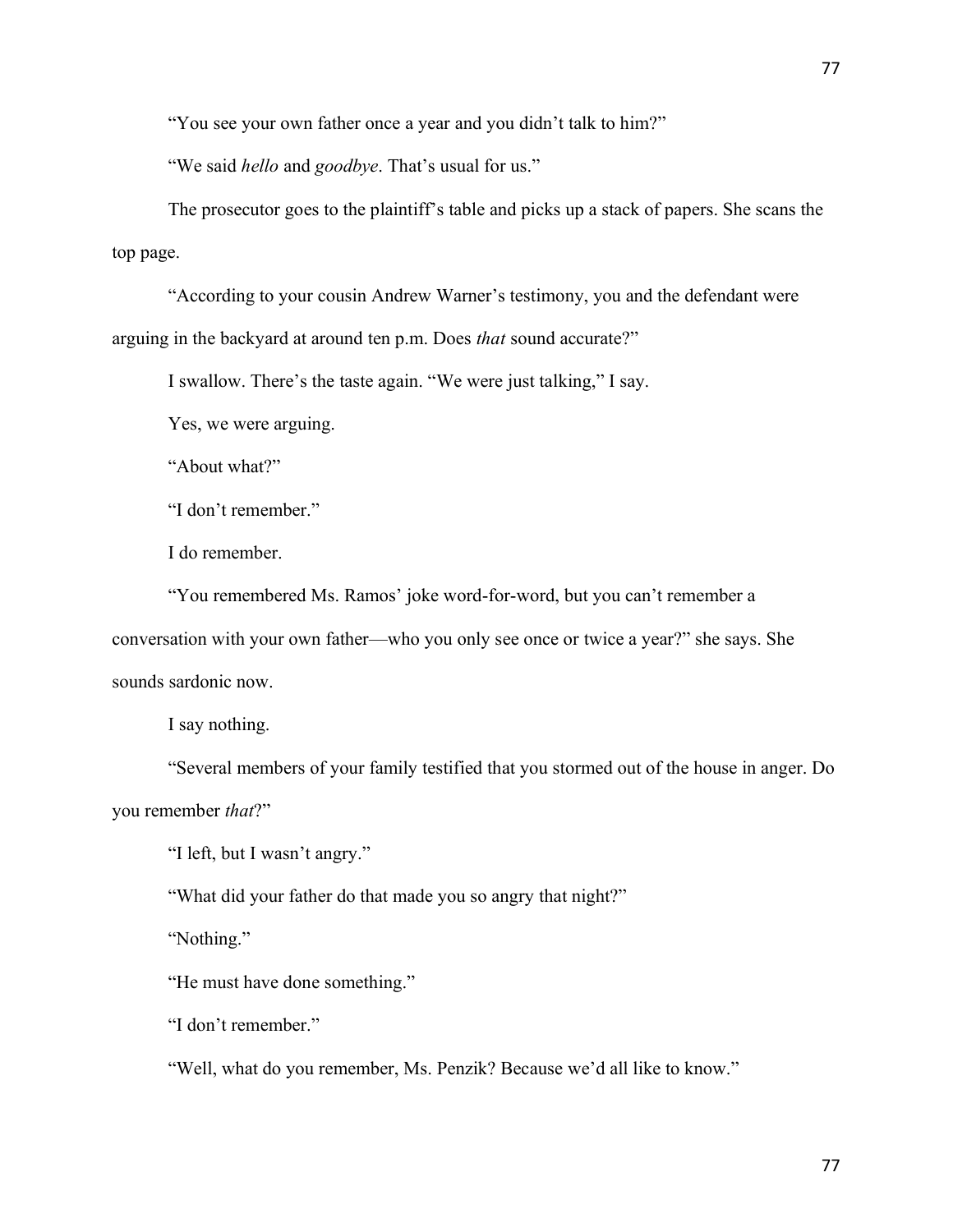"You see your own father once a year and you didn't talk to him?"

"We said *hello* and *goodbye*. That's usual for us."

The prosecutor goes to the plaintiff's table and picks up a stack of papers. She scans the top page.

"According to your cousin Andrew Warner's testimony, you and the defendant were arguing in the backyard at around ten p.m. Does *that* sound accurate?"

I swallow. There's the taste again. "We were just talking," I say.

Yes, we were arguing.

"About what?"

"I don't remember."

I do remember.

"You remembered Ms. Ramos' joke word-for-word, but you can't remember a conversation with your own father—who you only see once or twice a year?" she says. She sounds sardonic now.

I say nothing.

"Several members of your family testified that you stormed out of the house in anger. Do you remember *that*?"

"I left, but I wasn't angry."

"What did your father do that made you so angry that night?"

"Nothing."

"He must have done something."

"I don't remember."

"Well, what do you remember, Ms. Penzik? Because we'd all like to know."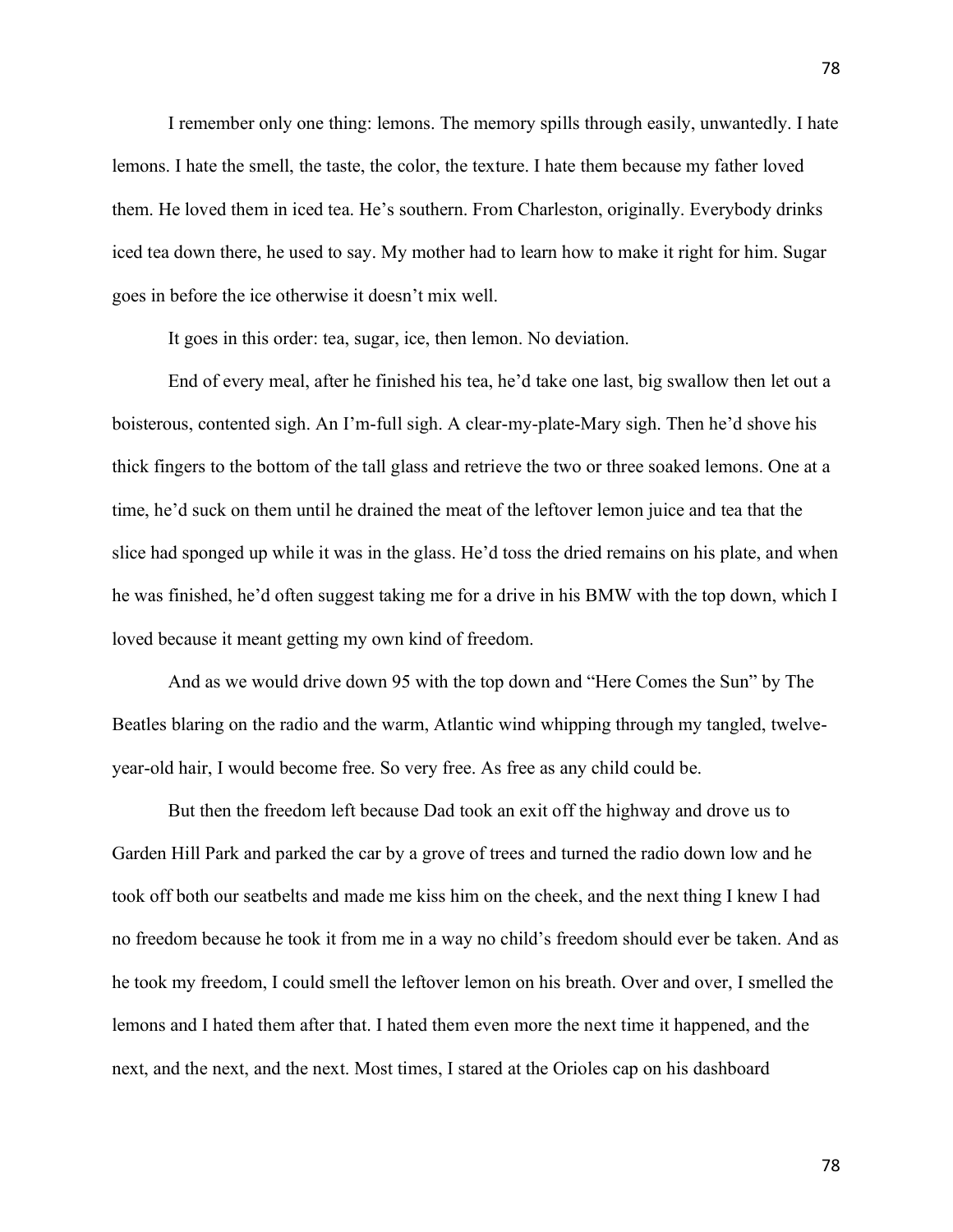I remember only one thing: lemons. The memory spills through easily, unwantedly. I hate lemons. I hate the smell, the taste, the color, the texture. I hate them because my father loved them. He loved them in iced tea. He's southern. From Charleston, originally. Everybody drinks iced tea down there, he used to say. My mother had to learn how to make it right for him. Sugar goes in before the ice otherwise it doesn't mix well.

It goes in this order: tea, sugar, ice, then lemon. No deviation.

End of every meal, after he finished his tea, he'd take one last, big swallow then let out a boisterous, contented sigh. An I'm-full sigh. A clear-my-plate-Mary sigh. Then he'd shove his thick fingers to the bottom of the tall glass and retrieve the two or three soaked lemons. One at a time, he'd suck on them until he drained the meat of the leftover lemon juice and tea that the slice had sponged up while it was in the glass. He'd toss the dried remains on his plate, and when he was finished, he'd often suggest taking me for a drive in his BMW with the top down, which I loved because it meant getting my own kind of freedom.

And as we would drive down 95 with the top down and "Here Comes the Sun" by The Beatles blaring on the radio and the warm, Atlantic wind whipping through my tangled, twelve-year-old hair, I would become free. So very free. As free as any child could be.

But then the freedom left because Dad took an exit off the highway and drove us to Garden Hill Park and parked the car by a grove of trees and turned the radio down low and he took off both our seatbelts and made me kiss him on the cheek, and the next thing I knew I had no freedom because he took it from me in a way no child's freedom should ever be taken. And as he took my freedom, I could smell the leftover lemon on his breath. Over and over, I smelled the lemons and I hated them after that. I hated them even more the next time it happened, and the next, and the next, and the next. Most times, I stared at the Orioles cap on his dashboard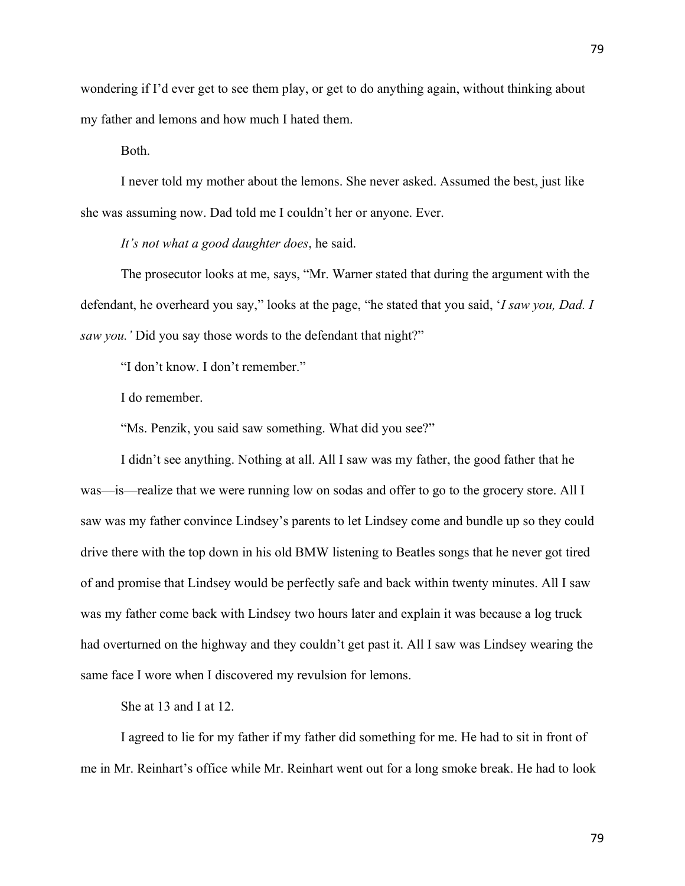wondering if I'd ever get to see them play, or get to do anything again, without thinking about my father and lemons and how much I hated them.

Both.

I never told my mother about the lemons. She never asked. Assumed the best, just like she was assuming now. Dad told me I couldn't her or anyone. Ever.

*It's not what a good daughter does*, he said.

The prosecutor looks at me, says, "Mr. Warner stated that during the argument with the defendant, he overheard you say," looks at the page, "he stated that you said, '*I saw you, Dad. I saw you.*' Did you say those words to the defendant that night?"

"I don't know. I don't remember."

I do remember.

"Ms. Penzik, you said saw something. What did you see?"

I didn't see anything. Nothing at all. All I saw was my father, the good father that he was—is—realize that we were running low on sodas and offer to go to the grocery store. All I saw was my father convince Lindsey's parents to let Lindsey come and bundle up so they could drive there with the top down in his old BMW listening to Beatles songs that he never got tired of and promise that Lindsey would be perfectly safe and back within twenty minutes. All I saw was my father come back with Lindsey two hours later and explain it was because a log truck had overturned on the highway and they couldn't get past it. All I saw was Lindsey wearing the same face I wore when I discovered my revulsion for lemons.

She at 13 and I at 12.

I agreed to lie for my father if my father did something for me. He had to sit in front of me in Mr. Reinhart's office while Mr. Reinhart went out for a long smoke break. He had to look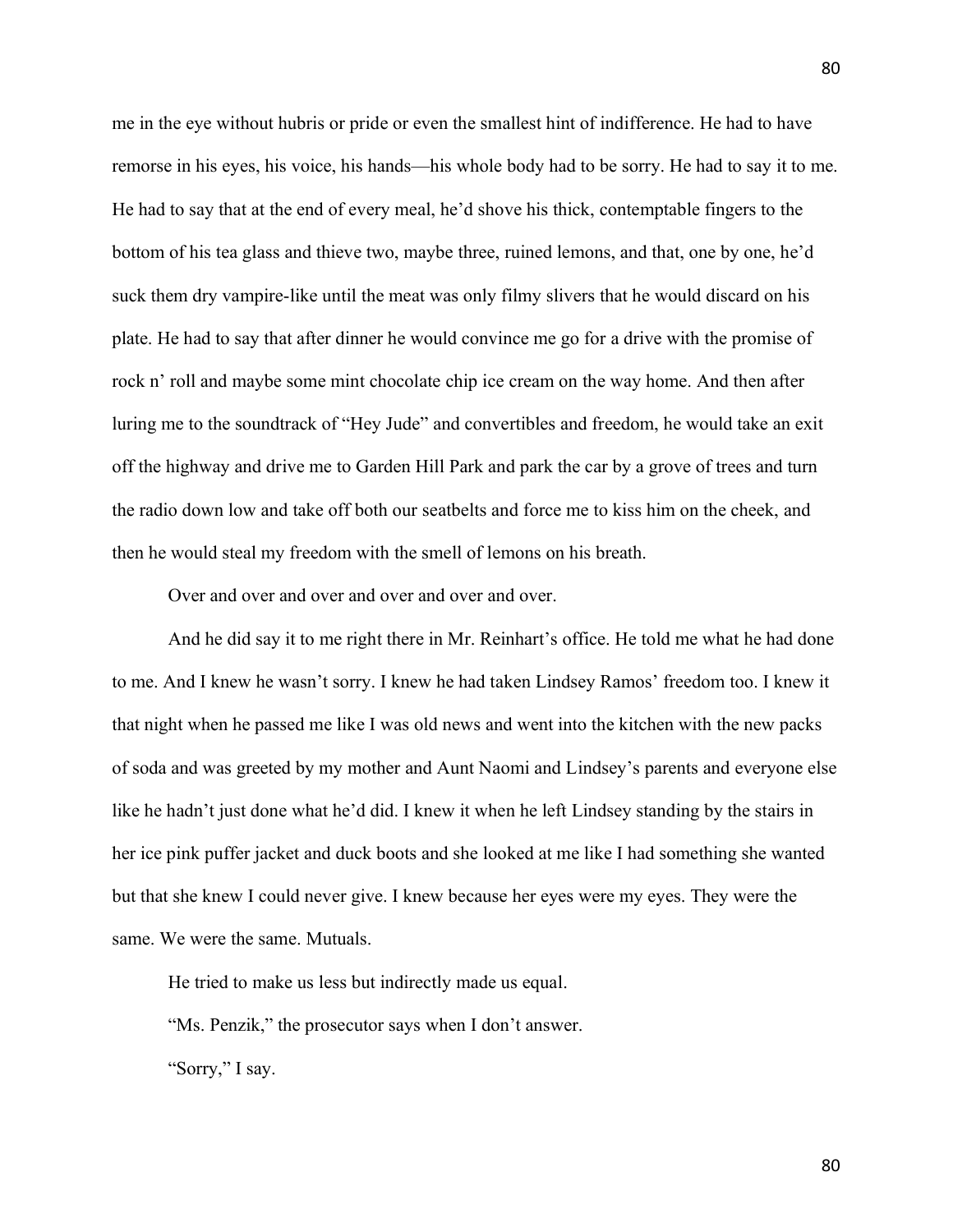me in the eye without hubris or pride or even the smallest hint of indifference. He had to have remorse in his eyes, his voice, his hands—his whole body had to be sorry. He had to say it to me. He had to say that at the end of every meal, he'd shove his thick, contemptable fingers to the bottom of his tea glass and thieve two, maybe three, ruined lemons, and that, one by one, he'd suck them dry vampire-like until the meat was only filmy slivers that he would discard on his plate. He had to say that after dinner he would convince me go for a drive with the promise of rock n' roll and maybe some mint chocolate chip ice cream on the way home. And then after luring me to the soundtrack of "Hey Jude" and convertibles and freedom, he would take an exit off the highway and drive me to Garden Hill Park and park the car by a grove of trees and turn the radio down low and take off both our seatbelts and force me to kiss him on the cheek, and then he would steal my freedom with the smell of lemons on his breath.

Over and over and over and over and over and over.

And he did say it to me right there in Mr. Reinhart's office. He told me what he had done to me. And I knew he wasn't sorry. I knew he had taken Lindsey Ramos' freedom too. I knew it that night when he passed me like I was old news and went into the kitchen with the new packs of soda and was greeted by my mother and Aunt Naomi and Lindsey's parents and everyone else like he hadn't just done what he'd did. I knew it when he left Lindsey standing by the stairs in her ice pink puffer jacket and duck boots and she looked at me like I had something she wanted but that she knew I could never give. I knew because her eyes were my eyes. They were the same. We were the same. Mutuals.

He tried to make us less but indirectly made us equal.

"Ms. Penzik," the prosecutor says when I don't answer.

"Sorry," I say.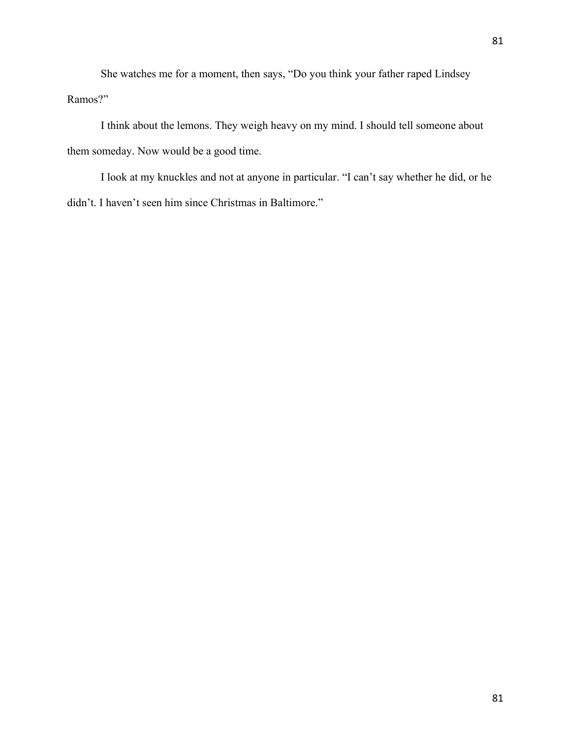She watches me for a moment, then says, "Do you think your father raped Lindsey Ramos?"

I think about the lemons. They weigh heavy on my mind. I should tell someone about them someday. Now would be a good time.

I look at my knuckles and not at anyone in particular. "I can't say whether he did, or he didn't. I haven't seen him since Christmas in Baltimore."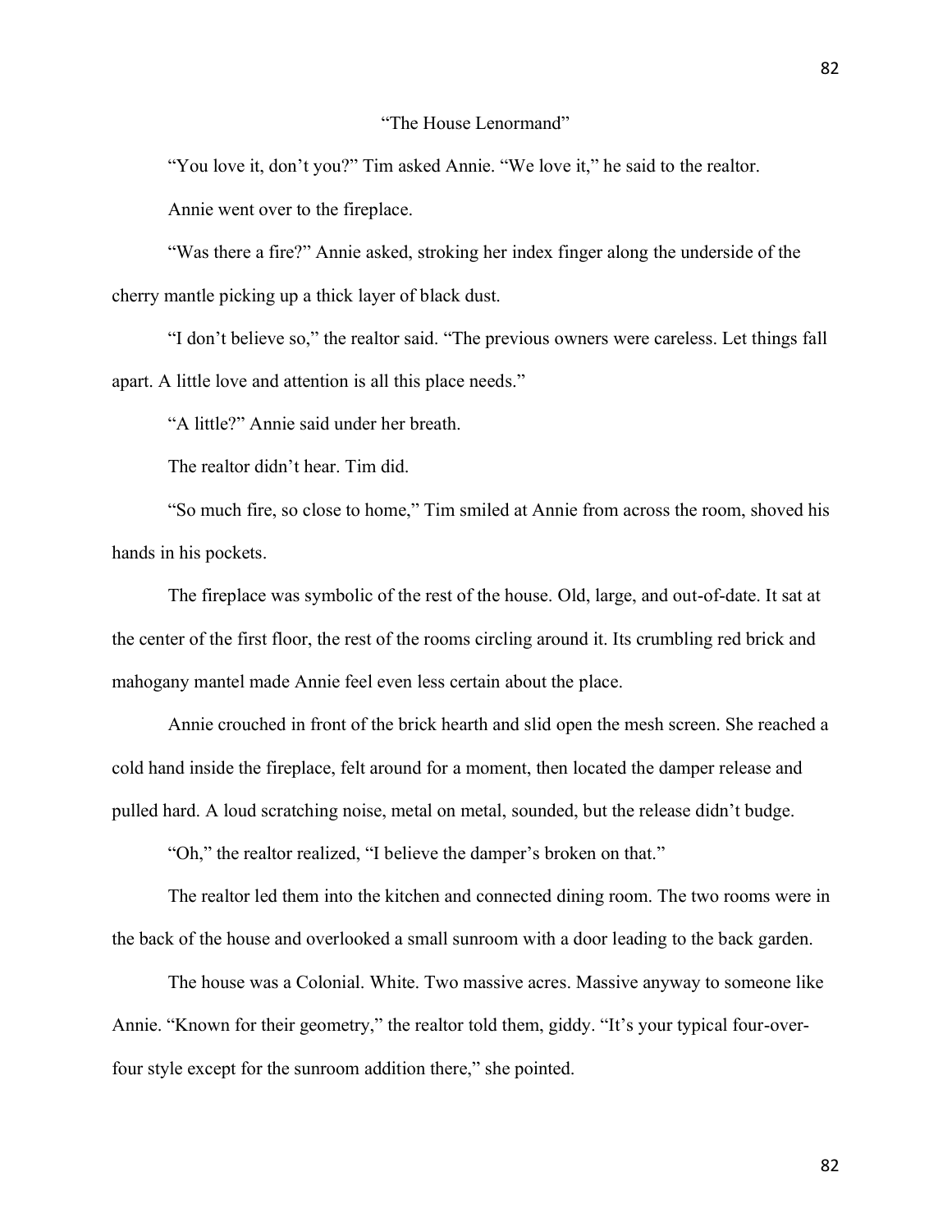"The House Lenormand"

"You love it, don't you?" Tim asked Annie. "We love it," he said to the realtor.

Annie went over to the fireplace.

"Was there a fire?" Annie asked, stroking her index finger along the underside of the cherry mantle picking up a thick layer of black dust.

"I don't believe so," the realtor said. "The previous owners were careless. Let things fall apart. A little love and attention is all this place needs."

"A little?" Annie said under her breath.

The realtor didn't hear. Tim did.

"So much fire, so close to home," Tim smiled at Annie from across the room, shoved his hands in his pockets.

The fireplace was symbolic of the rest of the house. Old, large, and out-of-date. It sat at the center of the first floor, the rest of the rooms circling around it. Its crumbling red brick and mahogany mantel made Annie feel even less certain about the place.

Annie crouched in front of the brick hearth and slid open the mesh screen. She reached a cold hand inside the fireplace, felt around for a moment, then located the damper release and pulled hard. A loud scratching noise, metal on metal, sounded, but the release didn't budge.

"Oh," the realtor realized, "I believe the damper's broken on that."

The realtor led them into the kitchen and connected dining room. The two rooms were in the back of the house and overlooked a small sunroom with a door leading to the back garden.

The house was a Colonial. White. Two massive acres. Massive anyway to someone like Annie. "Known for their geometry," the realtor told them, giddy. "It's your typical four-over-four style except for the sunroom addition there," she pointed.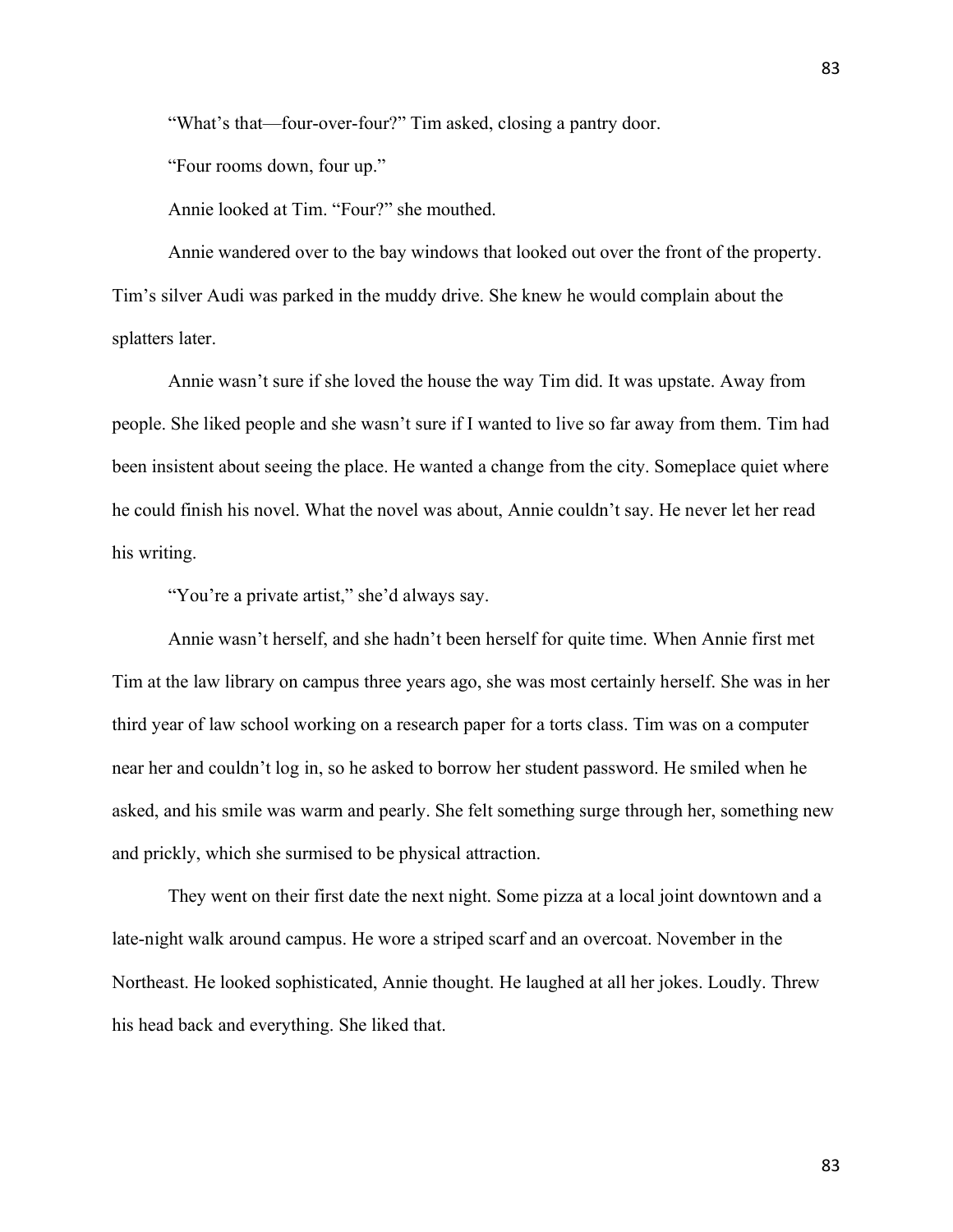"What's that—four-over-four?" Tim asked, closing a pantry door.

"Four rooms down, four up."

Annie looked at Tim. "Four?" she mouthed.

Annie wandered over to the bay windows that looked out over the front of the property. Tim's silver Audi was parked in the muddy drive. She knew he would complain about the splatters later.

Annie wasn't sure if she loved the house the way Tim did. It was upstate. Away from people. She liked people and she wasn't sure if I wanted to live so far away from them. Tim had been insistent about seeing the place. He wanted a change from the city. Someplace quiet where he could finish his novel. What the novel was about, Annie couldn't say. He never let her read his writing.

"You're a private artist," she'd always say.

Annie wasn't herself, and she hadn't been herself for quite time. When Annie first met Tim at the law library on campus three years ago, she was most certainly herself. She was in her third year of law school working on a research paper for a torts class. Tim was on a computer near her and couldn't log in, so he asked to borrow her student password. He smiled when he asked, and his smile was warm and pearly. She felt something surge through her, something new and prickly, which she surmised to be physical attraction.

They went on their first date the next night. Some pizza at a local joint downtown and a late-night walk around campus. He wore a striped scarf and an overcoat. November in the Northeast. He looked sophisticated, Annie thought. He laughed at all her jokes. Loudly. Threw his head back and everything. She liked that.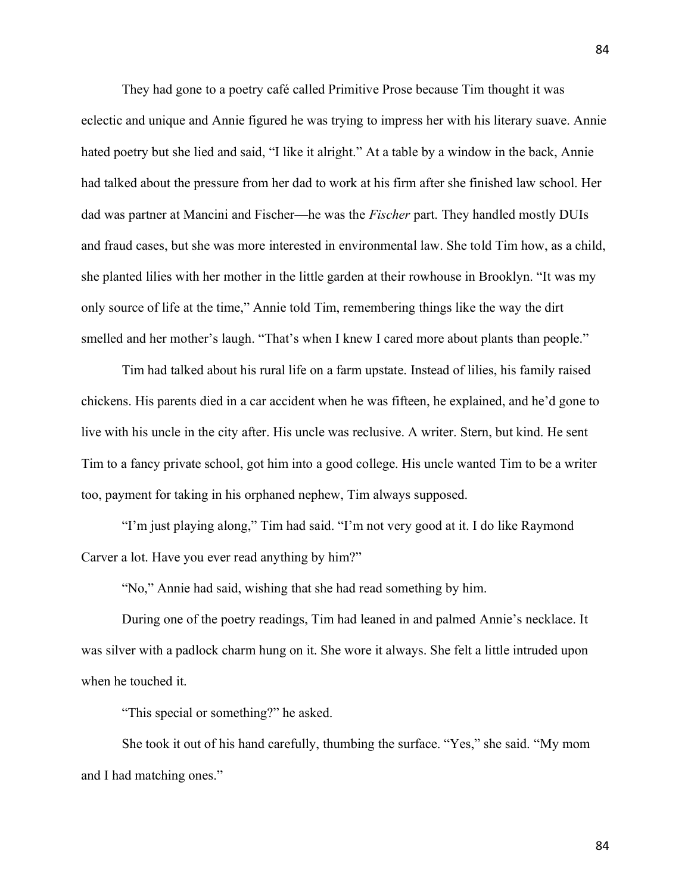They had gone to a poetry café called Primitive Prose because Tim thought it was eclectic and unique and Annie figured he was trying to impress her with his literary suave. Annie hated poetry but she lied and said, "I like it alright." At a table by a window in the back, Annie had talked about the pressure from her dad to work at his firm after she finished law school. Her dad was partner at Mancini and Fischer—he was the *Fischer* part. They handled mostly DUIs and fraud cases, but she was more interested in environmental law. She told Tim how, as a child, she planted lilies with her mother in the little garden at their rowhouse in Brooklyn. "It was my only source of life at the time," Annie told Tim, remembering things like the way the dirt smelled and her mother's laugh. "That's when I knew I cared more about plants than people."

Tim had talked about his rural life on a farm upstate. Instead of lilies, his family raised chickens. His parents died in a car accident when he was fifteen, he explained, and he'd gone to live with his uncle in the city after. His uncle was reclusive. A writer. Stern, but kind. He sent Tim to a fancy private school, got him into a good college. His uncle wanted Tim to be a writer too, payment for taking in his orphaned nephew, Tim always supposed.

"I'm just playing along," Tim had said. "I'm not very good at it. I do like Raymond Carver a lot. Have you ever read anything by him?"

"No," Annie had said, wishing that she had read something by him.

During one of the poetry readings, Tim had leaned in and palmed Annie's necklace. It was silver with a padlock charm hung on it. She wore it always. She felt a little intruded upon when he touched it.

"This special or something?" he asked.

She took it out of his hand carefully, thumbing the surface. "Yes," she said. "My mom and I had matching ones."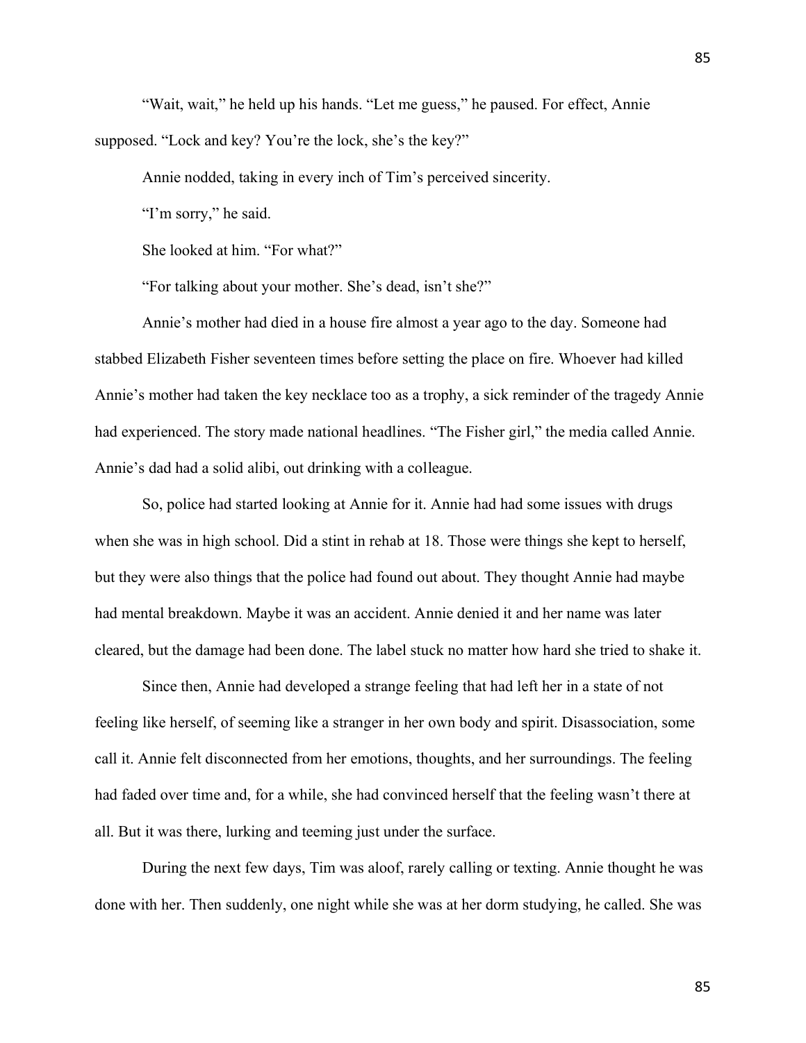"Wait, wait," he held up his hands. "Let me guess," he paused. For effect, Annie supposed. "Lock and key? You're the lock, she's the key?"

Annie nodded, taking in every inch of Tim's perceived sincerity.

"I'm sorry," he said.

She looked at him. "For what?"

"For talking about your mother. She's dead, isn't she?"

Annie's mother had died in a house fire almost a year ago to the day. Someone had stabbed Elizabeth Fisher seventeen times before setting the place on fire. Whoever had killed Annie's mother had taken the key necklace too as a trophy, a sick reminder of the tragedy Annie had experienced. The story made national headlines. "The Fisher girl," the media called Annie. Annie's dad had a solid alibi, out drinking with a colleague.

So, police had started looking at Annie for it. Annie had had some issues with drugs when she was in high school. Did a stint in rehab at 18. Those were things she kept to herself, but they were also things that the police had found out about. They thought Annie had maybe had mental breakdown. Maybe it was an accident. Annie denied it and her name was later cleared, but the damage had been done. The label stuck no matter how hard she tried to shake it.

Since then, Annie had developed a strange feeling that had left her in a state of not feeling like herself, of seeming like a stranger in her own body and spirit. Disassociation, some call it. Annie felt disconnected from her emotions, thoughts, and her surroundings. The feeling had faded over time and, for a while, she had convinced herself that the feeling wasn't there at all. But it was there, lurking and teeming just under the surface.

During the next few days, Tim was aloof, rarely calling or texting. Annie thought he was done with her. Then suddenly, one night while she was at her dorm studying, he called. She was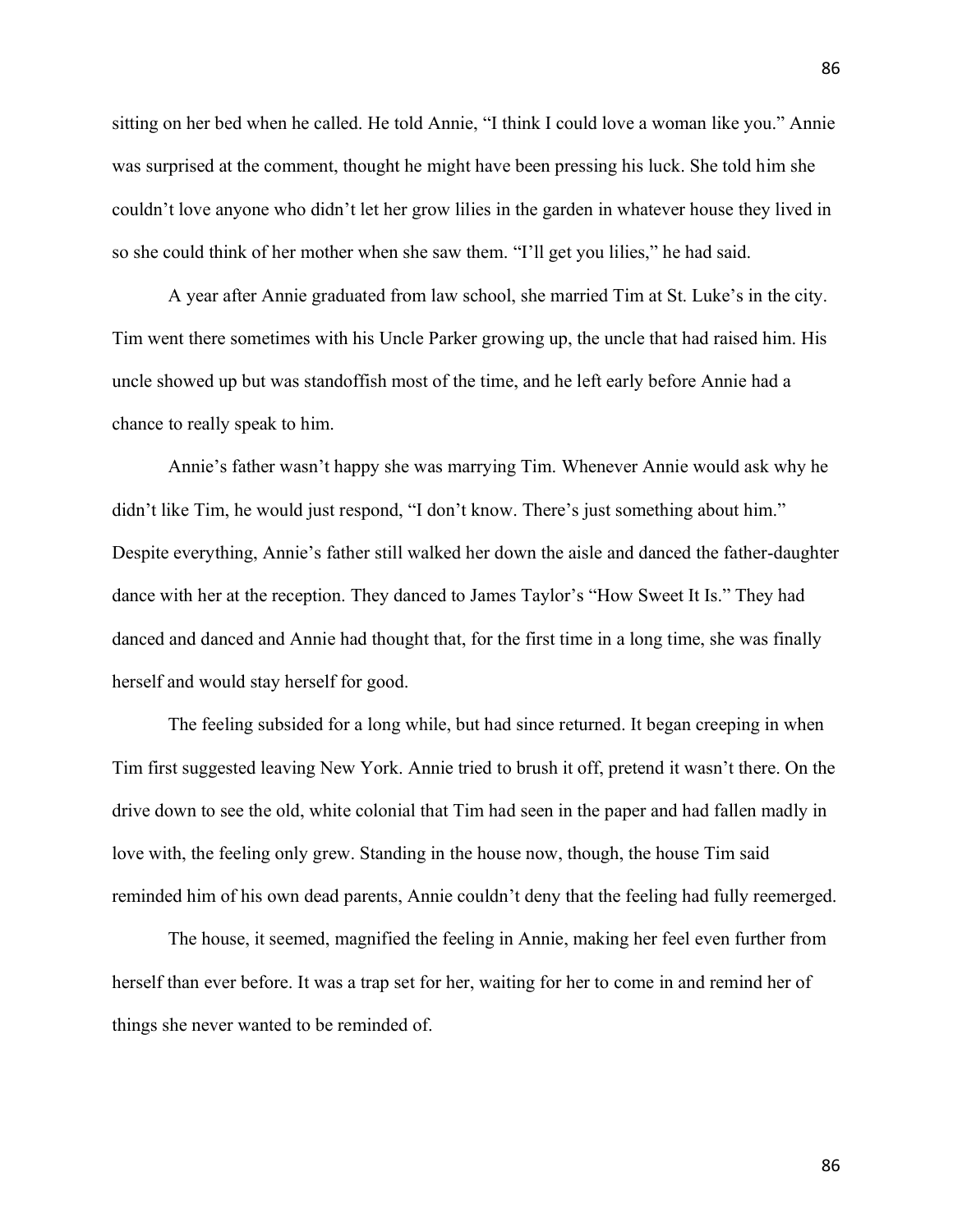sitting on her bed when he called. He told Annie, "I think I could love a woman like you." Annie was surprised at the comment, thought he might have been pressing his luck. She told him she couldn't love anyone who didn't let her grow lilies in the garden in whatever house they lived in so she could think of her mother when she saw them. "I'll get you lilies," he had said.

A year after Annie graduated from law school, she married Tim at St. Luke's in the city. Tim went there sometimes with his Uncle Parker growing up, the uncle that had raised him. His uncle showed up but was standoffish most of the time, and he left early before Annie had a chance to really speak to him.

Annie's father wasn't happy she was marrying Tim. Whenever Annie would ask why he didn't like Tim, he would just respond, "I don't know. There's just something about him." Despite everything, Annie's father still walked her down the aisle and danced the father-daughter dance with her at the reception. They danced to James Taylor's "How Sweet It Is." They had danced and danced and Annie had thought that, for the first time in a long time, she was finally herself and would stay herself for good.

The feeling subsided for a long while, but had since returned. It began creeping in when Tim first suggested leaving New York. Annie tried to brush it off, pretend it wasn't there. On the drive down to see the old, white colonial that Tim had seen in the paper and had fallen madly in love with, the feeling only grew. Standing in the house now, though, the house Tim said reminded him of his own dead parents, Annie couldn't deny that the feeling had fully reemerged.

The house, it seemed, magnified the feeling in Annie, making her feel even further from herself than ever before. It was a trap set for her, waiting for her to come in and remind her of things she never wanted to be reminded of.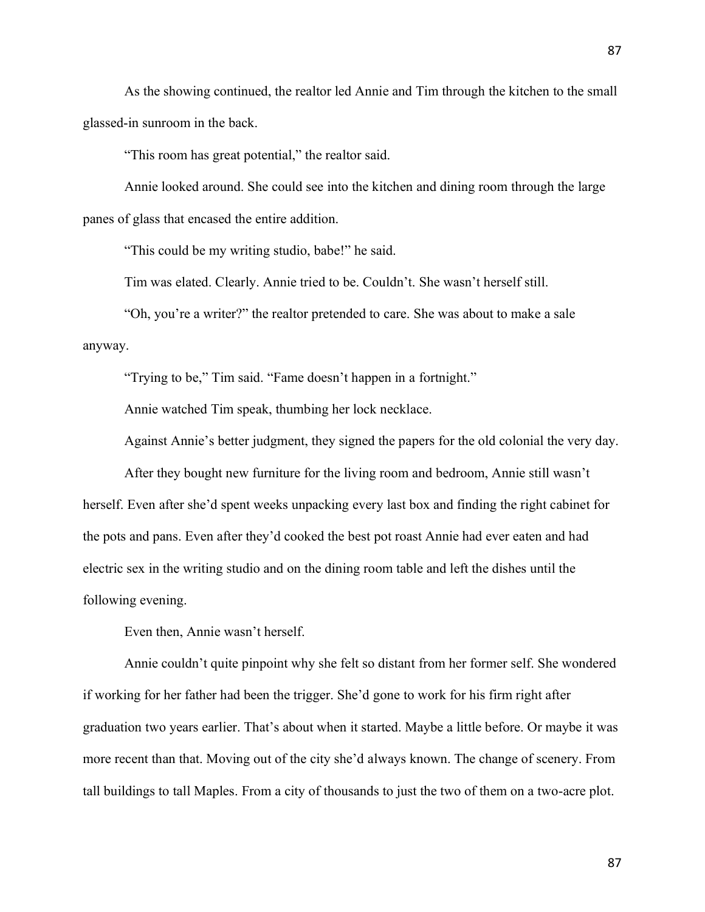As the showing continued, the realtor led Annie and Tim through the kitchen to the small glassed-in sunroom in the back.

"This room has great potential," the realtor said.

Annie looked around. She could see into the kitchen and dining room through the large panes of glass that encased the entire addition.

"This could be my writing studio, babe!" he said.

Tim was elated. Clearly. Annie tried to be. Couldn't. She wasn't herself still.

"Oh, you're a writer?" the realtor pretended to care. She was about to make a sale anyway.

"Trying to be," Tim said. "Fame doesn't happen in a fortnight."

Annie watched Tim speak, thumbing her lock necklace.

Against Annie's better judgment, they signed the papers for the old colonial the very day.

After they bought new furniture for the living room and bedroom, Annie still wasn't herself. Even after she'd spent weeks unpacking every last box and finding the right cabinet for the pots and pans. Even after they'd cooked the best pot roast Annie had ever eaten and had electric sex in the writing studio and on the dining room table and left the dishes until the following evening.

Even then, Annie wasn't herself.

Annie couldn't quite pinpoint why she felt so distant from her former self. She wondered if working for her father had been the trigger. She'd gone to work for his firm right after graduation two years earlier. That's about when it started. Maybe a little before. Or maybe it was more recent than that. Moving out of the city she'd always known. The change of scenery. From tall buildings to tall Maples. From a city of thousands to just the two of them on a two-acre plot.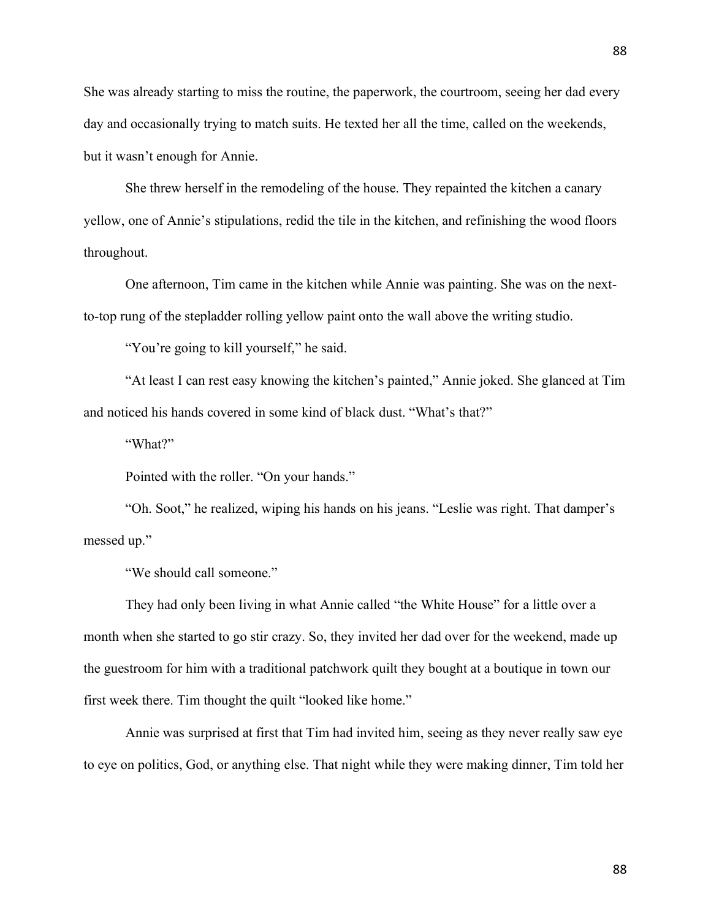She was already starting to miss the routine, the paperwork, the courtroom, seeing her dad every day and occasionally trying to match suits. He texted her all the time, called on the weekends, but it wasn't enough for Annie.

She threw herself in the remodeling of the house. They repainted the kitchen a canary yellow, one of Annie's stipulations, redid the tile in the kitchen, and refinishing the wood floors throughout.

One afternoon, Tim came in the kitchen while Annie was painting. She was on the next-to-top rung of the stepladder rolling yellow paint onto the wall above the writing studio.

"You're going to kill yourself," he said.

"At least I can rest easy knowing the kitchen's painted," Annie joked. She glanced at Tim and noticed his hands covered in some kind of black dust. "What's that?"

"What?"

Pointed with the roller. "On your hands."

"Oh. Soot," he realized, wiping his hands on his jeans. "Leslie was right. That damper's messed up."

"We should call someone."

They had only been living in what Annie called "the White House" for a little over a month when she started to go stir crazy. So, they invited her dad over for the weekend, made up the guestroom for him with a traditional patchwork quilt they bought at a boutique in town our first week there. Tim thought the quilt "looked like home."

Annie was surprised at first that Tim had invited him, seeing as they never really saw eye to eye on politics, God, or anything else. That night while they were making dinner, Tim told her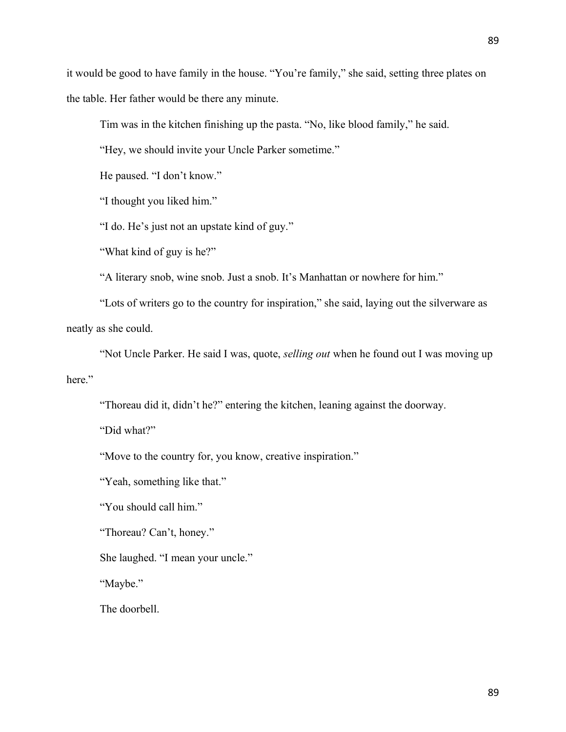it would be good to have family in the house. “You’re family,” she said, setting three plates on the table. Her father would be there any minute.

Tim was in the kitchen finishing up the pasta. “No, like blood family,” he said.

“Hey, we should invite your Uncle Parker sometime.”

He paused. “I don’t know.”

“I thought you liked him.”

“I do. He’s just not an upstate kind of guy.”

“What kind of guy is he?”

“A literary snob, wine snob. Just a snob. It’s Manhattan or nowhere for him.”

“Lots of writers go to the country for inspiration,” she said, laying out the silverware as neatly as she could.

“Not Uncle Parker. He said I was, quote, *selling out* when he found out I was moving up here.”

“Thoreau did it, didn’t he?” entering the kitchen, leaning against the doorway.

“Did what?”

“Move to the country for, you know, creative inspiration.”

“Yeah, something like that.”

“You should call him.”

“Thoreau? Can’t, honey.”

She laughed. “I mean your uncle.”

“Maybe.”

The doorbell.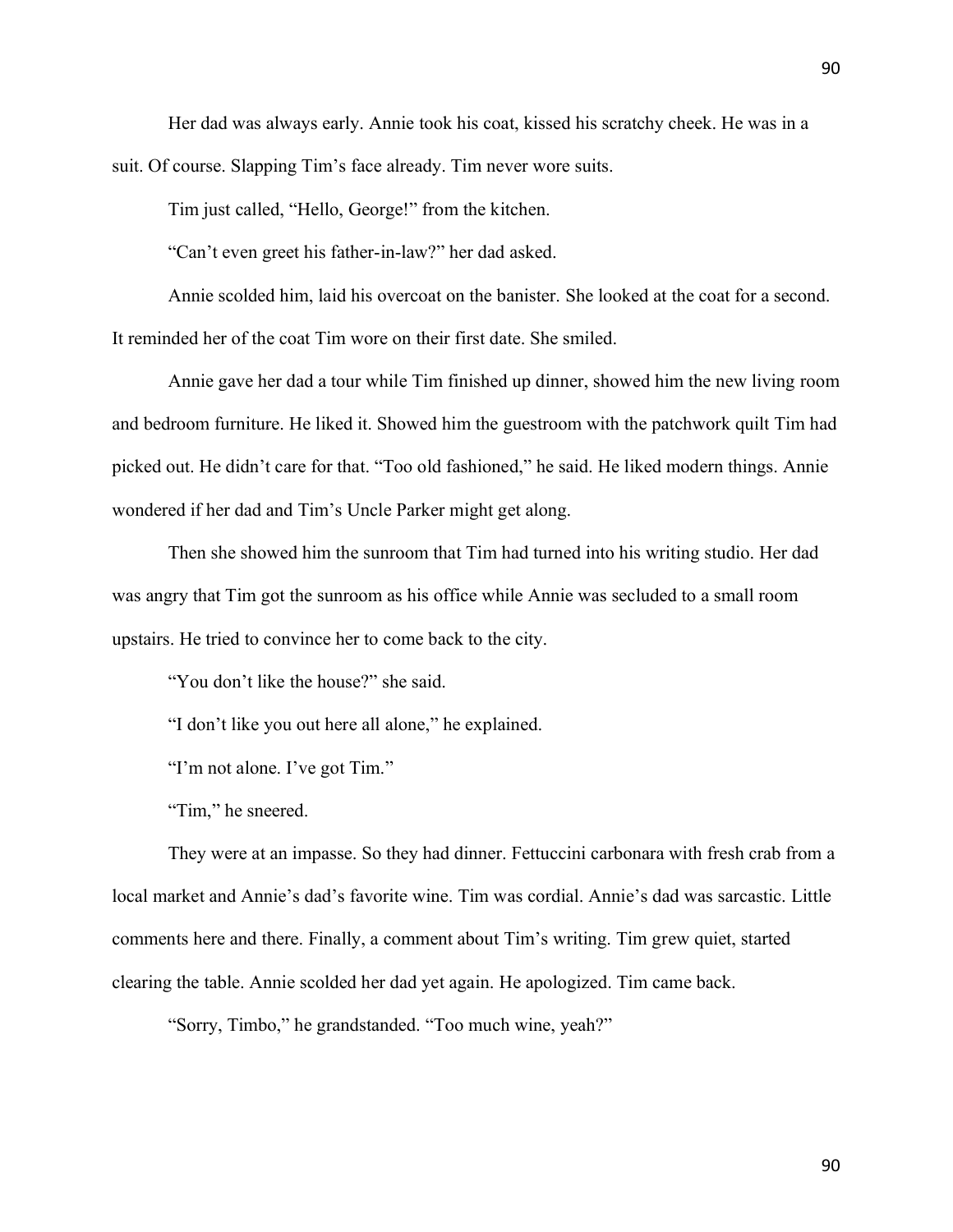Her dad was always early. Annie took his coat, kissed his scratchy cheek. He was in a suit. Of course. Slapping Tim's face already. Tim never wore suits.

Tim just called, "Hello, George!" from the kitchen.

"Can't even greet his father-in-law?" her dad asked.

Annie scolded him, laid his overcoat on the banister. She looked at the coat for a second. It reminded her of the coat Tim wore on their first date. She smiled.

Annie gave her dad a tour while Tim finished up dinner, showed him the new living room and bedroom furniture. He liked it. Showed him the guestroom with the patchwork quilt Tim had picked out. He didn't care for that. "Too old fashioned," he said. He liked modern things. Annie wondered if her dad and Tim's Uncle Parker might get along.

Then she showed him the sunroom that Tim had turned into his writing studio. Her dad was angry that Tim got the sunroom as his office while Annie was secluded to a small room upstairs. He tried to convince her to come back to the city.

"You don't like the house?" she said.

"I don't like you out here all alone," he explained.

"I'm not alone. I've got Tim."

"Tim," he sneered.

They were at an impasse. So they had dinner. Fettuccini carbonara with fresh crab from a local market and Annie's dad's favorite wine. Tim was cordial. Annie's dad was sarcastic. Little comments here and there. Finally, a comment about Tim's writing. Tim grew quiet, started clearing the table. Annie scolded her dad yet again. He apologized. Tim came back.

"Sorry, Timbo," he grandstanded. "Too much wine, yeah?"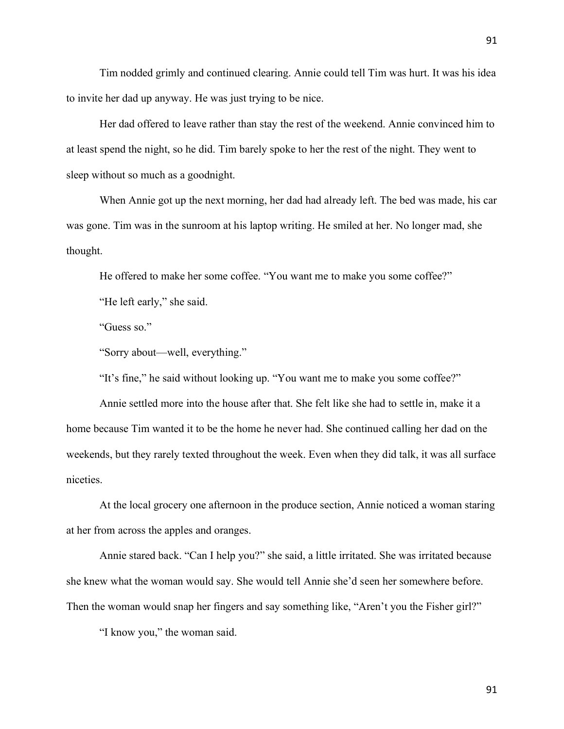Tim nodded grimly and continued clearing. Annie could tell Tim was hurt. It was his idea to invite her dad up anyway. He was just trying to be nice.

Her dad offered to leave rather than stay the rest of the weekend. Annie convinced him to at least spend the night, so he did. Tim barely spoke to her the rest of the night. They went to sleep without so much as a goodnight.

When Annie got up the next morning, her dad had already left. The bed was made, his car was gone. Tim was in the sunroom at his laptop writing. He smiled at her. No longer mad, she thought.

He offered to make her some coffee. "You want me to make you some coffee?"

"He left early," she said.

"Guess so."

"Sorry about—well, everything."

"It's fine," he said without looking up. "You want me to make you some coffee?"

Annie settled more into the house after that. She felt like she had to settle in, make it a home because Tim wanted it to be the home he never had. She continued calling her dad on the weekends, but they rarely texted throughout the week. Even when they did talk, it was all surface niceties.

At the local grocery one afternoon in the produce section, Annie noticed a woman staring at her from across the apples and oranges.

Annie stared back. "Can I help you?" she said, a little irritated. She was irritated because she knew what the woman would say. She would tell Annie she'd seen her somewhere before. Then the woman would snap her fingers and say something like, "Aren't you the Fisher girl?"

"I know you," the woman said.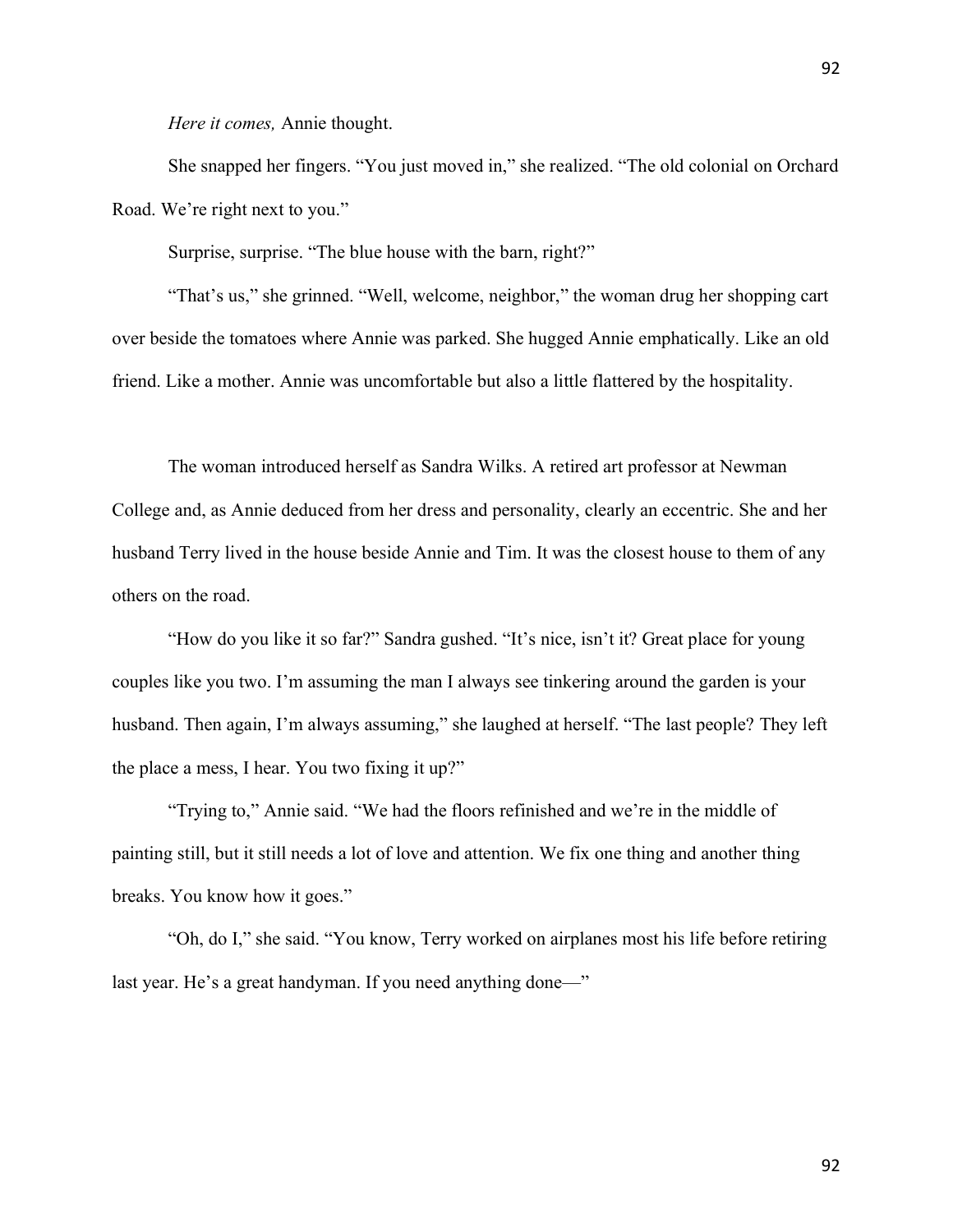*Here it comes,* Annie thought.

She snapped her fingers. "You just moved in," she realized. "The old colonial on Orchard Road. We're right next to you."

Surprise, surprise. "The blue house with the barn, right?"

"That's us," she grinned. "Well, welcome, neighbor," the woman drug her shopping cart over beside the tomatoes where Annie was parked. She hugged Annie emphatically. Like an old friend. Like a mother. Annie was uncomfortable but also a little flattered by the hospitality.

The woman introduced herself as Sandra Wilks. A retired art professor at Newman College and, as Annie deduced from her dress and personality, clearly an eccentric. She and her husband Terry lived in the house beside Annie and Tim. It was the closest house to them of any others on the road.

"How do you like it so far?" Sandra gushed. "It's nice, isn't it? Great place for young couples like you two. I'm assuming the man I always see tinkering around the garden is your husband. Then again, I'm always assuming," she laughed at herself. "The last people? They left the place a mess, I hear. You two fixing it up?"

"Trying to," Annie said. "We had the floors refinished and we're in the middle of painting still, but it still needs a lot of love and attention. We fix one thing and another thing breaks. You know how it goes."

"Oh, do I," she said. "You know, Terry worked on airplanes most his life before retiring last year. He's a great handyman. If you need anything done—"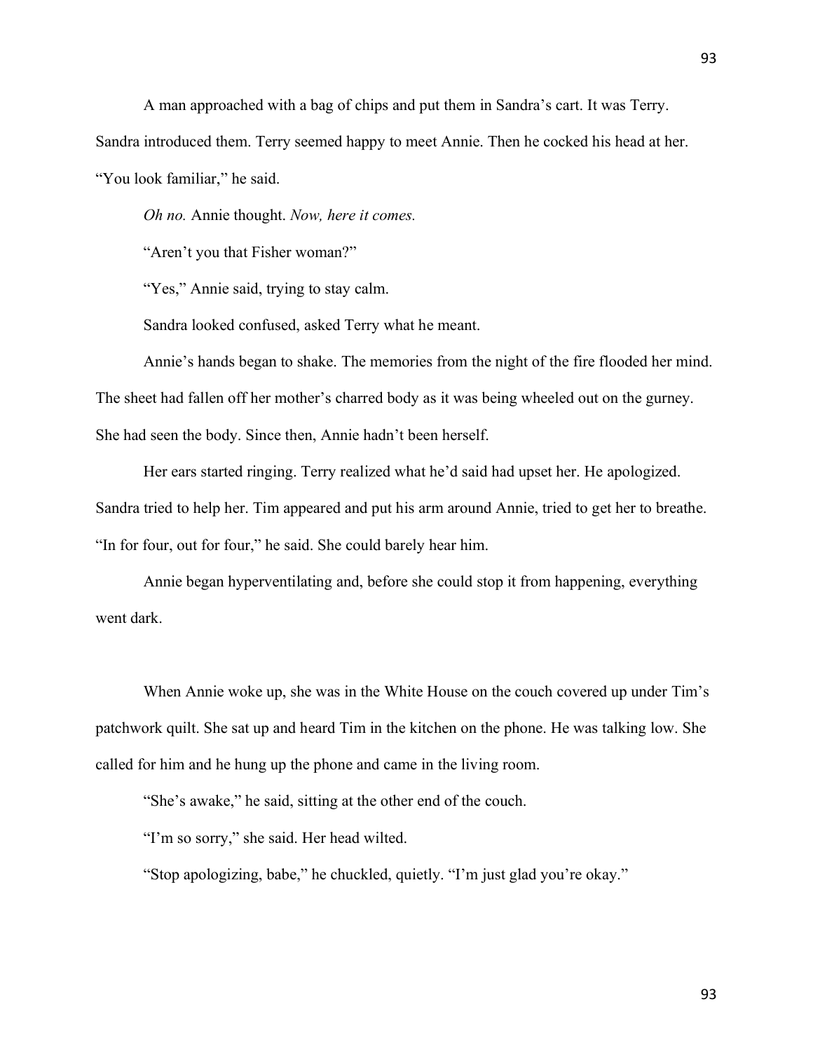A man approached with a bag of chips and put them in Sandra's cart. It was Terry. Sandra introduced them. Terry seemed happy to meet Annie. Then he cocked his head at her. "You look familiar," he said.

*Oh no.* Annie thought. *Now, here it comes.*

"Aren't you that Fisher woman?"

"Yes," Annie said, trying to stay calm.

Sandra looked confused, asked Terry what he meant.

Annie's hands began to shake. The memories from the night of the fire flooded her mind. The sheet had fallen off her mother's charred body as it was being wheeled out on the gurney. She had seen the body. Since then, Annie hadn't been herself.

Her ears started ringing. Terry realized what he'd said had upset her. He apologized. Sandra tried to help her. Tim appeared and put his arm around Annie, tried to get her to breathe. "In for four, out for four," he said. She could barely hear him.

Annie began hyperventilating and, before she could stop it from happening, everything went dark.

When Annie woke up, she was in the White House on the couch covered up under Tim's patchwork quilt. She sat up and heard Tim in the kitchen on the phone. He was talking low. She called for him and he hung up the phone and came in the living room.

"She's awake," he said, sitting at the other end of the couch.

"I'm so sorry," she said. Her head wilted.

"Stop apologizing, babe," he chuckled, quietly. "I'm just glad you're okay."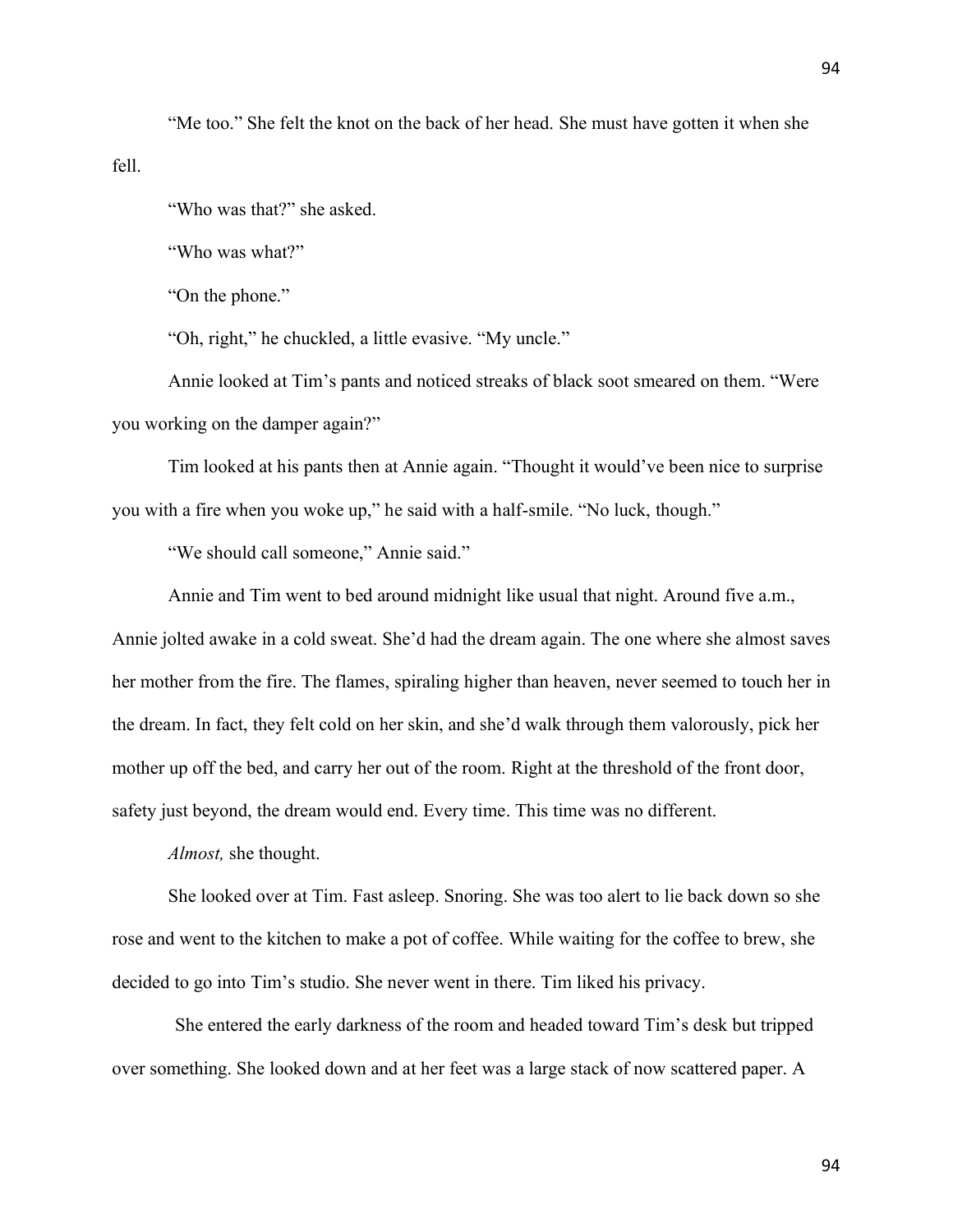"Me too." She felt the knot on the back of her head. She must have gotten it when she fell.

"Who was that?" she asked.

"Who was what?"

"On the phone."

"Oh, right," he chuckled, a little evasive. "My uncle."

Annie looked at Tim's pants and noticed streaks of black soot smeared on them. "Were you working on the damper again?"

Tim looked at his pants then at Annie again. "Thought it would've been nice to surprise you with a fire when you woke up," he said with a half-smile. "No luck, though."

"We should call someone," Annie said."

Annie and Tim went to bed around midnight like usual that night. Around five a.m., Annie jolted awake in a cold sweat. She'd had the dream again. The one where she almost saves her mother from the fire. The flames, spiraling higher than heaven, never seemed to touch her in the dream. In fact, they felt cold on her skin, and she'd walk through them valorously, pick her mother up off the bed, and carry her out of the room. Right at the threshold of the front door, safety just beyond, the dream would end. Every time. This time was no different.

*Almost,* she thought.

She looked over at Tim. Fast asleep. Snoring. She was too alert to lie back down so she rose and went to the kitchen to make a pot of coffee. While waiting for the coffee to brew, she decided to go into Tim's studio. She never went in there. Tim liked his privacy.

She entered the early darkness of the room and headed toward Tim's desk but tripped over something. She looked down and at her feet was a large stack of now scattered paper. A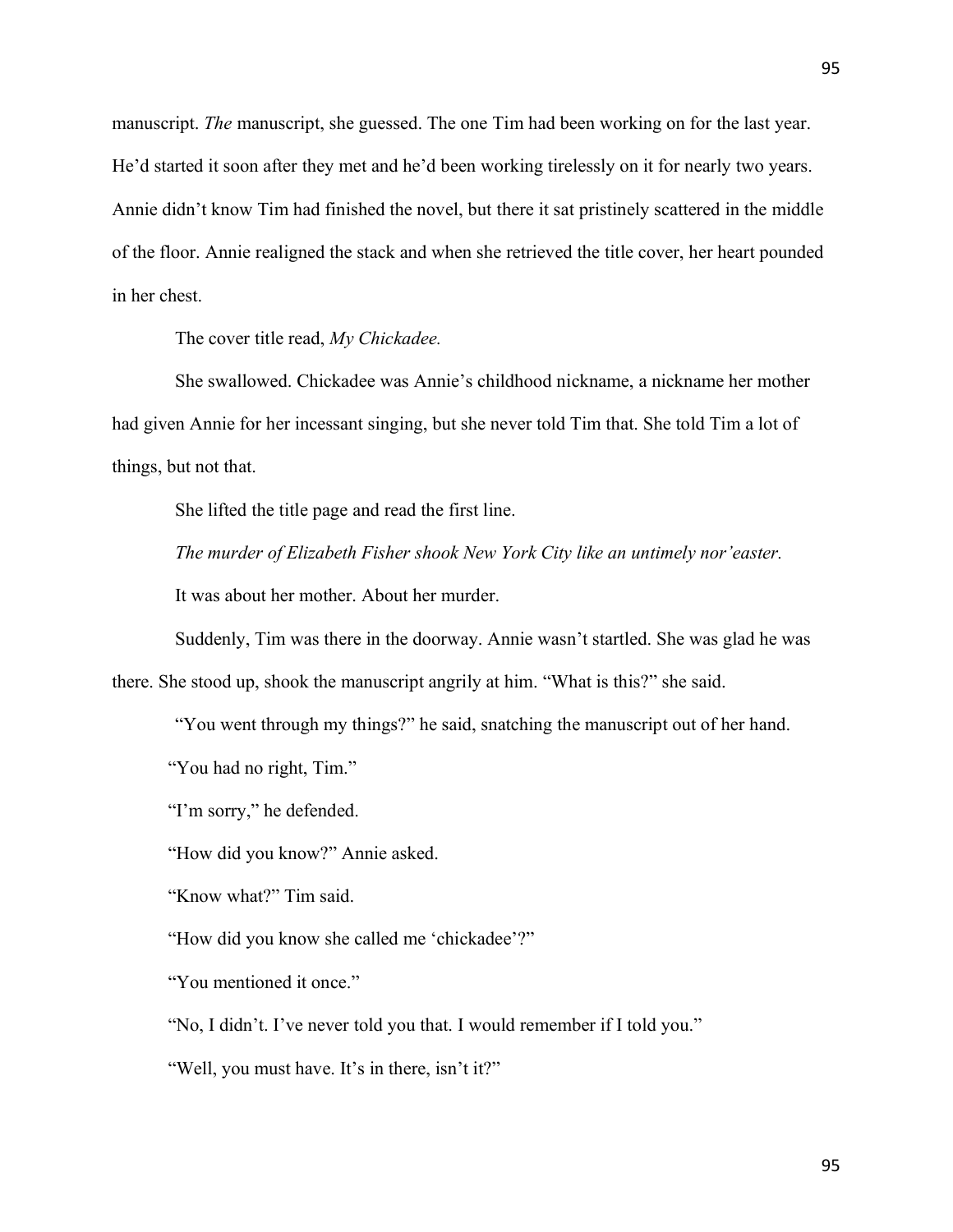manuscript. *The* manuscript, she guessed. The one Tim had been working on for the last year. He'd started it soon after they met and he'd been working tirelessly on it for nearly two years. Annie didn't know Tim had finished the novel, but there it sat pristinely scattered in the middle of the floor. Annie realigned the stack and when she retrieved the title cover, her heart pounded in her chest.

The cover title read, *My Chickadee.*

She swallowed. Chickadee was Annie's childhood nickname, a nickname her mother had given Annie for her incessant singing, but she never told Tim that. She told Tim a lot of things, but not that.

She lifted the title page and read the first line.

*The murder of Elizabeth Fisher shook New York City like an untimely nor'easter.*

It was about her mother. About her murder.

Suddenly, Tim was there in the doorway. Annie wasn't startled. She was glad he was there. She stood up, shook the manuscript angrily at him. "What is this?" she said.

"You went through my things?" he said, snatching the manuscript out of her hand.

"You had no right, Tim."

"I'm sorry," he defended.

"How did you know?" Annie asked.

"Know what?" Tim said.

"How did you know she called me 'chickadee'?"

"You mentioned it once."

"No, I didn't. I've never told you that. I would remember if I told you."

"Well, you must have. It's in there, isn't it?"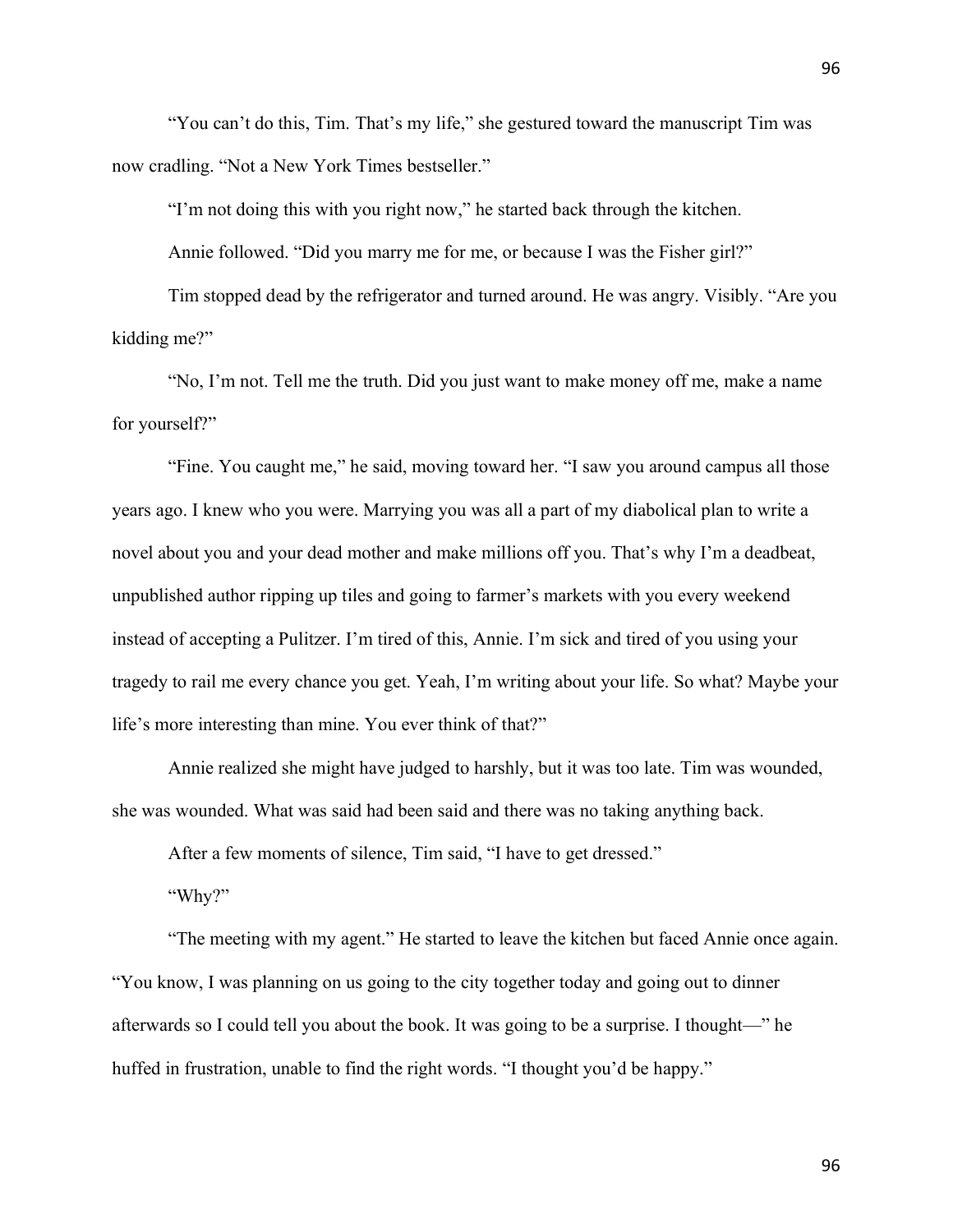"You can't do this, Tim. That's my life," she gestured toward the manuscript Tim was now cradling. "Not a New York Times bestseller."

"I'm not doing this with you right now," he started back through the kitchen.

Annie followed. "Did you marry me for me, or because I was the Fisher girl?"

Tim stopped dead by the refrigerator and turned around. He was angry. Visibly. "Are you kidding me?"

"No, I'm not. Tell me the truth. Did you just want to make money off me, make a name for yourself?"

"Fine. You caught me," he said, moving toward her. "I saw you around campus all those years ago. I knew who you were. Marrying you was all a part of my diabolical plan to write a novel about you and your dead mother and make millions off you. That's why I'm a deadbeat, unpublished author ripping up tiles and going to farmer's markets with you every weekend instead of accepting a Pulitzer. I'm tired of this, Annie. I'm sick and tired of you using your tragedy to rail me every chance you get. Yeah, I'm writing about your life. So what? Maybe your life's more interesting than mine. You ever think of that?"

Annie realized she might have judged to harshly, but it was too late. Tim was wounded, she was wounded. What was said had been said and there was no taking anything back.

After a few moments of silence, Tim said, "I have to get dressed."

"Why?"

"The meeting with my agent." He started to leave the kitchen but faced Annie once again. "You know, I was planning on us going to the city together today and going out to dinner afterwards so I could tell you about the book. It was going to be a surprise. I thought—" he huffed in frustration, unable to find the right words. "I thought you'd be happy."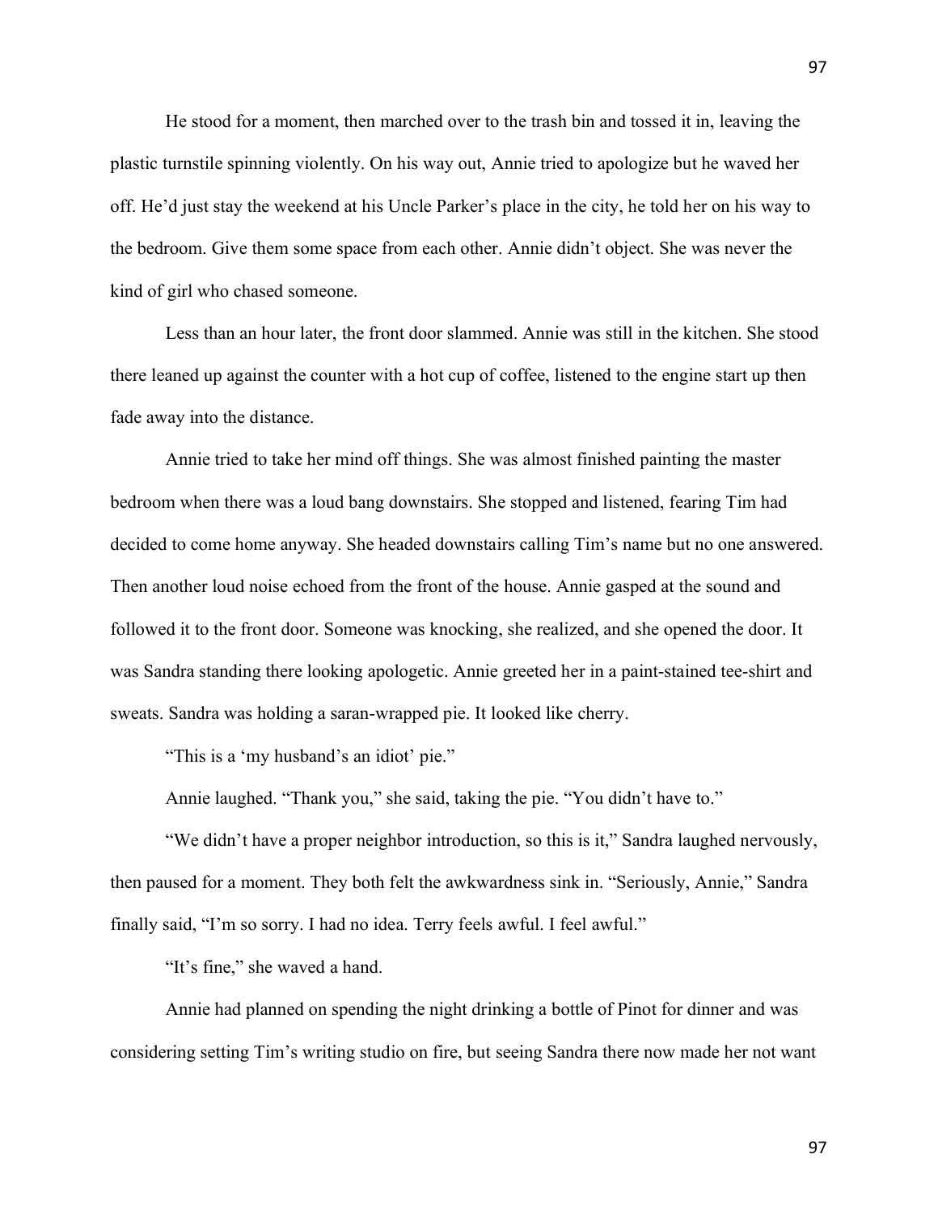He stood for a moment, then marched over to the trash bin and tossed it in, leaving the plastic turnstile spinning violently. On his way out, Annie tried to apologize but he waved her off. He'd just stay the weekend at his Uncle Parker's place in the city, he told her on his way to the bedroom. Give them some space from each other. Annie didn't object. She was never the kind of girl who chased someone.

Less than an hour later, the front door slammed. Annie was still in the kitchen. She stood there leaned up against the counter with a hot cup of coffee, listened to the engine start up then fade away into the distance.

Annie tried to take her mind off things. She was almost finished painting the master bedroom when there was a loud bang downstairs. She stopped and listened, fearing Tim had decided to come home anyway. She headed downstairs calling Tim's name but no one answered. Then another loud noise echoed from the front of the house. Annie gasped at the sound and followed it to the front door. Someone was knocking, she realized, and she opened the door. It was Sandra standing there looking apologetic. Annie greeted her in a paint-stained tee-shirt and sweats. Sandra was holding a saran-wrapped pie. It looked like cherry.

"This is a 'my husband's an idiot' pie."

Annie laughed. "Thank you," she said, taking the pie. "You didn't have to."

"We didn't have a proper neighbor introduction, so this is it," Sandra laughed nervously, then paused for a moment. They both felt the awkwardness sink in. "Seriously, Annie," Sandra finally said, "I'm so sorry. I had no idea. Terry feels awful. I feel awful."

"It's fine," she waved a hand.

Annie had planned on spending the night drinking a bottle of Pinot for dinner and was considering setting Tim's writing studio on fire, but seeing Sandra there now made her not want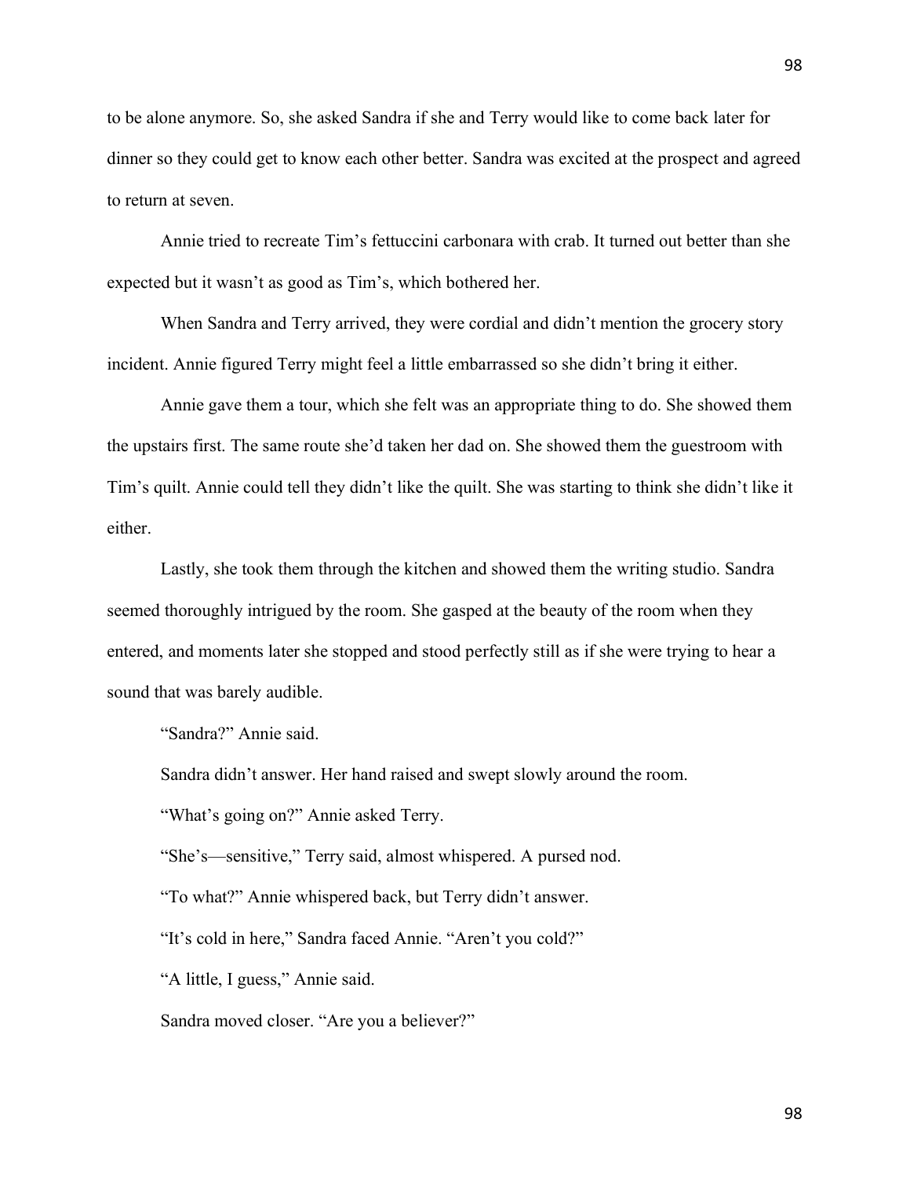to be alone anymore. So, she asked Sandra if she and Terry would like to come back later for dinner so they could get to know each other better. Sandra was excited at the prospect and agreed to return at seven.

Annie tried to recreate Tim's fettuccini carbonara with crab. It turned out better than she expected but it wasn't as good as Tim's, which bothered her.

When Sandra and Terry arrived, they were cordial and didn't mention the grocery story incident. Annie figured Terry might feel a little embarrassed so she didn't bring it either.

Annie gave them a tour, which she felt was an appropriate thing to do. She showed them the upstairs first. The same route she'd taken her dad on. She showed them the guestroom with Tim's quilt. Annie could tell they didn't like the quilt. She was starting to think she didn't like it either.

Lastly, she took them through the kitchen and showed them the writing studio. Sandra seemed thoroughly intrigued by the room. She gasped at the beauty of the room when they entered, and moments later she stopped and stood perfectly still as if she were trying to hear a sound that was barely audible.

"Sandra?" Annie said.

Sandra didn't answer. Her hand raised and swept slowly around the room.

"What's going on?" Annie asked Terry.

"She's—sensitive," Terry said, almost whispered. A pursed nod.

"To what?" Annie whispered back, but Terry didn't answer.

"It's cold in here," Sandra faced Annie. "Aren't you cold?"

"A little, I guess," Annie said.

Sandra moved closer. "Are you a believer?"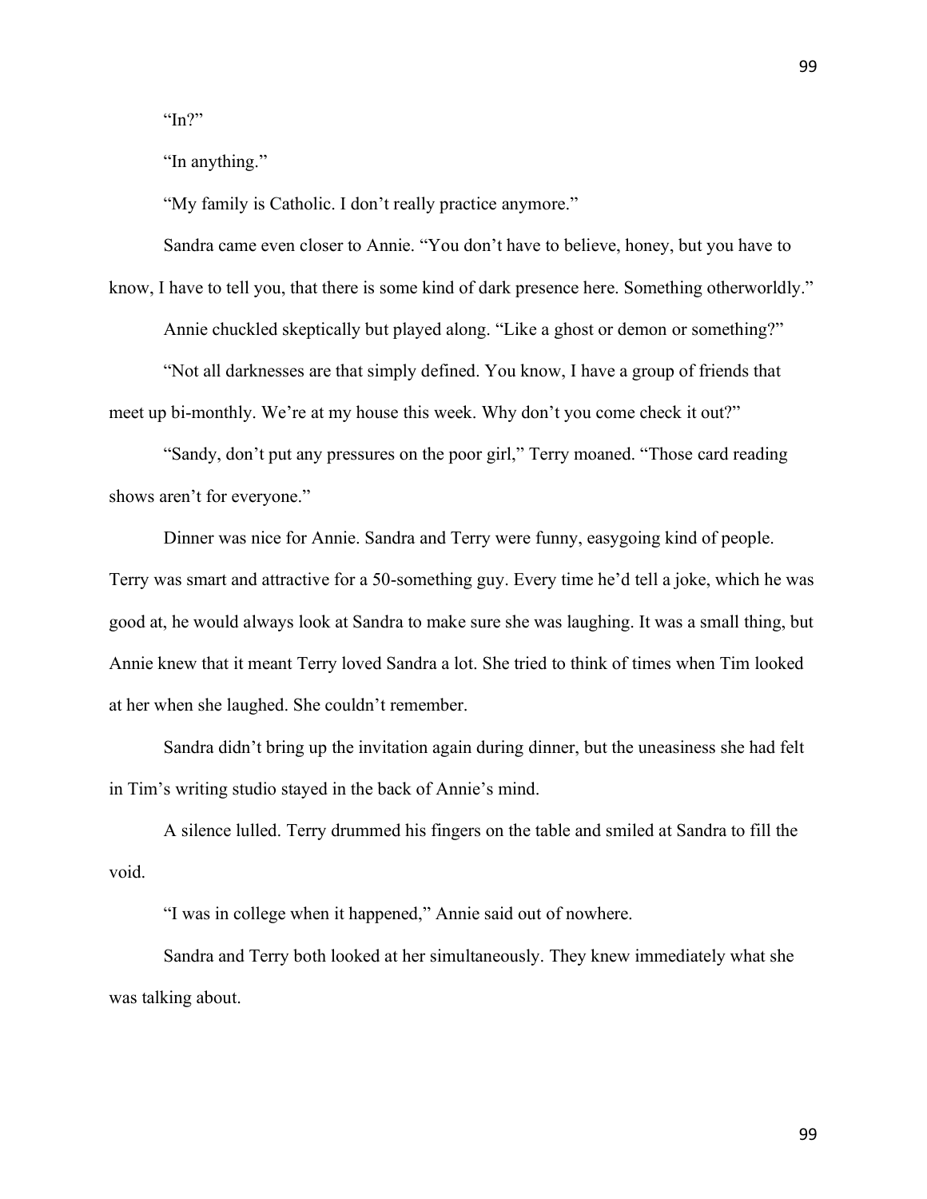"In?"

"In anything."

"My family is Catholic. I don't really practice anymore."

Sandra came even closer to Annie. "You don't have to believe, honey, but you have to know, I have to tell you, that there is some kind of dark presence here. Something otherworldly."

Annie chuckled skeptically but played along. "Like a ghost or demon or something?"

"Not all darknesses are that simply defined. You know, I have a group of friends that meet up bi-monthly. We're at my house this week. Why don't you come check it out?"

"Sandy, don't put any pressures on the poor girl," Terry moaned. "Those card reading shows aren't for everyone."

Dinner was nice for Annie. Sandra and Terry were funny, easygoing kind of people. Terry was smart and attractive for a 50-something guy. Every time he'd tell a joke, which he was good at, he would always look at Sandra to make sure she was laughing. It was a small thing, but Annie knew that it meant Terry loved Sandra a lot. She tried to think of times when Tim looked at her when she laughed. She couldn't remember.

Sandra didn't bring up the invitation again during dinner, but the uneasiness she had felt in Tim's writing studio stayed in the back of Annie's mind.

A silence lulled. Terry drummed his fingers on the table and smiled at Sandra to fill the void.

"I was in college when it happened," Annie said out of nowhere.

Sandra and Terry both looked at her simultaneously. They knew immediately what she was talking about.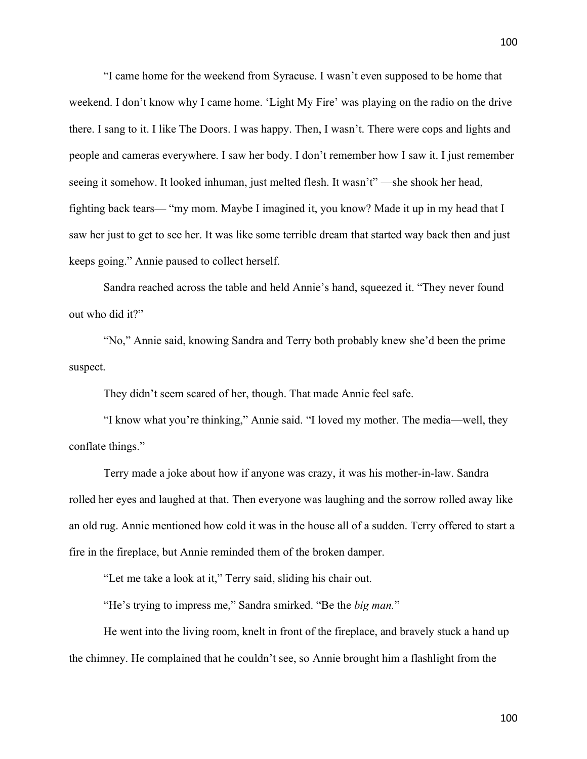"I came home for the weekend from Syracuse. I wasn't even supposed to be home that weekend. I don't know why I came home. 'Light My Fire' was playing on the radio on the drive there. I sang to it. I like The Doors. I was happy. Then, I wasn't. There were cops and lights and people and cameras everywhere. I saw her body. I don't remember how I saw it. I just remember seeing it somehow. It looked inhuman, just melted flesh. It wasn't" —she shook her head, fighting back tears— "my mom. Maybe I imagined it, you know? Made it up in my head that I saw her just to get to see her. It was like some terrible dream that started way back then and just keeps going." Annie paused to collect herself.

Sandra reached across the table and held Annie's hand, squeezed it. "They never found out who did it?"

"No," Annie said, knowing Sandra and Terry both probably knew she'd been the prime suspect.

They didn't seem scared of her, though. That made Annie feel safe.

"I know what you're thinking," Annie said. "I loved my mother. The media—well, they conflate things."

Terry made a joke about how if anyone was crazy, it was his mother-in-law. Sandra rolled her eyes and laughed at that. Then everyone was laughing and the sorrow rolled away like an old rug. Annie mentioned how cold it was in the house all of a sudden. Terry offered to start a fire in the fireplace, but Annie reminded them of the broken damper.

"Let me take a look at it," Terry said, sliding his chair out.

"He's trying to impress me," Sandra smirked. "Be the *big man.*"

He went into the living room, knelt in front of the fireplace, and bravely stuck a hand up the chimney. He complained that he couldn't see, so Annie brought him a flashlight from the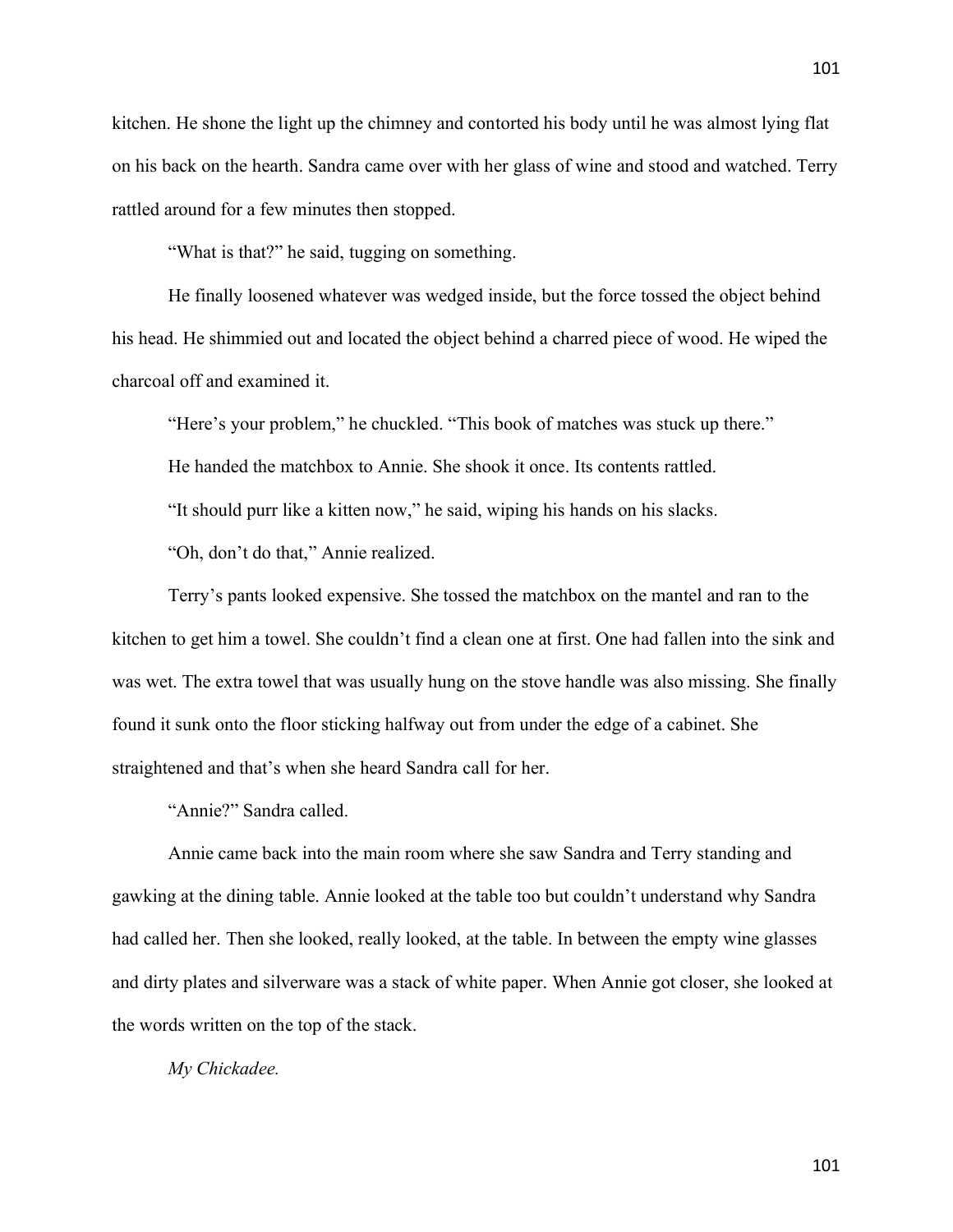kitchen. He shone the light up the chimney and contorted his body until he was almost lying flat on his back on the hearth. Sandra came over with her glass of wine and stood and watched. Terry rattled around for a few minutes then stopped.

"What is that?" he said, tugging on something.

He finally loosened whatever was wedged inside, but the force tossed the object behind his head. He shimmied out and located the object behind a charred piece of wood. He wiped the charcoal off and examined it.

"Here's your problem," he chuckled. "This book of matches was stuck up there."

He handed the matchbox to Annie. She shook it once. Its contents rattled.

"It should purr like a kitten now," he said, wiping his hands on his slacks.

"Oh, don't do that," Annie realized.

Terry's pants looked expensive. She tossed the matchbox on the mantel and ran to the kitchen to get him a towel. She couldn't find a clean one at first. One had fallen into the sink and was wet. The extra towel that was usually hung on the stove handle was also missing. She finally found it sunk onto the floor sticking halfway out from under the edge of a cabinet. She straightened and that's when she heard Sandra call for her.

"Annie?" Sandra called.

Annie came back into the main room where she saw Sandra and Terry standing and gawking at the dining table. Annie looked at the table too but couldn't understand why Sandra had called her. Then she looked, really looked, at the table. In between the empty wine glasses and dirty plates and silverware was a stack of white paper. When Annie got closer, she looked at the words written on the top of the stack.

*My Chickadee.*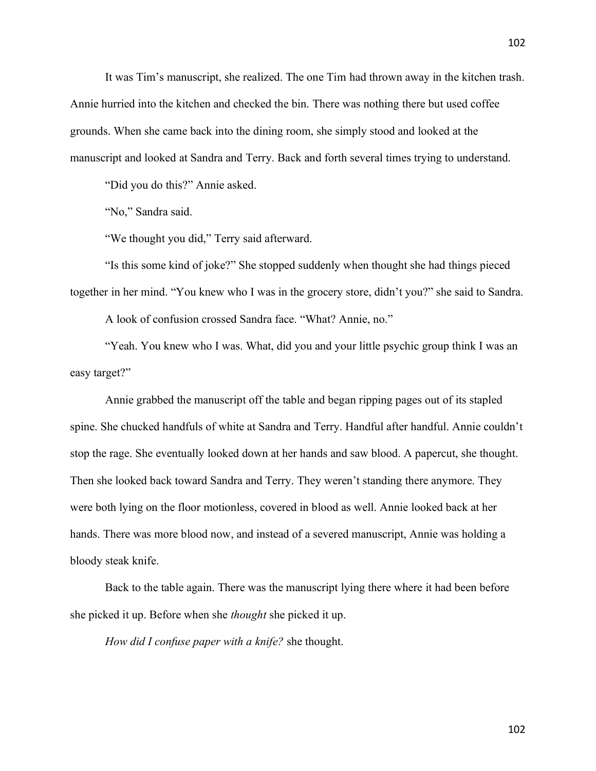It was Tim's manuscript, she realized. The one Tim had thrown away in the kitchen trash. Annie hurried into the kitchen and checked the bin. There was nothing there but used coffee grounds. When she came back into the dining room, she simply stood and looked at the manuscript and looked at Sandra and Terry. Back and forth several times trying to understand.

"Did you do this?" Annie asked.

"No," Sandra said.

"We thought you did," Terry said afterward.

"Is this some kind of joke?" She stopped suddenly when thought she had things pieced together in her mind. "You knew who I was in the grocery store, didn't you?" she said to Sandra.

A look of confusion crossed Sandra face. "What? Annie, no."

"Yeah. You knew who I was. What, did you and your little psychic group think I was an easy target?"

Annie grabbed the manuscript off the table and began ripping pages out of its stapled spine. She chucked handfuls of white at Sandra and Terry. Handful after handful. Annie couldn't stop the rage. She eventually looked down at her hands and saw blood. A papercut, she thought. Then she looked back toward Sandra and Terry. They weren't standing there anymore. They were both lying on the floor motionless, covered in blood as well. Annie looked back at her hands. There was more blood now, and instead of a severed manuscript, Annie was holding a bloody steak knife.

Back to the table again. There was the manuscript lying there where it had been before she picked it up. Before when she *thought* she picked it up.

*How did I confuse paper with a knife?* she thought.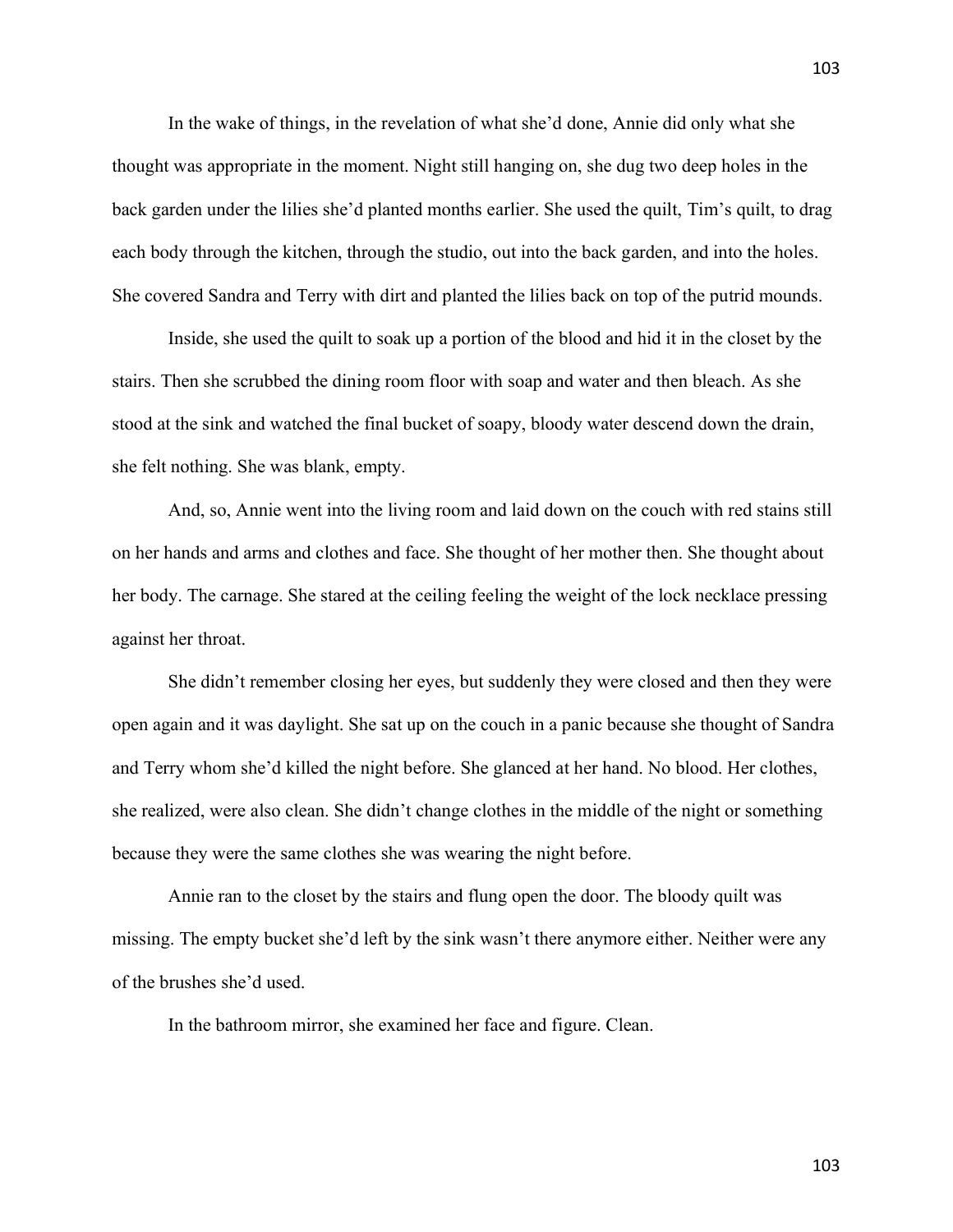In the wake of things, in the revelation of what she'd done, Annie did only what she thought was appropriate in the moment. Night still hanging on, she dug two deep holes in the back garden under the lilies she'd planted months earlier. She used the quilt, Tim's quilt, to drag each body through the kitchen, through the studio, out into the back garden, and into the holes. She covered Sandra and Terry with dirt and planted the lilies back on top of the putrid mounds.

Inside, she used the quilt to soak up a portion of the blood and hid it in the closet by the stairs. Then she scrubbed the dining room floor with soap and water and then bleach. As she stood at the sink and watched the final bucket of soapy, bloody water descend down the drain, she felt nothing. She was blank, empty.

And, so, Annie went into the living room and laid down on the couch with red stains still on her hands and arms and clothes and face. She thought of her mother then. She thought about her body. The carnage. She stared at the ceiling feeling the weight of the lock necklace pressing against her throat.

She didn't remember closing her eyes, but suddenly they were closed and then they were open again and it was daylight. She sat up on the couch in a panic because she thought of Sandra and Terry whom she'd killed the night before. She glanced at her hand. No blood. Her clothes, she realized, were also clean. She didn't change clothes in the middle of the night or something because they were the same clothes she was wearing the night before.

Annie ran to the closet by the stairs and flung open the door. The bloody quilt was missing. The empty bucket she'd left by the sink wasn't there anymore either. Neither were any of the brushes she'd used.

In the bathroom mirror, she examined her face and figure. Clean.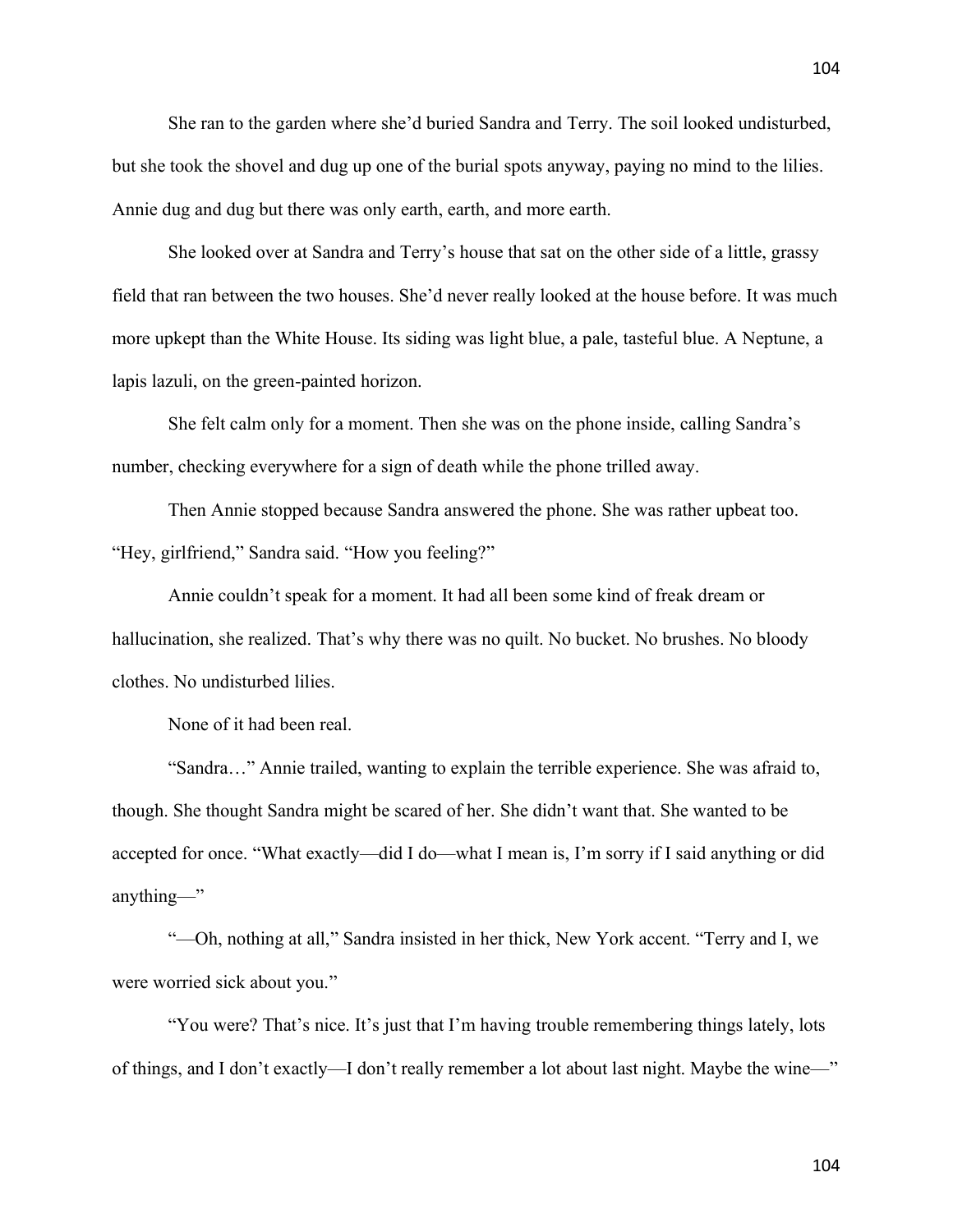She ran to the garden where she'd buried Sandra and Terry. The soil looked undisturbed, but she took the shovel and dug up one of the burial spots anyway, paying no mind to the lilies. Annie dug and dug but there was only earth, earth, and more earth.

She looked over at Sandra and Terry's house that sat on the other side of a little, grassy field that ran between the two houses. She'd never really looked at the house before. It was much more upkept than the White House. Its siding was light blue, a pale, tasteful blue. A Neptune, a lapis lazuli, on the green-painted horizon.

She felt calm only for a moment. Then she was on the phone inside, calling Sandra's number, checking everywhere for a sign of death while the phone trilled away.

Then Annie stopped because Sandra answered the phone. She was rather upbeat too. "Hey, girlfriend," Sandra said. "How you feeling?"

Annie couldn't speak for a moment. It had all been some kind of freak dream or hallucination, she realized. That's why there was no quilt. No bucket. No brushes. No bloody clothes. No undisturbed lilies.

None of it had been real.

"Sandra…" Annie trailed, wanting to explain the terrible experience. She was afraid to, though. She thought Sandra might be scared of her. She didn't want that. She wanted to be accepted for once. "What exactly—did I do—what I mean is, I'm sorry if I said anything or did anything—"

"—Oh, nothing at all," Sandra insisted in her thick, New York accent. "Terry and I, we were worried sick about you."

"You were? That's nice. It's just that I'm having trouble remembering things lately, lots of things, and I don't exactly—I don't really remember a lot about last night. Maybe the wine—"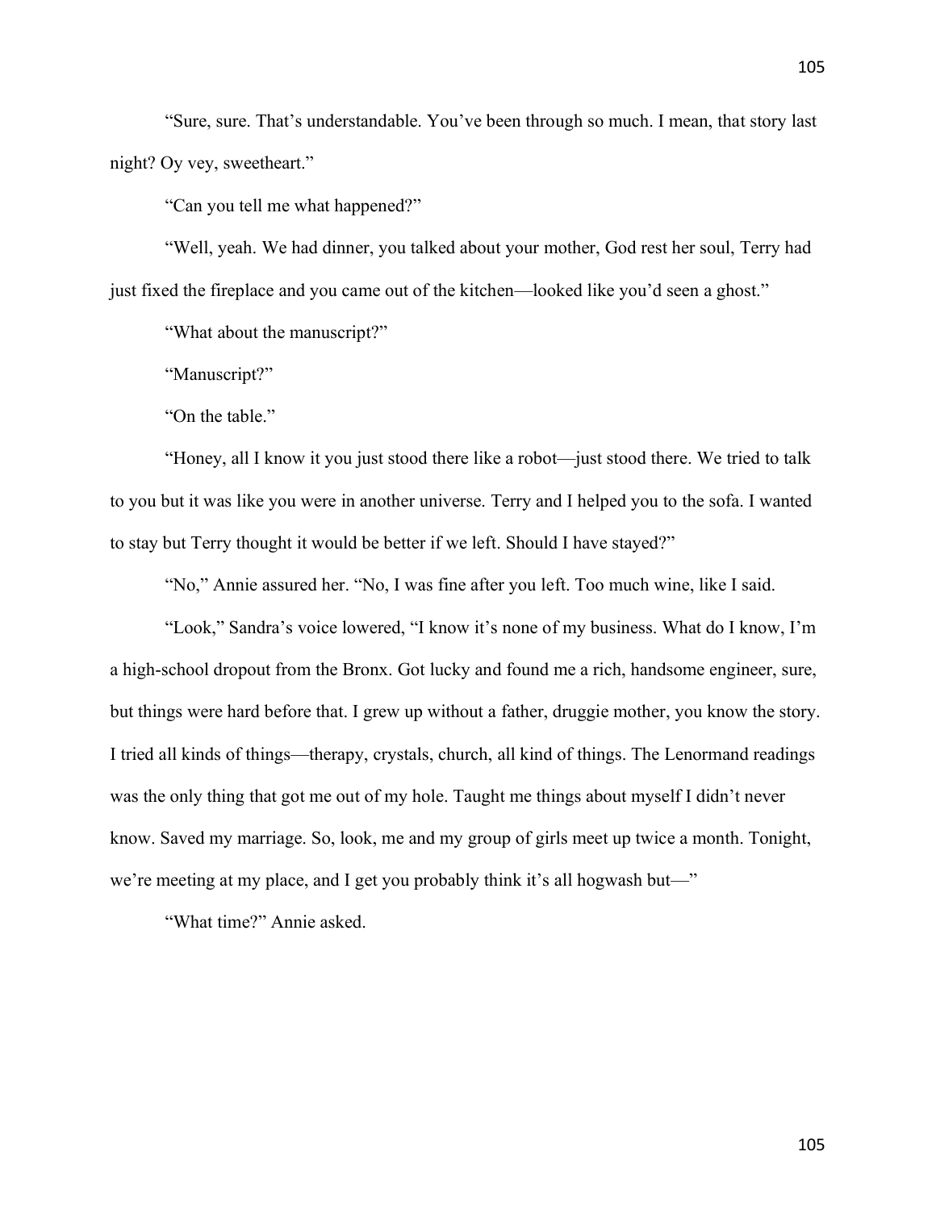"Sure, sure. That's understandable. You've been through so much. I mean, that story last night? Oy vey, sweetheart."

"Can you tell me what happened?"

"Well, yeah. We had dinner, you talked about your mother, God rest her soul, Terry had just fixed the fireplace and you came out of the kitchen—looked like you'd seen a ghost."

"What about the manuscript?"

"Manuscript?"

"On the table."

"Honey, all I know it you just stood there like a robot—just stood there. We tried to talk to you but it was like you were in another universe. Terry and I helped you to the sofa. I wanted to stay but Terry thought it would be better if we left. Should I have stayed?"

"No," Annie assured her. "No, I was fine after you left. Too much wine, like I said.

"Look," Sandra's voice lowered, "I know it's none of my business. What do I know, I'm a high-school dropout from the Bronx. Got lucky and found me a rich, handsome engineer, sure, but things were hard before that. I grew up without a father, druggie mother, you know the story. I tried all kinds of things—therapy, crystals, church, all kind of things. The Lenormand readings was the only thing that got me out of my hole. Taught me things about myself I didn't never know. Saved my marriage. So, look, me and my group of girls meet up twice a month. Tonight, we're meeting at my place, and I get you probably think it's all hogwash but—"

"What time?" Annie asked.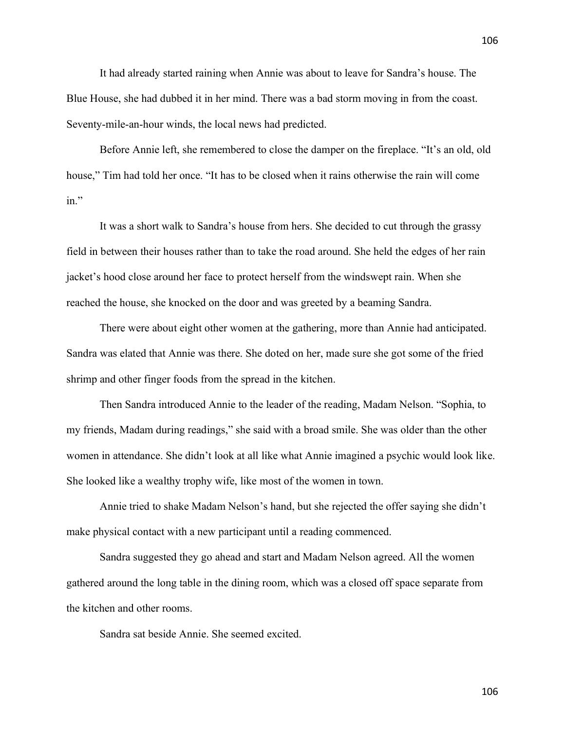It had already started raining when Annie was about to leave for Sandra's house. The Blue House, she had dubbed it in her mind. There was a bad storm moving in from the coast. Seventy-mile-an-hour winds, the local news had predicted.

Before Annie left, she remembered to close the damper on the fireplace. "It's an old, old house," Tim had told her once. "It has to be closed when it rains otherwise the rain will come in."

It was a short walk to Sandra's house from hers. She decided to cut through the grassy field in between their houses rather than to take the road around. She held the edges of her rain jacket's hood close around her face to protect herself from the windswept rain. When she reached the house, she knocked on the door and was greeted by a beaming Sandra.

There were about eight other women at the gathering, more than Annie had anticipated. Sandra was elated that Annie was there. She doted on her, made sure she got some of the fried shrimp and other finger foods from the spread in the kitchen.

Then Sandra introduced Annie to the leader of the reading, Madam Nelson. "Sophia, to my friends, Madam during readings," she said with a broad smile. She was older than the other women in attendance. She didn't look at all like what Annie imagined a psychic would look like. She looked like a wealthy trophy wife, like most of the women in town.

Annie tried to shake Madam Nelson's hand, but she rejected the offer saying she didn't make physical contact with a new participant until a reading commenced.

Sandra suggested they go ahead and start and Madam Nelson agreed. All the women gathered around the long table in the dining room, which was a closed off space separate from the kitchen and other rooms.

Sandra sat beside Annie. She seemed excited.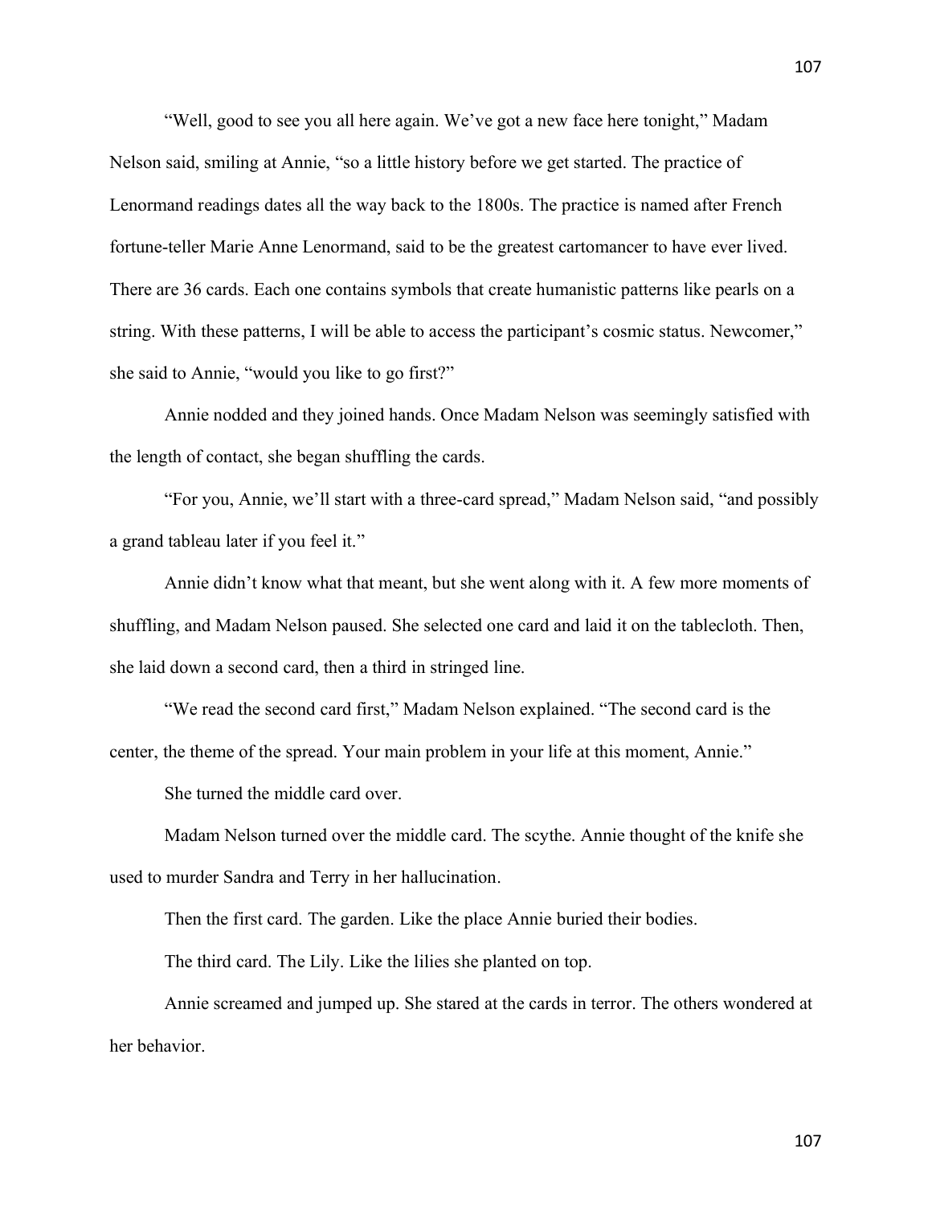"Well, good to see you all here again. We've got a new face here tonight," Madam Nelson said, smiling at Annie, "so a little history before we get started. The practice of Lenormand readings dates all the way back to the 1800s. The practice is named after French fortune-teller Marie Anne Lenormand, said to be the greatest cartomancer to have ever lived. There are 36 cards. Each one contains symbols that create humanistic patterns like pearls on a string. With these patterns, I will be able to access the participant's cosmic status. Newcomer," she said to Annie, "would you like to go first?"

Annie nodded and they joined hands. Once Madam Nelson was seemingly satisfied with the length of contact, she began shuffling the cards.

"For you, Annie, we'll start with a three-card spread," Madam Nelson said, "and possibly a grand tableau later if you feel it."

Annie didn't know what that meant, but she went along with it. A few more moments of shuffling, and Madam Nelson paused. She selected one card and laid it on the tablecloth. Then, she laid down a second card, then a third in stringed line.

"We read the second card first," Madam Nelson explained. "The second card is the center, the theme of the spread. Your main problem in your life at this moment, Annie."

She turned the middle card over.

Madam Nelson turned over the middle card. The scythe. Annie thought of the knife she used to murder Sandra and Terry in her hallucination.

Then the first card. The garden. Like the place Annie buried their bodies.

The third card. The Lily. Like the lilies she planted on top.

Annie screamed and jumped up. She stared at the cards in terror. The others wondered at her behavior.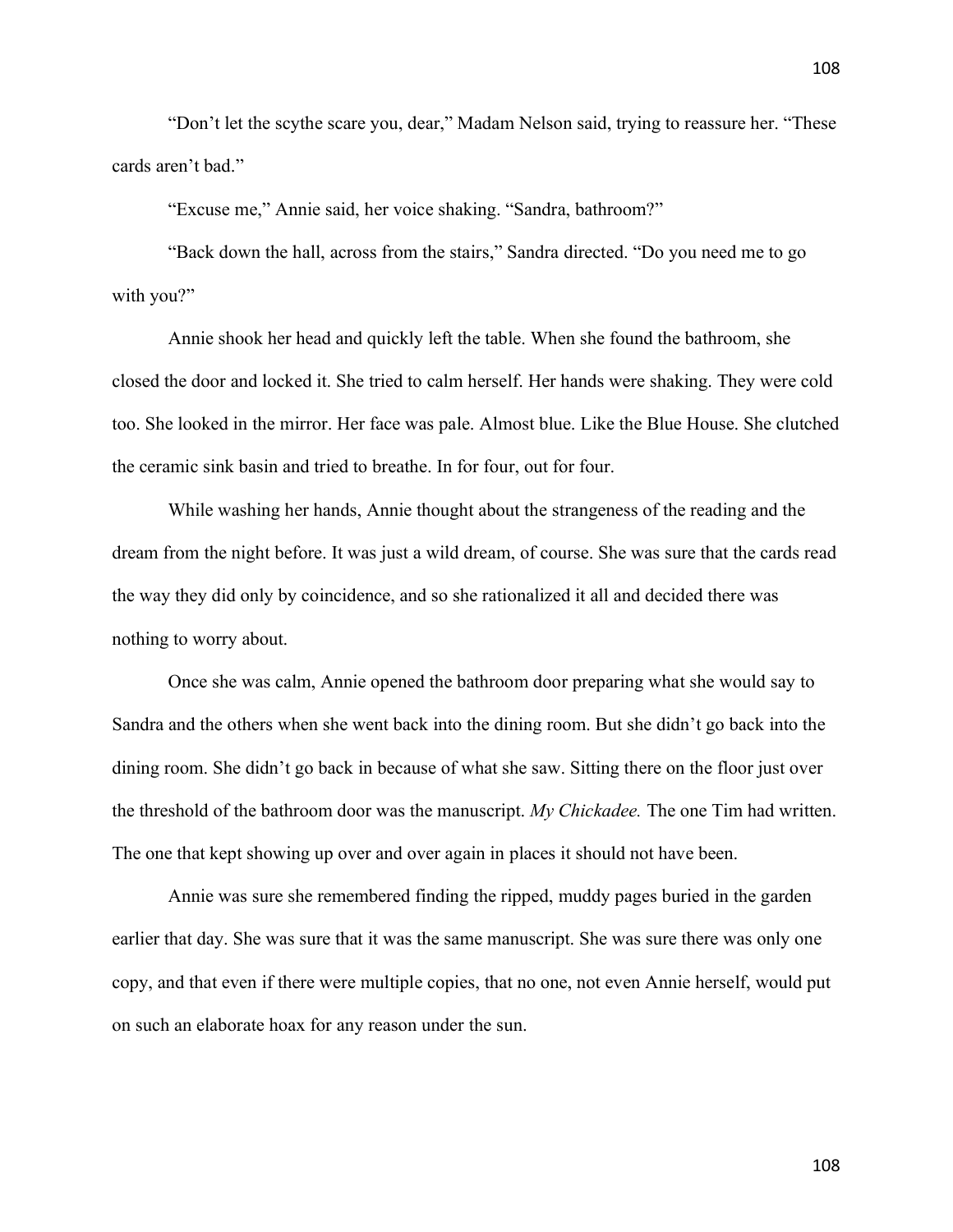"Don't let the scythe scare you, dear," Madam Nelson said, trying to reassure her. "These cards aren't bad."

"Excuse me," Annie said, her voice shaking. "Sandra, bathroom?"

"Back down the hall, across from the stairs," Sandra directed. "Do you need me to go with you?"

Annie shook her head and quickly left the table. When she found the bathroom, she closed the door and locked it. She tried to calm herself. Her hands were shaking. They were cold too. She looked in the mirror. Her face was pale. Almost blue. Like the Blue House. She clutched the ceramic sink basin and tried to breathe. In for four, out for four.

While washing her hands, Annie thought about the strangeness of the reading and the dream from the night before. It was just a wild dream, of course. She was sure that the cards read the way they did only by coincidence, and so she rationalized it all and decided there was nothing to worry about.

Once she was calm, Annie opened the bathroom door preparing what she would say to Sandra and the others when she went back into the dining room. But she didn't go back into the dining room. She didn't go back in because of what she saw. Sitting there on the floor just over the threshold of the bathroom door was the manuscript. *My Chickadee.* The one Tim had written. The one that kept showing up over and over again in places it should not have been.

Annie was sure she remembered finding the ripped, muddy pages buried in the garden earlier that day. She was sure that it was the same manuscript. She was sure there was only one copy, and that even if there were multiple copies, that no one, not even Annie herself, would put on such an elaborate hoax for any reason under the sun.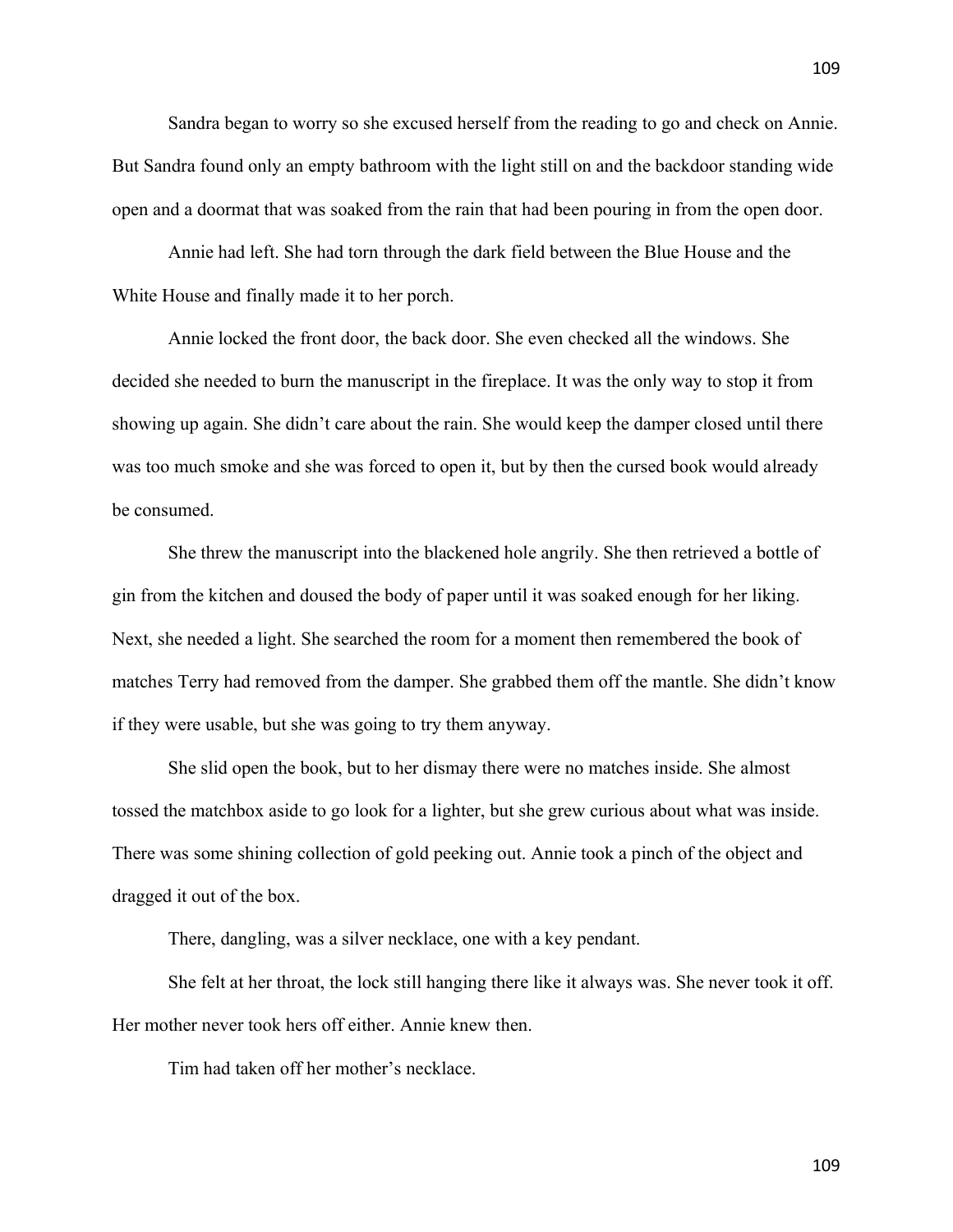Sandra began to worry so she excused herself from the reading to go and check on Annie. But Sandra found only an empty bathroom with the light still on and the backdoor standing wide open and a doormat that was soaked from the rain that had been pouring in from the open door.

Annie had left. She had torn through the dark field between the Blue House and the White House and finally made it to her porch.

Annie locked the front door, the back door. She even checked all the windows. She decided she needed to burn the manuscript in the fireplace. It was the only way to stop it from showing up again. She didn't care about the rain. She would keep the damper closed until there was too much smoke and she was forced to open it, but by then the cursed book would already be consumed.

She threw the manuscript into the blackened hole angrily. She then retrieved a bottle of gin from the kitchen and doused the body of paper until it was soaked enough for her liking. Next, she needed a light. She searched the room for a moment then remembered the book of matches Terry had removed from the damper. She grabbed them off the mantle. She didn't know if they were usable, but she was going to try them anyway.

She slid open the book, but to her dismay there were no matches inside. She almost tossed the matchbox aside to go look for a lighter, but she grew curious about what was inside. There was some shining collection of gold peeking out. Annie took a pinch of the object and dragged it out of the box.

There, dangling, was a silver necklace, one with a key pendant.

She felt at her throat, the lock still hanging there like it always was. She never took it off. Her mother never took hers off either. Annie knew then.

Tim had taken off her mother's necklace.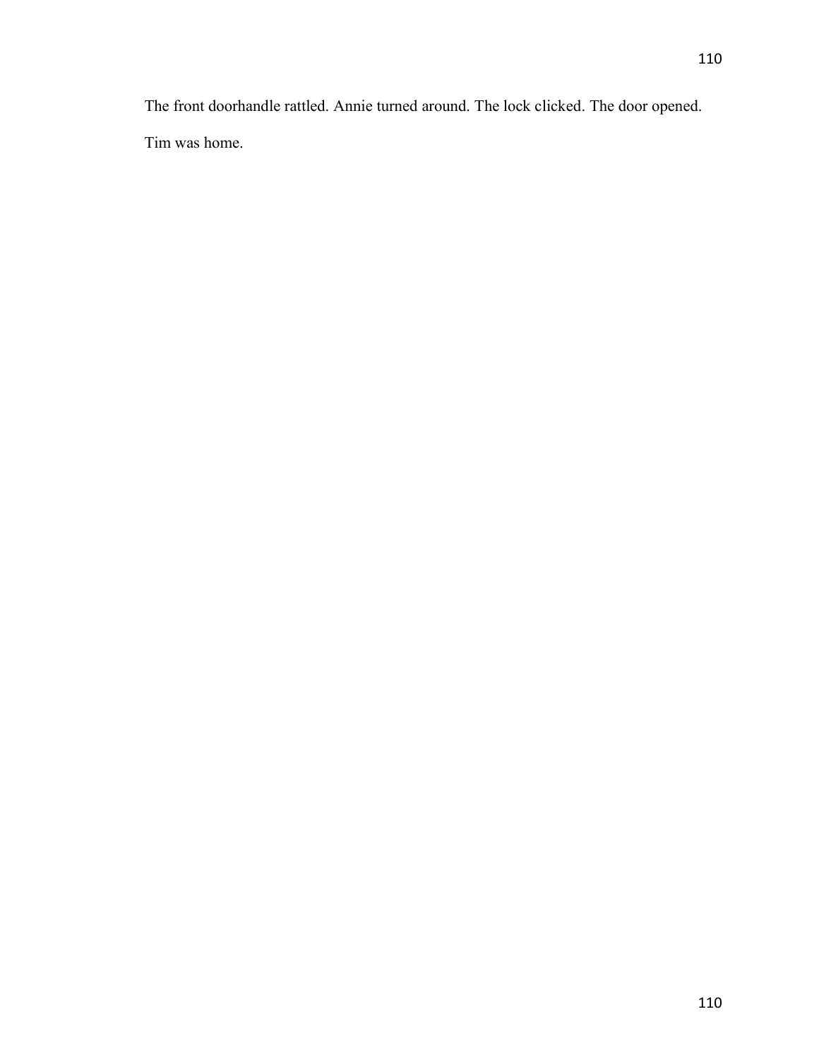The front doorhandle rattled. Annie turned around. The lock clicked. The door opened.

Tim was home.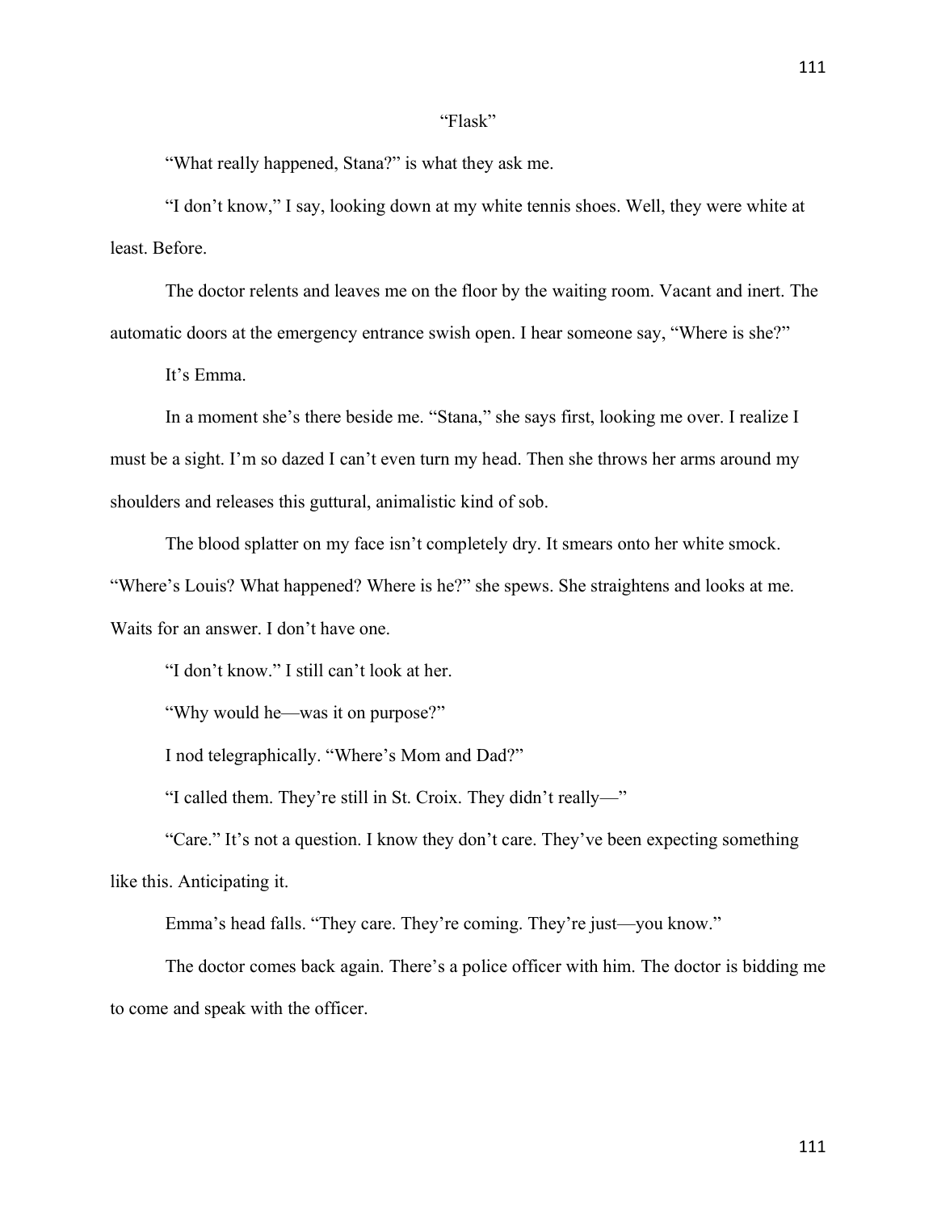## "Flask"

"What really happened, Stana?" is what they ask me.

"I don't know," I say, looking down at my white tennis shoes. Well, they were white at least. Before.

The doctor relents and leaves me on the floor by the waiting room. Vacant and inert. The automatic doors at the emergency entrance swish open. I hear someone say, "Where is she?"

It's Emma.

In a moment she's there beside me. "Stana," she says first, looking me over. I realize I must be a sight. I'm so dazed I can't even turn my head. Then she throws her arms around my shoulders and releases this guttural, animalistic kind of sob.

The blood splatter on my face isn't completely dry. It smears onto her white smock. "Where's Louis? What happened? Where is he?" she spews. She straightens and looks at me. Waits for an answer. I don't have one.

"I don't know." I still can't look at her.

"Why would he—was it on purpose?"

I nod telegraphically. "Where's Mom and Dad?"

"I called them. They're still in St. Croix. They didn't really—"

"Care." It's not a question. I know they don't care. They've been expecting something like this. Anticipating it.

Emma's head falls. "They care. They're coming. They're just—you know."

The doctor comes back again. There's a police officer with him. The doctor is bidding me to come and speak with the officer.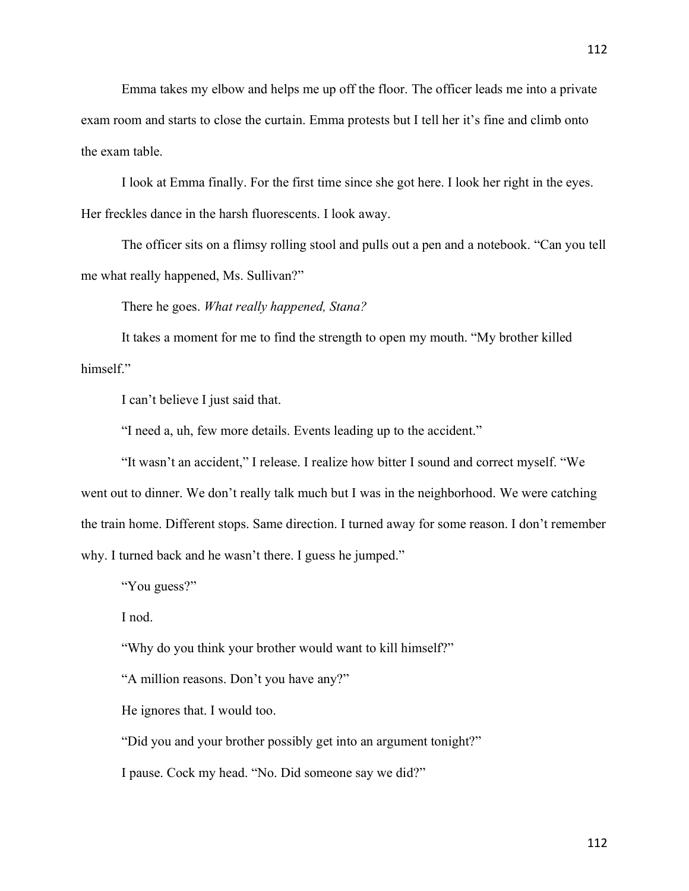Emma takes my elbow and helps me up off the floor. The officer leads me into a private exam room and starts to close the curtain. Emma protests but I tell her it's fine and climb onto the exam table.

I look at Emma finally. For the first time since she got here. I look her right in the eyes. Her freckles dance in the harsh fluorescents. I look away.

The officer sits on a flimsy rolling stool and pulls out a pen and a notebook. "Can you tell me what really happened, Ms. Sullivan?"

There he goes. *What really happened, Stana?*

It takes a moment for me to find the strength to open my mouth. "My brother killed himself."

I can't believe I just said that.

"I need a, uh, few more details. Events leading up to the accident."

"It wasn't an accident," I release. I realize how bitter I sound and correct myself. "We went out to dinner. We don't really talk much but I was in the neighborhood. We were catching the train home. Different stops. Same direction. I turned away for some reason. I don't remember why. I turned back and he wasn't there. I guess he jumped."

"You guess?"

I nod.

"Why do you think your brother would want to kill himself?"

"A million reasons. Don't you have any?"

He ignores that. I would too.

"Did you and your brother possibly get into an argument tonight?"

I pause. Cock my head. "No. Did someone say we did?"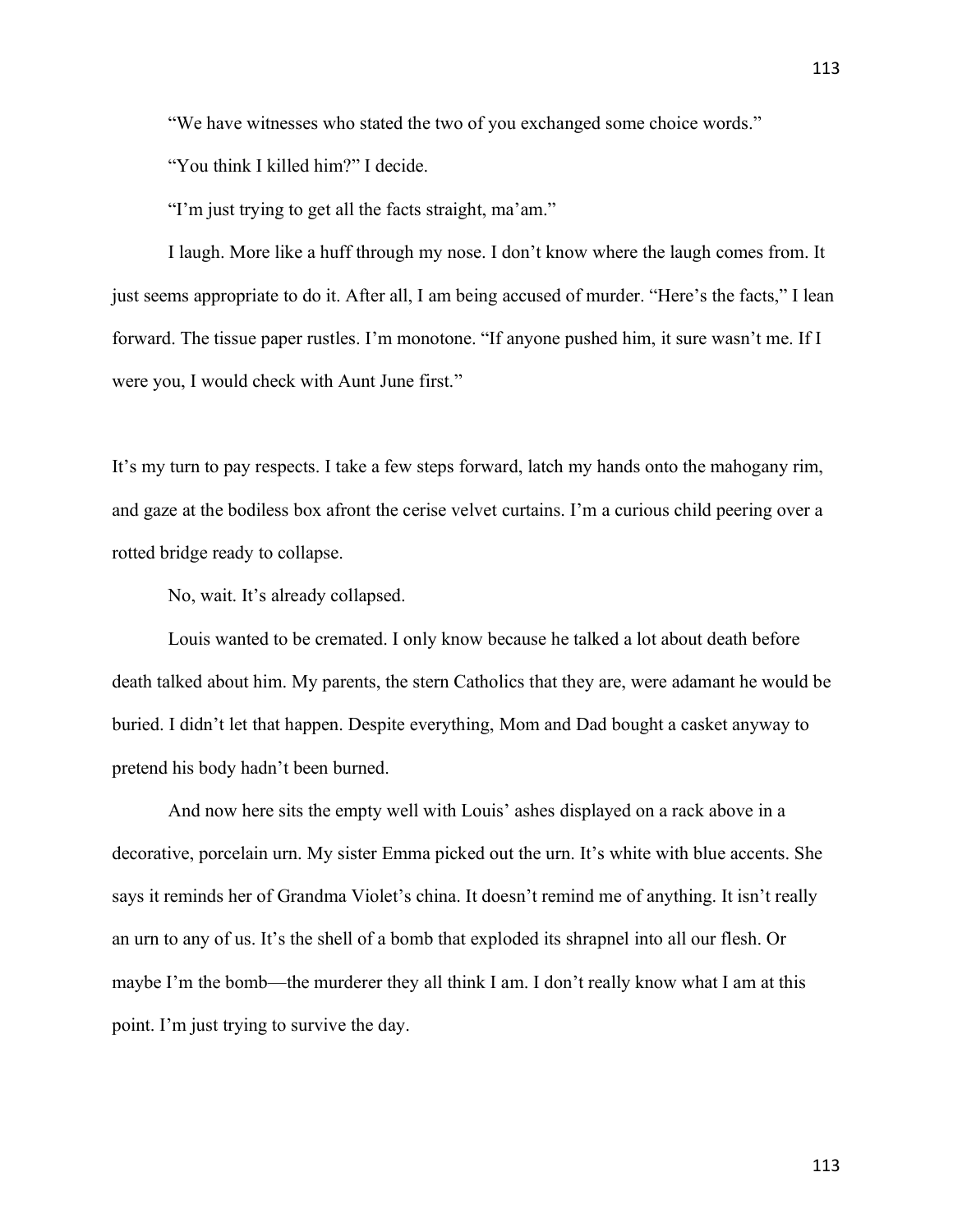"We have witnesses who stated the two of you exchanged some choice words."

"You think I killed him?" I decide.

"I'm just trying to get all the facts straight, ma'am."

I laugh. More like a huff through my nose. I don't know where the laugh comes from. It just seems appropriate to do it. After all, I am being accused of murder. "Here's the facts," I lean forward. The tissue paper rustles. I'm monotone. "If anyone pushed him, it sure wasn't me. If I were you, I would check with Aunt June first."

It's my turn to pay respects. I take a few steps forward, latch my hands onto the mahogany rim, and gaze at the bodiless box afront the cerise velvet curtains. I'm a curious child peering over a rotted bridge ready to collapse.

No, wait. It's already collapsed.

Louis wanted to be cremated. I only know because he talked a lot about death before death talked about him. My parents, the stern Catholics that they are, were adamant he would be buried. I didn't let that happen. Despite everything, Mom and Dad bought a casket anyway to pretend his body hadn't been burned.

And now here sits the empty well with Louis' ashes displayed on a rack above in a decorative, porcelain urn. My sister Emma picked out the urn. It's white with blue accents. She says it reminds her of Grandma Violet's china. It doesn't remind me of anything. It isn't really an urn to any of us. It's the shell of a bomb that exploded its shrapnel into all our flesh. Or maybe I'm the bomb—the murderer they all think I am. I don't really know what I am at this point. I'm just trying to survive the day.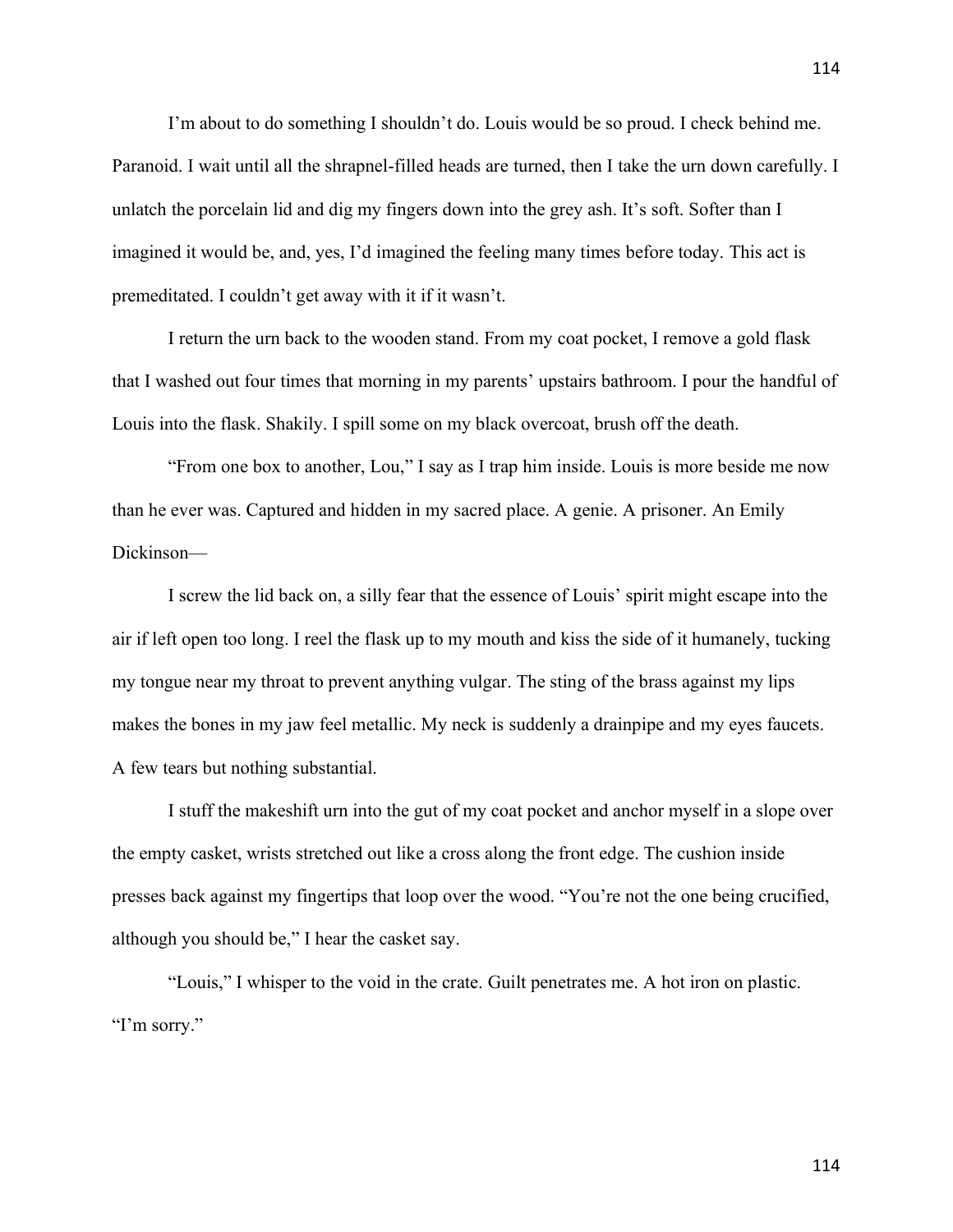I'm about to do something I shouldn't do. Louis would be so proud. I check behind me. Paranoid. I wait until all the shrapnel-filled heads are turned, then I take the urn down carefully. I unlatch the porcelain lid and dig my fingers down into the grey ash. It's soft. Softer than I imagined it would be, and, yes, I'd imagined the feeling many times before today. This act is premeditated. I couldn't get away with it if it wasn't.

I return the urn back to the wooden stand. From my coat pocket, I remove a gold flask that I washed out four times that morning in my parents' upstairs bathroom. I pour the handful of Louis into the flask. Shakily. I spill some on my black overcoat, brush off the death.

"From one box to another, Lou," I say as I trap him inside. Louis is more beside me now than he ever was. Captured and hidden in my sacred place. A genie. A prisoner. An Emily Dickinson—

I screw the lid back on, a silly fear that the essence of Louis' spirit might escape into the air if left open too long. I reel the flask up to my mouth and kiss the side of it humanely, tucking my tongue near my throat to prevent anything vulgar. The sting of the brass against my lips makes the bones in my jaw feel metallic. My neck is suddenly a drainpipe and my eyes faucets. A few tears but nothing substantial.

I stuff the makeshift urn into the gut of my coat pocket and anchor myself in a slope over the empty casket, wrists stretched out like a cross along the front edge. The cushion inside presses back against my fingertips that loop over the wood. "You're not the one being crucified, although you should be," I hear the casket say.

"Louis," I whisper to the void in the crate. Guilt penetrates me. A hot iron on plastic. "I'm sorry."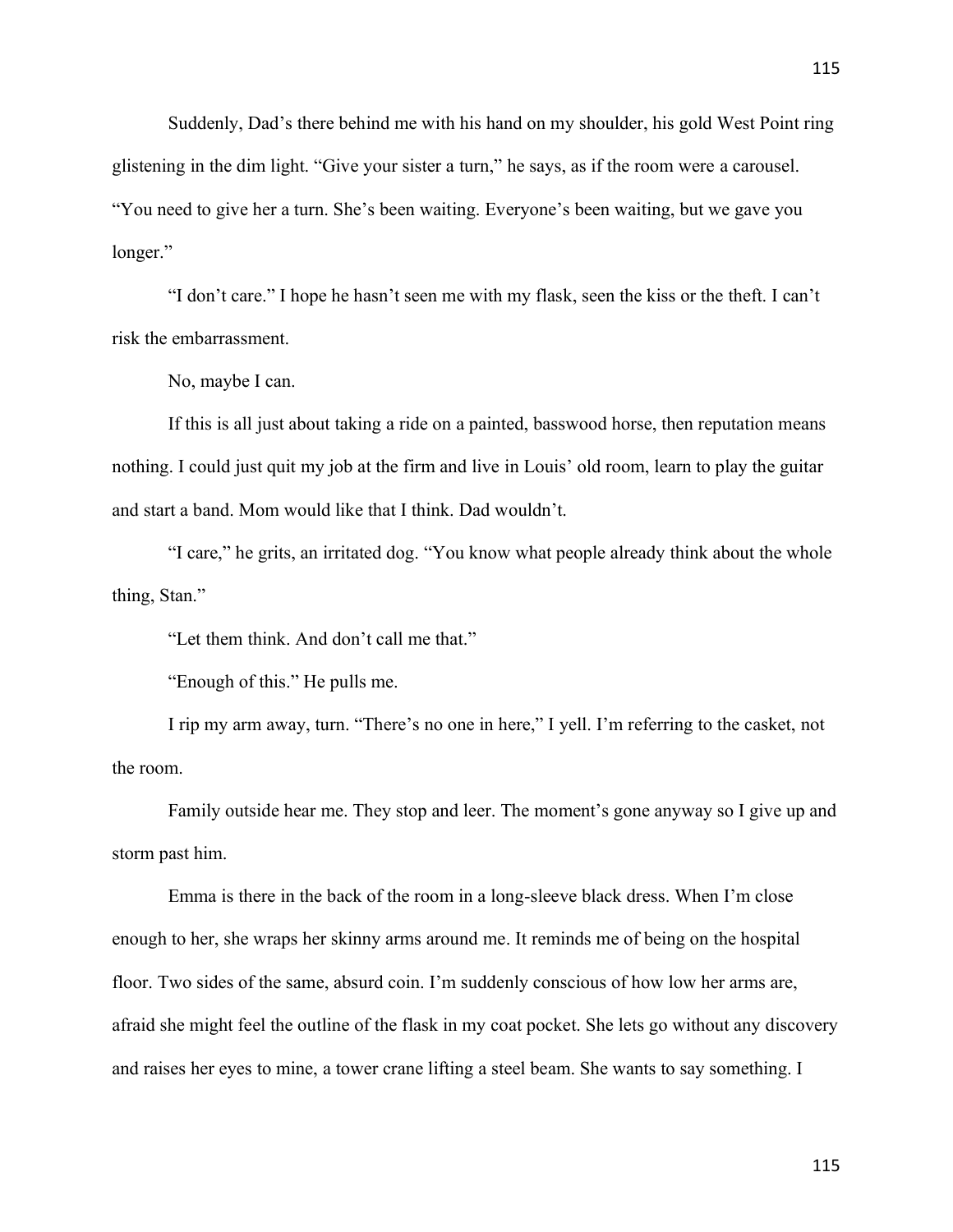Suddenly, Dad's there behind me with his hand on my shoulder, his gold West Point ring glistening in the dim light. "Give your sister a turn," he says, as if the room were a carousel. "You need to give her a turn. She's been waiting. Everyone's been waiting, but we gave you longer."

"I don't care." I hope he hasn't seen me with my flask, seen the kiss or the theft. I can't risk the embarrassment.

No, maybe I can.

If this is all just about taking a ride on a painted, basswood horse, then reputation means nothing. I could just quit my job at the firm and live in Louis' old room, learn to play the guitar and start a band. Mom would like that I think. Dad wouldn't.

"I care," he grits, an irritated dog. "You know what people already think about the whole thing, Stan."

"Let them think. And don't call me that."

"Enough of this." He pulls me.

I rip my arm away, turn. "There's no one in here," I yell. I'm referring to the casket, not the room.

Family outside hear me. They stop and leer. The moment's gone anyway so I give up and storm past him.

Emma is there in the back of the room in a long-sleeve black dress. When I'm close enough to her, she wraps her skinny arms around me. It reminds me of being on the hospital floor. Two sides of the same, absurd coin. I'm suddenly conscious of how low her arms are, afraid she might feel the outline of the flask in my coat pocket. She lets go without any discovery and raises her eyes to mine, a tower crane lifting a steel beam. She wants to say something. I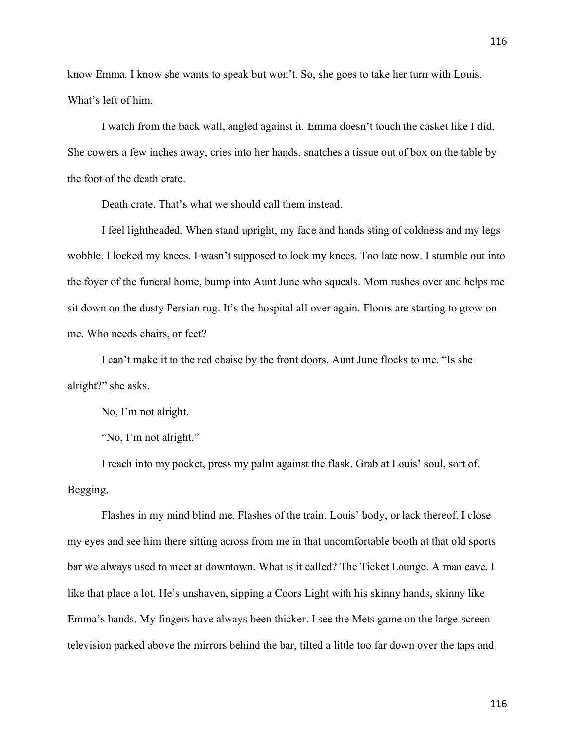know Emma. I know she wants to speak but won't. So, she goes to take her turn with Louis. What's left of him.

I watch from the back wall, angled against it. Emma doesn't touch the casket like I did. She cowers a few inches away, cries into her hands, snatches a tissue out of box on the table by the foot of the death crate.

Death crate. That's what we should call them instead.

I feel lightheaded. When stand upright, my face and hands sting of coldness and my legs wobble. I locked my knees. I wasn't supposed to lock my knees. Too late now. I stumble out into the foyer of the funeral home, bump into Aunt June who squeals. Mom rushes over and helps me sit down on the dusty Persian rug. It's the hospital all over again. Floors are starting to grow on me. Who needs chairs, or feet?

I can't make it to the red chaise by the front doors. Aunt June flocks to me. "Is she alright?" she asks.

No, I'm not alright.

"No, I'm not alright."

I reach into my pocket, press my palm against the flask. Grab at Louis' soul, sort of. Begging.

Flashes in my mind blind me. Flashes of the train. Louis' body, or lack thereof. I close my eyes and see him there sitting across from me in that uncomfortable booth at that old sports bar we always used to meet at downtown. What is it called? The Ticket Lounge. A man cave. I like that place a lot. He's unshaven, sipping a Coors Light with his skinny hands, skinny like Emma's hands. My fingers have always been thicker. I see the Mets game on the large-screen television parked above the mirrors behind the bar, tilted a little too far down over the taps and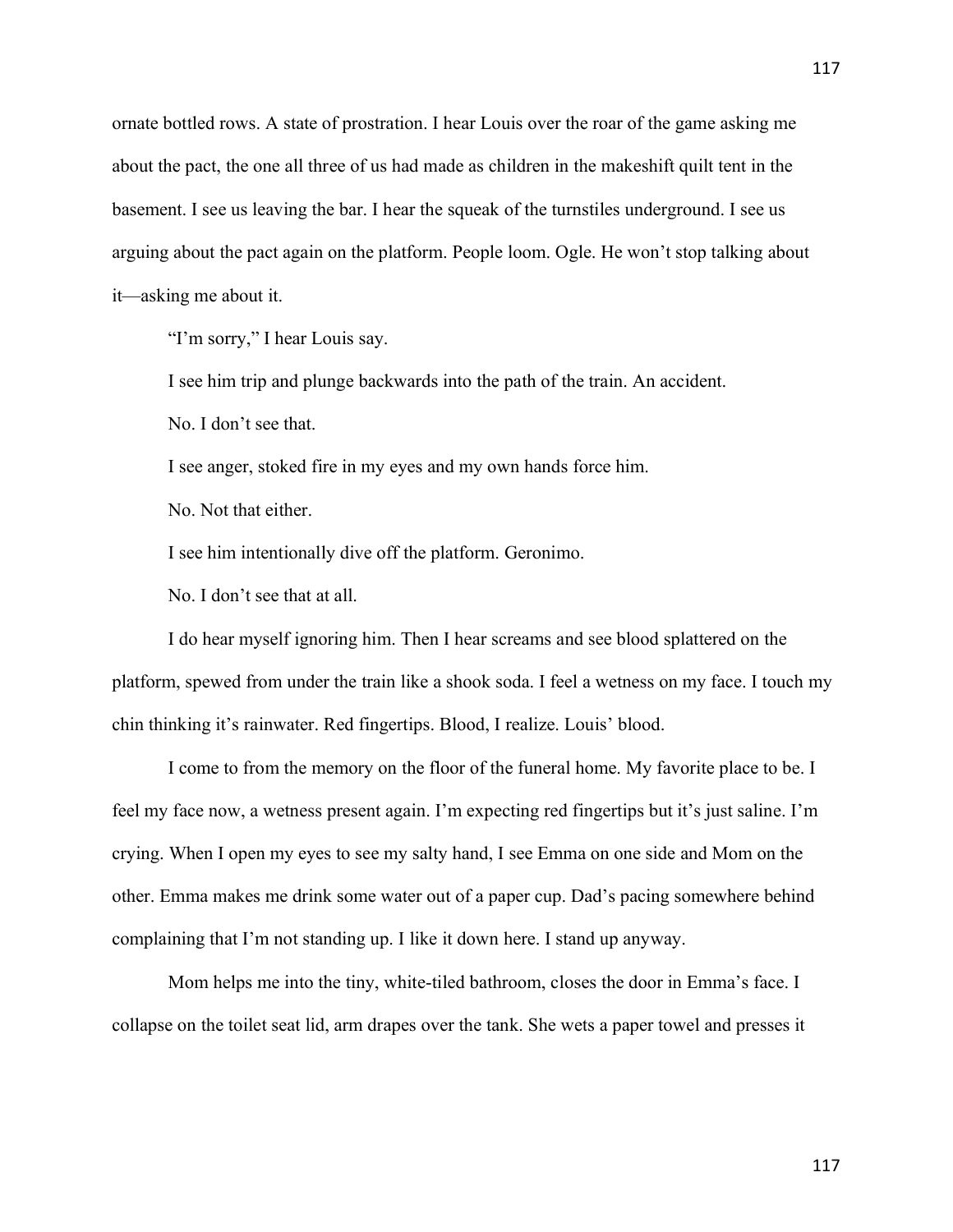ornate bottled rows. A state of prostration. I hear Louis over the roar of the game asking me about the pact, the one all three of us had made as children in the makeshift quilt tent in the basement. I see us leaving the bar. I hear the squeak of the turnstiles underground. I see us arguing about the pact again on the platform. People loom. Ogle. He won't stop talking about it—asking me about it.

"I'm sorry," I hear Louis say.

I see him trip and plunge backwards into the path of the train. An accident.

No. I don't see that.

I see anger, stoked fire in my eyes and my own hands force him.

No. Not that either.

I see him intentionally dive off the platform. Geronimo.

No. I don't see that at all.

I do hear myself ignoring him. Then I hear screams and see blood splattered on the platform, spewed from under the train like a shook soda. I feel a wetness on my face. I touch my chin thinking it's rainwater. Red fingertips. Blood, I realize. Louis' blood.

I come to from the memory on the floor of the funeral home. My favorite place to be. I feel my face now, a wetness present again. I'm expecting red fingertips but it's just saline. I'm crying. When I open my eyes to see my salty hand, I see Emma on one side and Mom on the other. Emma makes me drink some water out of a paper cup. Dad's pacing somewhere behind complaining that I'm not standing up. I like it down here. I stand up anyway.

Mom helps me into the tiny, white-tiled bathroom, closes the door in Emma's face. I collapse on the toilet seat lid, arm drapes over the tank. She wets a paper towel and presses it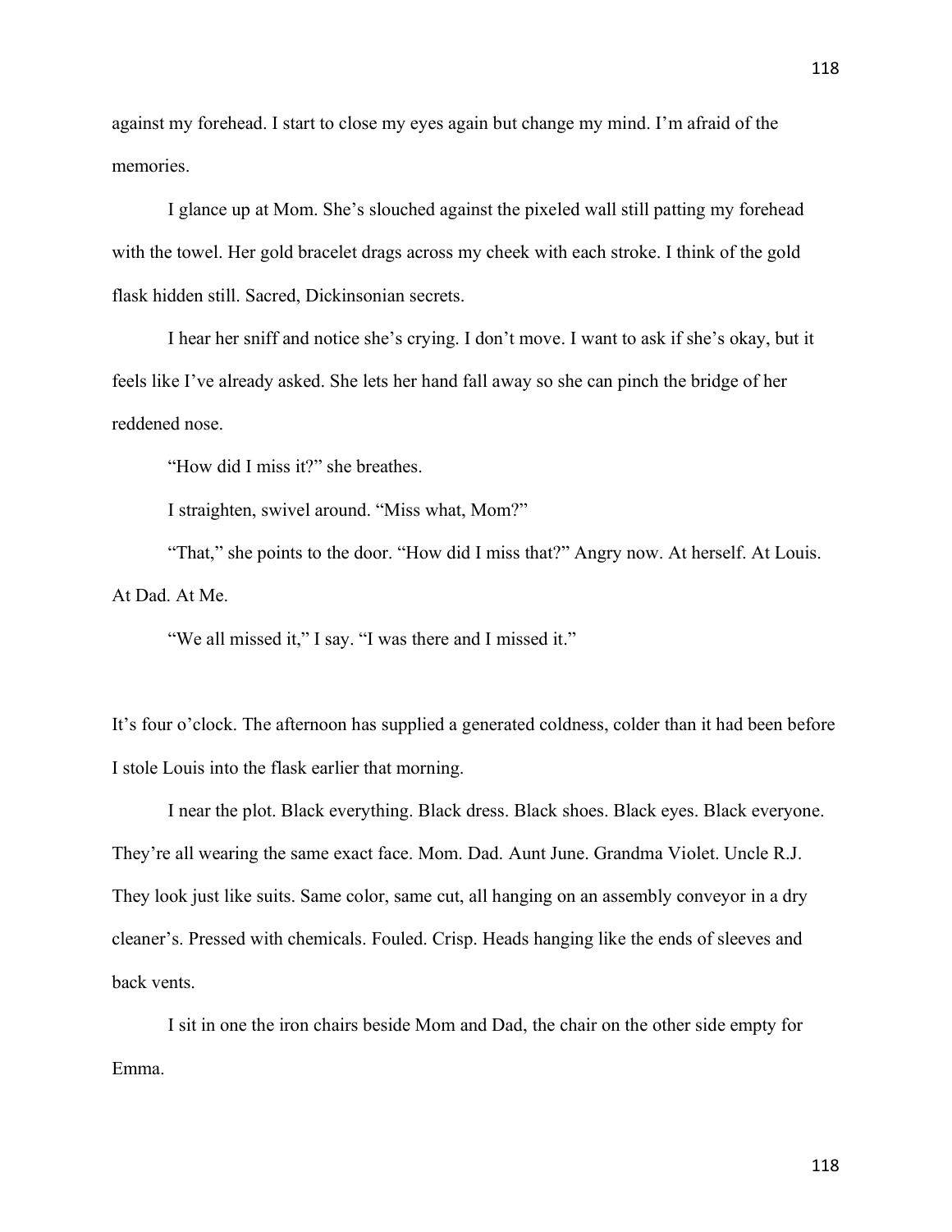against my forehead. I start to close my eyes again but change my mind. I'm afraid of the memories.

I glance up at Mom. She's slouched against the pixeled wall still patting my forehead with the towel. Her gold bracelet drags across my cheek with each stroke. I think of the gold flask hidden still. Sacred, Dickinsonian secrets.

I hear her sniff and notice she's crying. I don't move. I want to ask if she's okay, but it feels like I've already asked. She lets her hand fall away so she can pinch the bridge of her reddened nose.

"How did I miss it?" she breathes.

I straighten, swivel around. "Miss what, Mom?"

"That," she points to the door. "How did I miss that?" Angry now. At herself. At Louis. At Dad. At Me.

"We all missed it," I say. "I was there and I missed it."

It's four o'clock. The afternoon has supplied a generated coldness, colder than it had been before I stole Louis into the flask earlier that morning.

I near the plot. Black everything. Black dress. Black shoes. Black eyes. Black everyone. They're all wearing the same exact face. Mom. Dad. Aunt June. Grandma Violet. Uncle R.J. They look just like suits. Same color, same cut, all hanging on an assembly conveyor in a dry cleaner's. Pressed with chemicals. Fouled. Crisp. Heads hanging like the ends of sleeves and back vents.

I sit in one the iron chairs beside Mom and Dad, the chair on the other side empty for Emma.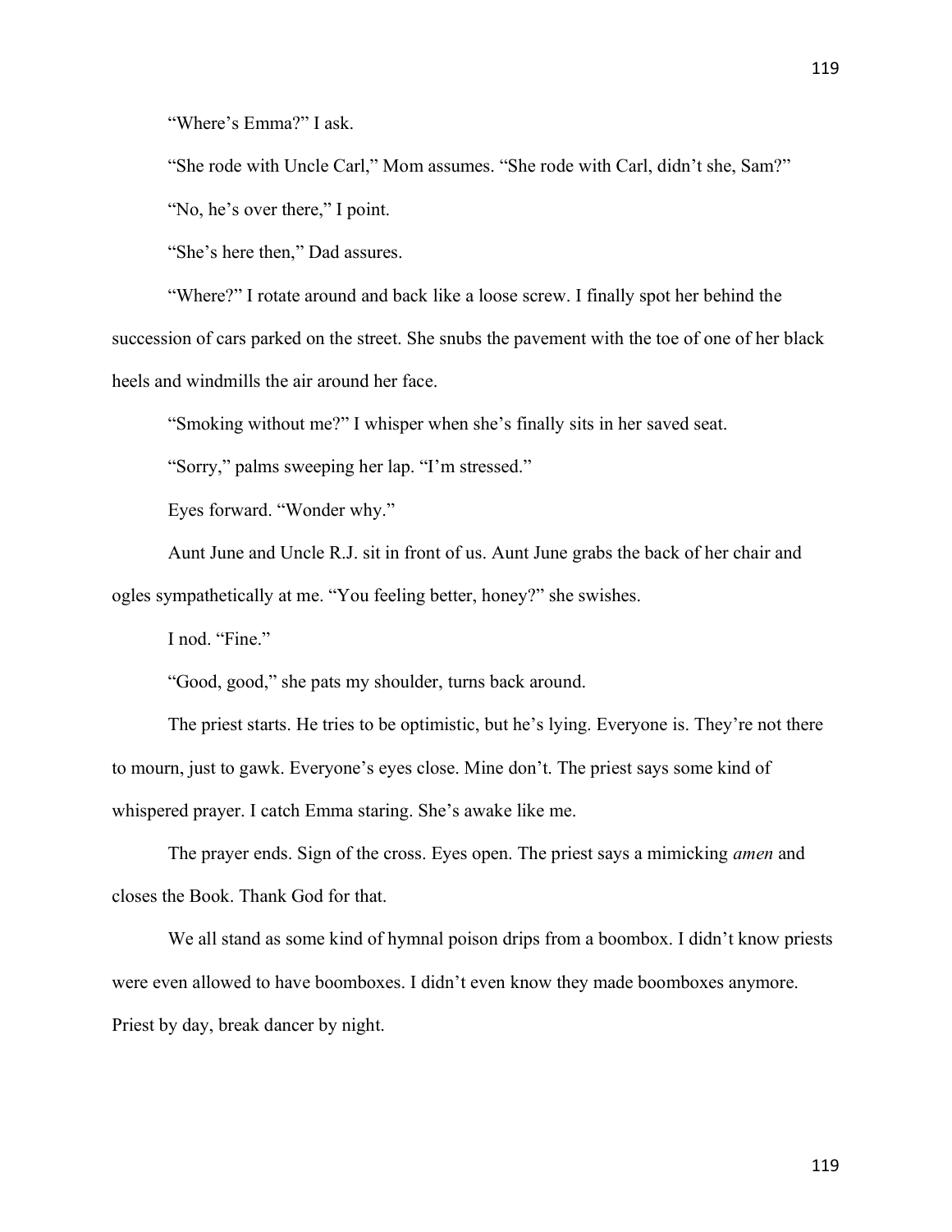"Where's Emma?" I ask.

"She rode with Uncle Carl," Mom assumes. "She rode with Carl, didn't she, Sam?"

"No, he's over there," I point.

"She's here then," Dad assures.

"Where?" I rotate around and back like a loose screw. I finally spot her behind the succession of cars parked on the street. She snubs the pavement with the toe of one of her black heels and windmills the air around her face.

"Smoking without me?" I whisper when she's finally sits in her saved seat.

"Sorry," palms sweeping her lap. "I'm stressed."

Eyes forward. "Wonder why."

Aunt June and Uncle R.J. sit in front of us. Aunt June grabs the back of her chair and ogles sympathetically at me. "You feeling better, honey?" she swishes.

I nod. "Fine."

"Good, good," she pats my shoulder, turns back around.

The priest starts. He tries to be optimistic, but he's lying. Everyone is. They're not there to mourn, just to gawk. Everyone's eyes close. Mine don't. The priest says some kind of whispered prayer. I catch Emma staring. She's awake like me.

The prayer ends. Sign of the cross. Eyes open. The priest says a mimicking *amen* and closes the Book. Thank God for that.

We all stand as some kind of hymnal poison drips from a boombox. I didn't know priests were even allowed to have boomboxes. I didn't even know they made boomboxes anymore. Priest by day, break dancer by night.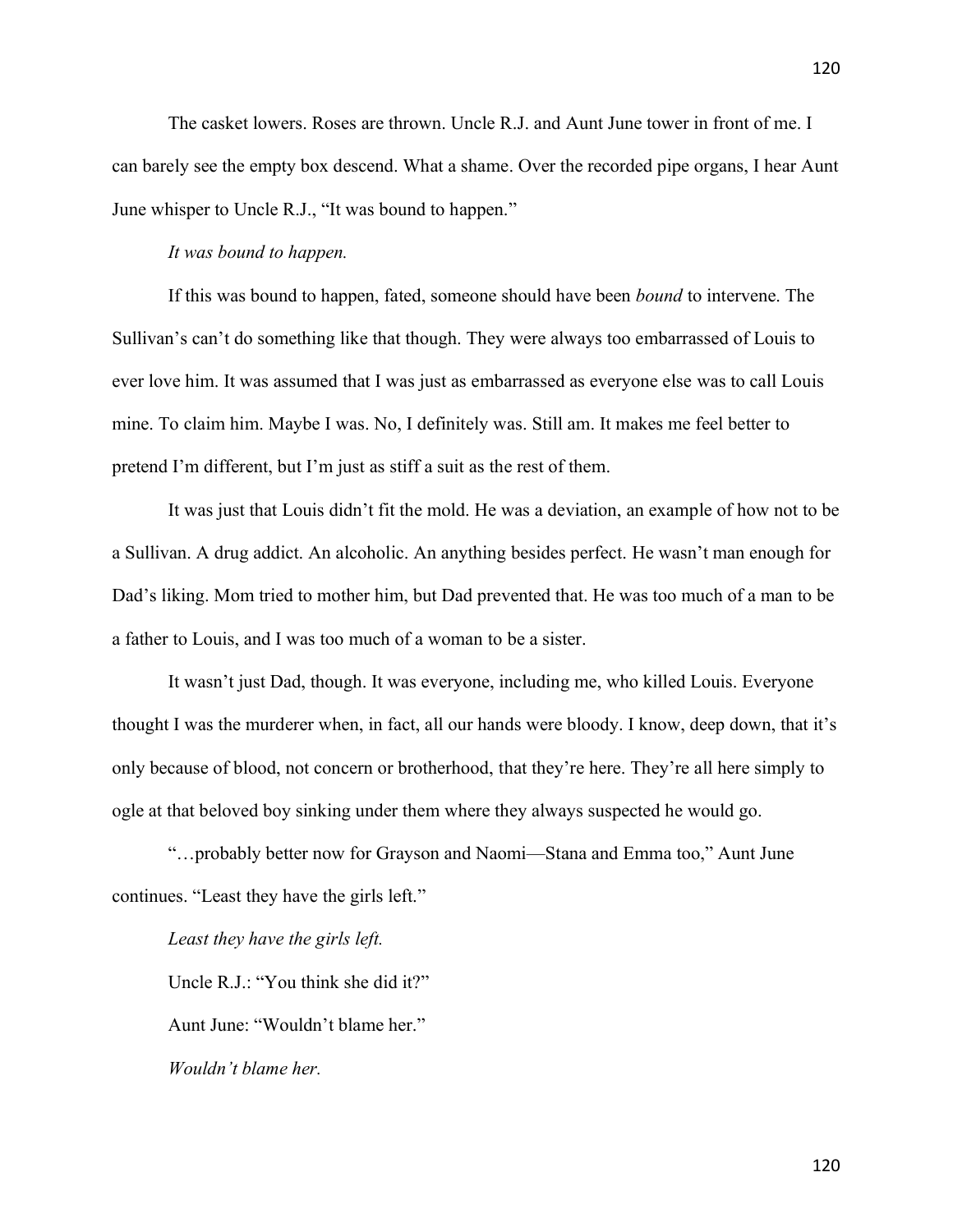The casket lowers. Roses are thrown. Uncle R.J. and Aunt June tower in front of me. I can barely see the empty box descend. What a shame. Over the recorded pipe organs, I hear Aunt June whisper to Uncle R.J., "It was bound to happen."

*It was bound to happen.*

If this was bound to happen, fated, someone should have been *bound* to intervene. The Sullivan's can't do something like that though. They were always too embarrassed of Louis to ever love him. It was assumed that I was just as embarrassed as everyone else was to call Louis mine. To claim him. Maybe I was. No, I definitely was. Still am. It makes me feel better to pretend I'm different, but I'm just as stiff a suit as the rest of them.

It was just that Louis didn't fit the mold. He was a deviation, an example of how not to be a Sullivan. A drug addict. An alcoholic. An anything besides perfect. He wasn't man enough for Dad's liking. Mom tried to mother him, but Dad prevented that. He was too much of a man to be a father to Louis, and I was too much of a woman to be a sister.

It wasn't just Dad, though. It was everyone, including me, who killed Louis. Everyone thought I was the murderer when, in fact, all our hands were bloody. I know, deep down, that it's only because of blood, not concern or brotherhood, that they're here. They're all here simply to ogle at that beloved boy sinking under them where they always suspected he would go.

"…probably better now for Grayson and Naomi—Stana and Emma too," Aunt June continues. "Least they have the girls left."

*Least they have the girls left.*

Uncle R.J.: "You think she did it?"

Aunt June: "Wouldn't blame her."

*Wouldn't blame her.*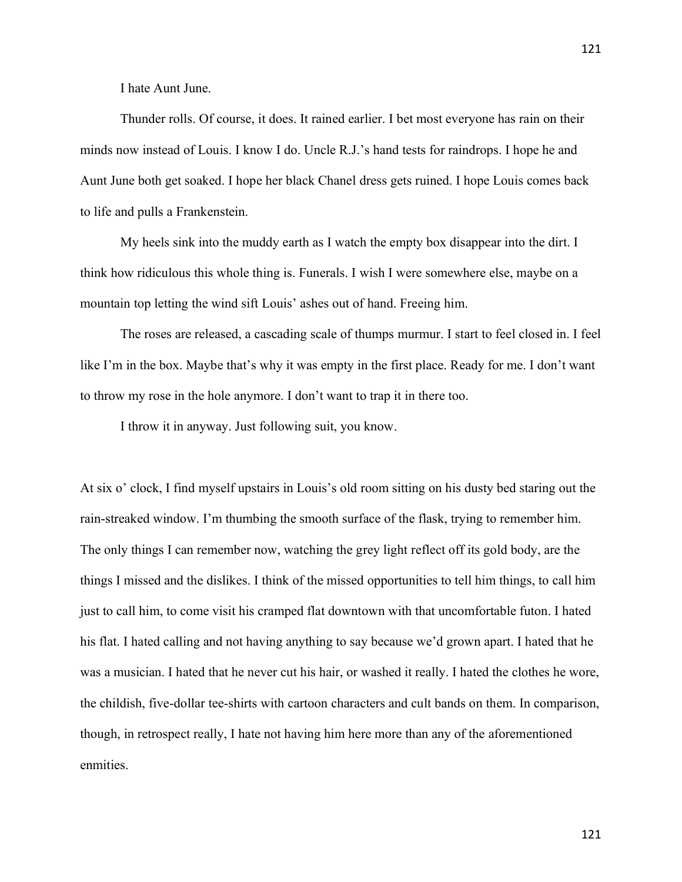I hate Aunt June.

Thunder rolls. Of course, it does. It rained earlier. I bet most everyone has rain on their minds now instead of Louis. I know I do. Uncle R.J.'s hand tests for raindrops. I hope he and Aunt June both get soaked. I hope her black Chanel dress gets ruined. I hope Louis comes back to life and pulls a Frankenstein.

My heels sink into the muddy earth as I watch the empty box disappear into the dirt. I think how ridiculous this whole thing is. Funerals. I wish I were somewhere else, maybe on a mountain top letting the wind sift Louis' ashes out of hand. Freeing him.

The roses are released, a cascading scale of thumps murmur. I start to feel closed in. I feel like I'm in the box. Maybe that's why it was empty in the first place. Ready for me. I don't want to throw my rose in the hole anymore. I don't want to trap it in there too.

I throw it in anyway. Just following suit, you know.

At six o' clock, I find myself upstairs in Louis's old room sitting on his dusty bed staring out the rain-streaked window. I'm thumbing the smooth surface of the flask, trying to remember him. The only things I can remember now, watching the grey light reflect off its gold body, are the things I missed and the dislikes. I think of the missed opportunities to tell him things, to call him just to call him, to come visit his cramped flat downtown with that uncomfortable futon. I hated his flat. I hated calling and not having anything to say because we'd grown apart. I hated that he was a musician. I hated that he never cut his hair, or washed it really. I hated the clothes he wore, the childish, five-dollar tee-shirts with cartoon characters and cult bands on them. In comparison, though, in retrospect really, I hate not having him here more than any of the aforementioned enmities.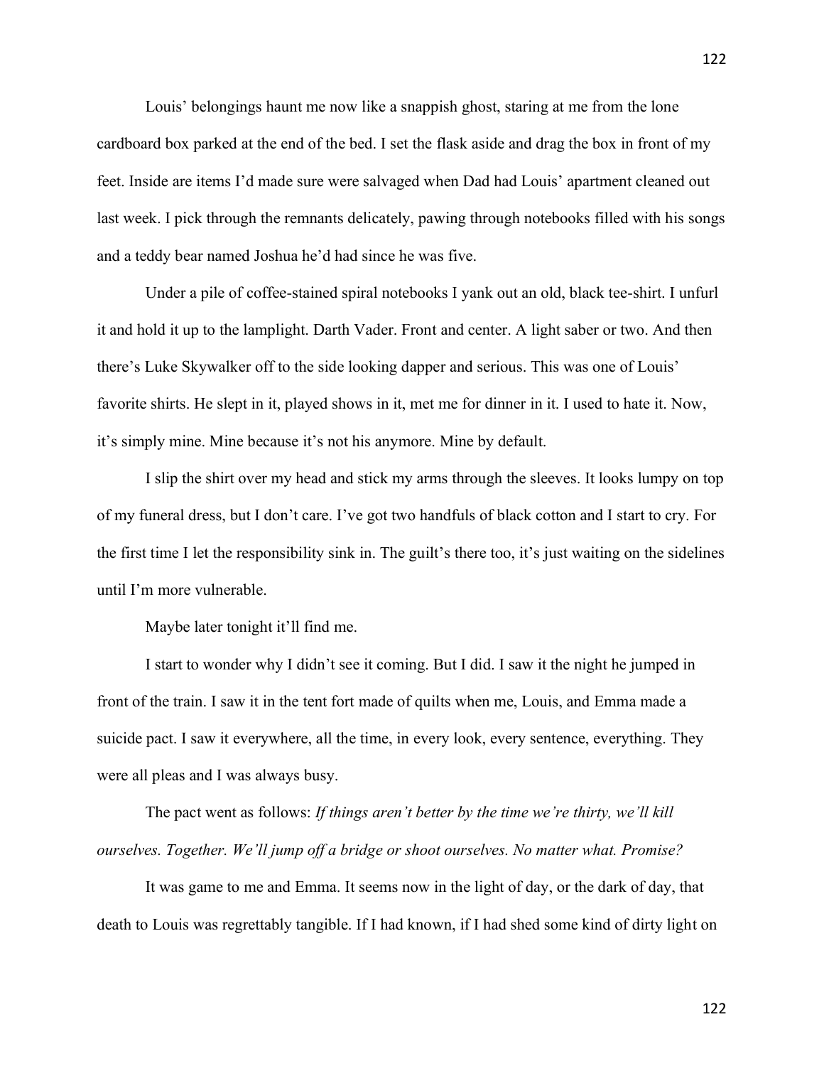Louis' belongings haunt me now like a snappish ghost, staring at me from the lone cardboard box parked at the end of the bed. I set the flask aside and drag the box in front of my feet. Inside are items I'd made sure were salvaged when Dad had Louis' apartment cleaned out last week. I pick through the remnants delicately, pawing through notebooks filled with his songs and a teddy bear named Joshua he'd had since he was five.

Under a pile of coffee-stained spiral notebooks I yank out an old, black tee-shirt. I unfurl it and hold it up to the lamplight. Darth Vader. Front and center. A light saber or two. And then there's Luke Skywalker off to the side looking dapper and serious. This was one of Louis' favorite shirts. He slept in it, played shows in it, met me for dinner in it. I used to hate it. Now, it's simply mine. Mine because it's not his anymore. Mine by default.

I slip the shirt over my head and stick my arms through the sleeves. It looks lumpy on top of my funeral dress, but I don't care. I've got two handfuls of black cotton and I start to cry. For the first time I let the responsibility sink in. The guilt's there too, it's just waiting on the sidelines until I'm more vulnerable.

Maybe later tonight it'll find me.

I start to wonder why I didn't see it coming. But I did. I saw it the night he jumped in front of the train. I saw it in the tent fort made of quilts when me, Louis, and Emma made a suicide pact. I saw it everywhere, all the time, in every look, every sentence, everything. They were all pleas and I was always busy.

The pact went as follows: *If things aren't better by the time we're thirty, we'll kill ourselves. Together. We'll jump off a bridge or shoot ourselves. No matter what. Promise?*

It was game to me and Emma. It seems now in the light of day, or the dark of day, that death to Louis was regrettably tangible. If I had known, if I had shed some kind of dirty light on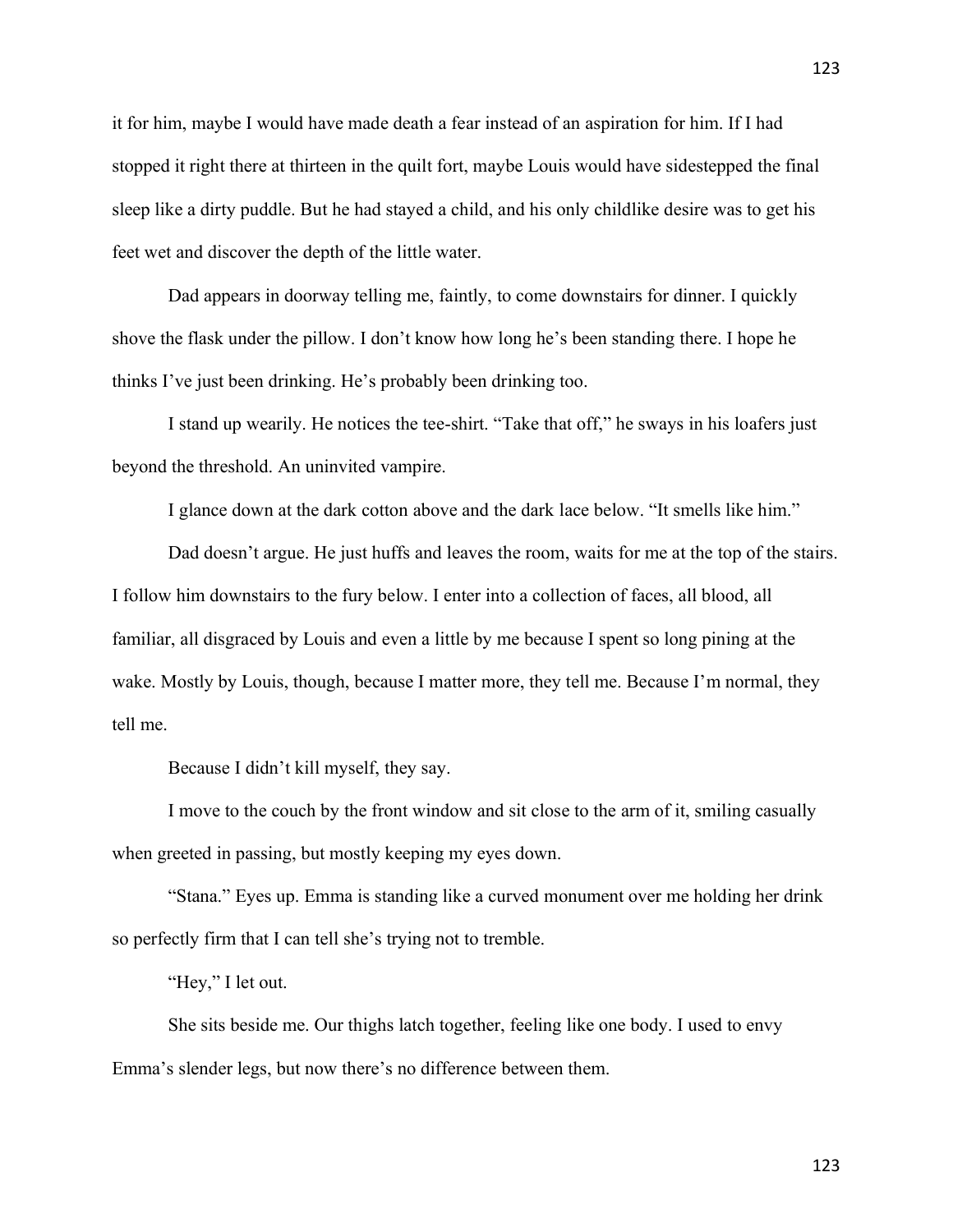it for him, maybe I would have made death a fear instead of an aspiration for him. If I had stopped it right there at thirteen in the quilt fort, maybe Louis would have sidestepped the final sleep like a dirty puddle. But he had stayed a child, and his only childlike desire was to get his feet wet and discover the depth of the little water.

Dad appears in doorway telling me, faintly, to come downstairs for dinner. I quickly shove the flask under the pillow. I don't know how long he's been standing there. I hope he thinks I've just been drinking. He's probably been drinking too.

I stand up wearily. He notices the tee-shirt. "Take that off," he sways in his loafers just beyond the threshold. An uninvited vampire.

I glance down at the dark cotton above and the dark lace below. "It smells like him."

Dad doesn't argue. He just huffs and leaves the room, waits for me at the top of the stairs. I follow him downstairs to the fury below. I enter into a collection of faces, all blood, all familiar, all disgraced by Louis and even a little by me because I spent so long pining at the wake. Mostly by Louis, though, because I matter more, they tell me. Because I'm normal, they tell me.

Because I didn't kill myself, they say.

I move to the couch by the front window and sit close to the arm of it, smiling casually when greeted in passing, but mostly keeping my eyes down.

"Stana." Eyes up. Emma is standing like a curved monument over me holding her drink so perfectly firm that I can tell she's trying not to tremble.

"Hey," I let out.

She sits beside me. Our thighs latch together, feeling like one body. I used to envy Emma's slender legs, but now there's no difference between them.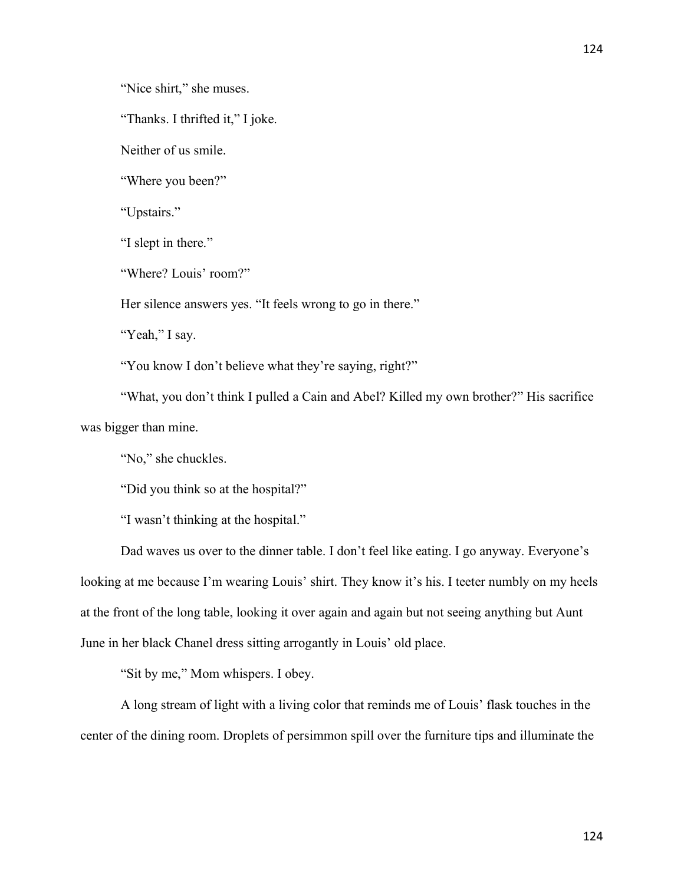"Nice shirt," she muses.

"Thanks. I thrifted it," I joke.

Neither of us smile.

"Where you been?"

"Upstairs."

"I slept in there."

"Where? Louis' room?"

Her silence answers yes. "It feels wrong to go in there."

"Yeah," I say.

"You know I don't believe what they're saying, right?"

"What, you don't think I pulled a Cain and Abel? Killed my own brother?" His sacrifice was bigger than mine.

"No," she chuckles.

"Did you think so at the hospital?"

"I wasn't thinking at the hospital."

Dad waves us over to the dinner table. I don't feel like eating. I go anyway. Everyone's looking at me because I'm wearing Louis' shirt. They know it's his. I teeter numbly on my heels at the front of the long table, looking it over again and again but not seeing anything but Aunt June in her black Chanel dress sitting arrogantly in Louis' old place.

"Sit by me," Mom whispers. I obey.

A long stream of light with a living color that reminds me of Louis' flask touches in the center of the dining room. Droplets of persimmon spill over the furniture tips and illuminate the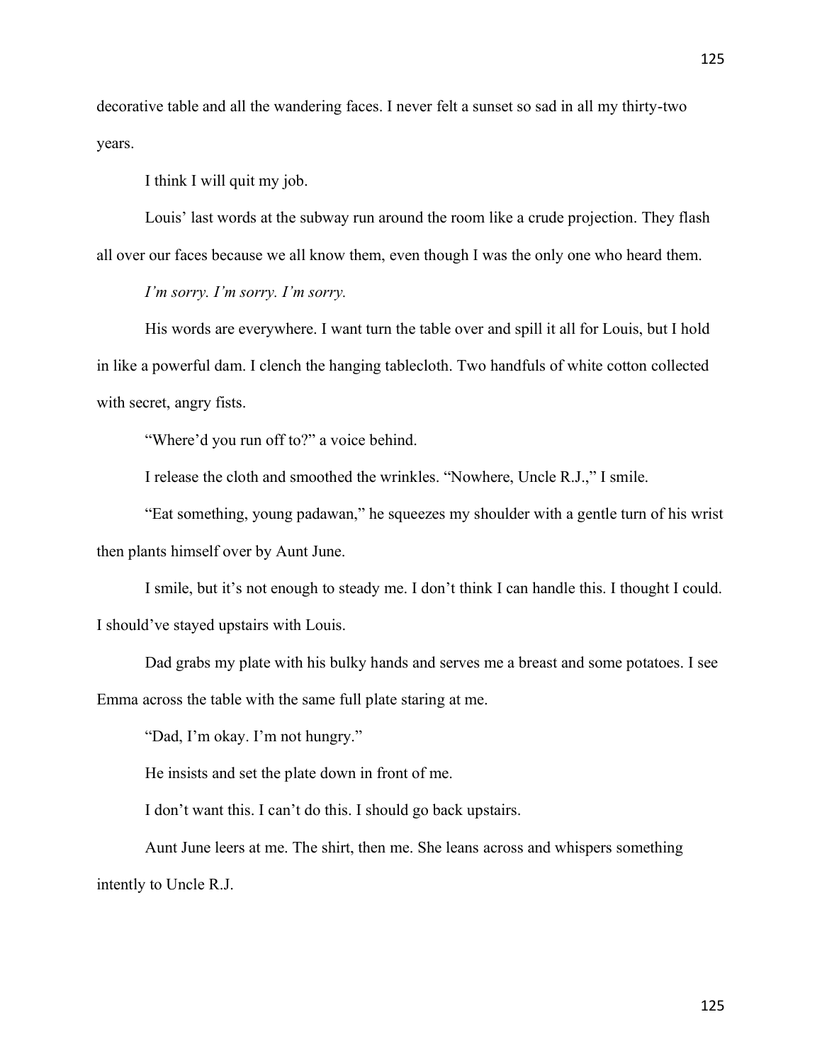decorative table and all the wandering faces. I never felt a sunset so sad in all my thirty-two years.

I think I will quit my job.

Louis' last words at the subway run around the room like a crude projection. They flash all over our faces because we all know them, even though I was the only one who heard them.

*I'm sorry. I'm sorry. I'm sorry.*

His words are everywhere. I want turn the table over and spill it all for Louis, but I hold in like a powerful dam. I clench the hanging tablecloth. Two handfuls of white cotton collected with secret, angry fists.

"Where'd you run off to?" a voice behind.

I release the cloth and smoothed the wrinkles. "Nowhere, Uncle R.J.," I smile.

"Eat something, young padawan," he squeezes my shoulder with a gentle turn of his wrist then plants himself over by Aunt June.

I smile, but it's not enough to steady me. I don't think I can handle this. I thought I could. I should've stayed upstairs with Louis.

Dad grabs my plate with his bulky hands and serves me a breast and some potatoes. I see Emma across the table with the same full plate staring at me.

"Dad, I'm okay. I'm not hungry."

He insists and set the plate down in front of me.

I don't want this. I can't do this. I should go back upstairs.

Aunt June leers at me. The shirt, then me. She leans across and whispers something intently to Uncle R.J.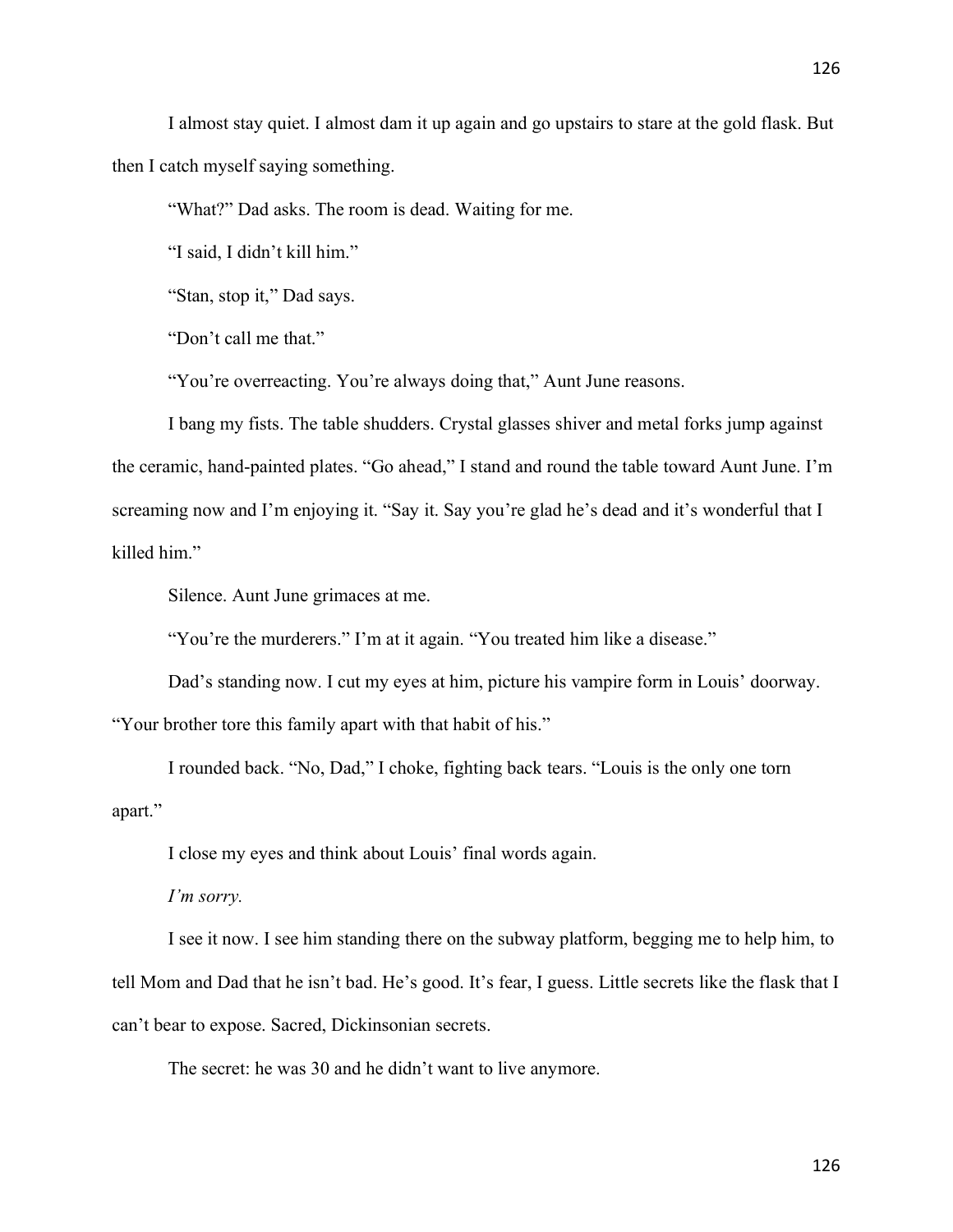I almost stay quiet. I almost dam it up again and go upstairs to stare at the gold flask. But then I catch myself saying something.

"What?" Dad asks. The room is dead. Waiting for me.

"I said, I didn't kill him."

"Stan, stop it," Dad says.

"Don't call me that."

"You're overreacting. You're always doing that," Aunt June reasons.

I bang my fists. The table shudders. Crystal glasses shiver and metal forks jump against the ceramic, hand-painted plates. "Go ahead," I stand and round the table toward Aunt June. I'm screaming now and I'm enjoying it. "Say it. Say you're glad he's dead and it's wonderful that I killed him."

Silence. Aunt June grimaces at me.

"You're the murderers." I'm at it again. "You treated him like a disease."

Dad's standing now. I cut my eyes at him, picture his vampire form in Louis' doorway. "Your brother tore this family apart with that habit of his."

I rounded back. "No, Dad," I choke, fighting back tears. "Louis is the only one torn apart."

I close my eyes and think about Louis' final words again.

*I'm sorry.*

I see it now. I see him standing there on the subway platform, begging me to help him, to tell Mom and Dad that he isn't bad. He's good. It's fear, I guess. Little secrets like the flask that I can't bear to expose. Sacred, Dickinsonian secrets.

The secret: he was 30 and he didn't want to live anymore.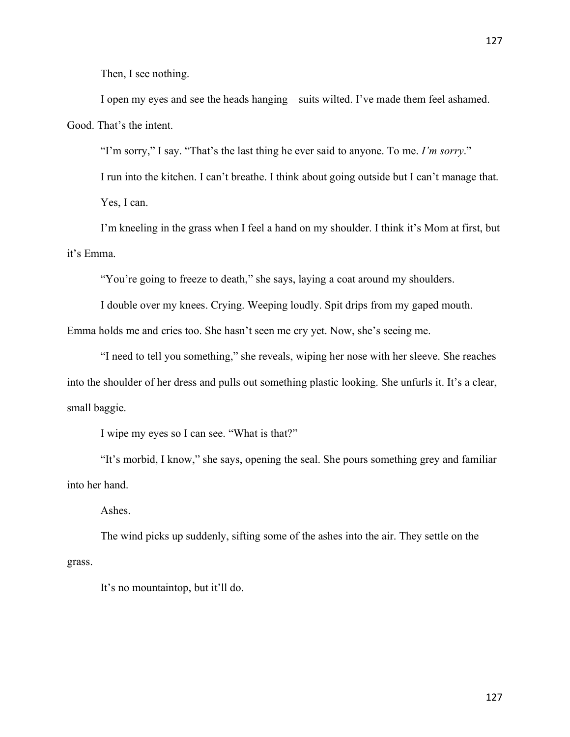Then, I see nothing.

I open my eyes and see the heads hanging—suits wilted. I've made them feel ashamed. Good. That's the intent.

"I'm sorry," I say. "That's the last thing he ever said to anyone. To me. *I'm sorry*."

I run into the kitchen. I can't breathe. I think about going outside but I can't manage that.

Yes, I can.

I'm kneeling in the grass when I feel a hand on my shoulder. I think it's Mom at first, but it's Emma.

"You're going to freeze to death," she says, laying a coat around my shoulders.

I double over my knees. Crying. Weeping loudly. Spit drips from my gaped mouth. Emma holds me and cries too. She hasn't seen me cry yet. Now, she's seeing me.

"I need to tell you something," she reveals, wiping her nose with her sleeve. She reaches into the shoulder of her dress and pulls out something plastic looking. She unfurls it. It's a clear, small baggie.

I wipe my eyes so I can see. "What is that?"

"It's morbid, I know," she says, opening the seal. She pours something grey and familiar into her hand.

Ashes.

The wind picks up suddenly, sifting some of the ashes into the air. They settle on the grass.

It's no mountaintop, but it'll do.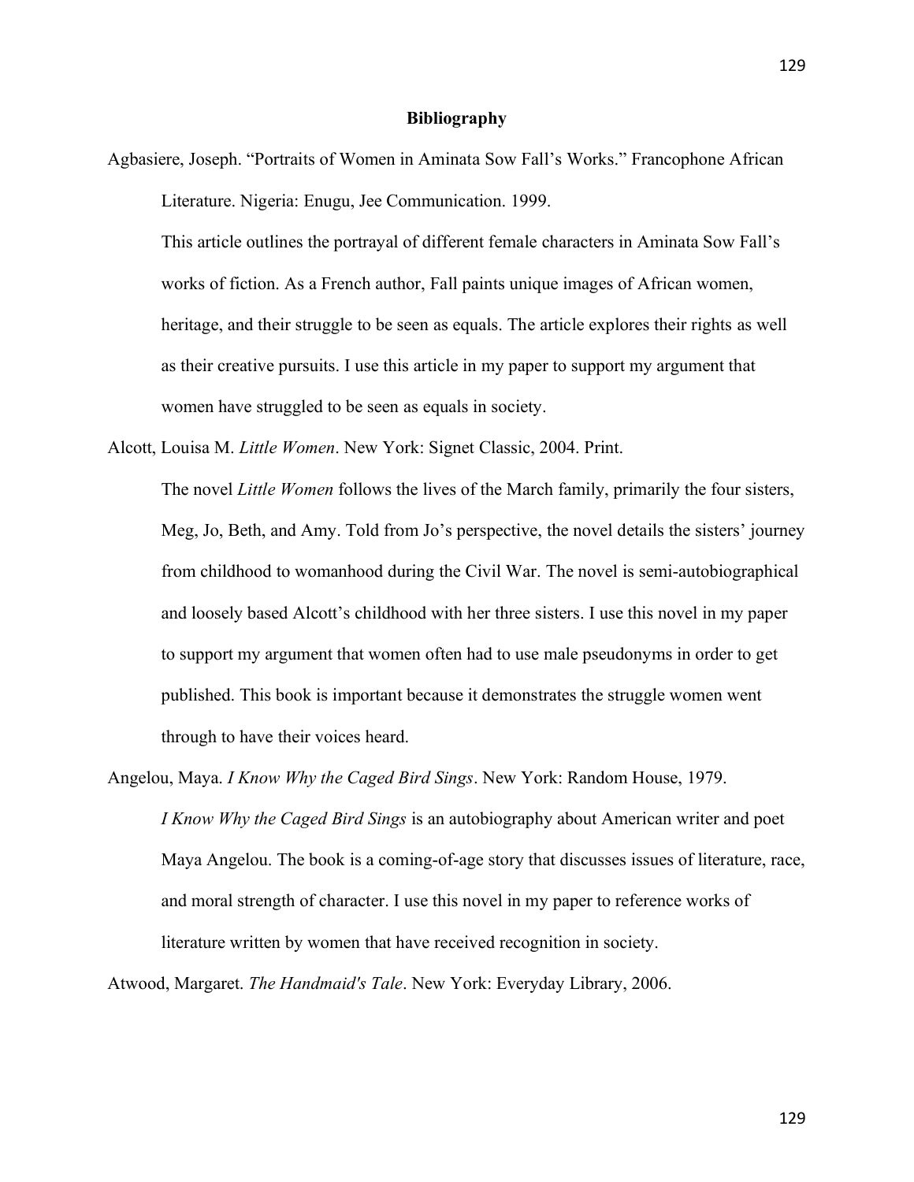## Bibliography

Agbasiere, Joseph. "Portraits of Women in Aminata Sow Fall's Works." Francophone African Literature. Nigeria: Enugu, Jee Communication. 1999.

This article outlines the portrayal of different female characters in Aminata Sow Fall's works of fiction. As a French author, Fall paints unique images of African women, heritage, and their struggle to be seen as equals. The article explores their rights as well as their creative pursuits. I use this article in my paper to support my argument that women have struggled to be seen as equals in society.

Alcott, Louisa M. *Little Women*. New York: Signet Classic, 2004. Print.

The novel *Little Women* follows the lives of the March family, primarily the four sisters, Meg, Jo, Beth, and Amy. Told from Jo's perspective, the novel details the sisters' journey from childhood to womanhood during the Civil War. The novel is semi-autobiographical and loosely based Alcott's childhood with her three sisters. I use this novel in my paper to support my argument that women often had to use male pseudonyms in order to get published. This book is important because it demonstrates the struggle women went through to have their voices heard.

Angelou, Maya. *I Know Why the Caged Bird Sings*. New York: Random House, 1979.

*I Know Why the Caged Bird Sings* is an autobiography about American writer and poet Maya Angelou. The book is a coming-of-age story that discusses issues of literature, race, and moral strength of character. I use this novel in my paper to reference works of literature written by women that have received recognition in society.

Atwood, Margaret. *The Handmaid's Tale*. New York: Everyday Library, 2006.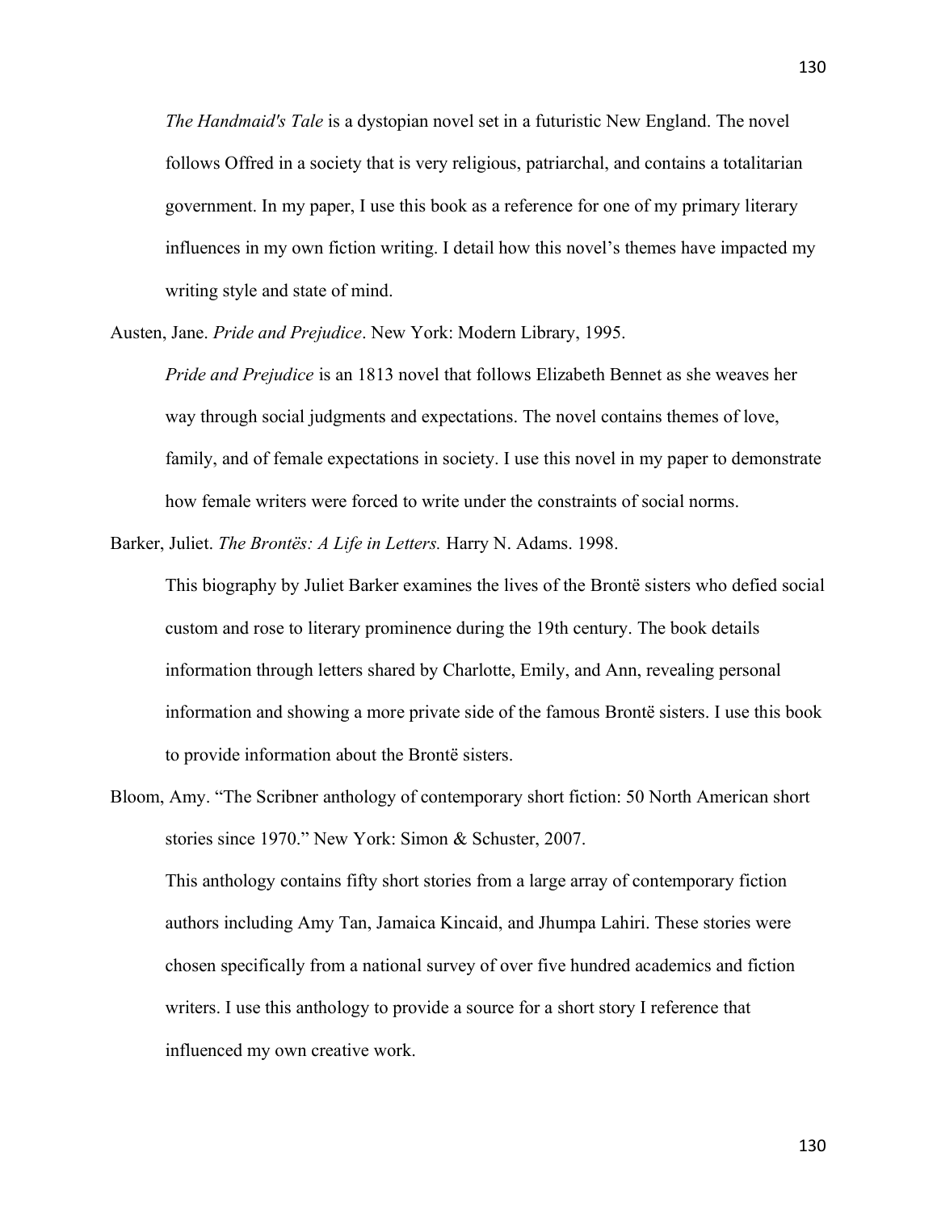*The Handmaid's Tale* is a dystopian novel set in a futuristic New England. The novel follows Offred in a society that is very religious, patriarchal, and contains a totalitarian government. In my paper, I use this book as a reference for one of my primary literary influences in my own fiction writing. I detail how this novel's themes have impacted my writing style and state of mind.

Austen, Jane. *Pride and Prejudice*. New York: Modern Library, 1995.

*Pride and Prejudice* is an 1813 novel that follows Elizabeth Bennet as she weaves her way through social judgments and expectations. The novel contains themes of love, family, and of female expectations in society. I use this novel in my paper to demonstrate how female writers were forced to write under the constraints of social norms.

Barker, Juliet. *The Brontës: A Life in Letters.* Harry N. Adams. 1998.

This biography by Juliet Barker examines the lives of the Brontë sisters who defied social custom and rose to literary prominence during the 19th century. The book details information through letters shared by Charlotte, Emily, and Ann, revealing personal information and showing a more private side of the famous Brontë sisters. I use this book to provide information about the Brontë sisters.

Bloom, Amy. "The Scribner anthology of contemporary short fiction: 50 North American short stories since 1970." New York: Simon & Schuster, 2007.

This anthology contains fifty short stories from a large array of contemporary fiction authors including Amy Tan, Jamaica Kincaid, and Jhumpa Lahiri. These stories were chosen specifically from a national survey of over five hundred academics and fiction writers. I use this anthology to provide a source for a short story I reference that influenced my own creative work.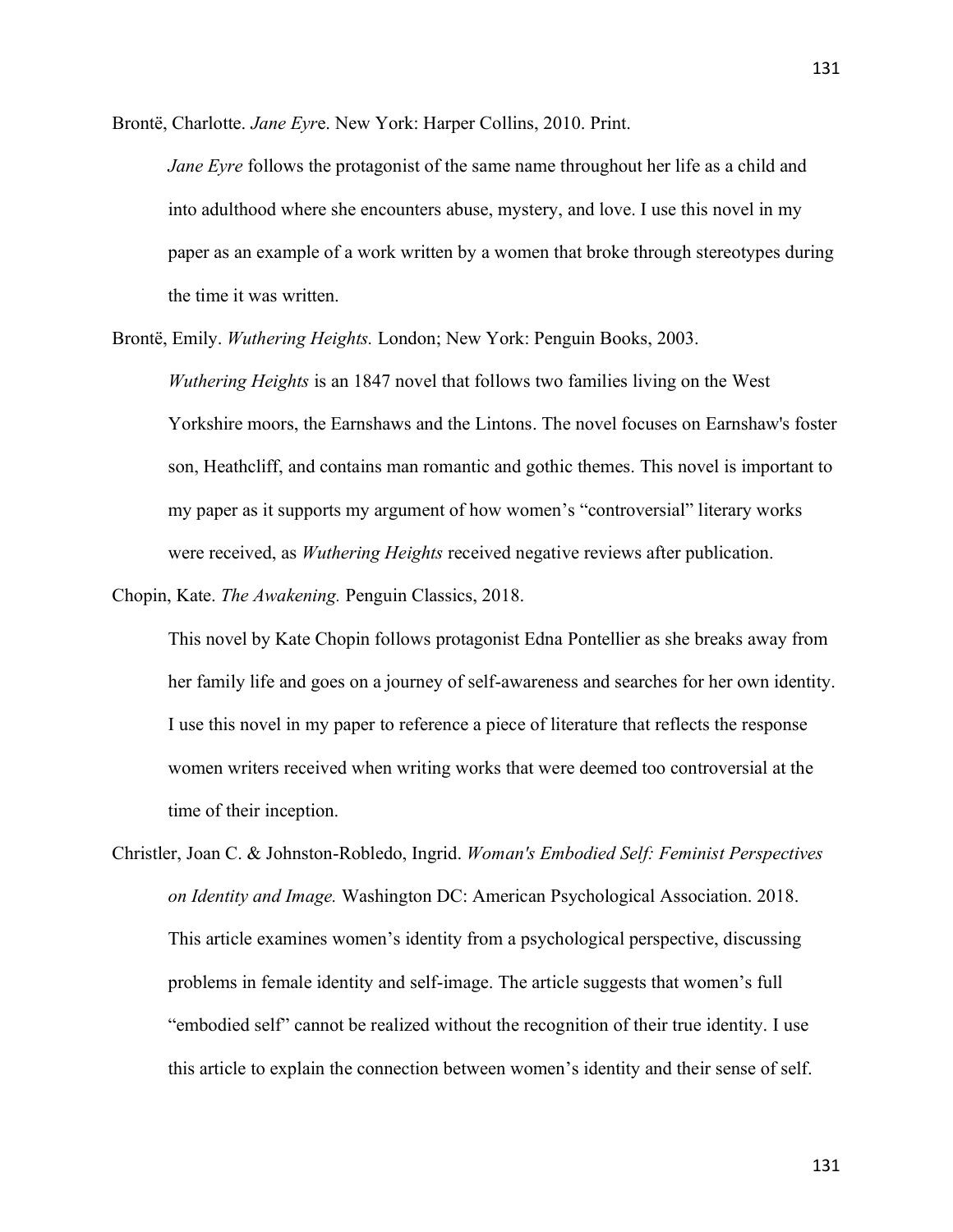Brontë, Charlotte. *Jane Eyr*e. New York: Harper Collins, 2010. Print.

*Jane Eyre* follows the protagonist of the same name throughout her life as a child and into adulthood where she encounters abuse, mystery, and love. I use this novel in my paper as an example of a work written by a women that broke through stereotypes during the time it was written.

Brontë, Emily. *Wuthering Heights.* London; New York: Penguin Books, 2003.

*Wuthering Heights* is an 1847 novel that follows two families living on the West Yorkshire moors, the Earnshaws and the Lintons. The novel focuses on Earnshaw's foster son, Heathcliff, and contains man romantic and gothic themes. This novel is important to my paper as it supports my argument of how women's "controversial" literary works were received, as *Wuthering Heights* received negative reviews after publication.

Chopin, Kate. *The Awakening.* Penguin Classics, 2018.

This novel by Kate Chopin follows protagonist Edna Pontellier as she breaks away from her family life and goes on a journey of self-awareness and searches for her own identity. I use this novel in my paper to reference a piece of literature that reflects the response women writers received when writing works that were deemed too controversial at the time of their inception.

Christler, Joan C. & Johnston-Robledo, Ingrid. *Woman's Embodied Self: Feminist Perspectives on Identity and Image.* Washington DC: American Psychological Association. 2018.

This article examines women's identity from a psychological perspective, discussing problems in female identity and self-image. The article suggests that women's full "embodied self" cannot be realized without the recognition of their true identity. I use this article to explain the connection between women's identity and their sense of self.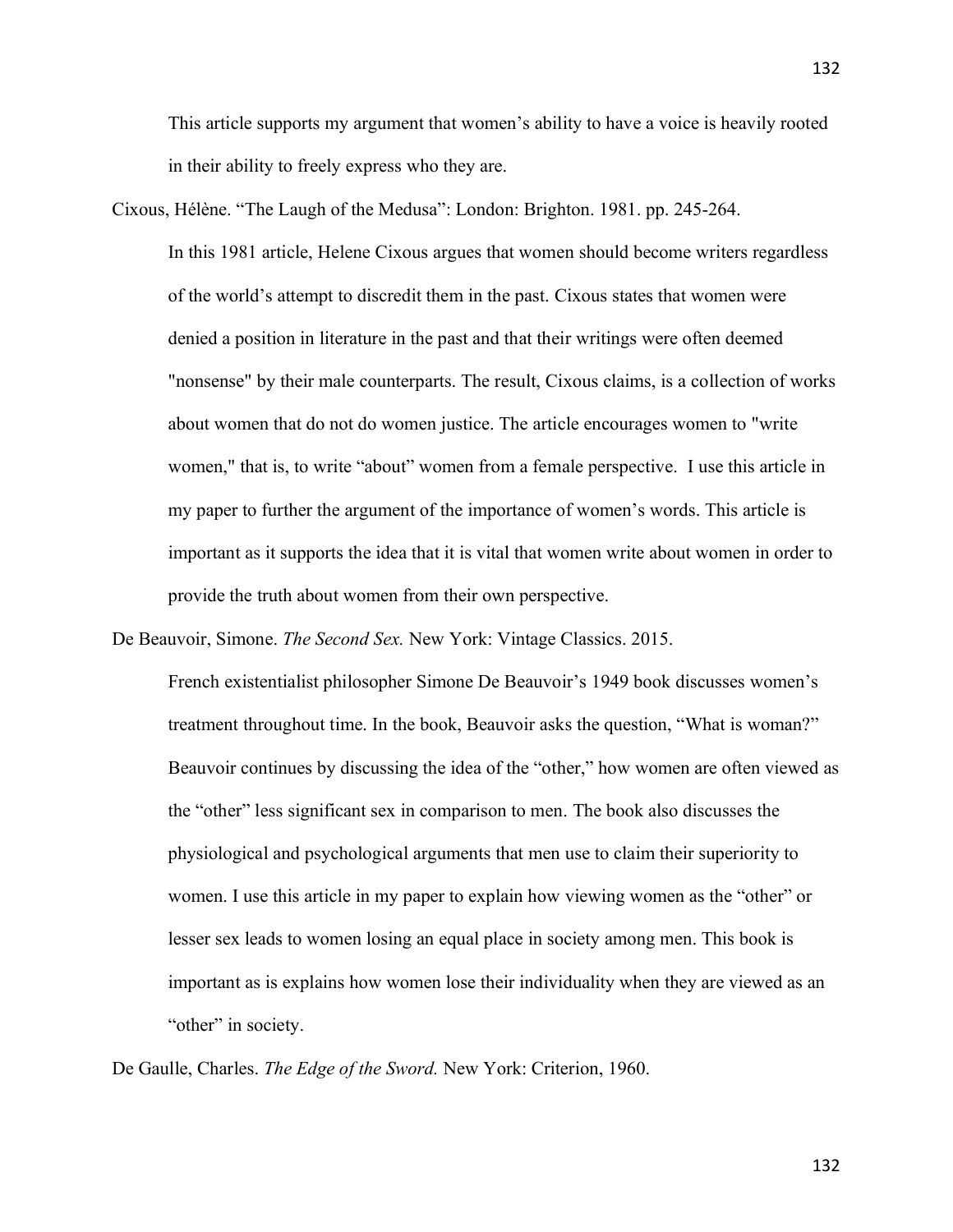This article supports my argument that women's ability to have a voice is heavily rooted in their ability to freely express who they are.

Cixous, Hélène. "The Laugh of the Medusa": London: Brighton. 1981. pp. 245-264.

In this 1981 article, Helene Cixous argues that women should become writers regardless of the world's attempt to discredit them in the past. Cixous states that women were denied a position in literature in the past and that their writings were often deemed "nonsense" by their male counterparts. The result, Cixous claims, is a collection of works about women that do not do women justice. The article encourages women to "write women," that is, to write "about" women from a female perspective. I use this article in my paper to further the argument of the importance of women's words. This article is important as it supports the idea that it is vital that women write about women in order to provide the truth about women from their own perspective.

De Beauvoir, Simone. *The Second Sex.* New York: Vintage Classics. 2015.

French existentialist philosopher Simone De Beauvoir's 1949 book discusses women's treatment throughout time. In the book, Beauvoir asks the question, "What is woman?" Beauvoir continues by discussing the idea of the "other," how women are often viewed as the "other" less significant sex in comparison to men. The book also discusses the physiological and psychological arguments that men use to claim their superiority to women. I use this article in my paper to explain how viewing women as the "other" or lesser sex leads to women losing an equal place in society among men. This book is important as is explains how women lose their individuality when they are viewed as an "other" in society.

De Gaulle, Charles. *The Edge of the Sword.* New York: Criterion, 1960.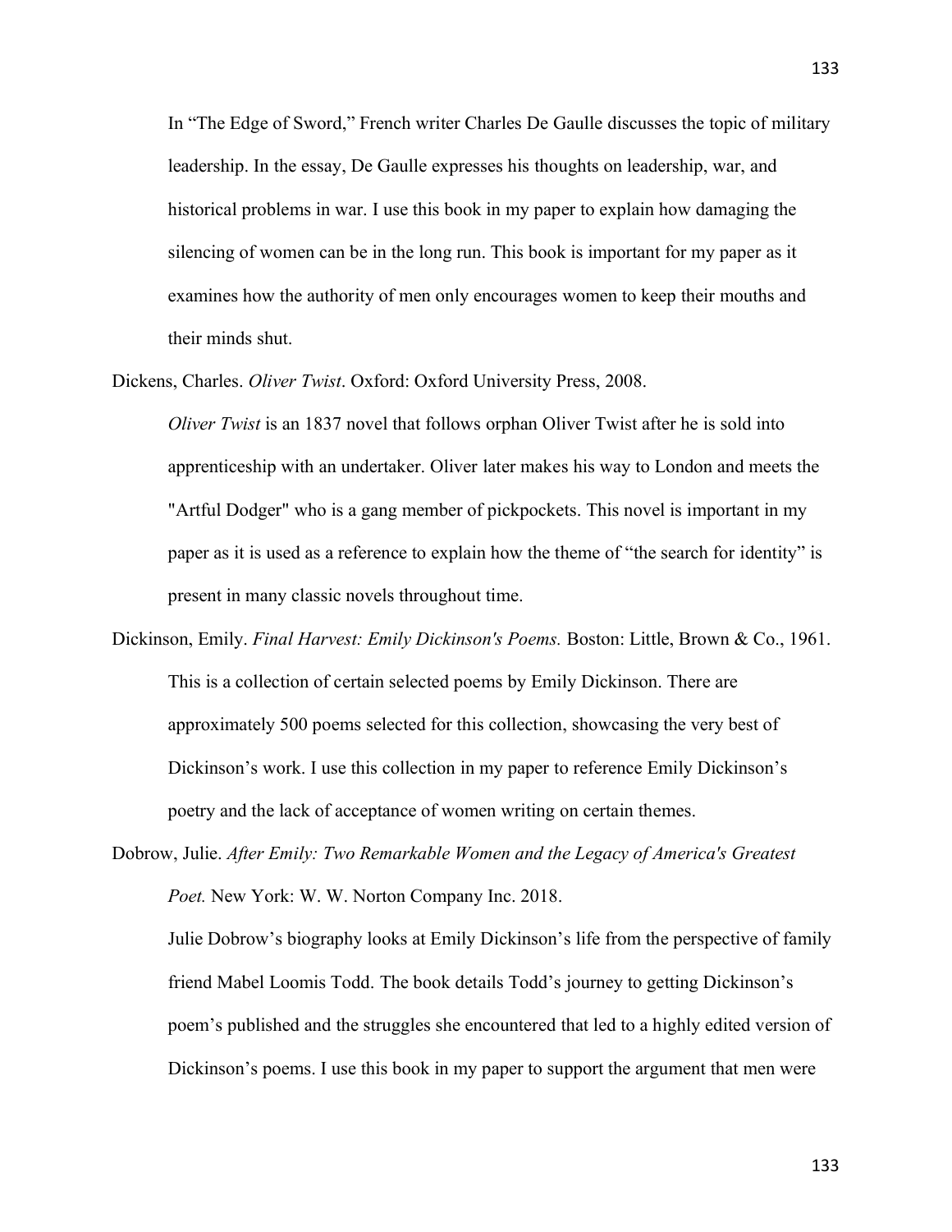In “The Edge of Sword,” French writer Charles De Gaulle discusses the topic of military leadership. In the essay, De Gaulle expresses his thoughts on leadership, war, and historical problems in war. I use this book in my paper to explain how damaging the silencing of women can be in the long run. This book is important for my paper as it examines how the authority of men only encourages women to keep their mouths and their minds shut.

Dickens, Charles. *Oliver Twist*. Oxford: Oxford University Press, 2008.

*Oliver Twist* is an 1837 novel that follows orphan Oliver Twist after he is sold into apprenticeship with an undertaker. Oliver later makes his way to London and meets the "Artful Dodger" who is a gang member of pickpockets. This novel is important in my paper as it is used as a reference to explain how the theme of “the search for identity” is present in many classic novels throughout time.

Dickinson, Emily. *Final Harvest: Emily Dickinson's Poems.* Boston: Little, Brown & Co., 1961.

This is a collection of certain selected poems by Emily Dickinson. There are approximately 500 poems selected for this collection, showcasing the very best of Dickinson’s work. I use this collection in my paper to reference Emily Dickinson’s poetry and the lack of acceptance of women writing on certain themes.

Dobrow, Julie. *After Emily: Two Remarkable Women and the Legacy of America's Greatest Poet.* New York: W. W. Norton Company Inc. 2018.

Julie Dobrow’s biography looks at Emily Dickinson’s life from the perspective of family friend Mabel Loomis Todd. The book details Todd’s journey to getting Dickinson’s poem’s published and the struggles she encountered that led to a highly edited version of Dickinson’s poems. I use this book in my paper to support the argument that men were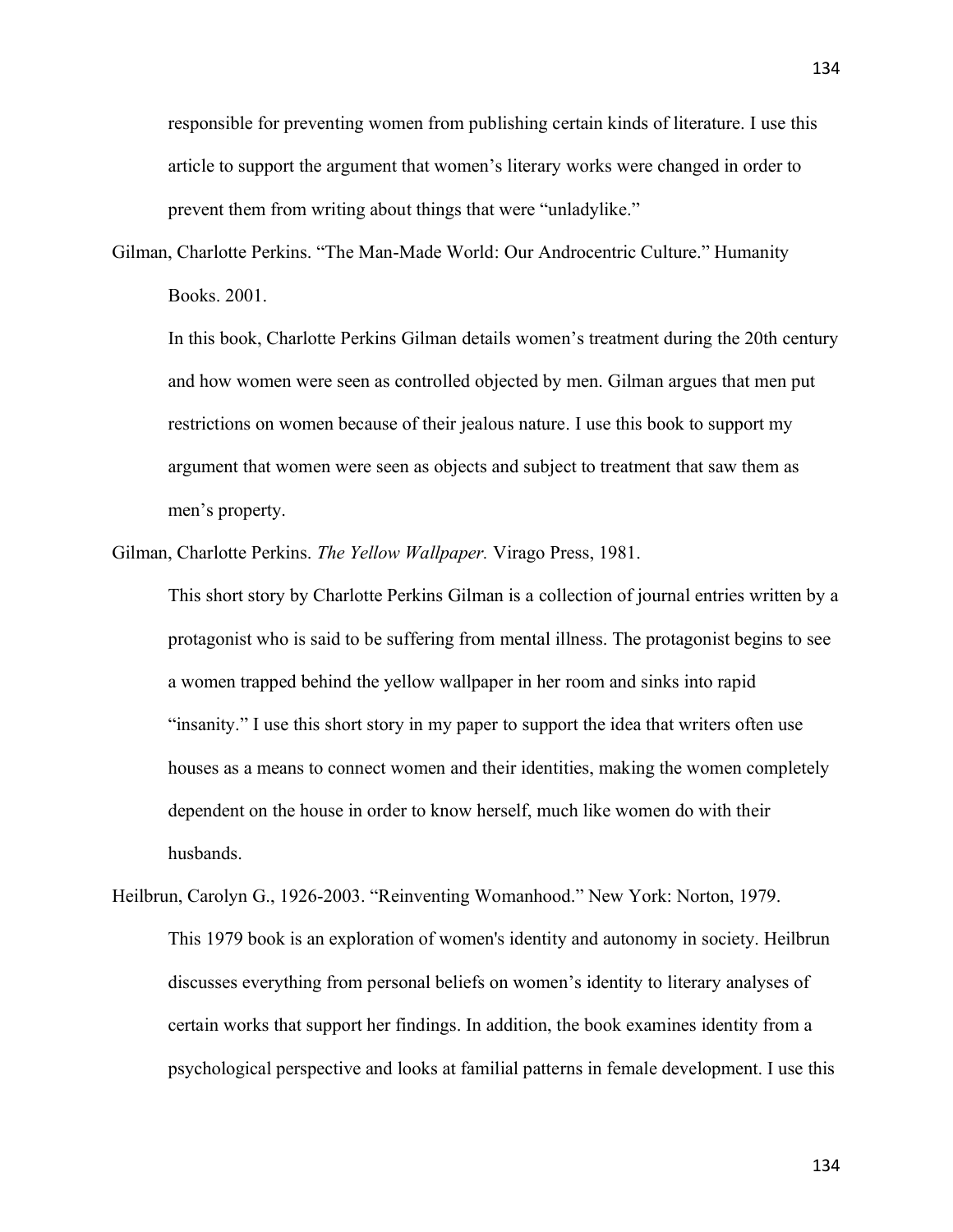responsible for preventing women from publishing certain kinds of literature. I use this article to support the argument that women's literary works were changed in order to prevent them from writing about things that were "unladylike."

Gilman, Charlotte Perkins. "The Man-Made World: Our Androcentric Culture." Humanity Books. 2001.

In this book, Charlotte Perkins Gilman details women's treatment during the 20th century and how women were seen as controlled objected by men. Gilman argues that men put restrictions on women because of their jealous nature. I use this book to support my argument that women were seen as objects and subject to treatment that saw them as men's property.

Gilman, Charlotte Perkins. *The Yellow Wallpaper.* Virago Press, 1981.

This short story by Charlotte Perkins Gilman is a collection of journal entries written by a protagonist who is said to be suffering from mental illness. The protagonist begins to see a women trapped behind the yellow wallpaper in her room and sinks into rapid "insanity." I use this short story in my paper to support the idea that writers often use houses as a means to connect women and their identities, making the women completely dependent on the house in order to know herself, much like women do with their husbands.

Heilbrun, Carolyn G., 1926-2003. "Reinventing Womanhood." New York: Norton, 1979.

This 1979 book is an exploration of women's identity and autonomy in society. Heilbrun discusses everything from personal beliefs on women's identity to literary analyses of certain works that support her findings. In addition, the book examines identity from a psychological perspective and looks at familial patterns in female development. I use this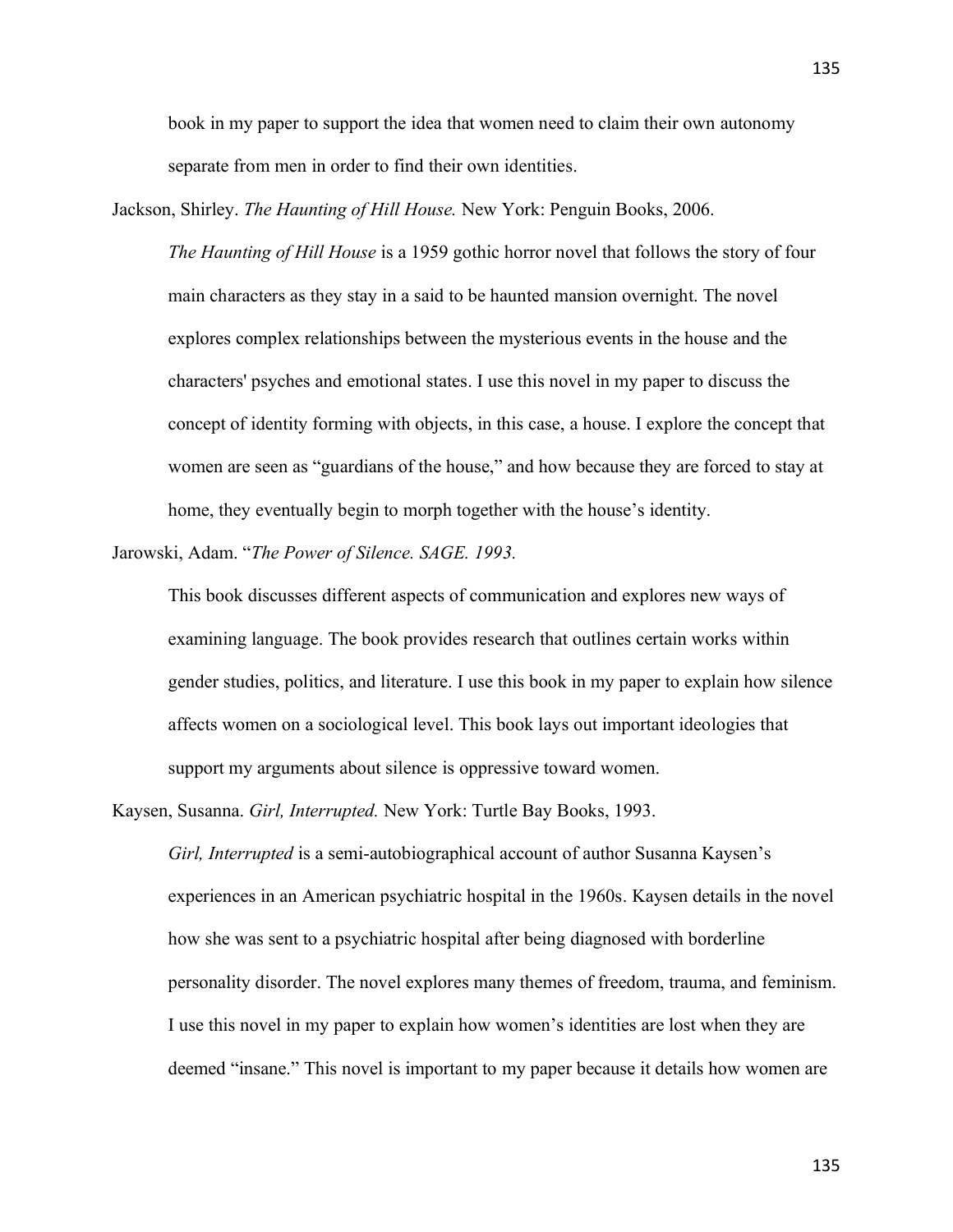book in my paper to support the idea that women need to claim their own autonomy separate from men in order to find their own identities.

Jackson, Shirley. *The Haunting of Hill House.* New York: Penguin Books, 2006.

*The Haunting of Hill House* is a 1959 gothic horror novel that follows the story of four main characters as they stay in a said to be haunted mansion overnight. The novel explores complex relationships between the mysterious events in the house and the characters' psyches and emotional states. I use this novel in my paper to discuss the concept of identity forming with objects, in this case, a house. I explore the concept that women are seen as "guardians of the house," and how because they are forced to stay at home, they eventually begin to morph together with the house's identity.

Jarowski, Adam. "*The Power of Silence. SAGE. 1993.*

This book discusses different aspects of communication and explores new ways of examining language. The book provides research that outlines certain works within gender studies, politics, and literature. I use this book in my paper to explain how silence affects women on a sociological level. This book lays out important ideologies that support my arguments about silence is oppressive toward women.

Kaysen, Susanna. *Girl, Interrupted.* New York: Turtle Bay Books, 1993.

*Girl, Interrupted* is a semi-autobiographical account of author Susanna Kaysen's experiences in an American psychiatric hospital in the 1960s. Kaysen details in the novel how she was sent to a psychiatric hospital after being diagnosed with borderline personality disorder. The novel explores many themes of freedom, trauma, and feminism. I use this novel in my paper to explain how women's identities are lost when they are deemed "insane." This novel is important to my paper because it details how women are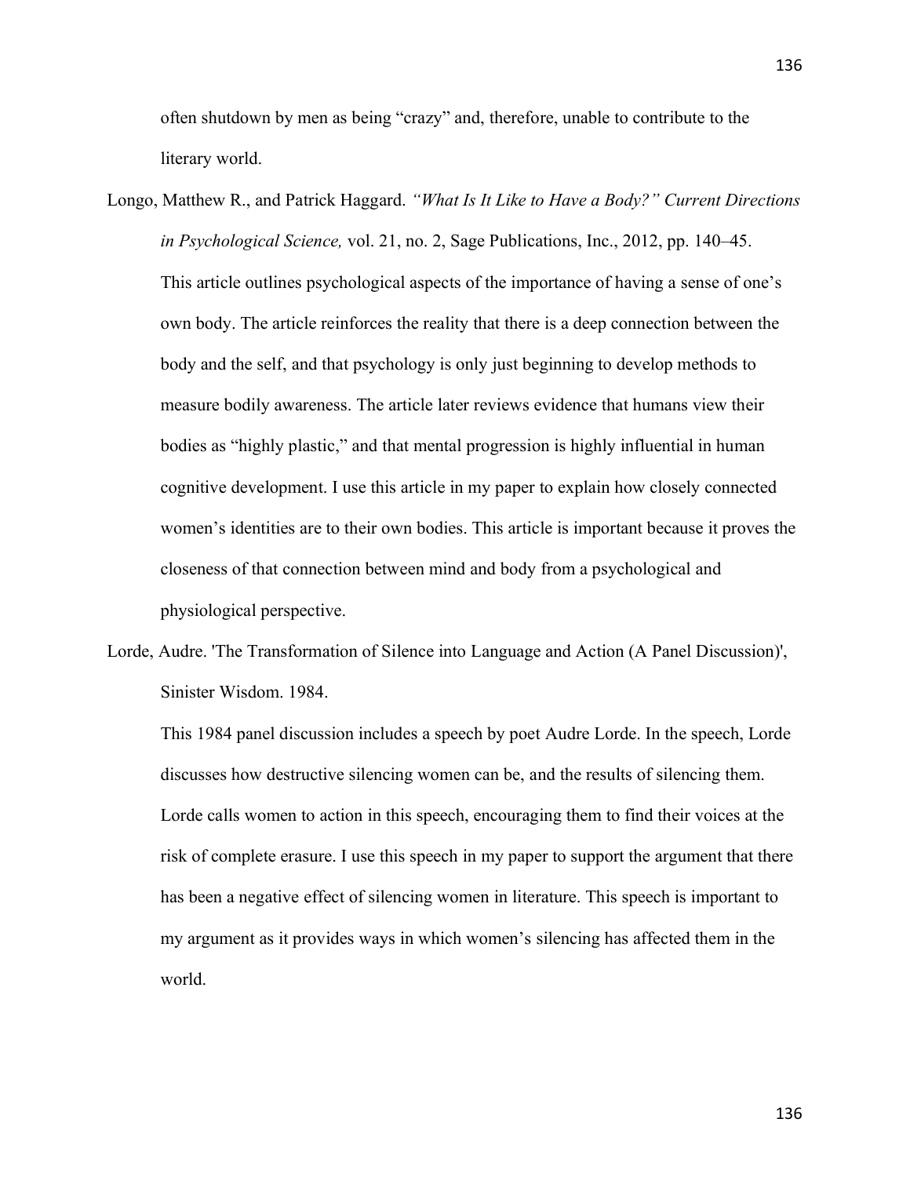often shutdown by men as being "crazy" and, therefore, unable to contribute to the literary world.

Longo, Matthew R., and Patrick Haggard. *"What Is It Like to Have a Body?" Current Directions in Psychological Science,* vol. 21, no. 2, Sage Publications, Inc., 2012, pp. 140–45.

This article outlines psychological aspects of the importance of having a sense of one's own body. The article reinforces the reality that there is a deep connection between the body and the self, and that psychology is only just beginning to develop methods to measure bodily awareness. The article later reviews evidence that humans view their bodies as "highly plastic," and that mental progression is highly influential in human cognitive development. I use this article in my paper to explain how closely connected women's identities are to their own bodies. This article is important because it proves the closeness of that connection between mind and body from a psychological and physiological perspective.

Lorde, Audre. 'The Transformation of Silence into Language and Action (A Panel Discussion)', Sinister Wisdom. 1984.

This 1984 panel discussion includes a speech by poet Audre Lorde. In the speech, Lorde discusses how destructive silencing women can be, and the results of silencing them. Lorde calls women to action in this speech, encouraging them to find their voices at the risk of complete erasure. I use this speech in my paper to support the argument that there has been a negative effect of silencing women in literature. This speech is important to my argument as it provides ways in which women's silencing has affected them in the world.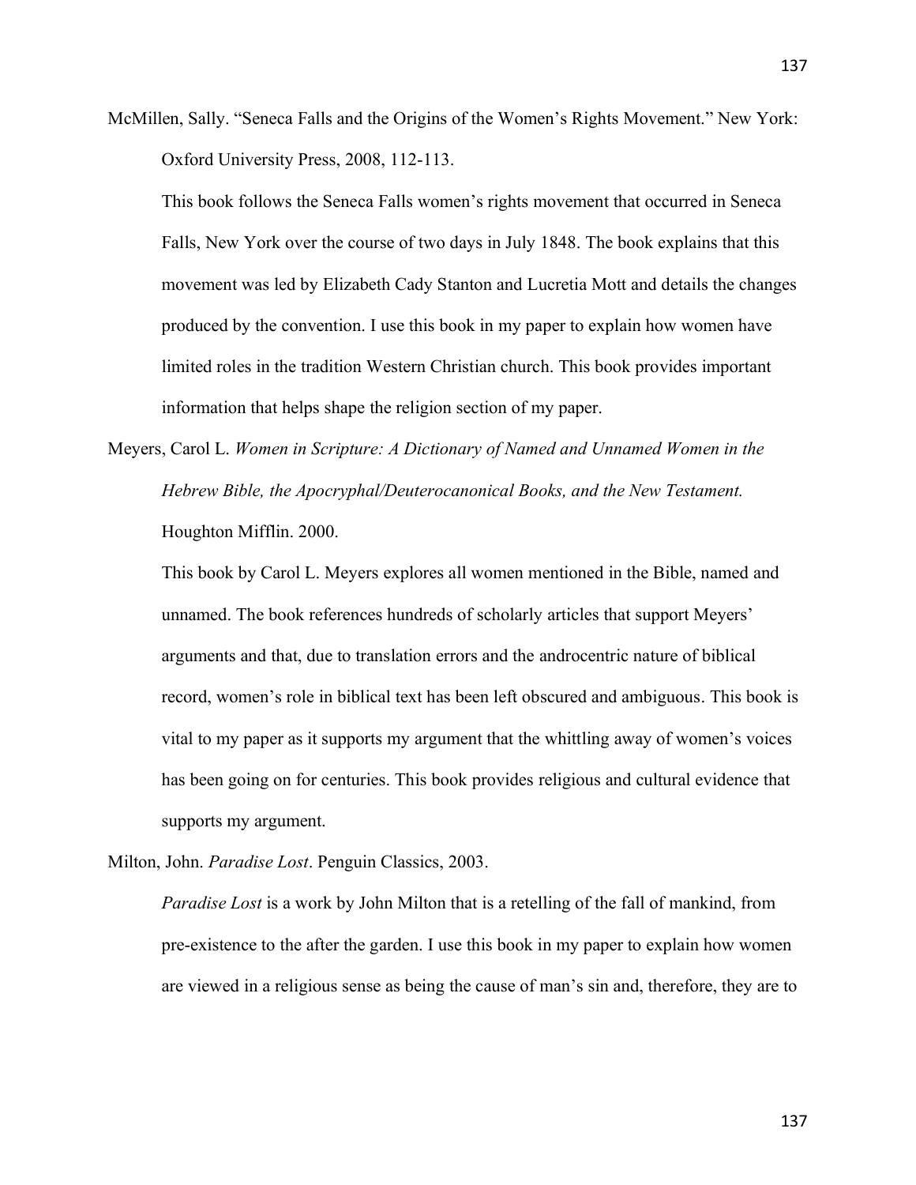McMillen, Sally. "Seneca Falls and the Origins of the Women's Rights Movement." New York: Oxford University Press, 2008, 112-113.

This book follows the Seneca Falls women's rights movement that occurred in Seneca Falls, New York over the course of two days in July 1848. The book explains that this movement was led by Elizabeth Cady Stanton and Lucretia Mott and details the changes produced by the convention. I use this book in my paper to explain how women have limited roles in the tradition Western Christian church. This book provides important information that helps shape the religion section of my paper.

Meyers, Carol L. *Women in Scripture: A Dictionary of Named and Unnamed Women in the Hebrew Bible, the Apocryphal/Deuterocanonical Books, and the New Testament.* Houghton Mifflin. 2000.

This book by Carol L. Meyers explores all women mentioned in the Bible, named and unnamed. The book references hundreds of scholarly articles that support Meyers' arguments and that, due to translation errors and the androcentric nature of biblical record, women's role in biblical text has been left obscured and ambiguous. This book is vital to my paper as it supports my argument that the whittling away of women's voices has been going on for centuries. This book provides religious and cultural evidence that supports my argument.

Milton, John. *Paradise Lost*. Penguin Classics, 2003.

*Paradise Lost* is a work by John Milton that is a retelling of the fall of mankind, from pre-existence to the after the garden. I use this book in my paper to explain how women are viewed in a religious sense as being the cause of man's sin and, therefore, they are to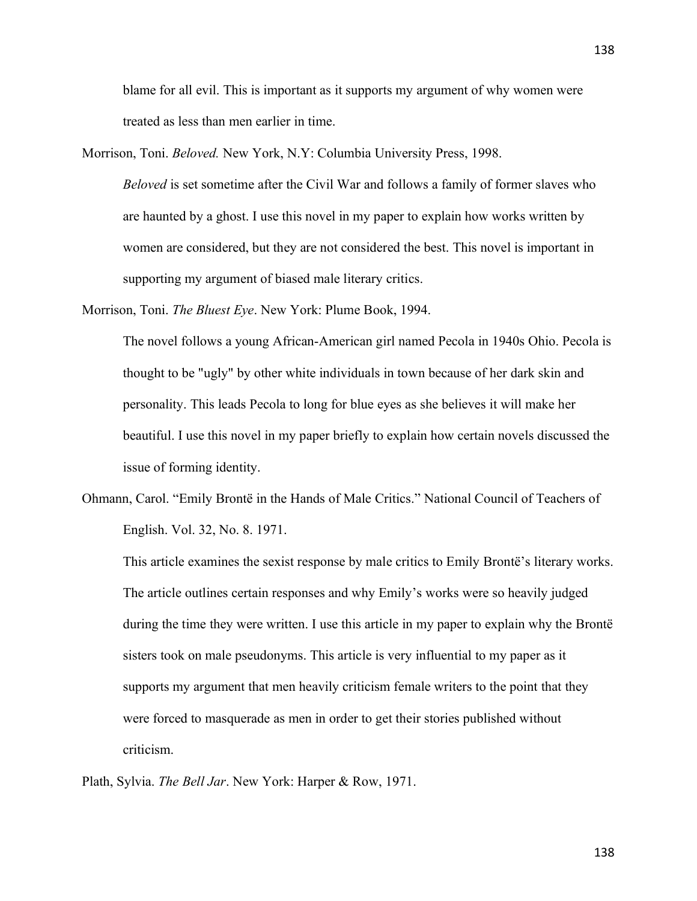blame for all evil. This is important as it supports my argument of why women were treated as less than men earlier in time.

Morrison, Toni. *Beloved.* New York, N.Y: Columbia University Press, 1998.

*Beloved* is set sometime after the Civil War and follows a family of former slaves who are haunted by a ghost. I use this novel in my paper to explain how works written by women are considered, but they are not considered the best. This novel is important in supporting my argument of biased male literary critics.

Morrison, Toni. *The Bluest Eye*. New York: Plume Book, 1994.

The novel follows a young African-American girl named Pecola in 1940s Ohio. Pecola is thought to be "ugly" by other white individuals in town because of her dark skin and personality. This leads Pecola to long for blue eyes as she believes it will make her beautiful. I use this novel in my paper briefly to explain how certain novels discussed the issue of forming identity.

Ohmann, Carol. "Emily Brontë in the Hands of Male Critics." National Council of Teachers of English. Vol. 32, No. 8. 1971.

This article examines the sexist response by male critics to Emily Brontë's literary works. The article outlines certain responses and why Emily's works were so heavily judged during the time they were written. I use this article in my paper to explain why the Brontë sisters took on male pseudonyms. This article is very influential to my paper as it supports my argument that men heavily criticism female writers to the point that they were forced to masquerade as men in order to get their stories published without criticism.

Plath, Sylvia. *The Bell Jar*. New York: Harper & Row, 1971.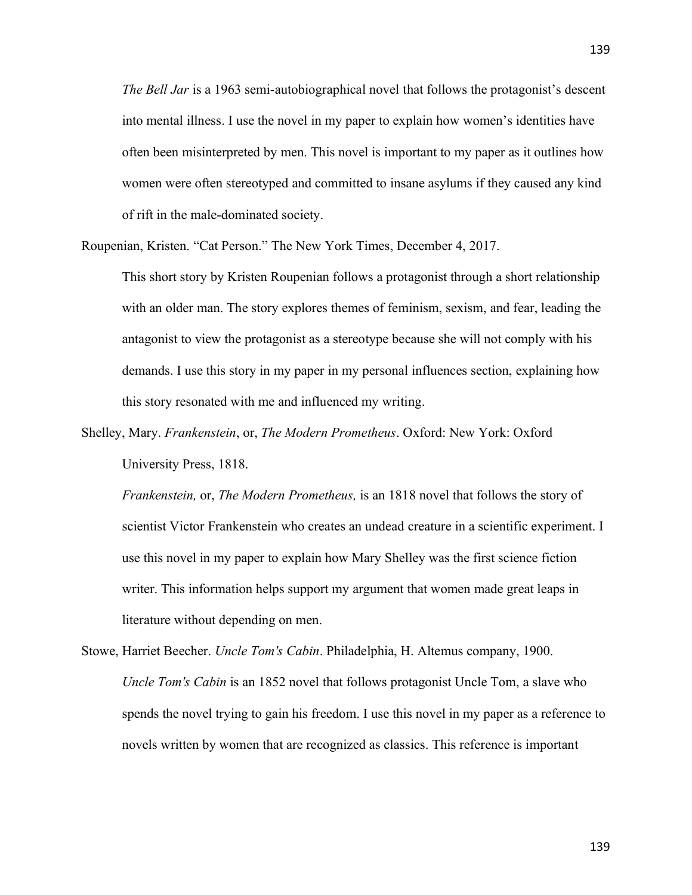*The Bell Jar* is a 1963 semi-autobiographical novel that follows the protagonist's descent into mental illness. I use the novel in my paper to explain how women's identities have often been misinterpreted by men. This novel is important to my paper as it outlines how women were often stereotyped and committed to insane asylums if they caused any kind of rift in the male-dominated society.

Roupenian, Kristen. "Cat Person." The New York Times, December 4, 2017.

This short story by Kristen Roupenian follows a protagonist through a short relationship with an older man. The story explores themes of feminism, sexism, and fear, leading the antagonist to view the protagonist as a stereotype because she will not comply with his demands. I use this story in my paper in my personal influences section, explaining how this story resonated with me and influenced my writing.

Shelley, Mary. *Frankenstein*, or, *The Modern Prometheus*. Oxford: New York: Oxford University Press, 1818.

*Frankenstein,* or, *The Modern Prometheus,* is an 1818 novel that follows the story of scientist Victor Frankenstein who creates an undead creature in a scientific experiment. I use this novel in my paper to explain how Mary Shelley was the first science fiction writer. This information helps support my argument that women made great leaps in literature without depending on men.

Stowe, Harriet Beecher. *Uncle Tom's Cabin*. Philadelphia, H. Altemus company, 1900.

*Uncle Tom's Cabin* is an 1852 novel that follows protagonist Uncle Tom, a slave who spends the novel trying to gain his freedom. I use this novel in my paper as a reference to novels written by women that are recognized as classics. This reference is important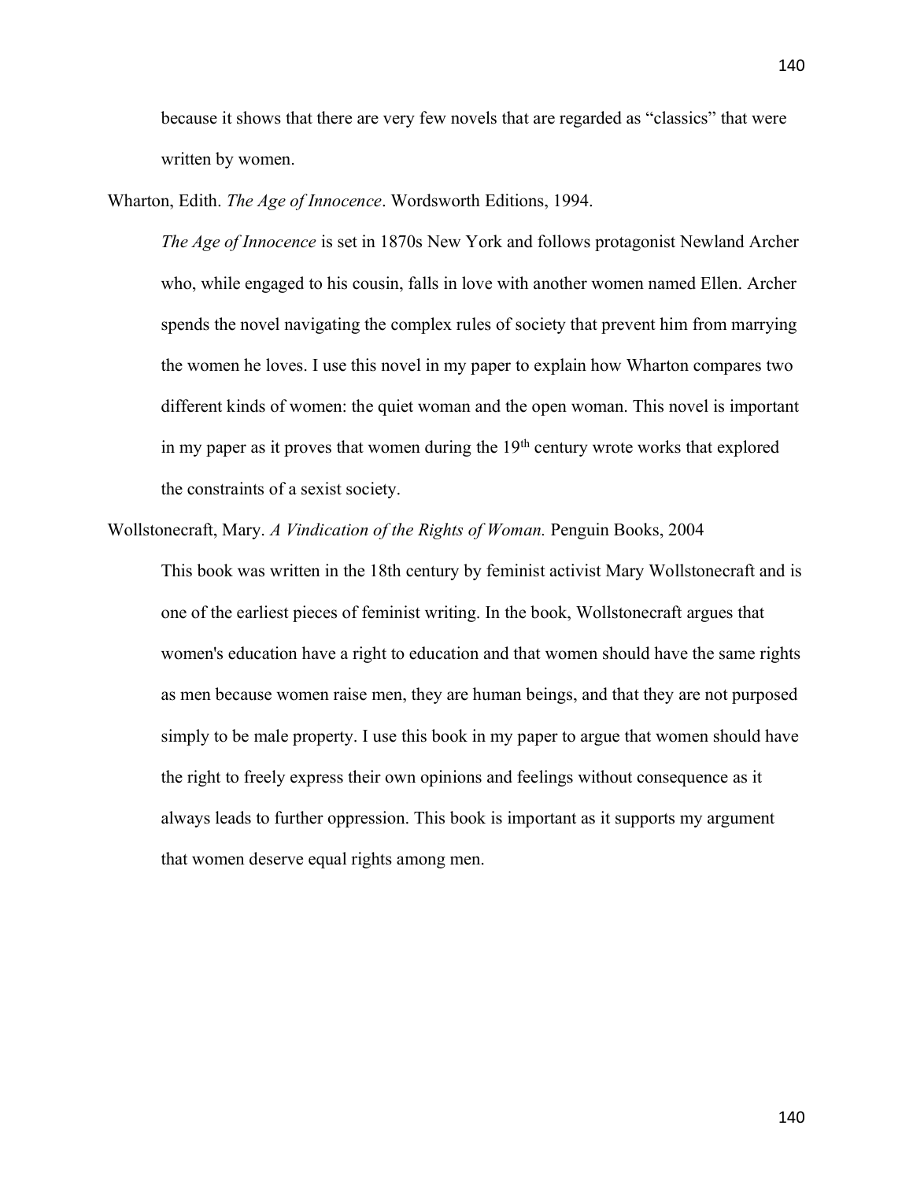because it shows that there are very few novels that are regarded as "classics" that were written by women.

Wharton, Edith. *The Age of Innocence*. Wordsworth Editions, 1994.

*The Age of Innocence* is set in 1870s New York and follows protagonist Newland Archer who, while engaged to his cousin, falls in love with another women named Ellen. Archer spends the novel navigating the complex rules of society that prevent him from marrying the women he loves. I use this novel in my paper to explain how Wharton compares two different kinds of women: the quiet woman and the open woman. This novel is important in my paper as it proves that women during the 19th century wrote works that explored the constraints of a sexist society.

Wollstonecraft, Mary. *A Vindication of the Rights of Woman.* Penguin Books, 2004

This book was written in the 18th century by feminist activist Mary Wollstonecraft and is one of the earliest pieces of feminist writing. In the book, Wollstonecraft argues that women's education have a right to education and that women should have the same rights as men because women raise men, they are human beings, and that they are not purposed simply to be male property. I use this book in my paper to argue that women should have the right to freely express their own opinions and feelings without consequence as it always leads to further oppression. This book is important as it supports my argument that women deserve equal rights among men.